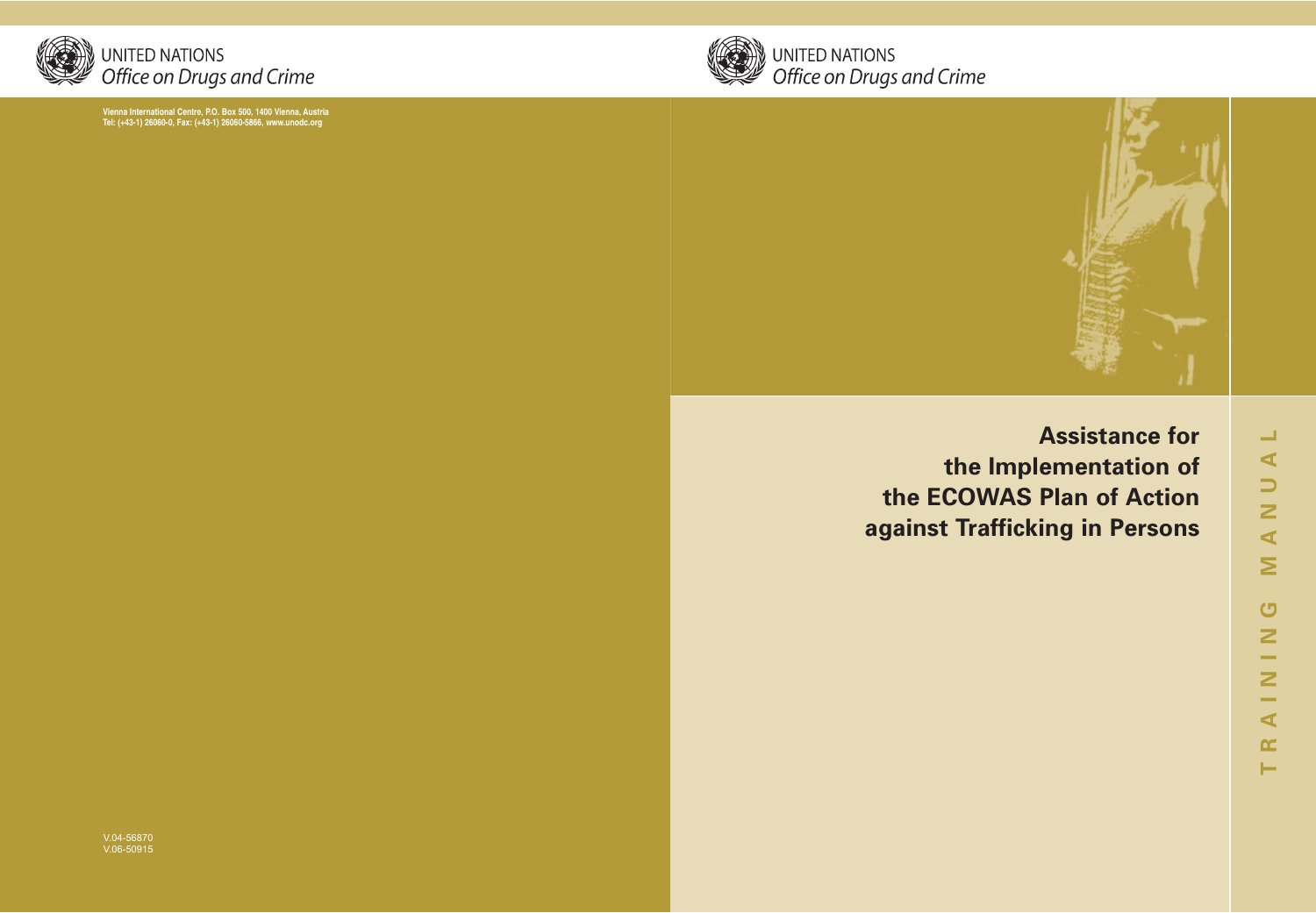UNITED NATIONS
*Office on Drugs and Crime*

Vienna International Centre, P.O. Box 500, 1400 Vienna, Austria
Tel: (+43-1) 26060-0, Fax: (+43-1) 26060-5866, www.unodc.org

V.04-56870
V.06-50915

UNITED NATIONS
*Office on Drugs and Crime*

# Assistance for the Implementation of the ECOWAS Plan of Action against Trafficking in Persons

TRAINING MANUAL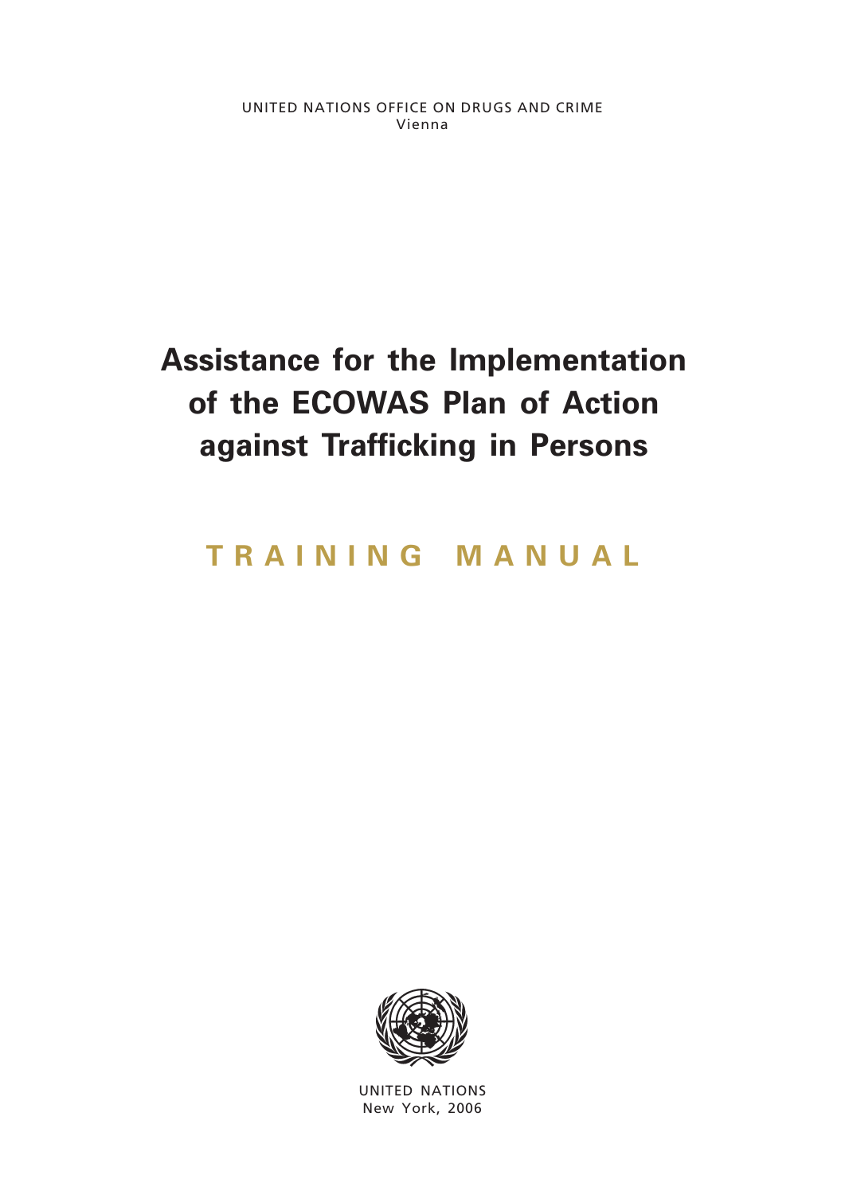UNITED NATIONS OFFICE ON DRUGS AND CRIME
Vienna

# Assistance for the Implementation of the ECOWAS Plan of Action against Trafficking in Persons

## TRAINING MANUAL

UNITED NATIONS
New York, 2006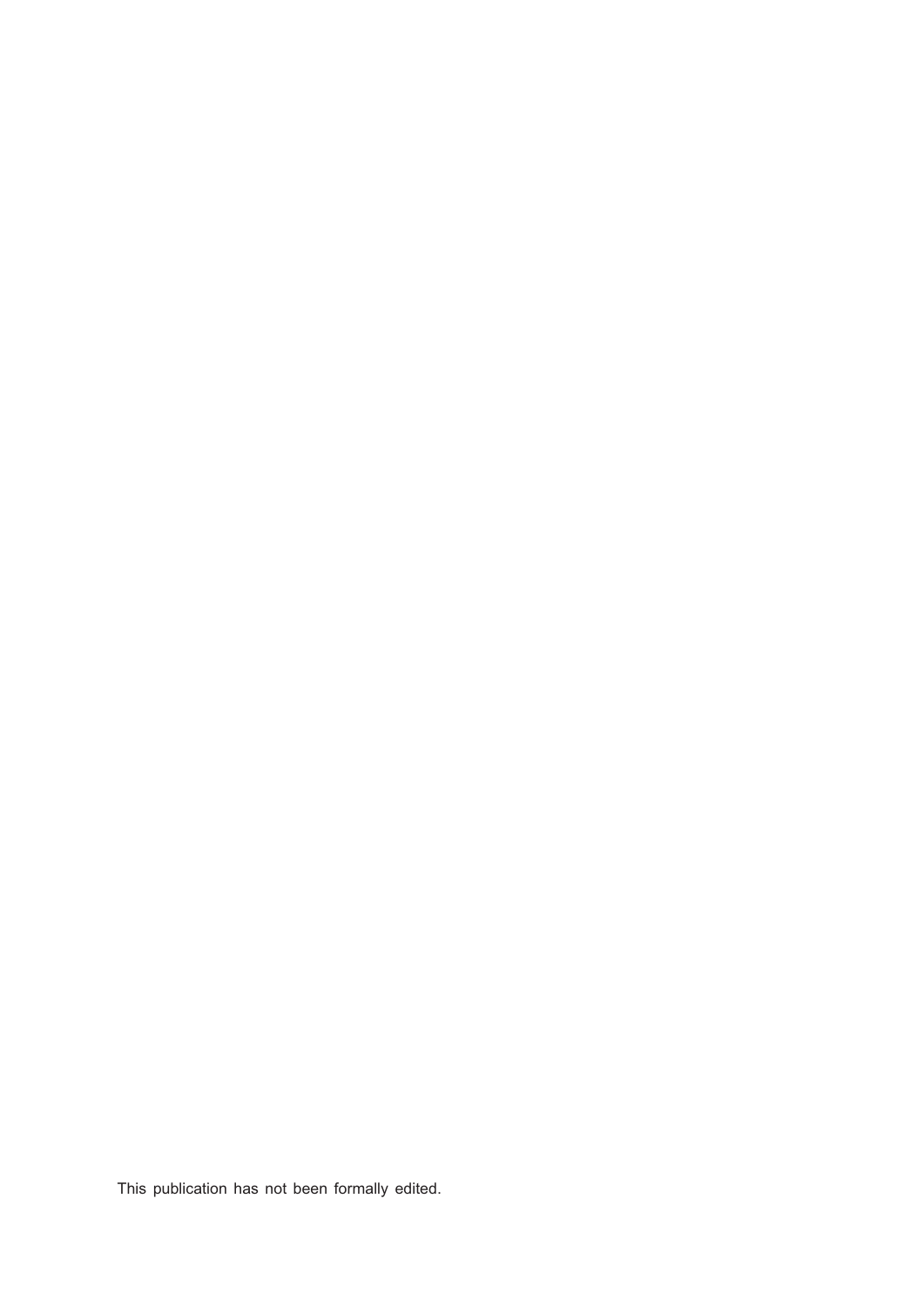This publication has not been formally edited.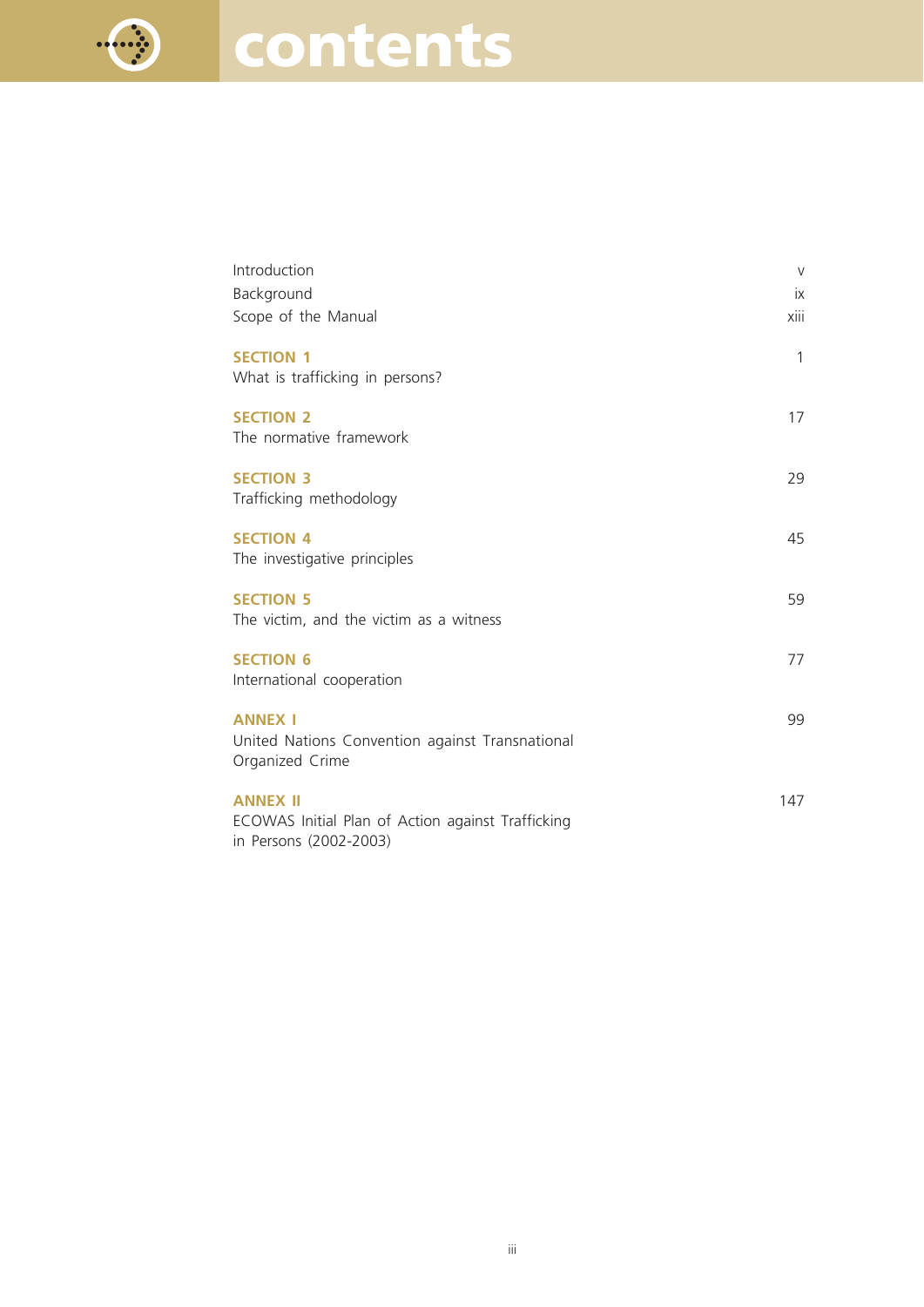# contents

| | |
|---|---|
| Introduction | v |
| Background | ix |
| Scope of the Manual | xiii |
| **SECTION 1** What is trafficking in persons? | 1 |
| **SECTION 2** The normative framework | 17 |
| **SECTION 3** Trafficking methodology | 29 |
| **SECTION 4** The investigative principles | 45 |
| **SECTION 5** The victim, and the victim as a witness | 59 |
| **SECTION 6** International cooperation | 77 |
| **ANNEX I** United Nations Convention against Transnational Organized Crime | 99 |
| **ANNEX II** ECOWAS Initial Plan of Action against Trafficking in Persons (2002-2003) | 147 |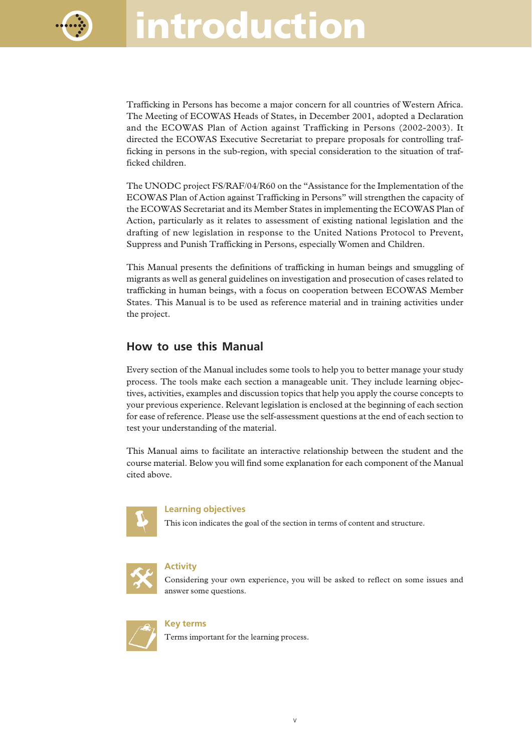# introduction

Trafficking in Persons has become a major concern for all countries of Western Africa. The Meeting of ECOWAS Heads of States, in December 2001, adopted a Declaration and the ECOWAS Plan of Action against Trafficking in Persons (2002-2003). It directed the ECOWAS Executive Secretariat to prepare proposals for controlling trafficking in persons in the sub-region, with special consideration to the situation of trafficked children.

The UNODC project FS/RAF/04/R60 on the "Assistance for the Implementation of the ECOWAS Plan of Action against Trafficking in Persons" will strengthen the capacity of the ECOWAS Secretariat and its Member States in implementing the ECOWAS Plan of Action, particularly as it relates to assessment of existing national legislation and the drafting of new legislation in response to the United Nations Protocol to Prevent, Suppress and Punish Trafficking in Persons, especially Women and Children.

This Manual presents the definitions of trafficking in human beings and smuggling of migrants as well as general guidelines on investigation and prosecution of cases related to trafficking in human beings, with a focus on cooperation between ECOWAS Member States. This Manual is to be used as reference material and in training activities under the project.

## How to use this Manual

Every section of the Manual includes some tools to help you to better manage your study process. The tools make each section a manageable unit. They include learning objectives, activities, examples and discussion topics that help you apply the course concepts to your previous experience. Relevant legislation is enclosed at the beginning of each section for ease of reference. Please use the self-assessment questions at the end of each section to test your understanding of the material.

This Manual aims to facilitate an interactive relationship between the student and the course material. Below you will find some explanation for each component of the Manual cited above.

**Learning objectives**
This icon indicates the goal of the section in terms of content and structure.

**Activity**
Considering your own experience, you will be asked to reflect on some issues and answer some questions.

**Key terms**
Terms important for the learning process.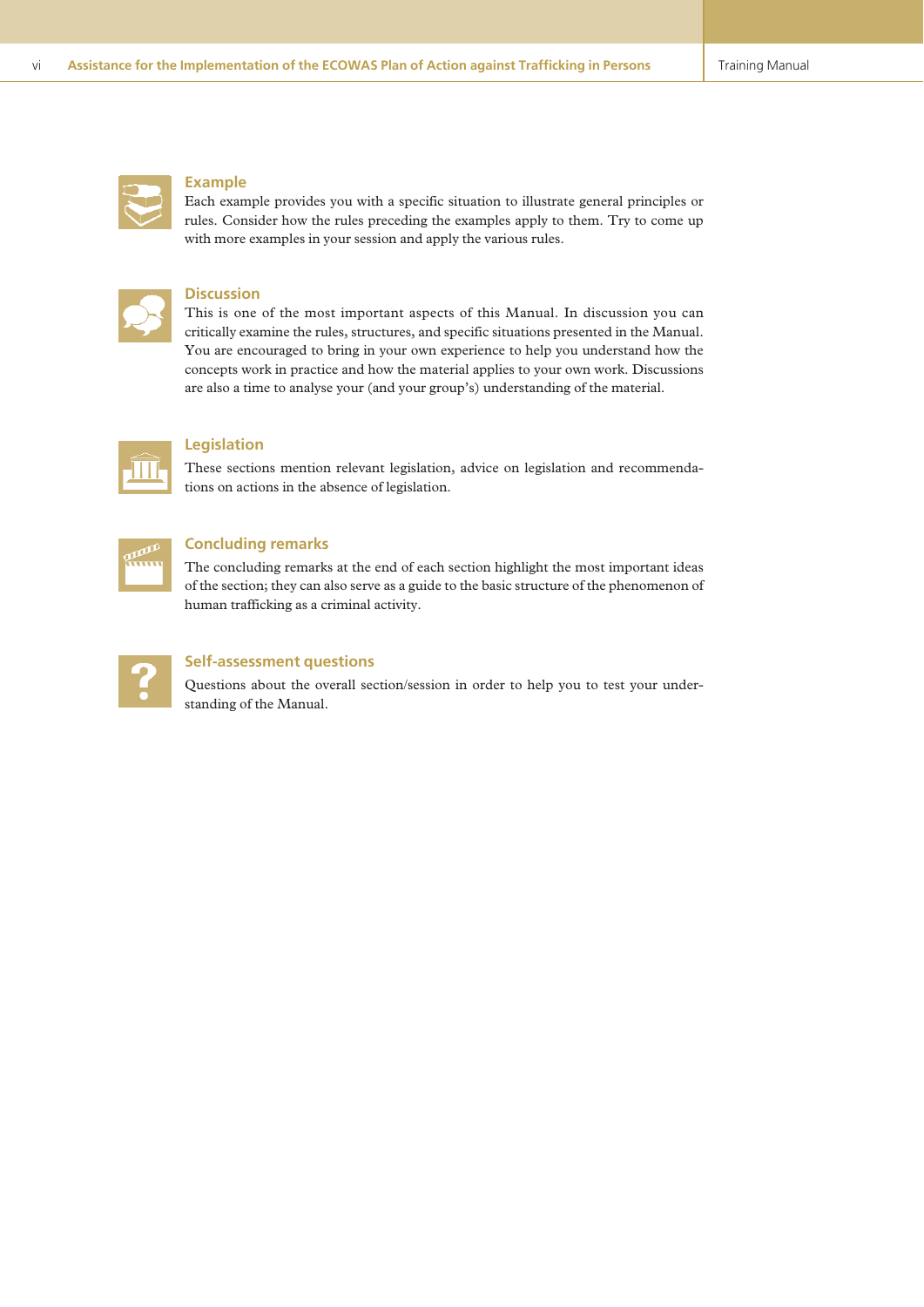### Example

Each example provides you with a specific situation to illustrate general principles or rules. Consider how the rules preceding the examples apply to them. Try to come up with more examples in your session and apply the various rules.

### Discussion

This is one of the most important aspects of this Manual. In discussion you can critically examine the rules, structures, and specific situations presented in the Manual. You are encouraged to bring in your own experience to help you understand how the concepts work in practice and how the material applies to your own work. Discussions are also a time to analyse your (and your group's) understanding of the material.

### Legislation

These sections mention relevant legislation, advice on legislation and recommendations on actions in the absence of legislation.

### Concluding remarks

The concluding remarks at the end of each section highlight the most important ideas of the section; they can also serve as a guide to the basic structure of the phenomenon of human trafficking as a criminal activity.

### Self-assessment questions

Questions about the overall section/session in order to help you to test your understanding of the Manual.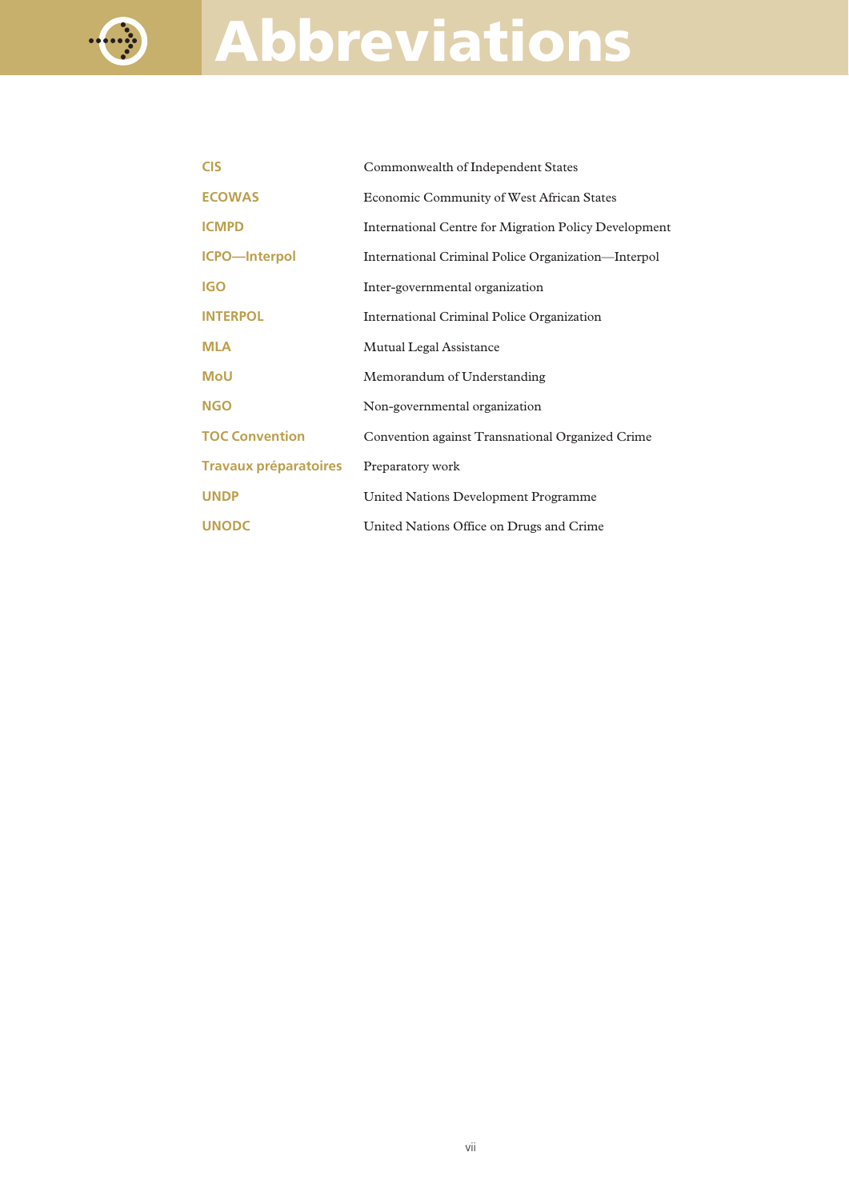# Abbreviations

| | |
|---|---|
| **CIS** | Commonwealth of Independent States |
| **ECOWAS** | Economic Community of West African States |
| **ICMPD** | International Centre for Migration Policy Development |
| **ICPO—Interpol** | International Criminal Police Organization—Interpol |
| **IGO** | Inter-governmental organization |
| **INTERPOL** | International Criminal Police Organization |
| **MLA** | Mutual Legal Assistance |
| **MoU** | Memorandum of Understanding |
| **NGO** | Non-governmental organization |
| **TOC Convention** | Convention against Transnational Organized Crime |
| **Travaux préparatoires** | Preparatory work |
| **UNDP** | United Nations Development Programme |
| **UNODC** | United Nations Office on Drugs and Crime |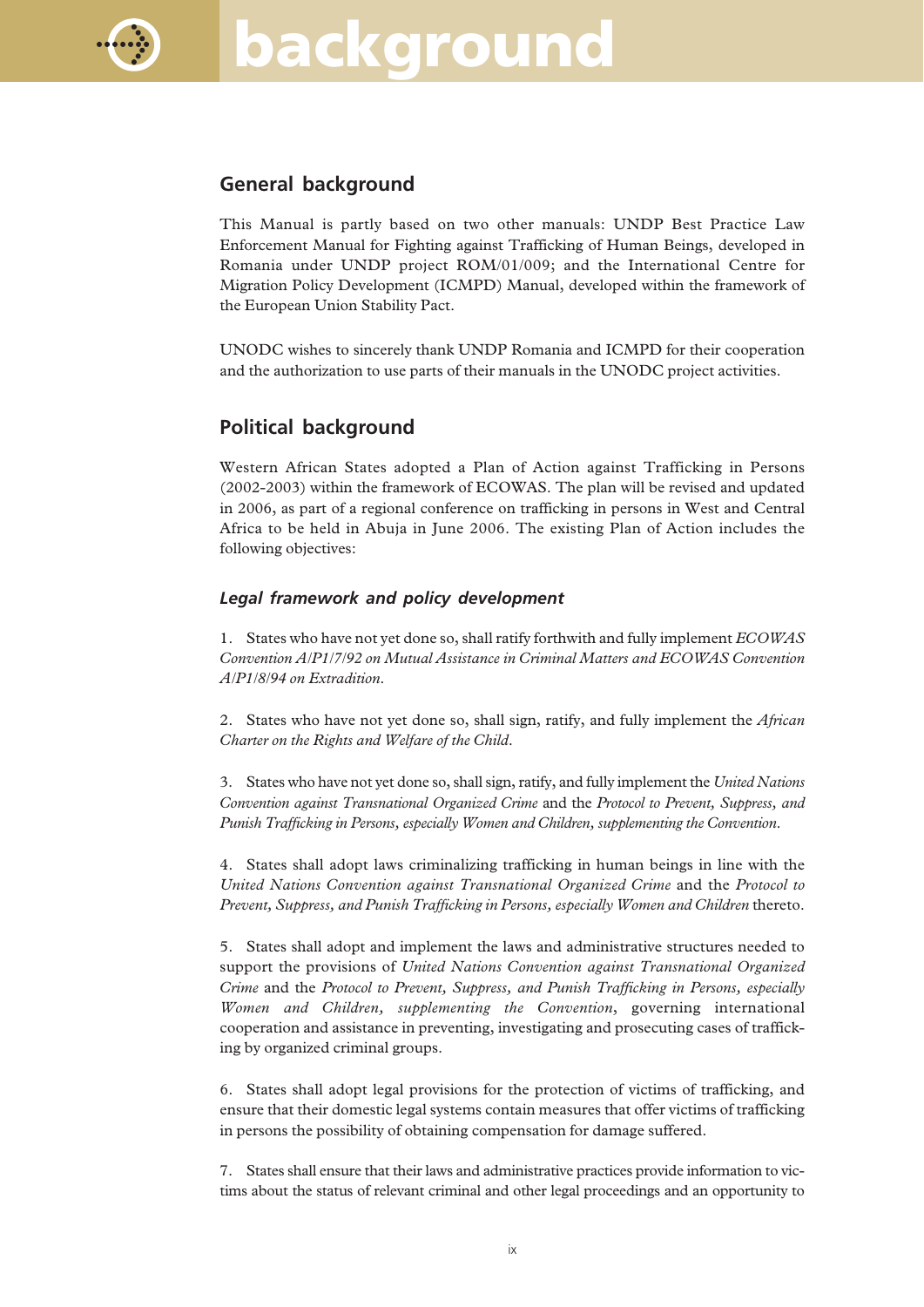# background

## General background

This Manual is partly based on two other manuals: UNDP Best Practice Law Enforcement Manual for Fighting against Trafficking of Human Beings, developed in Romania under UNDP project ROM/01/009; and the International Centre for Migration Policy Development (ICMPD) Manual, developed within the framework of the European Union Stability Pact.

UNODC wishes to sincerely thank UNDP Romania and ICMPD for their cooperation and the authorization to use parts of their manuals in the UNODC project activities.

## Political background

Western African States adopted a Plan of Action against Trafficking in Persons (2002-2003) within the framework of ECOWAS. The plan will be revised and updated in 2006, as part of a regional conference on trafficking in persons in West and Central Africa to be held in Abuja in June 2006. The existing Plan of Action includes the following objectives:

### *Legal framework and policy development*

1. States who have not yet done so, shall ratify forthwith and fully implement *ECOWAS Convention A/P1/7/92 on Mutual Assistance in Criminal Matters and ECOWAS Convention A/P1/8/94 on Extradition*.

2. States who have not yet done so, shall sign, ratify, and fully implement the *African Charter on the Rights and Welfare of the Child*.

3. States who have not yet done so, shall sign, ratify, and fully implement the *United Nations Convention against Transnational Organized Crime* and the *Protocol to Prevent, Suppress, and Punish Trafficking in Persons, especially Women and Children, supplementing the Convention*.

4. States shall adopt laws criminalizing trafficking in human beings in line with the *United Nations Convention against Transnational Organized Crime* and the *Protocol to Prevent, Suppress, and Punish Trafficking in Persons, especially Women and Children* thereto.

5. States shall adopt and implement the laws and administrative structures needed to support the provisions of *United Nations Convention against Transnational Organized Crime* and the *Protocol to Prevent, Suppress, and Punish Trafficking in Persons, especially Women and Children, supplementing the Convention*, governing international cooperation and assistance in preventing, investigating and prosecuting cases of trafficking by organized criminal groups.

6. States shall adopt legal provisions for the protection of victims of trafficking, and ensure that their domestic legal systems contain measures that offer victims of trafficking in persons the possibility of obtaining compensation for damage suffered.

7. States shall ensure that their laws and administrative practices provide information to victims about the status of relevant criminal and other legal proceedings and an opportunity to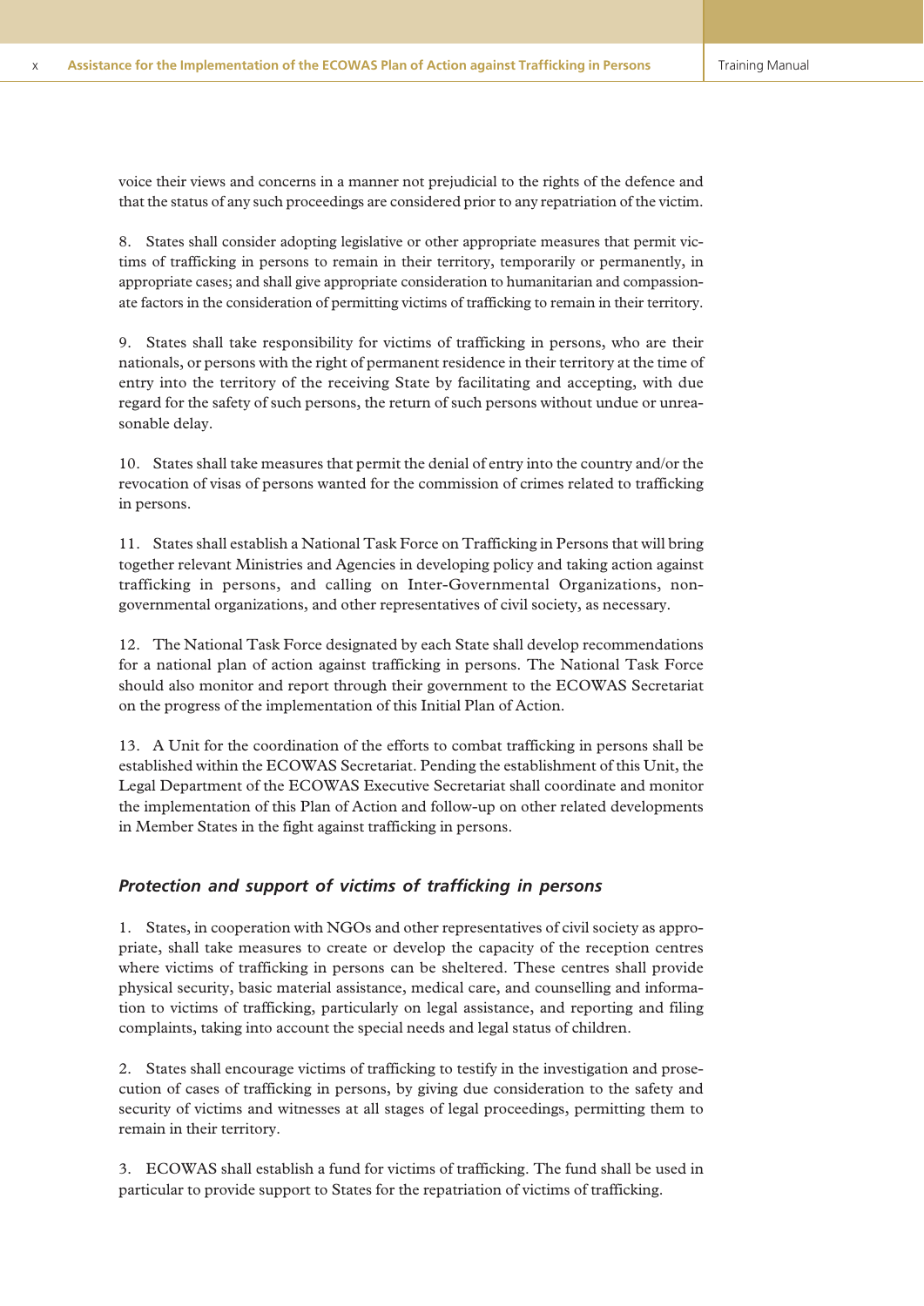voice their views and concerns in a manner not prejudicial to the rights of the defence and that the status of any such proceedings are considered prior to any repatriation of the victim.

8. States shall consider adopting legislative or other appropriate measures that permit victims of trafficking in persons to remain in their territory, temporarily or permanently, in appropriate cases; and shall give appropriate consideration to humanitarian and compassionate factors in the consideration of permitting victims of trafficking to remain in their territory.

9. States shall take responsibility for victims of trafficking in persons, who are their nationals, or persons with the right of permanent residence in their territory at the time of entry into the territory of the receiving State by facilitating and accepting, with due regard for the safety of such persons, the return of such persons without undue or unreasonable delay.

10. States shall take measures that permit the denial of entry into the country and/or the revocation of visas of persons wanted for the commission of crimes related to trafficking in persons.

11. States shall establish a National Task Force on Trafficking in Persons that will bring together relevant Ministries and Agencies in developing policy and taking action against trafficking in persons, and calling on Inter-Governmental Organizations, non-governmental organizations, and other representatives of civil society, as necessary.

12. The National Task Force designated by each State shall develop recommendations for a national plan of action against trafficking in persons. The National Task Force should also monitor and report through their government to the ECOWAS Secretariat on the progress of the implementation of this Initial Plan of Action.

13. A Unit for the coordination of the efforts to combat trafficking in persons shall be established within the ECOWAS Secretariat. Pending the establishment of this Unit, the Legal Department of the ECOWAS Executive Secretariat shall coordinate and monitor the implementation of this Plan of Action and follow-up on other related developments in Member States in the fight against trafficking in persons.

### *Protection and support of victims of trafficking in persons*

1. States, in cooperation with NGOs and other representatives of civil society as appropriate, shall take measures to create or develop the capacity of the reception centres where victims of trafficking in persons can be sheltered. These centres shall provide physical security, basic material assistance, medical care, and counselling and information to victims of trafficking, particularly on legal assistance, and reporting and filing complaints, taking into account the special needs and legal status of children.

2. States shall encourage victims of trafficking to testify in the investigation and prosecution of cases of trafficking in persons, by giving due consideration to the safety and security of victims and witnesses at all stages of legal proceedings, permitting them to remain in their territory.

3. ECOWAS shall establish a fund for victims of trafficking. The fund shall be used in particular to provide support to States for the repatriation of victims of trafficking.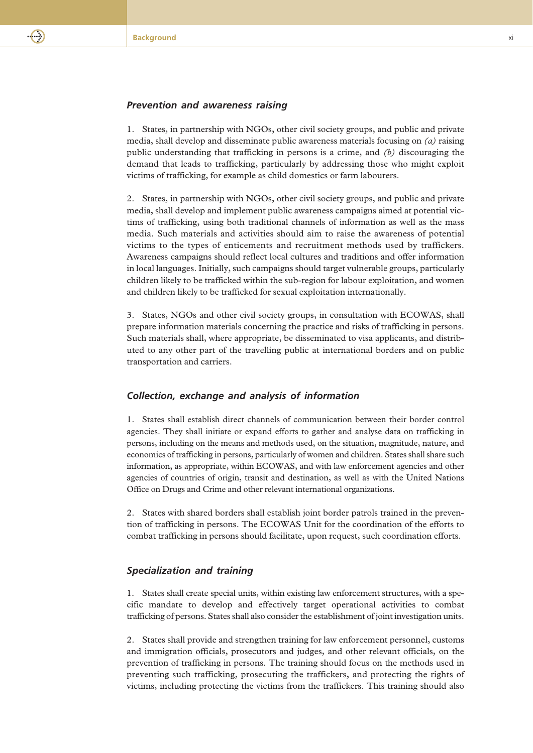### *Prevention and awareness raising*

1. States, in partnership with NGOs, other civil society groups, and public and private media, shall develop and disseminate public awareness materials focusing on *(a)* raising public understanding that trafficking in persons is a crime, and *(b)* discouraging the demand that leads to trafficking, particularly by addressing those who might exploit victims of trafficking, for example as child domestics or farm labourers.

2. States, in partnership with NGOs, other civil society groups, and public and private media, shall develop and implement public awareness campaigns aimed at potential victims of trafficking, using both traditional channels of information as well as the mass media. Such materials and activities should aim to raise the awareness of potential victims to the types of enticements and recruitment methods used by traffickers. Awareness campaigns should reflect local cultures and traditions and offer information in local languages. Initially, such campaigns should target vulnerable groups, particularly children likely to be trafficked within the sub-region for labour exploitation, and women and children likely to be trafficked for sexual exploitation internationally.

3. States, NGOs and other civil society groups, in consultation with ECOWAS, shall prepare information materials concerning the practice and risks of trafficking in persons. Such materials shall, where appropriate, be disseminated to visa applicants, and distributed to any other part of the travelling public at international borders and on public transportation and carriers.

### *Collection, exchange and analysis of information*

1. States shall establish direct channels of communication between their border control agencies. They shall initiate or expand efforts to gather and analyse data on trafficking in persons, including on the means and methods used, on the situation, magnitude, nature, and economics of trafficking in persons, particularly of women and children. States shall share such information, as appropriate, within ECOWAS, and with law enforcement agencies and other agencies of countries of origin, transit and destination, as well as with the United Nations Office on Drugs and Crime and other relevant international organizations.

2. States with shared borders shall establish joint border patrols trained in the prevention of trafficking in persons. The ECOWAS Unit for the coordination of the efforts to combat trafficking in persons should facilitate, upon request, such coordination efforts.

### *Specialization and training*

1. States shall create special units, within existing law enforcement structures, with a specific mandate to develop and effectively target operational activities to combat trafficking of persons. States shall also consider the establishment of joint investigation units.

2. States shall provide and strengthen training for law enforcement personnel, customs and immigration officials, prosecutors and judges, and other relevant officials, on the prevention of trafficking in persons. The training should focus on the methods used in preventing such trafficking, prosecuting the traffickers, and protecting the rights of victims, including protecting the victims from the traffickers. This training should also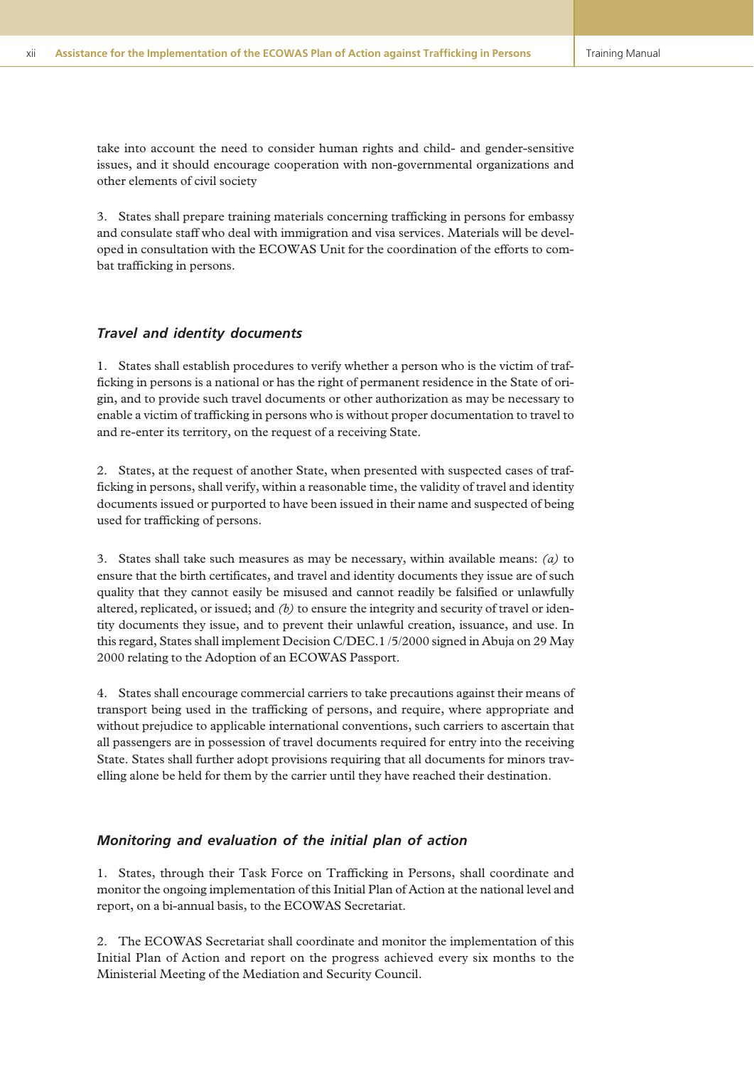take into account the need to consider human rights and child- and gender-sensitive issues, and it should encourage cooperation with non-governmental organizations and other elements of civil society

3. States shall prepare training materials concerning trafficking in persons for embassy and consulate staff who deal with immigration and visa services. Materials will be developed in consultation with the ECOWAS Unit for the coordination of the efforts to combat trafficking in persons.

### *Travel and identity documents*

1. States shall establish procedures to verify whether a person who is the victim of trafficking in persons is a national or has the right of permanent residence in the State of origin, and to provide such travel documents or other authorization as may be necessary to enable a victim of trafficking in persons who is without proper documentation to travel to and re-enter its territory, on the request of a receiving State.

2. States, at the request of another State, when presented with suspected cases of trafficking in persons, shall verify, within a reasonable time, the validity of travel and identity documents issued or purported to have been issued in their name and suspected of being used for trafficking of persons.

3. States shall take such measures as may be necessary, within available means: *(a)* to ensure that the birth certificates, and travel and identity documents they issue are of such quality that they cannot easily be misused and cannot readily be falsified or unlawfully altered, replicated, or issued; and *(b)* to ensure the integrity and security of travel or identity documents they issue, and to prevent their unlawful creation, issuance, and use. In this regard, States shall implement Decision C/DEC.1 /5/2000 signed in Abuja on 29 May 2000 relating to the Adoption of an ECOWAS Passport.

4. States shall encourage commercial carriers to take precautions against their means of transport being used in the trafficking of persons, and require, where appropriate and without prejudice to applicable international conventions, such carriers to ascertain that all passengers are in possession of travel documents required for entry into the receiving State. States shall further adopt provisions requiring that all documents for minors travelling alone be held for them by the carrier until they have reached their destination.

### *Monitoring and evaluation of the initial plan of action*

1. States, through their Task Force on Trafficking in Persons, shall coordinate and monitor the ongoing implementation of this Initial Plan of Action at the national level and report, on a bi-annual basis, to the ECOWAS Secretariat.

2. The ECOWAS Secretariat shall coordinate and monitor the implementation of this Initial Plan of Action and report on the progress achieved every six months to the Ministerial Meeting of the Mediation and Security Council.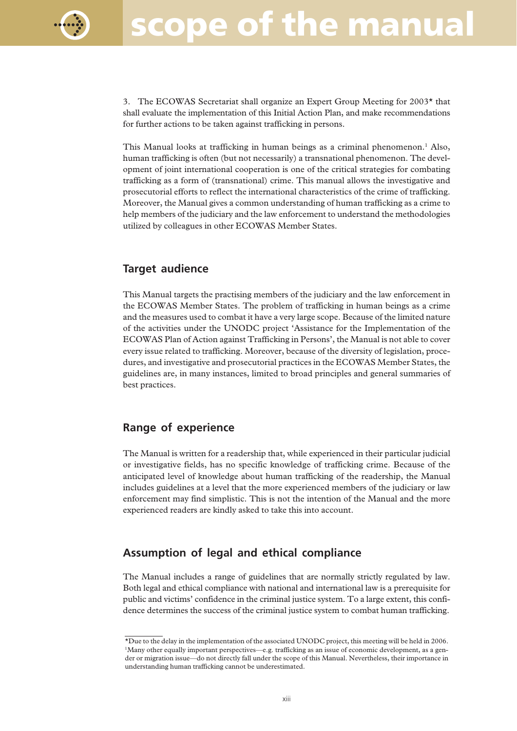# scope of the manual

3. The ECOWAS Secretariat shall organize an Expert Group Meeting for 2003* that shall evaluate the implementation of this Initial Action Plan, and make recommendations for further actions to be taken against trafficking in persons.

This Manual looks at trafficking in human beings as a criminal phenomenon.[1] Also, human trafficking is often (but not necessarily) a transnational phenomenon. The development of joint international cooperation is one of the critical strategies for combating trafficking as a form of (transnational) crime. This manual allows the investigative and prosecutorial efforts to reflect the international characteristics of the crime of trafficking. Moreover, the Manual gives a common understanding of human trafficking as a crime to help members of the judiciary and the law enforcement to understand the methodologies utilized by colleagues in other ECOWAS Member States.

## Target audience

This Manual targets the practising members of the judiciary and the law enforcement in the ECOWAS Member States. The problem of trafficking in human beings as a crime and the measures used to combat it have a very large scope. Because of the limited nature of the activities under the UNODC project 'Assistance for the Implementation of the ECOWAS Plan of Action against Trafficking in Persons', the Manual is not able to cover every issue related to trafficking. Moreover, because of the diversity of legislation, procedures, and investigative and prosecutorial practices in the ECOWAS Member States, the guidelines are, in many instances, limited to broad principles and general summaries of best practices.

## Range of experience

The Manual is written for a readership that, while experienced in their particular judicial or investigative fields, has no specific knowledge of trafficking crime. Because of the anticipated level of knowledge about human trafficking of the readership, the Manual includes guidelines at a level that the more experienced members of the judiciary or law enforcement may find simplistic. This is not the intention of the Manual and the more experienced readers are kindly asked to take this into account.

## Assumption of legal and ethical compliance

The Manual includes a range of guidelines that are normally strictly regulated by law. Both legal and ethical compliance with national and international law is a prerequisite for public and victims' confidence in the criminal justice system. To a large extent, this confidence determines the success of the criminal justice system to combat human trafficking.

---

*Due to the delay in the implementation of the associated UNODC project, this meeting will be held in 2006.

[1] Many other equally important perspectives—e.g. trafficking as an issue of economic development, as a gender or migration issue—do not directly fall under the scope of this Manual. Nevertheless, their importance in understanding human trafficking cannot be underestimated.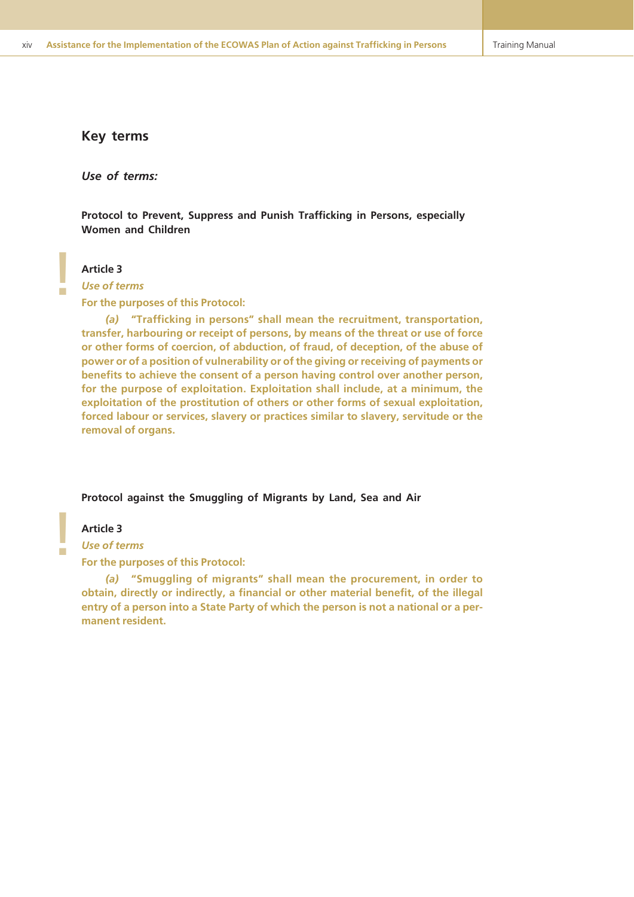## Key terms

### *Use of terms:*

**Protocol to Prevent, Suppress and Punish Trafficking in Persons, especially Women and Children**

**Article 3**

***Use of terms***

**For the purposes of this Protocol:**

***(a)*** **"Trafficking in persons" shall mean the recruitment, transportation, transfer, harbouring or receipt of persons, by means of the threat or use of force or other forms of coercion, of abduction, of fraud, of deception, of the abuse of power or of a position of vulnerability or of the giving or receiving of payments or benefits to achieve the consent of a person having control over another person, for the purpose of exploitation. Exploitation shall include, at a minimum, the exploitation of the prostitution of others or other forms of sexual exploitation, forced labour or services, slavery or practices similar to slavery, servitude or the removal of organs.**

**Protocol against the Smuggling of Migrants by Land, Sea and Air**

**Article 3**

***Use of terms***

**For the purposes of this Protocol:**

***(a)*** **"Smuggling of migrants" shall mean the procurement, in order to obtain, directly or indirectly, a financial or other material benefit, of the illegal entry of a person into a State Party of which the person is not a national or a permanent resident.**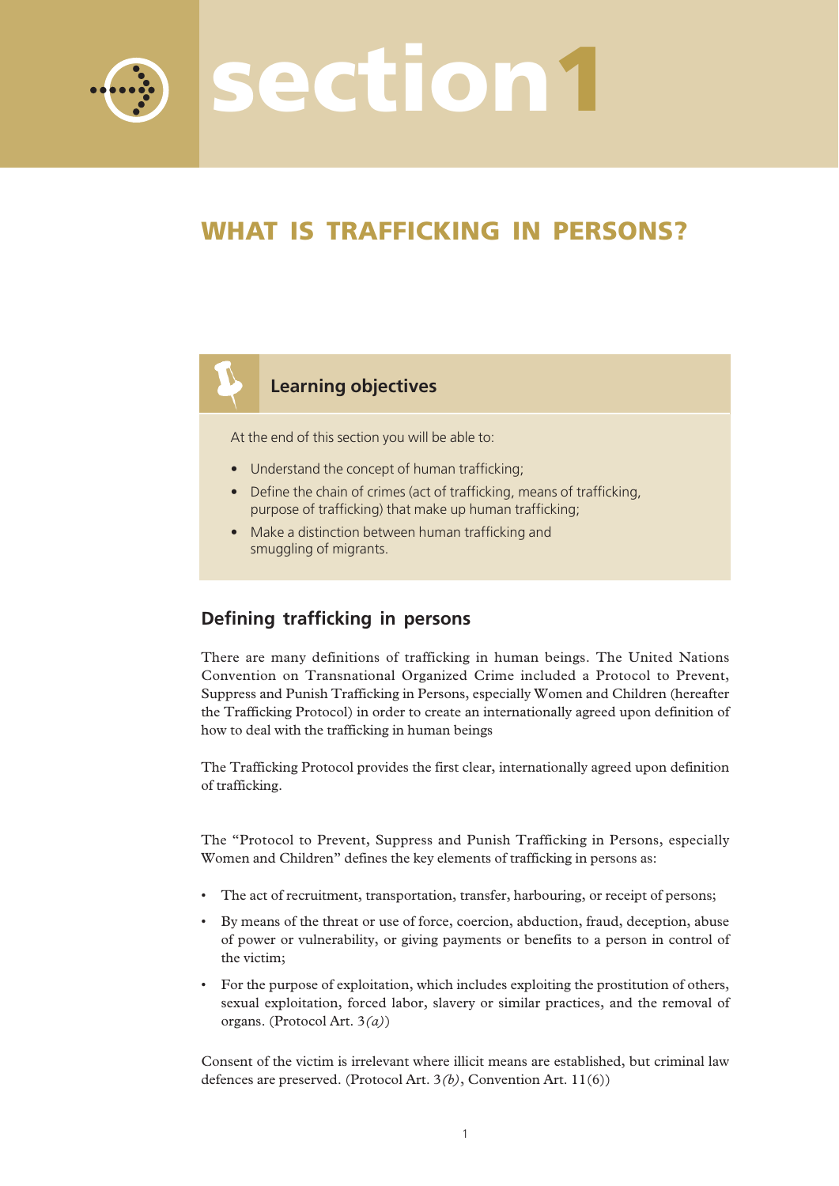# section 1

## WHAT IS TRAFFICKING IN PERSONS?

### Learning objectives

At the end of this section you will be able to:

- Understand the concept of human trafficking;
- Define the chain of crimes (act of trafficking, means of trafficking, purpose of trafficking) that make up human trafficking;
- Make a distinction between human trafficking and smuggling of migrants.

## Defining trafficking in persons

There are many definitions of trafficking in human beings. The United Nations Convention on Transnational Organized Crime included a Protocol to Prevent, Suppress and Punish Trafficking in Persons, especially Women and Children (hereafter the Trafficking Protocol) in order to create an internationally agreed upon definition of how to deal with the trafficking in human beings

The Trafficking Protocol provides the first clear, internationally agreed upon definition of trafficking.

The "Protocol to Prevent, Suppress and Punish Trafficking in Persons, especially Women and Children" defines the key elements of trafficking in persons as:

- The act of recruitment, transportation, transfer, harbouring, or receipt of persons;
- By means of the threat or use of force, coercion, abduction, fraud, deception, abuse of power or vulnerability, or giving payments or benefits to a person in control of the victim;
- For the purpose of exploitation, which includes exploiting the prostitution of others, sexual exploitation, forced labor, slavery or similar practices, and the removal of organs. (Protocol Art. 3*(a)*)

Consent of the victim is irrelevant where illicit means are established, but criminal law defences are preserved. (Protocol Art. 3*(b)*, Convention Art. 11(6))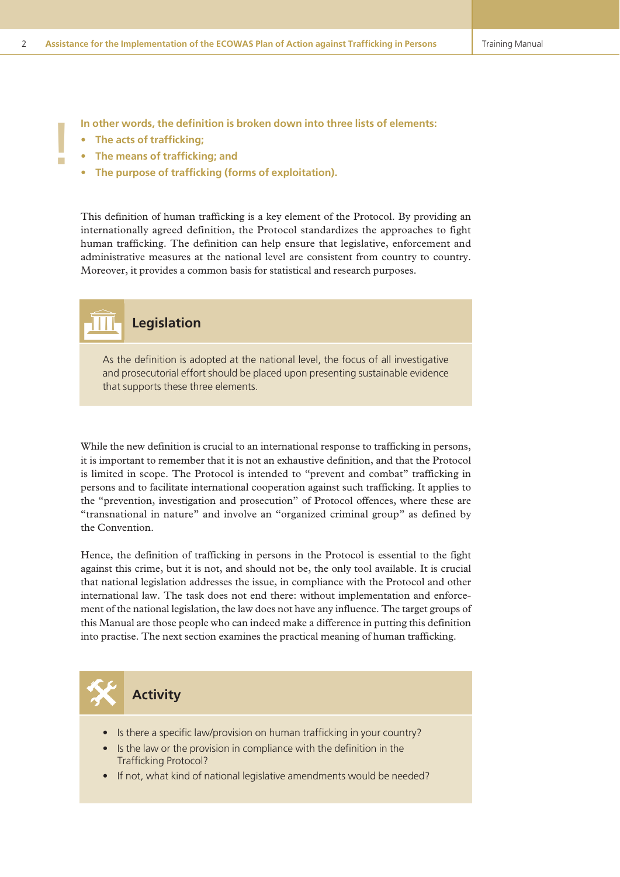**In other words, the definition is broken down into three lists of elements:**

- **The acts of trafficking;**
- **The means of trafficking; and**
- **The purpose of trafficking (forms of exploitation).**

This definition of human trafficking is a key element of the Protocol. By providing an internationally agreed definition, the Protocol standardizes the approaches to fight human trafficking. The definition can help ensure that legislative, enforcement and administrative measures at the national level are consistent from country to country. Moreover, it provides a common basis for statistical and research purposes.

## Legislation

As the definition is adopted at the national level, the focus of all investigative and prosecutorial effort should be placed upon presenting sustainable evidence that supports these three elements.

While the new definition is crucial to an international response to trafficking in persons, it is important to remember that it is not an exhaustive definition, and that the Protocol is limited in scope. The Protocol is intended to "prevent and combat" trafficking in persons and to facilitate international cooperation against such trafficking. It applies to the "prevention, investigation and prosecution" of Protocol offences, where these are "transnational in nature" and involve an "organized criminal group" as defined by the Convention.

Hence, the definition of trafficking in persons in the Protocol is essential to the fight against this crime, but it is not, and should not be, the only tool available. It is crucial that national legislation addresses the issue, in compliance with the Protocol and other international law. The task does not end there: without implementation and enforcement of the national legislation, the law does not have any influence. The target groups of this Manual are those people who can indeed make a difference in putting this definition into practise. The next section examines the practical meaning of human trafficking.

## Activity

- Is there a specific law/provision on human trafficking in your country?
- Is the law or the provision in compliance with the definition in the Trafficking Protocol?
- If not, what kind of national legislative amendments would be needed?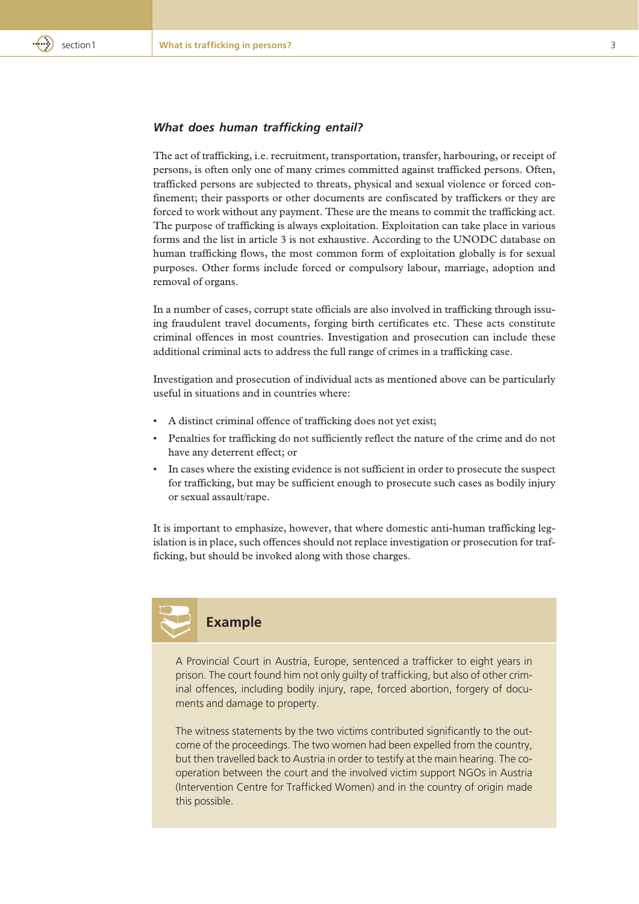### *What does human trafficking entail?*

The act of trafficking, i.e. recruitment, transportation, transfer, harbouring, or receipt of persons, is often only one of many crimes committed against trafficked persons. Often, trafficked persons are subjected to threats, physical and sexual violence or forced confinement; their passports or other documents are confiscated by traffickers or they are forced to work without any payment. These are the means to commit the trafficking act. The purpose of trafficking is always exploitation. Exploitation can take place in various forms and the list in article 3 is not exhaustive. According to the UNODC database on human trafficking flows, the most common form of exploitation globally is for sexual purposes. Other forms include forced or compulsory labour, marriage, adoption and removal of organs.

In a number of cases, corrupt state officials are also involved in trafficking through issuing fraudulent travel documents, forging birth certificates etc. These acts constitute criminal offences in most countries. Investigation and prosecution can include these additional criminal acts to address the full range of crimes in a trafficking case.

Investigation and prosecution of individual acts as mentioned above can be particularly useful in situations and in countries where:

- A distinct criminal offence of trafficking does not yet exist;
- Penalties for trafficking do not sufficiently reflect the nature of the crime and do not have any deterrent effect; or
- In cases where the existing evidence is not sufficient in order to prosecute the suspect for trafficking, but may be sufficient enough to prosecute such cases as bodily injury or sexual assault/rape.

It is important to emphasize, however, that where domestic anti-human trafficking legislation is in place, such offences should not replace investigation or prosecution for trafficking, but should be invoked along with those charges.

#### Example

A Provincial Court in Austria, Europe, sentenced a trafficker to eight years in prison. The court found him not only guilty of trafficking, but also of other criminal offences, including bodily injury, rape, forced abortion, forgery of documents and damage to property.

The witness statements by the two victims contributed significantly to the outcome of the proceedings. The two women had been expelled from the country, but then travelled back to Austria in order to testify at the main hearing. The co-operation between the court and the involved victim support NGOs in Austria (Intervention Centre for Trafficked Women) and in the country of origin made this possible.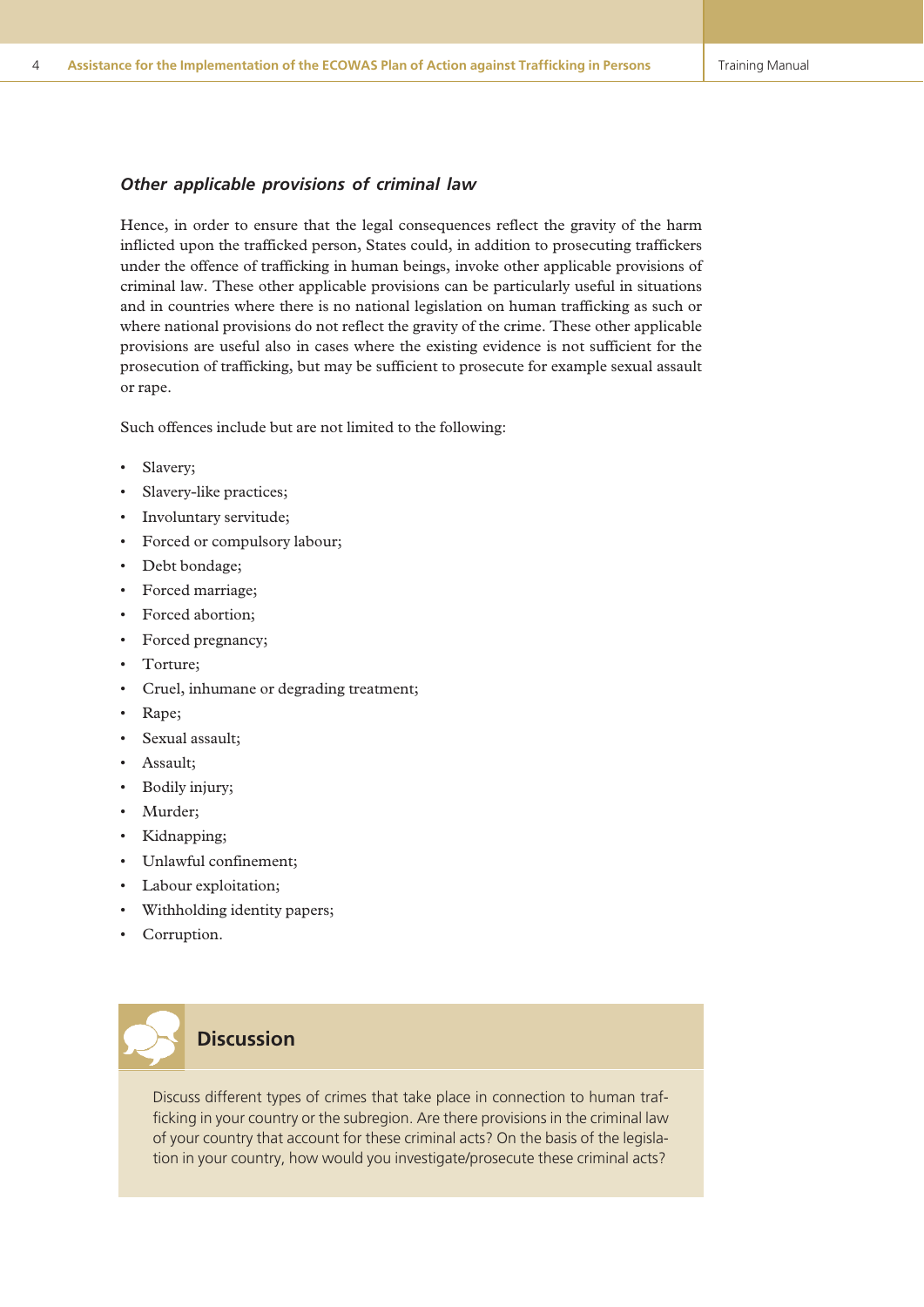### *Other applicable provisions of criminal law*

Hence, in order to ensure that the legal consequences reflect the gravity of the harm inflicted upon the trafficked person, States could, in addition to prosecuting traffickers under the offence of trafficking in human beings, invoke other applicable provisions of criminal law. These other applicable provisions can be particularly useful in situations and in countries where there is no national legislation on human trafficking as such or where national provisions do not reflect the gravity of the crime. These other applicable provisions are useful also in cases where the existing evidence is not sufficient for the prosecution of trafficking, but may be sufficient to prosecute for example sexual assault or rape.

Such offences include but are not limited to the following:

- Slavery;
- Slavery-like practices;
- Involuntary servitude;
- Forced or compulsory labour;
- Debt bondage;
- Forced marriage;
- Forced abortion;
- Forced pregnancy;
- Torture;
- Cruel, inhumane or degrading treatment;
- Rape;
- Sexual assault;
- Assault;
- Bodily injury;
- Murder;
- Kidnapping;
- Unlawful confinement;
- Labour exploitation;
- Withholding identity papers;
- Corruption.

#### Discussion

Discuss different types of crimes that take place in connection to human trafficking in your country or the subregion. Are there provisions in the criminal law of your country that account for these criminal acts? On the basis of the legislation in your country, how would you investigate/prosecute these criminal acts?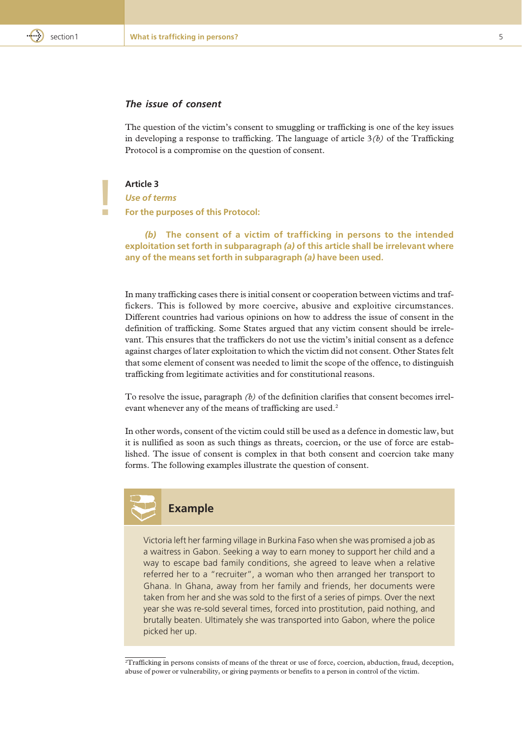### *The issue of consent*

The question of the victim's consent to smuggling or trafficking is one of the key issues in developing a response to trafficking. The language of article 3*(b)* of the Trafficking Protocol is a compromise on the question of consent.

**Article 3**

***Use of terms***

**For the purposes of this Protocol:**

> ***(b)*** **The consent of a victim of trafficking in persons to the intended exploitation set forth in subparagraph *(a)* of this article shall be irrelevant where any of the means set forth in subparagraph *(a)* have been used.**

In many trafficking cases there is initial consent or cooperation between victims and traffickers. This is followed by more coercive, abusive and exploitive circumstances. Different countries had various opinions on how to address the issue of consent in the definition of trafficking. Some States argued that any victim consent should be irrelevant. This ensures that the traffickers do not use the victim's initial consent as a defence against charges of later exploitation to which the victim did not consent. Other States felt that some element of consent was needed to limit the scope of the offence, to distinguish trafficking from legitimate activities and for constitutional reasons.

To resolve the issue, paragraph *(b)* of the definition clarifies that consent becomes irrelevant whenever any of the means of trafficking are used.[2]

In other words, consent of the victim could still be used as a defence in domestic law, but it is nullified as soon as such things as threats, coercion, or the use of force are established. The issue of consent is complex in that both consent and coercion take many forms. The following examples illustrate the question of consent.

#### Example

Victoria left her farming village in Burkina Faso when she was promised a job as a waitress in Gabon. Seeking a way to earn money to support her child and a way to escape bad family conditions, she agreed to leave when a relative referred her to a "recruiter", a woman who then arranged her transport to Ghana. In Ghana, away from her family and friends, her documents were taken from her and she was sold to the first of a series of pimps. Over the next year she was re-sold several times, forced into prostitution, paid nothing, and brutally beaten. Ultimately she was transported into Gabon, where the police picked her up.

---

[2]Trafficking in persons consists of means of the threat or use of force, coercion, abduction, fraud, deception, abuse of power or vulnerability, or giving payments or benefits to a person in control of the victim.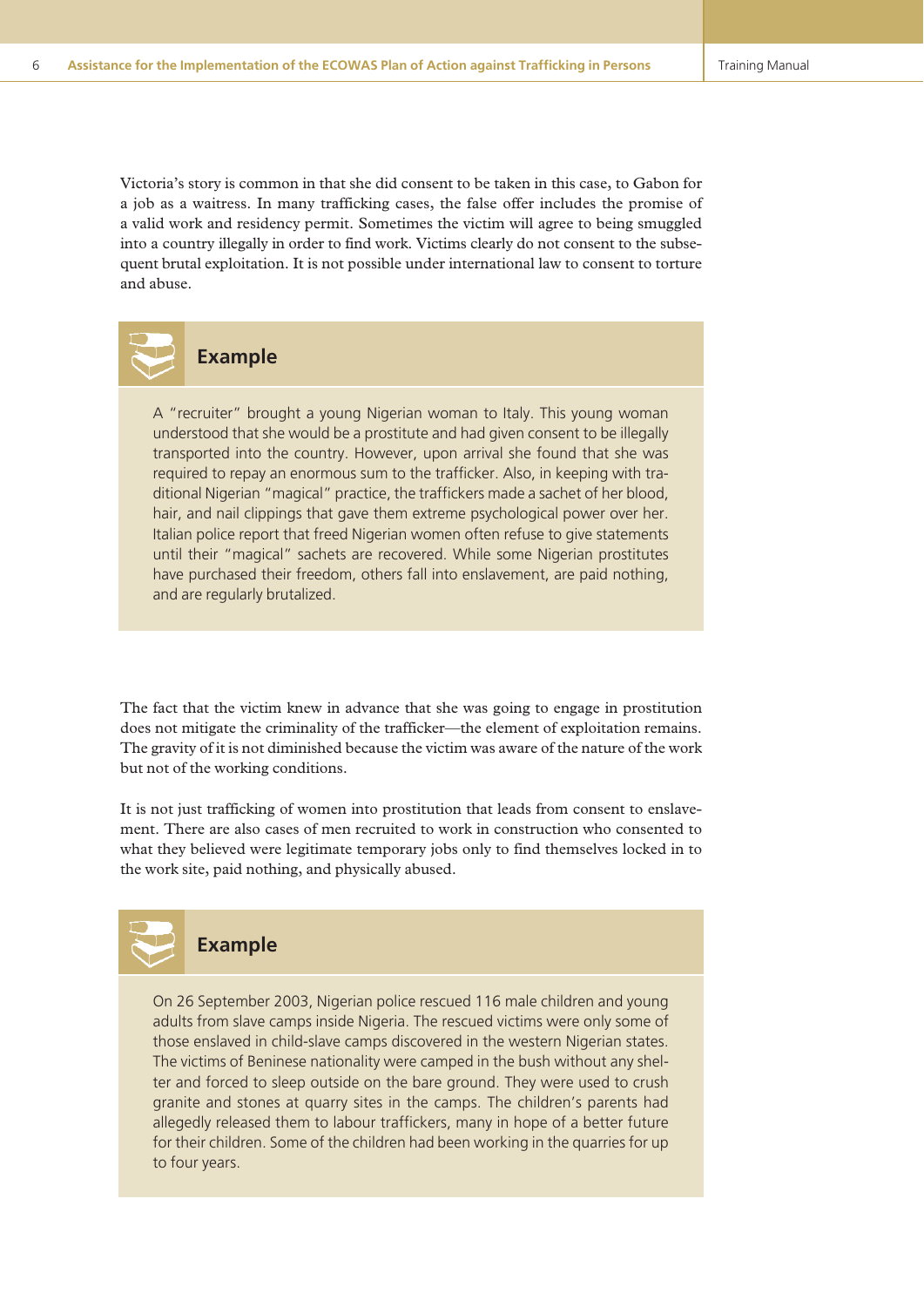Victoria's story is common in that she did consent to be taken in this case, to Gabon for a job as a waitress. In many trafficking cases, the false offer includes the promise of a valid work and residency permit. Sometimes the victim will agree to being smuggled into a country illegally in order to find work. Victims clearly do not consent to the subsequent brutal exploitation. It is not possible under international law to consent to torture and abuse.

### Example

A "recruiter" brought a young Nigerian woman to Italy. This young woman understood that she would be a prostitute and had given consent to be illegally transported into the country. However, upon arrival she found that she was required to repay an enormous sum to the trafficker. Also, in keeping with traditional Nigerian "magical" practice, the traffickers made a sachet of her blood, hair, and nail clippings that gave them extreme psychological power over her. Italian police report that freed Nigerian women often refuse to give statements until their "magical" sachets are recovered. While some Nigerian prostitutes have purchased their freedom, others fall into enslavement, are paid nothing, and are regularly brutalized.

The fact that the victim knew in advance that she was going to engage in prostitution does not mitigate the criminality of the trafficker—the element of exploitation remains. The gravity of it is not diminished because the victim was aware of the nature of the work but not of the working conditions.

It is not just trafficking of women into prostitution that leads from consent to enslavement. There are also cases of men recruited to work in construction who consented to what they believed were legitimate temporary jobs only to find themselves locked in to the work site, paid nothing, and physically abused.

### Example

On 26 September 2003, Nigerian police rescued 116 male children and young adults from slave camps inside Nigeria. The rescued victims were only some of those enslaved in child-slave camps discovered in the western Nigerian states. The victims of Beninese nationality were camped in the bush without any shelter and forced to sleep outside on the bare ground. They were used to crush granite and stones at quarry sites in the camps. The children's parents had allegedly released them to labour traffickers, many in hope of a better future for their children. Some of the children had been working in the quarries for up to four years.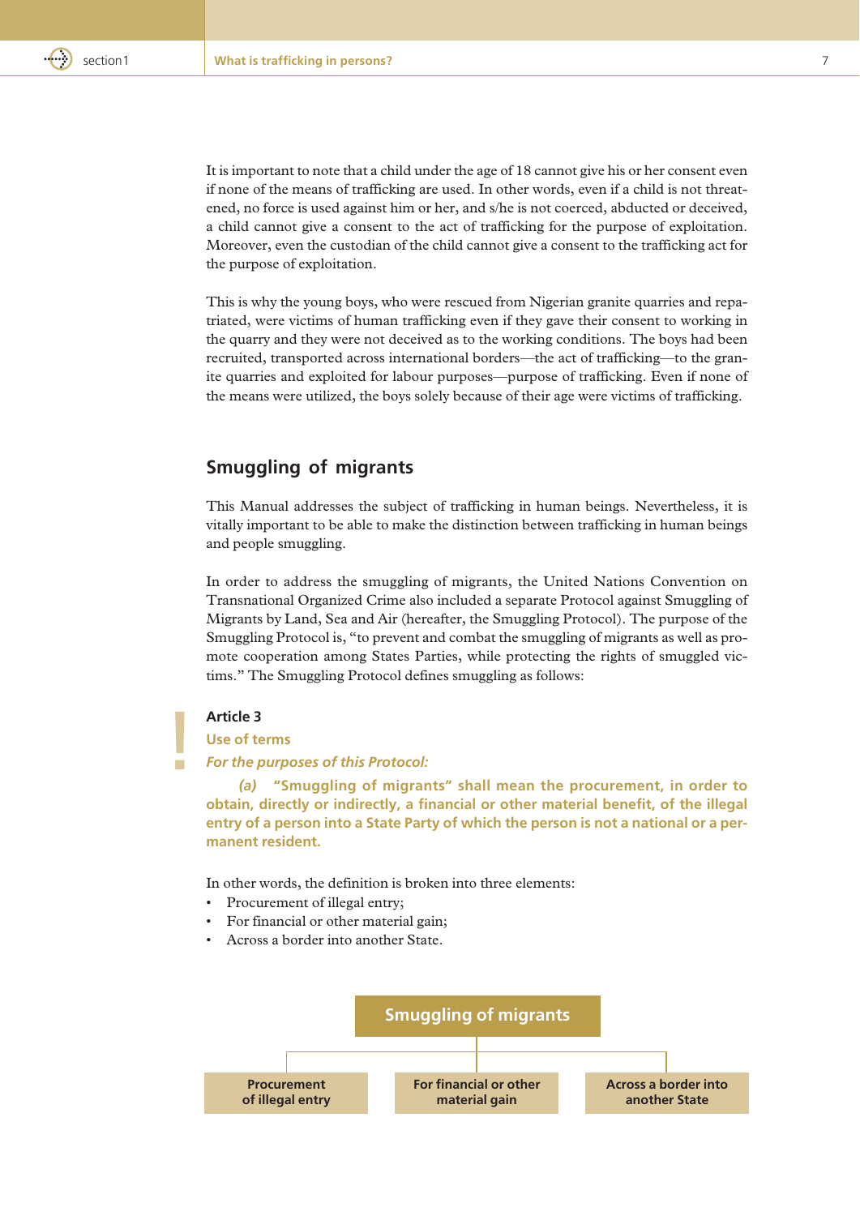It is important to note that a child under the age of 18 cannot give his or her consent even if none of the means of trafficking are used. In other words, even if a child is not threatened, no force is used against him or her, and s/he is not coerced, abducted or deceived, a child cannot give a consent to the act of trafficking for the purpose of exploitation. Moreover, even the custodian of the child cannot give a consent to the trafficking act for the purpose of exploitation.

This is why the young boys, who were rescued from Nigerian granite quarries and repatriated, were victims of human trafficking even if they gave their consent to working in the quarry and they were not deceived as to the working conditions. The boys had been recruited, transported across international borders—the act of trafficking—to the granite quarries and exploited for labour purposes—purpose of trafficking. Even if none of the means were utilized, the boys solely because of their age were victims of trafficking.

## Smuggling of migrants

This Manual addresses the subject of trafficking in human beings. Nevertheless, it is vitally important to be able to make the distinction between trafficking in human beings and people smuggling.

In order to address the smuggling of migrants, the United Nations Convention on Transnational Organized Crime also included a separate Protocol against Smuggling of Migrants by Land, Sea and Air (hereafter, the Smuggling Protocol). The purpose of the Smuggling Protocol is, "to prevent and combat the smuggling of migrants as well as promote cooperation among States Parties, while protecting the rights of smuggled victims." The Smuggling Protocol defines smuggling as follows:

**Article 3**

**Use of terms**

***For the purposes of this Protocol:***

***(a)*** **"Smuggling of migrants" shall mean the procurement, in order to obtain, directly or indirectly, a financial or other material benefit, of the illegal entry of a person into a State Party of which the person is not a national or a permanent resident.**

In other words, the definition is broken into three elements:

- Procurement of illegal entry;
- For financial or other material gain;
- Across a border into another State.

**Smuggling of migrants**

- **Procurement of illegal entry**
- **For financial or other material gain**
- **Across a border into another State**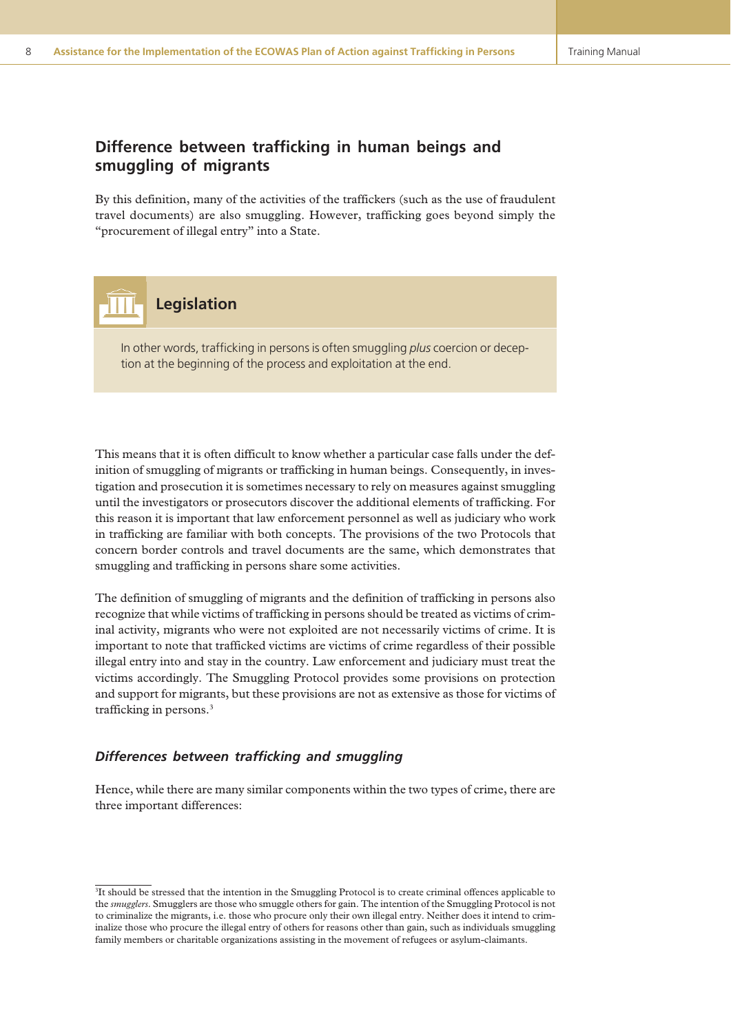## Difference between trafficking in human beings and smuggling of migrants

By this definition, many of the activities of the traffickers (such as the use of fraudulent travel documents) are also smuggling. However, trafficking goes beyond simply the "procurement of illegal entry" into a State.

### Legislation

In other words, trafficking in persons is often smuggling *plus* coercion or deception at the beginning of the process and exploitation at the end.

This means that it is often difficult to know whether a particular case falls under the definition of smuggling of migrants or trafficking in human beings. Consequently, in investigation and prosecution it is sometimes necessary to rely on measures against smuggling until the investigators or prosecutors discover the additional elements of trafficking. For this reason it is important that law enforcement personnel as well as judiciary who work in trafficking are familiar with both concepts. The provisions of the two Protocols that concern border controls and travel documents are the same, which demonstrates that smuggling and trafficking in persons share some activities.

The definition of smuggling of migrants and the definition of trafficking in persons also recognize that while victims of trafficking in persons should be treated as victims of criminal activity, migrants who were not exploited are not necessarily victims of crime. It is important to note that trafficked victims are victims of crime regardless of their possible illegal entry into and stay in the country. Law enforcement and judiciary must treat the victims accordingly. The Smuggling Protocol provides some provisions on protection and support for migrants, but these provisions are not as extensive as those for victims of trafficking in persons.[3]

### *Differences between trafficking and smuggling*

Hence, while there are many similar components within the two types of crime, there are three important differences:

---

[3]It should be stressed that the intention in the Smuggling Protocol is to create criminal offences applicable to the *smugglers*. Smugglers are those who smuggle others for gain. The intention of the Smuggling Protocol is not to criminalize the migrants, i.e. those who procure only their own illegal entry. Neither does it intend to criminalize those who procure the illegal entry of others for reasons other than gain, such as individuals smuggling family members or charitable organizations assisting in the movement of refugees or asylum-claimants.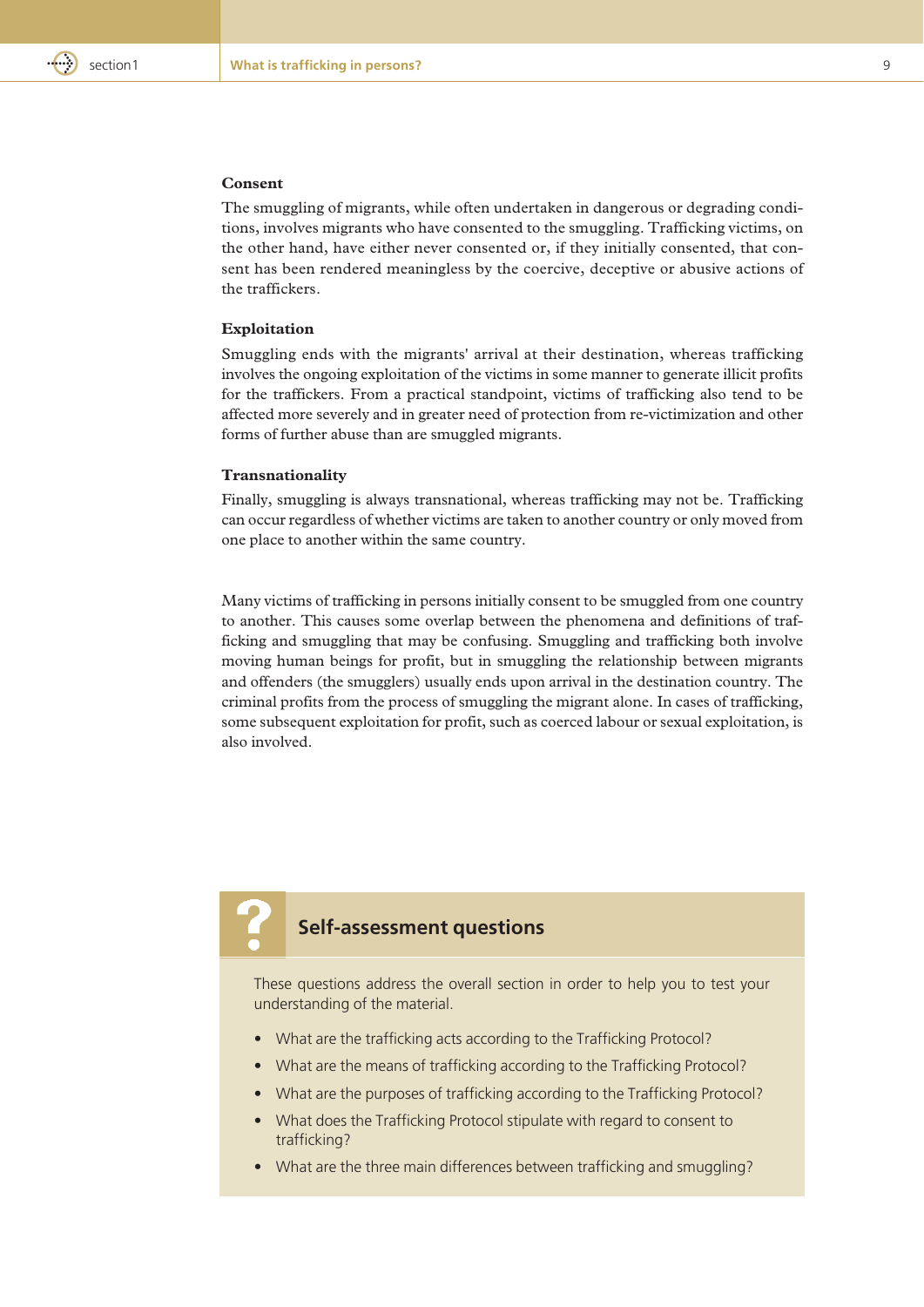**Consent**

The smuggling of migrants, while often undertaken in dangerous or degrading conditions, involves migrants who have consented to the smuggling. Trafficking victims, on the other hand, have either never consented or, if they initially consented, that consent has been rendered meaningless by the coercive, deceptive or abusive actions of the traffickers.

**Exploitation**

Smuggling ends with the migrants' arrival at their destination, whereas trafficking involves the ongoing exploitation of the victims in some manner to generate illicit profits for the traffickers. From a practical standpoint, victims of trafficking also tend to be affected more severely and in greater need of protection from re-victimization and other forms of further abuse than are smuggled migrants.

**Transnationality**

Finally, smuggling is always transnational, whereas trafficking may not be. Trafficking can occur regardless of whether victims are taken to another country or only moved from one place to another within the same country.

Many victims of trafficking in persons initially consent to be smuggled from one country to another. This causes some overlap between the phenomena and definitions of trafficking and smuggling that may be confusing. Smuggling and trafficking both involve moving human beings for profit, but in smuggling the relationship between migrants and offenders (the smugglers) usually ends upon arrival in the destination country. The criminal profits from the process of smuggling the migrant alone. In cases of trafficking, some subsequent exploitation for profit, such as coerced labour or sexual exploitation, is also involved.

## Self-assessment questions

These questions address the overall section in order to help you to test your understanding of the material.

- What are the trafficking acts according to the Trafficking Protocol?
- What are the means of trafficking according to the Trafficking Protocol?
- What are the purposes of trafficking according to the Trafficking Protocol?
- What does the Trafficking Protocol stipulate with regard to consent to trafficking?
- What are the three main differences between trafficking and smuggling?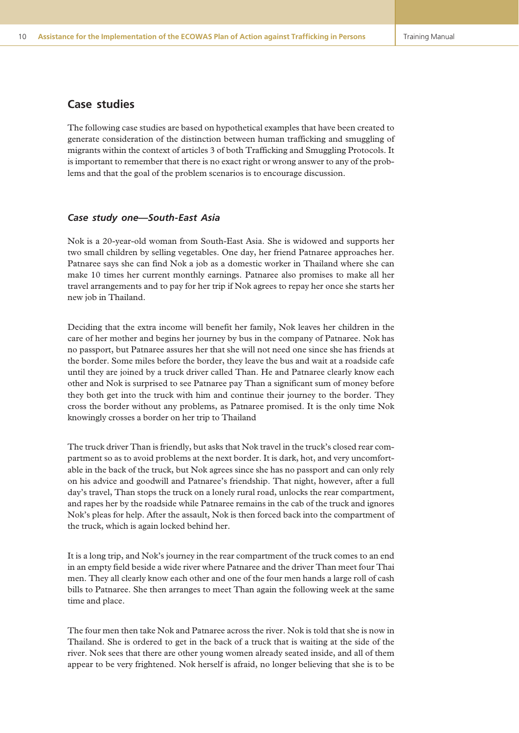## Case studies

The following case studies are based on hypothetical examples that have been created to generate consideration of the distinction between human trafficking and smuggling of migrants within the context of articles 3 of both Trafficking and Smuggling Protocols. It is important to remember that there is no exact right or wrong answer to any of the problems and that the goal of the problem scenarios is to encourage discussion.

### *Case study one—South-East Asia*

Nok is a 20-year-old woman from South-East Asia. She is widowed and supports her two small children by selling vegetables. One day, her friend Patnaree approaches her. Patnaree says she can find Nok a job as a domestic worker in Thailand where she can make 10 times her current monthly earnings. Patnaree also promises to make all her travel arrangements and to pay for her trip if Nok agrees to repay her once she starts her new job in Thailand.

Deciding that the extra income will benefit her family, Nok leaves her children in the care of her mother and begins her journey by bus in the company of Patnaree. Nok has no passport, but Patnaree assures her that she will not need one since she has friends at the border. Some miles before the border, they leave the bus and wait at a roadside cafe until they are joined by a truck driver called Than. He and Patnaree clearly know each other and Nok is surprised to see Patnaree pay Than a significant sum of money before they both get into the truck with him and continue their journey to the border. They cross the border without any problems, as Patnaree promised. It is the only time Nok knowingly crosses a border on her trip to Thailand

The truck driver Than is friendly, but asks that Nok travel in the truck's closed rear compartment so as to avoid problems at the next border. It is dark, hot, and very uncomfortable in the back of the truck, but Nok agrees since she has no passport and can only rely on his advice and goodwill and Patnaree's friendship. That night, however, after a full day's travel, Than stops the truck on a lonely rural road, unlocks the rear compartment, and rapes her by the roadside while Patnaree remains in the cab of the truck and ignores Nok's pleas for help. After the assault, Nok is then forced back into the compartment of the truck, which is again locked behind her.

It is a long trip, and Nok's journey in the rear compartment of the truck comes to an end in an empty field beside a wide river where Patnaree and the driver Than meet four Thai men. They all clearly know each other and one of the four men hands a large roll of cash bills to Patnaree. She then arranges to meet Than again the following week at the same time and place.

The four men then take Nok and Patnaree across the river. Nok is told that she is now in Thailand. She is ordered to get in the back of a truck that is waiting at the side of the river. Nok sees that there are other young women already seated inside, and all of them appear to be very frightened. Nok herself is afraid, no longer believing that she is to be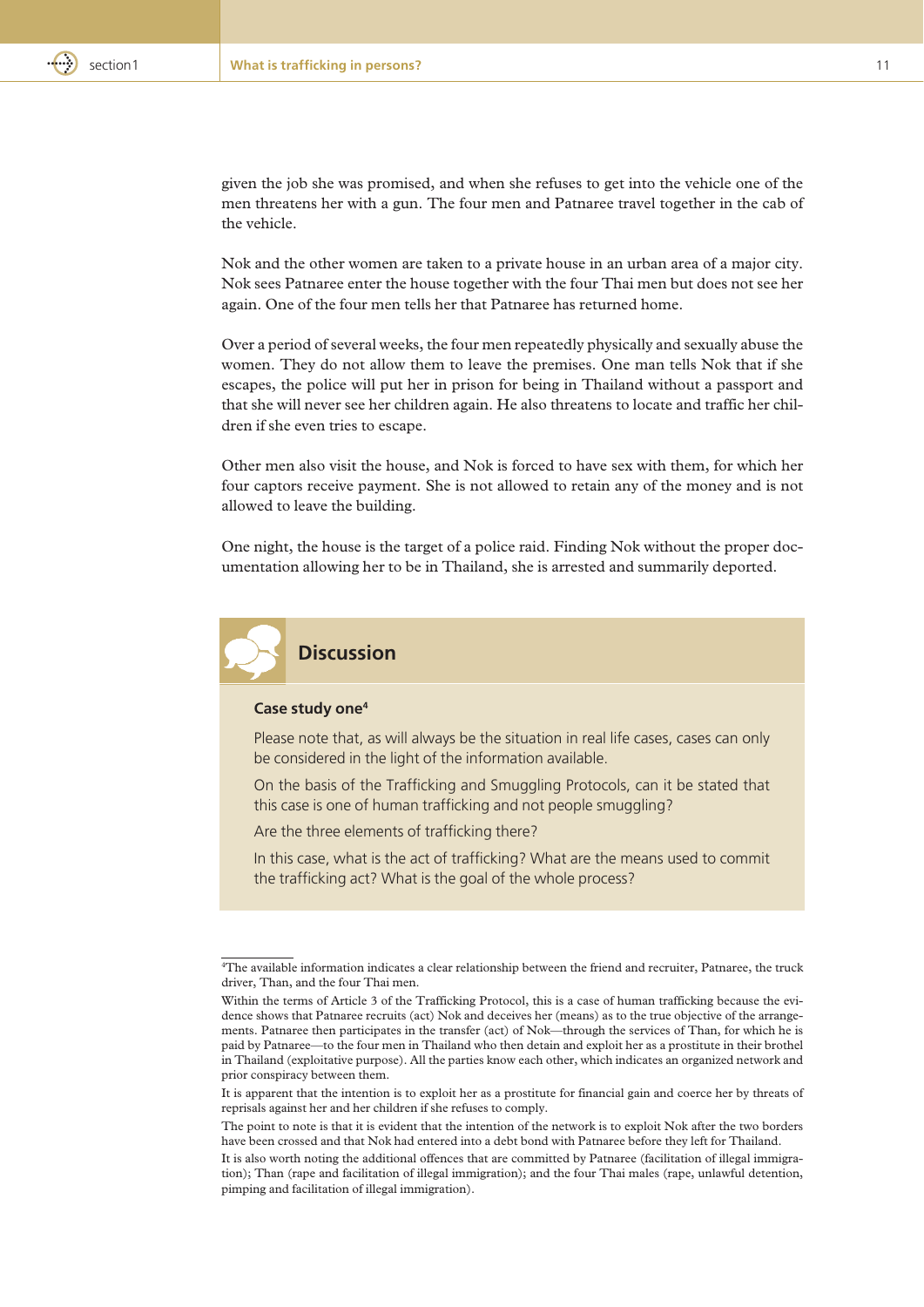given the job she was promised, and when she refuses to get into the vehicle one of the men threatens her with a gun. The four men and Patnaree travel together in the cab of the vehicle.

Nok and the other women are taken to a private house in an urban area of a major city. Nok sees Patnaree enter the house together with the four Thai men but does not see her again. One of the four men tells her that Patnaree has returned home.

Over a period of several weeks, the four men repeatedly physically and sexually abuse the women. They do not allow them to leave the premises. One man tells Nok that if she escapes, the police will put her in prison for being in Thailand without a passport and that she will never see her children again. He also threatens to locate and traffic her children if she even tries to escape.

Other men also visit the house, and Nok is forced to have sex with them, for which her four captors receive payment. She is not allowed to retain any of the money and is not allowed to leave the building.

One night, the house is the target of a police raid. Finding Nok without the proper documentation allowing her to be in Thailand, she is arrested and summarily deported.

## Discussion

**Case study one**[4]

Please note that, as will always be the situation in real life cases, cases can only be considered in the light of the information available.

On the basis of the Trafficking and Smuggling Protocols, can it be stated that this case is one of human trafficking and not people smuggling?

Are the three elements of trafficking there?

In this case, what is the act of trafficking? What are the means used to commit the trafficking act? What is the goal of the whole process?

---

[4]The available information indicates a clear relationship between the friend and recruiter, Patnaree, the truck driver, Than, and the four Thai men.

Within the terms of Article 3 of the Trafficking Protocol, this is a case of human trafficking because the evidence shows that Patnaree recruits (act) Nok and deceives her (means) as to the true objective of the arrangements. Patnaree then participates in the transfer (act) of Nok—through the services of Than, for which he is paid by Patnaree—to the four men in Thailand who then detain and exploit her as a prostitute in their brothel in Thailand (exploitative purpose). All the parties know each other, which indicates an organized network and prior conspiracy between them.

It is apparent that the intention is to exploit her as a prostitute for financial gain and coerce her by threats of reprisals against her and her children if she refuses to comply.

The point to note is that it is evident that the intention of the network is to exploit Nok after the two borders have been crossed and that Nok had entered into a debt bond with Patnaree before they left for Thailand.

It is also worth noting the additional offences that are committed by Patnaree (facilitation of illegal immigration); Than (rape and facilitation of illegal immigration); and the four Thai males (rape, unlawful detention, pimping and facilitation of illegal immigration).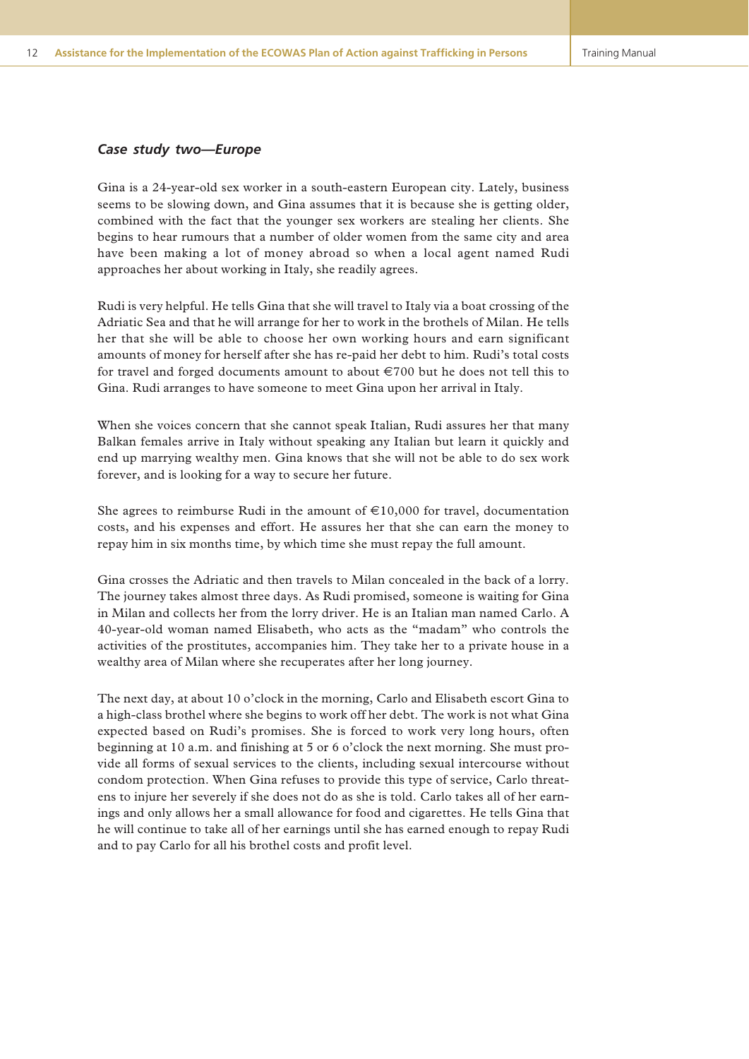### *Case study two—Europe*

Gina is a 24-year-old sex worker in a south-eastern European city. Lately, business seems to be slowing down, and Gina assumes that it is because she is getting older, combined with the fact that the younger sex workers are stealing her clients. She begins to hear rumours that a number of older women from the same city and area have been making a lot of money abroad so when a local agent named Rudi approaches her about working in Italy, she readily agrees.

Rudi is very helpful. He tells Gina that she will travel to Italy via a boat crossing of the Adriatic Sea and that he will arrange for her to work in the brothels of Milan. He tells her that she will be able to choose her own working hours and earn significant amounts of money for herself after she has re-paid her debt to him. Rudi's total costs for travel and forged documents amount to about €700 but he does not tell this to Gina. Rudi arranges to have someone to meet Gina upon her arrival in Italy.

When she voices concern that she cannot speak Italian, Rudi assures her that many Balkan females arrive in Italy without speaking any Italian but learn it quickly and end up marrying wealthy men. Gina knows that she will not be able to do sex work forever, and is looking for a way to secure her future.

She agrees to reimburse Rudi in the amount of €10,000 for travel, documentation costs, and his expenses and effort. He assures her that she can earn the money to repay him in six months time, by which time she must repay the full amount.

Gina crosses the Adriatic and then travels to Milan concealed in the back of a lorry. The journey takes almost three days. As Rudi promised, someone is waiting for Gina in Milan and collects her from the lorry driver. He is an Italian man named Carlo. A 40-year-old woman named Elisabeth, who acts as the "madam" who controls the activities of the prostitutes, accompanies him. They take her to a private house in a wealthy area of Milan where she recuperates after her long journey.

The next day, at about 10 o'clock in the morning, Carlo and Elisabeth escort Gina to a high-class brothel where she begins to work off her debt. The work is not what Gina expected based on Rudi's promises. She is forced to work very long hours, often beginning at 10 a.m. and finishing at 5 or 6 o'clock the next morning. She must provide all forms of sexual services to the clients, including sexual intercourse without condom protection. When Gina refuses to provide this type of service, Carlo threatens to injure her severely if she does not do as she is told. Carlo takes all of her earnings and only allows her a small allowance for food and cigarettes. He tells Gina that he will continue to take all of her earnings until she has earned enough to repay Rudi and to pay Carlo for all his brothel costs and profit level.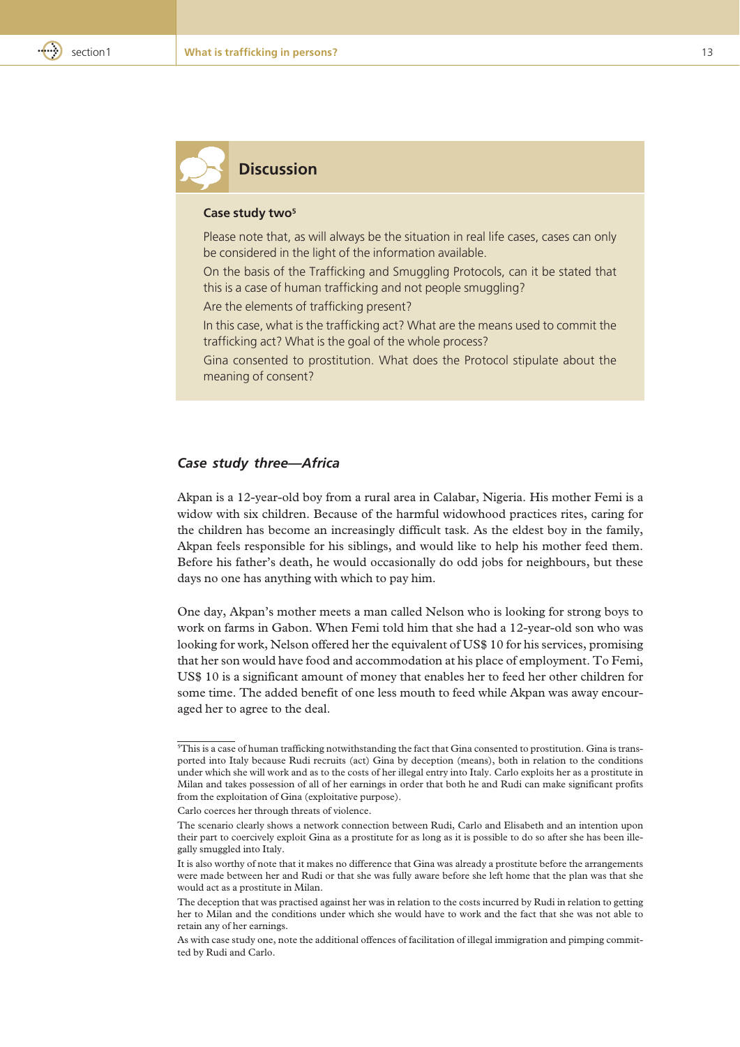## Discussion

**Case study two**[5]

Please note that, as will always be the situation in real life cases, cases can only be considered in the light of the information available.

On the basis of the Trafficking and Smuggling Protocols, can it be stated that this is a case of human trafficking and not people smuggling?

Are the elements of trafficking present?

In this case, what is the trafficking act? What are the means used to commit the trafficking act? What is the goal of the whole process?

Gina consented to prostitution. What does the Protocol stipulate about the meaning of consent?

### *Case study three—Africa*

Akpan is a 12-year-old boy from a rural area in Calabar, Nigeria. His mother Femi is a widow with six children. Because of the harmful widowhood practices rites, caring for the children has become an increasingly difficult task. As the eldest boy in the family, Akpan feels responsible for his siblings, and would like to help his mother feed them. Before his father's death, he would occasionally do odd jobs for neighbours, but these days no one has anything with which to pay him.

One day, Akpan's mother meets a man called Nelson who is looking for strong boys to work on farms in Gabon. When Femi told him that she had a 12-year-old son who was looking for work, Nelson offered her the equivalent of US$ 10 for his services, promising that her son would have food and accommodation at his place of employment. To Femi, US$ 10 is a significant amount of money that enables her to feed her other children for some time. The added benefit of one less mouth to feed while Akpan was away encouraged her to agree to the deal.

---

[5]This is a case of human trafficking notwithstanding the fact that Gina consented to prostitution. Gina is transported into Italy because Rudi recruits (act) Gina by deception (means), both in relation to the conditions under which she will work and as to the costs of her illegal entry into Italy. Carlo exploits her as a prostitute in Milan and takes possession of all of her earnings in order that both he and Rudi can make significant profits from the exploitation of Gina (exploitative purpose).

Carlo coerces her through threats of violence.

The scenario clearly shows a network connection between Rudi, Carlo and Elisabeth and an intention upon their part to coercively exploit Gina as a prostitute for as long as it is possible to do so after she has been illegally smuggled into Italy.

It is also worthy of note that it makes no difference that Gina was already a prostitute before the arrangements were made between her and Rudi or that she was fully aware before she left home that the plan was that she would act as a prostitute in Milan.

The deception that was practised against her was in relation to the costs incurred by Rudi in relation to getting her to Milan and the conditions under which she would have to work and the fact that she was not able to retain any of her earnings.

As with case study one, note the additional offences of facilitation of illegal immigration and pimping committed by Rudi and Carlo.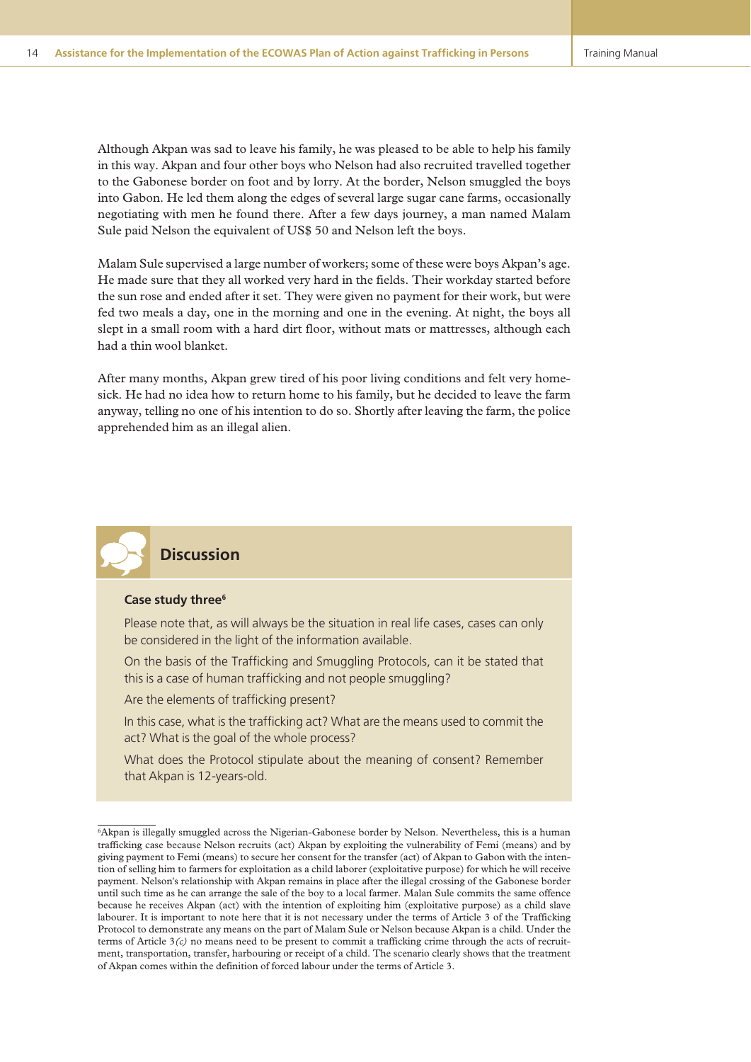Although Akpan was sad to leave his family, he was pleased to be able to help his family in this way. Akpan and four other boys who Nelson had also recruited travelled together to the Gabonese border on foot and by lorry. At the border, Nelson smuggled the boys into Gabon. He led them along the edges of several large sugar cane farms, occasionally negotiating with men he found there. After a few days journey, a man named Malam Sule paid Nelson the equivalent of US$ 50 and Nelson left the boys.

Malam Sule supervised a large number of workers; some of these were boys Akpan's age. He made sure that they all worked very hard in the fields. Their workday started before the sun rose and ended after it set. They were given no payment for their work, but were fed two meals a day, one in the morning and one in the evening. At night, the boys all slept in a small room with a hard dirt floor, without mats or mattresses, although each had a thin wool blanket.

After many months, Akpan grew tired of his poor living conditions and felt very homesick. He had no idea how to return home to his family, but he decided to leave the farm anyway, telling no one of his intention to do so. Shortly after leaving the farm, the police apprehended him as an illegal alien.

## Discussion

**Case study three**[6]

Please note that, as will always be the situation in real life cases, cases can only be considered in the light of the information available.

On the basis of the Trafficking and Smuggling Protocols, can it be stated that this is a case of human trafficking and not people smuggling?

Are the elements of trafficking present?

In this case, what is the trafficking act? What are the means used to commit the act? What is the goal of the whole process?

What does the Protocol stipulate about the meaning of consent? Remember that Akpan is 12-years-old.

---

[6]Akpan is illegally smuggled across the Nigerian-Gabonese border by Nelson. Nevertheless, this is a human trafficking case because Nelson recruits (act) Akpan by exploiting the vulnerability of Femi (means) and by giving payment to Femi (means) to secure her consent for the transfer (act) of Akpan to Gabon with the intention of selling him to farmers for exploitation as a child laborer (exploitative purpose) for which he will receive payment. Nelson's relationship with Akpan remains in place after the illegal crossing of the Gabonese border until such time as he can arrange the sale of the boy to a local farmer. Malan Sule commits the same offence because he receives Akpan (act) with the intention of exploiting him (exploitative purpose) as a child slave labourer. It is important to note here that it is not necessary under the terms of Article 3 of the Trafficking Protocol to demonstrate any means on the part of Malam Sule or Nelson because Akpan is a child. Under the terms of Article 3*(c)* no means need to be present to commit a trafficking crime through the acts of recruitment, transportation, transfer, harbouring or receipt of a child. The scenario clearly shows that the treatment of Akpan comes within the definition of forced labour under the terms of Article 3.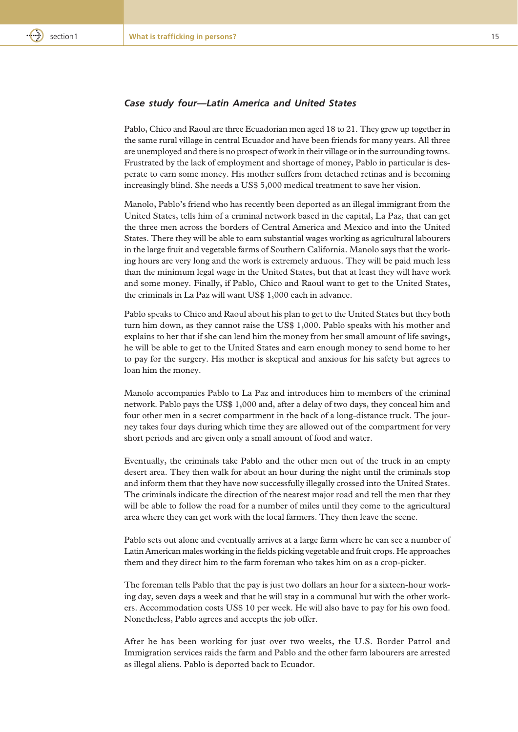### *Case study four—Latin America and United States*

Pablo, Chico and Raoul are three Ecuadorian men aged 18 to 21. They grew up together in the same rural village in central Ecuador and have been friends for many years. All three are unemployed and there is no prospect of work in their village or in the surrounding towns. Frustrated by the lack of employment and shortage of money, Pablo in particular is desperate to earn some money. His mother suffers from detached retinas and is becoming increasingly blind. She needs a US$ 5,000 medical treatment to save her vision.

Manolo, Pablo's friend who has recently been deported as an illegal immigrant from the United States, tells him of a criminal network based in the capital, La Paz, that can get the three men across the borders of Central America and Mexico and into the United States. There they will be able to earn substantial wages working as agricultural labourers in the large fruit and vegetable farms of Southern California. Manolo says that the working hours are very long and the work is extremely arduous. They will be paid much less than the minimum legal wage in the United States, but that at least they will have work and some money. Finally, if Pablo, Chico and Raoul want to get to the United States, the criminals in La Paz will want US$ 1,000 each in advance.

Pablo speaks to Chico and Raoul about his plan to get to the United States but they both turn him down, as they cannot raise the US$ 1,000. Pablo speaks with his mother and explains to her that if she can lend him the money from her small amount of life savings, he will be able to get to the United States and earn enough money to send home to her to pay for the surgery. His mother is skeptical and anxious for his safety but agrees to loan him the money.

Manolo accompanies Pablo to La Paz and introduces him to members of the criminal network. Pablo pays the US$ 1,000 and, after a delay of two days, they conceal him and four other men in a secret compartment in the back of a long-distance truck. The journey takes four days during which time they are allowed out of the compartment for very short periods and are given only a small amount of food and water.

Eventually, the criminals take Pablo and the other men out of the truck in an empty desert area. They then walk for about an hour during the night until the criminals stop and inform them that they have now successfully illegally crossed into the United States. The criminals indicate the direction of the nearest major road and tell the men that they will be able to follow the road for a number of miles until they come to the agricultural area where they can get work with the local farmers. They then leave the scene.

Pablo sets out alone and eventually arrives at a large farm where he can see a number of Latin American males working in the fields picking vegetable and fruit crops. He approaches them and they direct him to the farm foreman who takes him on as a crop-picker.

The foreman tells Pablo that the pay is just two dollars an hour for a sixteen-hour working day, seven days a week and that he will stay in a communal hut with the other workers. Accommodation costs US$ 10 per week. He will also have to pay for his own food. Nonetheless, Pablo agrees and accepts the job offer.

After he has been working for just over two weeks, the U.S. Border Patrol and Immigration services raids the farm and Pablo and the other farm labourers are arrested as illegal aliens. Pablo is deported back to Ecuador.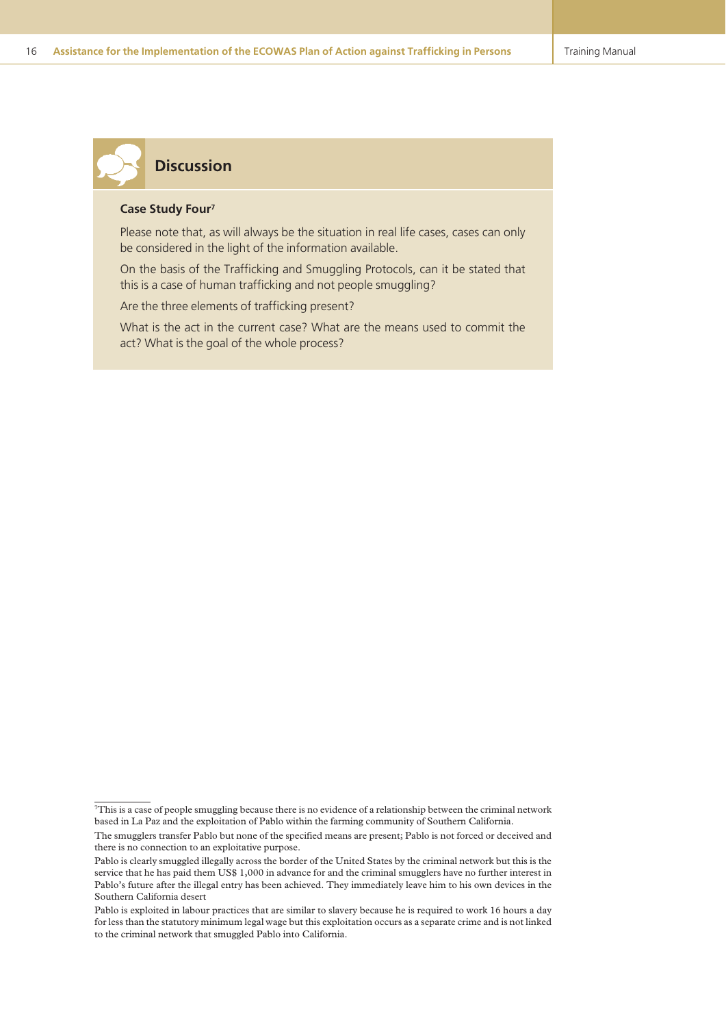## Discussion

**Case Study Four**[7]

Please note that, as will always be the situation in real life cases, cases can only be considered in the light of the information available.

On the basis of the Trafficking and Smuggling Protocols, can it be stated that this is a case of human trafficking and not people smuggling?

Are the three elements of trafficking present?

What is the act in the current case? What are the means used to commit the act? What is the goal of the whole process?

---

[7]This is a case of people smuggling because there is no evidence of a relationship between the criminal network based in La Paz and the exploitation of Pablo within the farming community of Southern California.

The smugglers transfer Pablo but none of the specified means are present; Pablo is not forced or deceived and there is no connection to an exploitative purpose.

Pablo is clearly smuggled illegally across the border of the United States by the criminal network but this is the service that he has paid them US$ 1,000 in advance for and the criminal smugglers have no further interest in Pablo's future after the illegal entry has been achieved. They immediately leave him to his own devices in the Southern California desert

Pablo is exploited in labour practices that are similar to slavery because he is required to work 16 hours a day for less than the statutory minimum legal wage but this exploitation occurs as a separate crime and is not linked to the criminal network that smuggled Pablo into California.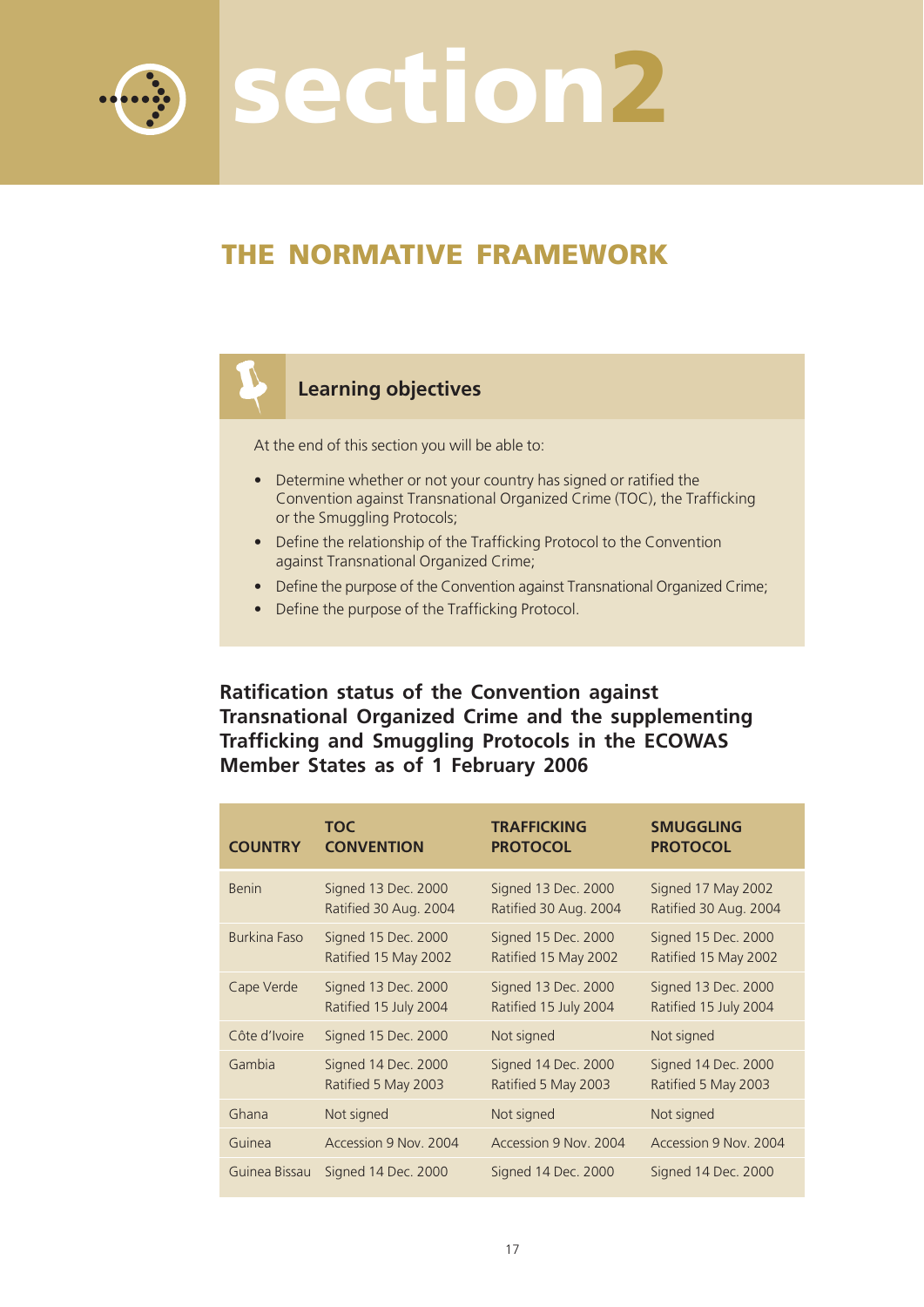# section2

## THE NORMATIVE FRAMEWORK

### Learning objectives

At the end of this section you will be able to:

- Determine whether or not your country has signed or ratified the Convention against Transnational Organized Crime (TOC), the Trafficking or the Smuggling Protocols;
- Define the relationship of the Trafficking Protocol to the Convention against Transnational Organized Crime;
- Define the purpose of the Convention against Transnational Organized Crime;
- Define the purpose of the Trafficking Protocol.

### Ratification status of the Convention against Transnational Organized Crime and the supplementing Trafficking and Smuggling Protocols in the ECOWAS Member States as of 1 February 2006

| COUNTRY | TOC CONVENTION | TRAFFICKING PROTOCOL | SMUGGLING PROTOCOL |
|---|---|---|---|
| Benin | Signed 13 Dec. 2000<br>Ratified 30 Aug. 2004 | Signed 13 Dec. 2000<br>Ratified 30 Aug. 2004 | Signed 17 May 2002<br>Ratified 30 Aug. 2004 |
| Burkina Faso | Signed 15 Dec. 2000<br>Ratified 15 May 2002 | Signed 15 Dec. 2000<br>Ratified 15 May 2002 | Signed 15 Dec. 2000<br>Ratified 15 May 2002 |
| Cape Verde | Signed 13 Dec. 2000<br>Ratified 15 July 2004 | Signed 13 Dec. 2000<br>Ratified 15 July 2004 | Signed 13 Dec. 2000<br>Ratified 15 July 2004 |
| Côte d'Ivoire | Signed 15 Dec. 2000 | Not signed | Not signed |
| Gambia | Signed 14 Dec. 2000<br>Ratified 5 May 2003 | Signed 14 Dec. 2000<br>Ratified 5 May 2003 | Signed 14 Dec. 2000<br>Ratified 5 May 2003 |
| Ghana | Not signed | Not signed | Not signed |
| Guinea | Accession 9 Nov. 2004 | Accession 9 Nov. 2004 | Accession 9 Nov. 2004 |
| Guinea Bissau | Signed 14 Dec. 2000 | Signed 14 Dec. 2000 | Signed 14 Dec. 2000 |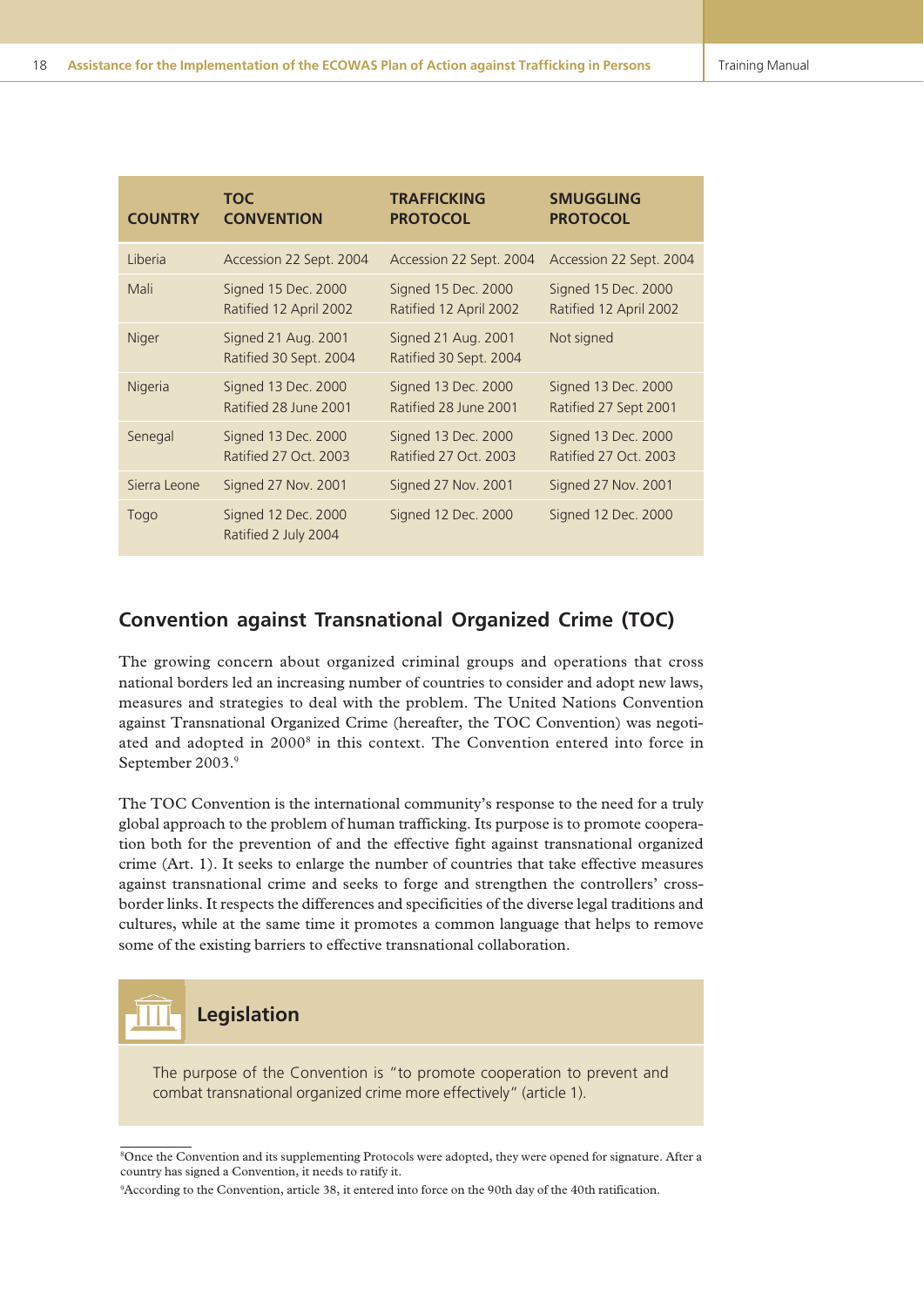| COUNTRY | TOC CONVENTION | TRAFFICKING PROTOCOL | SMUGGLING PROTOCOL |
|---|---|---|---|
| Liberia | Accession 22 Sept. 2004 | Accession 22 Sept. 2004 | Accession 22 Sept. 2004 |
| Mali | Signed 15 Dec. 2000 Ratified 12 April 2002 | Signed 15 Dec. 2000 Ratified 12 April 2002 | Signed 15 Dec. 2000 Ratified 12 April 2002 |
| Niger | Signed 21 Aug. 2001 Ratified 30 Sept. 2004 | Signed 21 Aug. 2001 Ratified 30 Sept. 2004 | Not signed |
| Nigeria | Signed 13 Dec. 2000 Ratified 28 June 2001 | Signed 13 Dec. 2000 Ratified 28 June 2001 | Signed 13 Dec. 2000 Ratified 27 Sept 2001 |
| Senegal | Signed 13 Dec. 2000 Ratified 27 Oct. 2003 | Signed 13 Dec. 2000 Ratified 27 Oct. 2003 | Signed 13 Dec. 2000 Ratified 27 Oct. 2003 |
| Sierra Leone | Signed 27 Nov. 2001 | Signed 27 Nov. 2001 | Signed 27 Nov. 2001 |
| Togo | Signed 12 Dec. 2000 Ratified 2 July 2004 | Signed 12 Dec. 2000 | Signed 12 Dec. 2000 |

## Convention against Transnational Organized Crime (TOC)

The growing concern about organized criminal groups and operations that cross national borders led an increasing number of countries to consider and adopt new laws, measures and strategies to deal with the problem. The United Nations Convention against Transnational Organized Crime (hereafter, the TOC Convention) was negotiated and adopted in 2000[8] in this context. The Convention entered into force in September 2003.[9]

The TOC Convention is the international community's response to the need for a truly global approach to the problem of human trafficking. Its purpose is to promote cooperation both for the prevention of and the effective fight against transnational organized crime (Art. 1). It seeks to enlarge the number of countries that take effective measures against transnational crime and seeks to forge and strengthen the controllers' cross-border links. It respects the differences and specificities of the diverse legal traditions and cultures, while at the same time it promotes a common language that helps to remove some of the existing barriers to effective transnational collaboration.

### Legislation

The purpose of the Convention is "to promote cooperation to prevent and combat transnational organized crime more effectively" (article 1).

[8] Once the Convention and its supplementing Protocols were adopted, they were opened for signature. After a country has signed a Convention, it needs to ratify it.

[9] According to the Convention, article 38, it entered into force on the 90th day of the 40th ratification.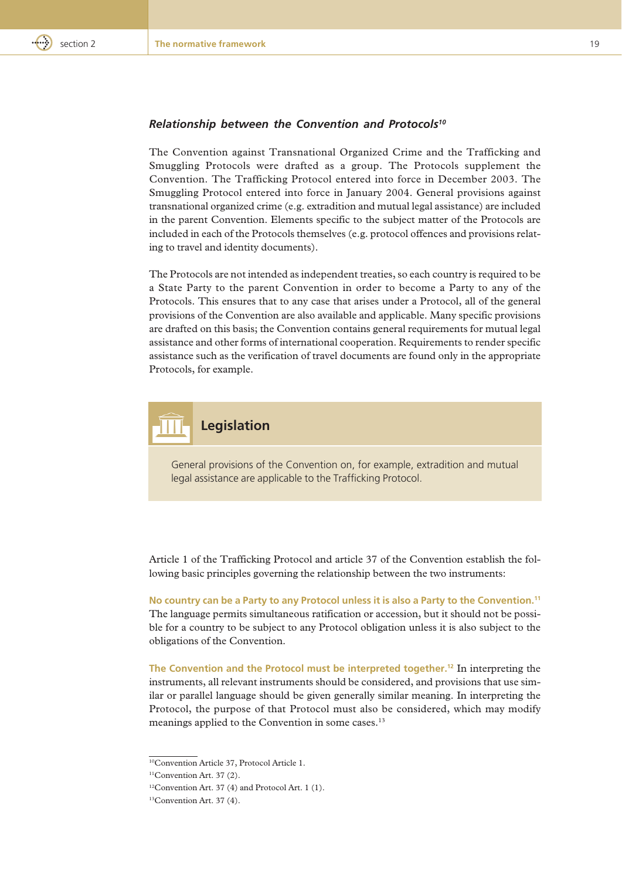### *Relationship between the Convention and Protocols*[10]

The Convention against Transnational Organized Crime and the Trafficking and Smuggling Protocols were drafted as a group. The Protocols supplement the Convention. The Trafficking Protocol entered into force in December 2003. The Smuggling Protocol entered into force in January 2004. General provisions against transnational organized crime (e.g. extradition and mutual legal assistance) are included in the parent Convention. Elements specific to the subject matter of the Protocols are included in each of the Protocols themselves (e.g. protocol offences and provisions relating to travel and identity documents).

The Protocols are not intended as independent treaties, so each country is required to be a State Party to the parent Convention in order to become a Party to any of the Protocols. This ensures that to any case that arises under a Protocol, all of the general provisions of the Convention are also available and applicable. Many specific provisions are drafted on this basis; the Convention contains general requirements for mutual legal assistance and other forms of international cooperation. Requirements to render specific assistance such as the verification of travel documents are found only in the appropriate Protocols, for example.

> **Legislation**
>
> General provisions of the Convention on, for example, extradition and mutual legal assistance are applicable to the Trafficking Protocol.

Article 1 of the Trafficking Protocol and article 37 of the Convention establish the following basic principles governing the relationship between the two instruments:

**No country can be a Party to any Protocol unless it is also a Party to the Convention.**[11] The language permits simultaneous ratification or accession, but it should not be possible for a country to be subject to any Protocol obligation unless it is also subject to the obligations of the Convention.

**The Convention and the Protocol must be interpreted together.**[12] In interpreting the instruments, all relevant instruments should be considered, and provisions that use similar or parallel language should be given generally similar meaning. In interpreting the Protocol, the purpose of that Protocol must also be considered, which may modify meanings applied to the Convention in some cases.[13]

---

[10] Convention Article 37, Protocol Article 1.

[11] Convention Art. 37 (2).

[12] Convention Art. 37 (4) and Protocol Art. 1 (1).

[13] Convention Art. 37 (4).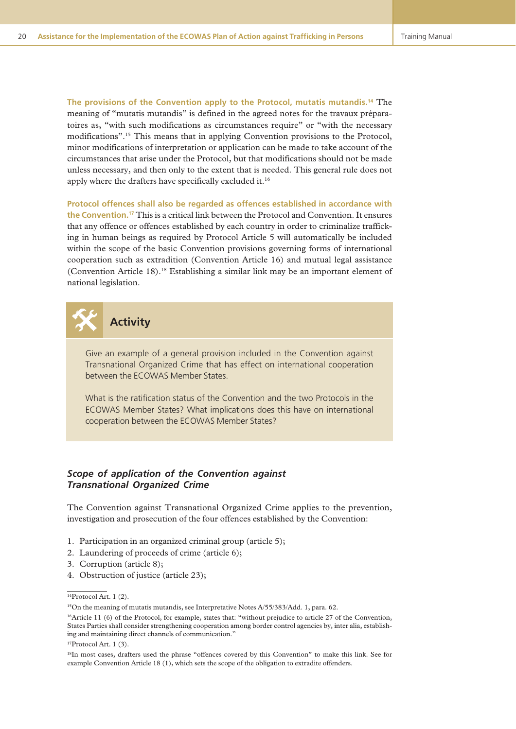**The provisions of the Convention apply to the Protocol, mutatis mutandis.**[14] The meaning of "mutatis mutandis" is defined in the agreed notes for the travaux préparatoires as, "with such modifications as circumstances require" or "with the necessary modifications".[15] This means that in applying Convention provisions to the Protocol, minor modifications of interpretation or application can be made to take account of the circumstances that arise under the Protocol, but that modifications should not be made unless necessary, and then only to the extent that is needed. This general rule does not apply where the drafters have specifically excluded it.[16]

**Protocol offences shall also be regarded as offences established in accordance with the Convention.**[17] This is a critical link between the Protocol and Convention. It ensures that any offence or offences established by each country in order to criminalize trafficking in human beings as required by Protocol Article 5 will automatically be included within the scope of the basic Convention provisions governing forms of international cooperation such as extradition (Convention Article 16) and mutual legal assistance (Convention Article 18).[18] Establishing a similar link may be an important element of national legislation.

## Activity

Give an example of a general provision included in the Convention against Transnational Organized Crime that has effect on international cooperation between the ECOWAS Member States.

What is the ratification status of the Convention and the two Protocols in the ECOWAS Member States? What implications does this have on international cooperation between the ECOWAS Member States?

### *Scope of application of the Convention against Transnational Organized Crime*

The Convention against Transnational Organized Crime applies to the prevention, investigation and prosecution of the four offences established by the Convention:

1. Participation in an organized criminal group (article 5);
2. Laundering of proceeds of crime (article 6);
3. Corruption (article 8);
4. Obstruction of justice (article 23);

---

[14] Protocol Art. 1 (2).

[15] On the meaning of mutatis mutandis, see Interpretative Notes A/55/383/Add. 1, para. 62.

[16] Article 11 (6) of the Protocol, for example, states that: "without prejudice to article 27 of the Convention, States Parties shall consider strengthening cooperation among border control agencies by, inter alia, establishing and maintaining direct channels of communication."

[17] Protocol Art. 1 (3).

[18] In most cases, drafters used the phrase "offences covered by this Convention" to make this link. See for example Convention Article 18 (1), which sets the scope of the obligation to extradite offenders.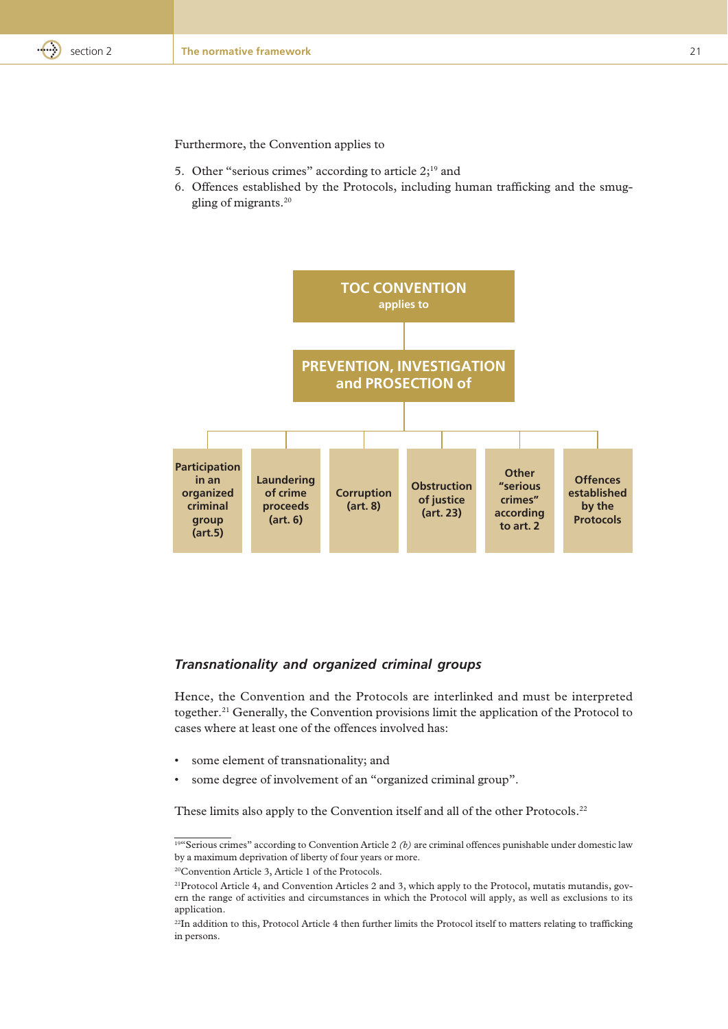Furthermore, the Convention applies to

5. Other "serious crimes" according to article 2;[19] and
6. Offences established by the Protocols, including human trafficking and the smuggling of migrants.[20]

**TOC CONVENTION**
**applies to**

**PREVENTION, INVESTIGATION and PROSECTION of**

| Participation in an organized criminal group (art.5) | Laundering of crime proceeds (art. 6) | Corruption (art. 8) | Obstruction of justice (art. 23) | Other "serious crimes" according to art. 2 | Offences established by the Protocols |
|---|---|---|---|---|---|

### *Transnationality and organized criminal groups*

Hence, the Convention and the Protocols are interlinked and must be interpreted together.[21] Generally, the Convention provisions limit the application of the Protocol to cases where at least one of the offences involved has:

- some element of transnationality; and
- some degree of involvement of an "organized criminal group".

These limits also apply to the Convention itself and all of the other Protocols.[22]

---

[19]"Serious crimes" according to Convention Article 2 *(b)* are criminal offences punishable under domestic law by a maximum deprivation of liberty of four years or more.

[20]Convention Article 3, Article 1 of the Protocols.

[21]Protocol Article 4, and Convention Articles 2 and 3, which apply to the Protocol, mutatis mutandis, govern the range of activities and circumstances in which the Protocol will apply, as well as exclusions to its application.

[22]In addition to this, Protocol Article 4 then further limits the Protocol itself to matters relating to trafficking in persons.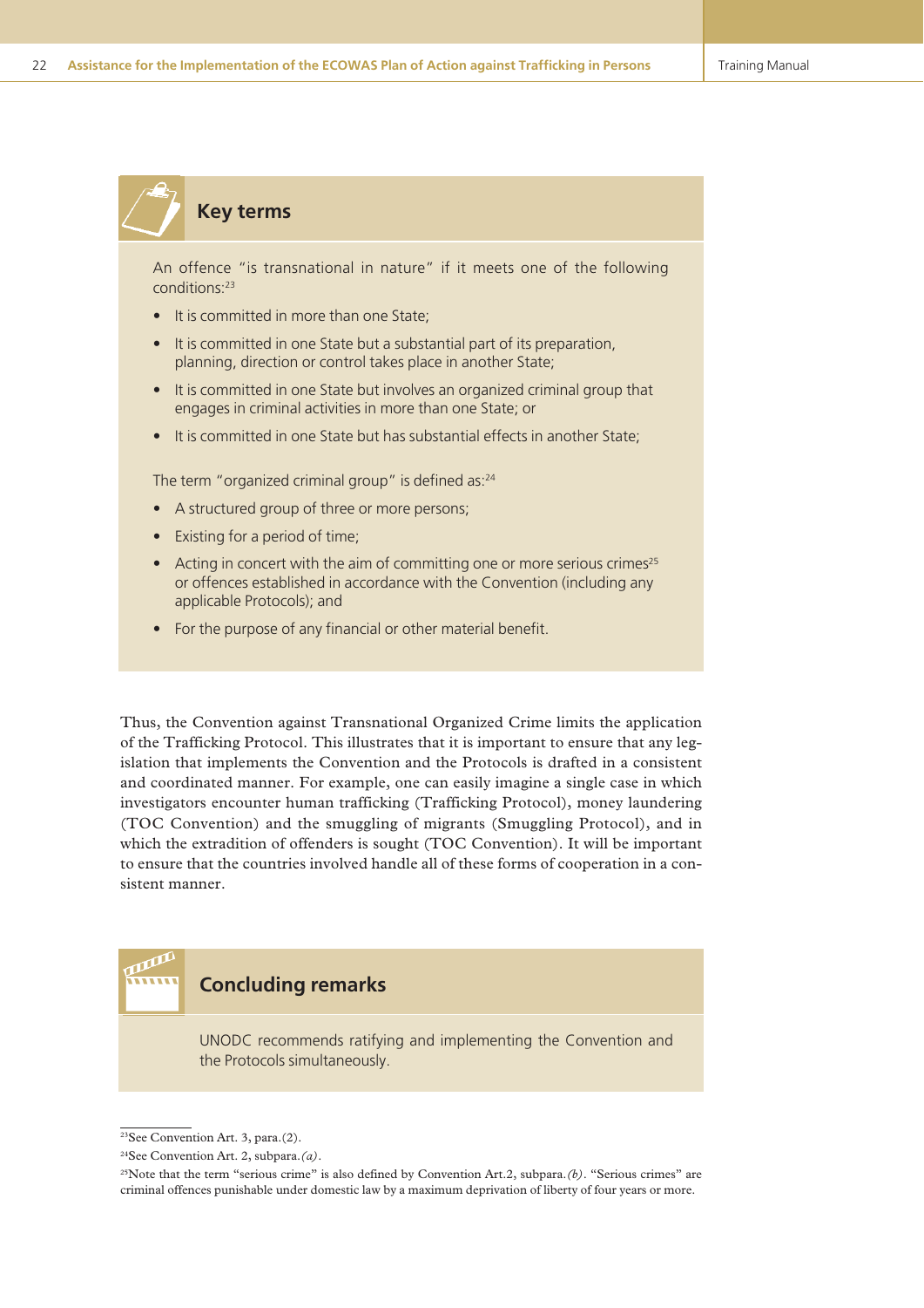## Key terms

An offence "is transnational in nature" if it meets one of the following conditions:[23]

- It is committed in more than one State;
- It is committed in one State but a substantial part of its preparation, planning, direction or control takes place in another State;
- It is committed in one State but involves an organized criminal group that engages in criminal activities in more than one State; or
- It is committed in one State but has substantial effects in another State;

The term "organized criminal group" is defined as:[24]

- A structured group of three or more persons;
- Existing for a period of time;
- Acting in concert with the aim of committing one or more serious crimes[25] or offences established in accordance with the Convention (including any applicable Protocols); and
- For the purpose of any financial or other material benefit.

Thus, the Convention against Transnational Organized Crime limits the application of the Trafficking Protocol. This illustrates that it is important to ensure that any legislation that implements the Convention and the Protocols is drafted in a consistent and coordinated manner. For example, one can easily imagine a single case in which investigators encounter human trafficking (Trafficking Protocol), money laundering (TOC Convention) and the smuggling of migrants (Smuggling Protocol), and in which the extradition of offenders is sought (TOC Convention). It will be important to ensure that the countries involved handle all of these forms of cooperation in a consistent manner.

## Concluding remarks

UNODC recommends ratifying and implementing the Convention and the Protocols simultaneously.

[23]See Convention Art. 3, para.(2).

[24]See Convention Art. 2, subpara.*(a)*.

[25]Note that the term "serious crime" is also defined by Convention Art.2, subpara.*(b)*. "Serious crimes" are criminal offences punishable under domestic law by a maximum deprivation of liberty of four years or more.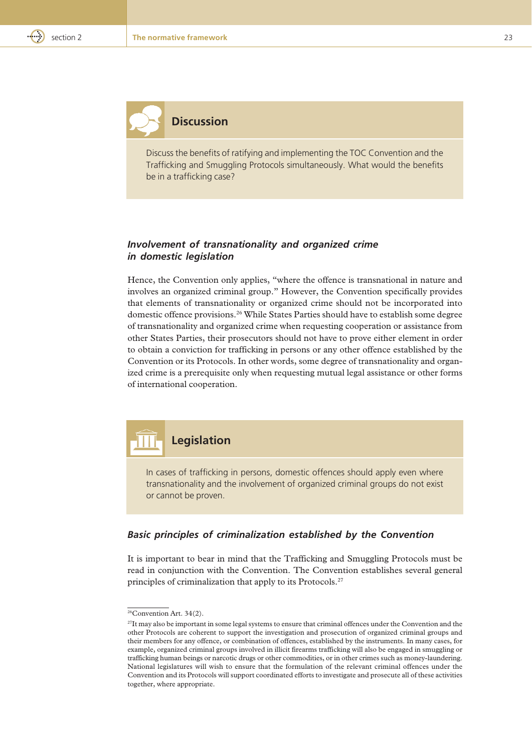## Discussion

Discuss the benefits of ratifying and implementing the TOC Convention and the Trafficking and Smuggling Protocols simultaneously. What would the benefits be in a trafficking case?

### *Involvement of transnationality and organized crime in domestic legislation*

Hence, the Convention only applies, "where the offence is transnational in nature and involves an organized criminal group." However, the Convention specifically provides that elements of transnationality or organized crime should not be incorporated into domestic offence provisions.[26] While States Parties should have to establish some degree of transnationality and organized crime when requesting cooperation or assistance from other States Parties, their prosecutors should not have to prove either element in order to obtain a conviction for trafficking in persons or any other offence established by the Convention or its Protocols. In other words, some degree of transnationality and organized crime is a prerequisite only when requesting mutual legal assistance or other forms of international cooperation.

## Legislation

In cases of trafficking in persons, domestic offences should apply even where transnationality and the involvement of organized criminal groups do not exist or cannot be proven.

### *Basic principles of criminalization established by the Convention*

It is important to bear in mind that the Trafficking and Smuggling Protocols must be read in conjunction with the Convention. The Convention establishes several general principles of criminalization that apply to its Protocols.[27]

---

[26] Convention Art. 34(2).

[27] It may also be important in some legal systems to ensure that criminal offences under the Convention and the other Protocols are coherent to support the investigation and prosecution of organized criminal groups and their members for any offence, or combination of offences, established by the instruments. In many cases, for example, organized criminal groups involved in illicit firearms trafficking will also be engaged in smuggling or trafficking human beings or narcotic drugs or other commodities, or in other crimes such as money-laundering. National legislatures will wish to ensure that the formulation of the relevant criminal offences under the Convention and its Protocols will support coordinated efforts to investigate and prosecute all of these activities together, where appropriate.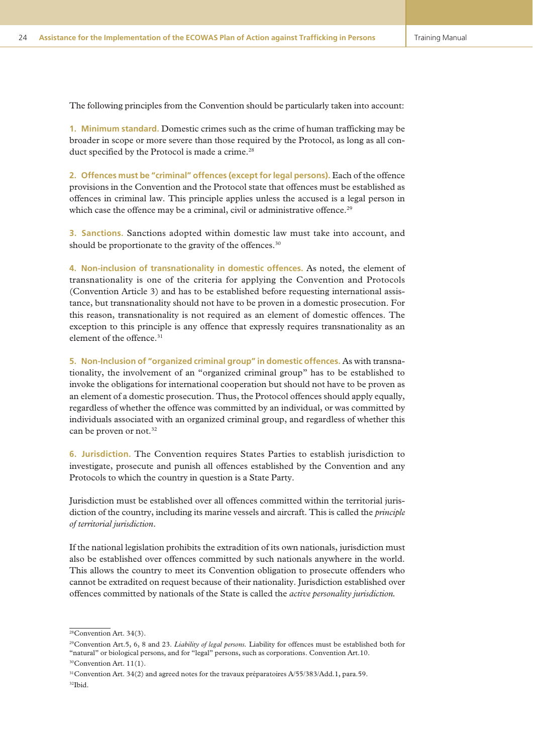The following principles from the Convention should be particularly taken into account:

**1. Minimum standard.** Domestic crimes such as the crime of human trafficking may be broader in scope or more severe than those required by the Protocol, as long as all conduct specified by the Protocol is made a crime.[28]

**2. Offences must be "criminal" offences (except for legal persons).** Each of the offence provisions in the Convention and the Protocol state that offences must be established as offences in criminal law. This principle applies unless the accused is a legal person in which case the offence may be a criminal, civil or administrative offence.[29]

**3. Sanctions.** Sanctions adopted within domestic law must take into account, and should be proportionate to the gravity of the offences.[30]

**4. Non-inclusion of transnationality in domestic offences.** As noted, the element of transnationality is one of the criteria for applying the Convention and Protocols (Convention Article 3) and has to be established before requesting international assistance, but transnationality should not have to be proven in a domestic prosecution. For this reason, transnationality is not required as an element of domestic offences. The exception to this principle is any offence that expressly requires transnationality as an element of the offence.[31]

**5. Non-Inclusion of "organized criminal group" in domestic offences.** As with transnationality, the involvement of an "organized criminal group" has to be established to invoke the obligations for international cooperation but should not have to be proven as an element of a domestic prosecution. Thus, the Protocol offences should apply equally, regardless of whether the offence was committed by an individual, or was committed by individuals associated with an organized criminal group, and regardless of whether this can be proven or not.[32]

**6. Jurisdiction.** The Convention requires States Parties to establish jurisdiction to investigate, prosecute and punish all offences established by the Convention and any Protocols to which the country in question is a State Party.

Jurisdiction must be established over all offences committed within the territorial jurisdiction of the country, including its marine vessels and aircraft. This is called the *principle of territorial jurisdiction*.

If the national legislation prohibits the extradition of its own nationals, jurisdiction must also be established over offences committed by such nationals anywhere in the world. This allows the country to meet its Convention obligation to prosecute offenders who cannot be extradited on request because of their nationality. Jurisdiction established over offences committed by nationals of the State is called the *active personality jurisdiction.*

---

[28] Convention Art. 34(3).

[29] Convention Art.5, 6, 8 and 23. *Liability of legal persons.* Liability for offences must be established both for "natural" or biological persons, and for "legal" persons, such as corporations. Convention Art.10.

[30] Convention Art. 11(1).

[31] Convention Art. 34(2) and agreed notes for the travaux préparatoires A/55/383/Add.1, para.59.

[32] Ibid.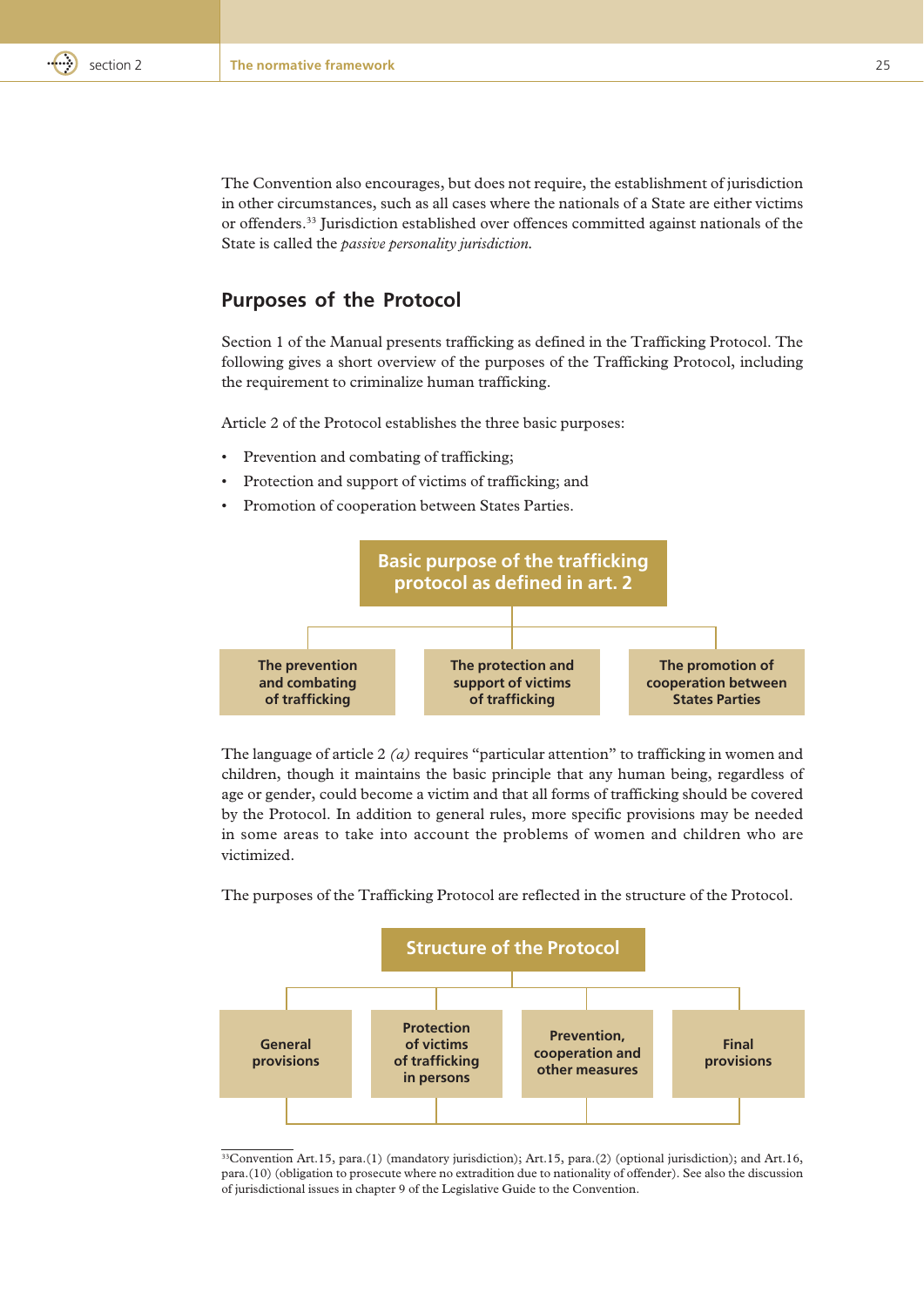The Convention also encourages, but does not require, the establishment of jurisdiction in other circumstances, such as all cases where the nationals of a State are either victims or offenders.[33] Jurisdiction established over offences committed against nationals of the State is called the *passive personality jurisdiction.*

## Purposes of the Protocol

Section 1 of the Manual presents trafficking as defined in the Trafficking Protocol. The following gives a short overview of the purposes of the Trafficking Protocol, including the requirement to criminalize human trafficking.

Article 2 of the Protocol establishes the three basic purposes:

- Prevention and combating of trafficking;
- Protection and support of victims of trafficking; and
- Promotion of cooperation between States Parties.

**Basic purpose of the trafficking protocol as defined in art. 2**

- **The prevention and combating of trafficking**
- **The protection and support of victims of trafficking**
- **The promotion of cooperation between States Parties**

The language of article 2 *(a)* requires "particular attention" to trafficking in women and children, though it maintains the basic principle that any human being, regardless of age or gender, could become a victim and that all forms of trafficking should be covered by the Protocol. In addition to general rules, more specific provisions may be needed in some areas to take into account the problems of women and children who are victimized.

The purposes of the Trafficking Protocol are reflected in the structure of the Protocol.

**Structure of the Protocol**

- **General provisions**
- **Protection of victims of trafficking in persons**
- **Prevention, cooperation and other measures**
- **Final provisions**

[33]Convention Art.15, para.(1) (mandatory jurisdiction); Art.15, para.(2) (optional jurisdiction); and Art.16, para.(10) (obligation to prosecute where no extradition due to nationality of offender). See also the discussion of jurisdictional issues in chapter 9 of the Legislative Guide to the Convention.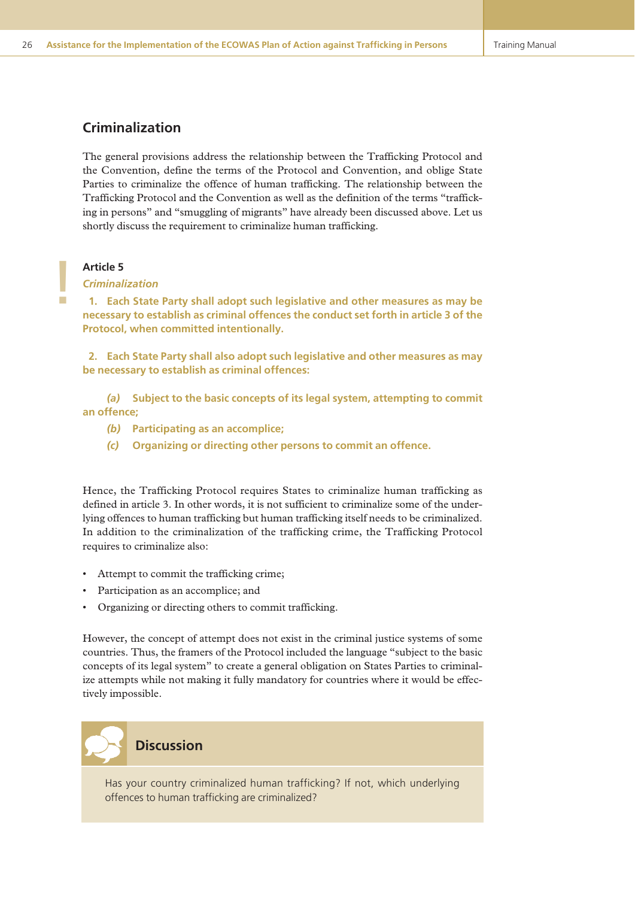## Criminalization

The general provisions address the relationship between the Trafficking Protocol and the Convention, define the terms of the Protocol and Convention, and oblige State Parties to criminalize the offence of human trafficking. The relationship between the Trafficking Protocol and the Convention as well as the definition of the terms "trafficking in persons" and "smuggling of migrants" have already been discussed above. Let us shortly discuss the requirement to criminalize human trafficking.

**Article 5**

***Criminalization***

**1. Each State Party shall adopt such legislative and other measures as may be necessary to establish as criminal offences the conduct set forth in article 3 of the Protocol, when committed intentionally.**

**2. Each State Party shall also adopt such legislative and other measures as may be necessary to establish as criminal offences:**

***(a)*** **Subject to the basic concepts of its legal system, attempting to commit an offence;**

***(b)*** **Participating as an accomplice;**

***(c)*** **Organizing or directing other persons to commit an offence.**

Hence, the Trafficking Protocol requires States to criminalize human trafficking as defined in article 3. In other words, it is not sufficient to criminalize some of the underlying offences to human trafficking but human trafficking itself needs to be criminalized. In addition to the criminalization of the trafficking crime, the Trafficking Protocol requires to criminalize also:

- Attempt to commit the trafficking crime;
- Participation as an accomplice; and
- Organizing or directing others to commit trafficking.

However, the concept of attempt does not exist in the criminal justice systems of some countries. Thus, the framers of the Protocol included the language "subject to the basic concepts of its legal system" to create a general obligation on States Parties to criminalize attempts while not making it fully mandatory for countries where it would be effectively impossible.

### Discussion

Has your country criminalized human trafficking? If not, which underlying offences to human trafficking are criminalized?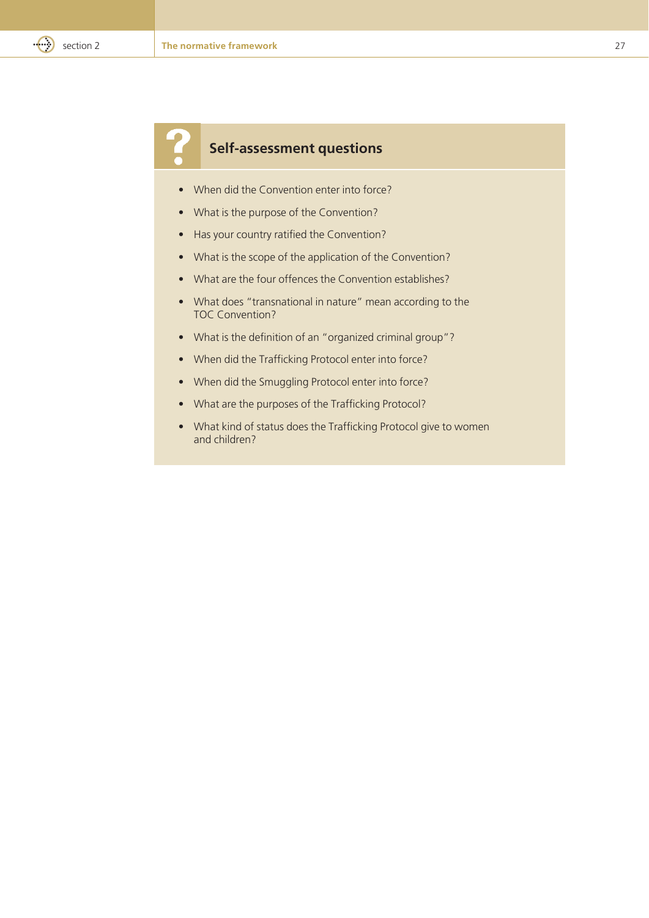## Self-assessment questions

- When did the Convention enter into force?
- What is the purpose of the Convention?
- Has your country ratified the Convention?
- What is the scope of the application of the Convention?
- What are the four offences the Convention establishes?
- What does "transnational in nature" mean according to the TOC Convention?
- What is the definition of an "organized criminal group"?
- When did the Trafficking Protocol enter into force?
- When did the Smuggling Protocol enter into force?
- What are the purposes of the Trafficking Protocol?
- What kind of status does the Trafficking Protocol give to women and children?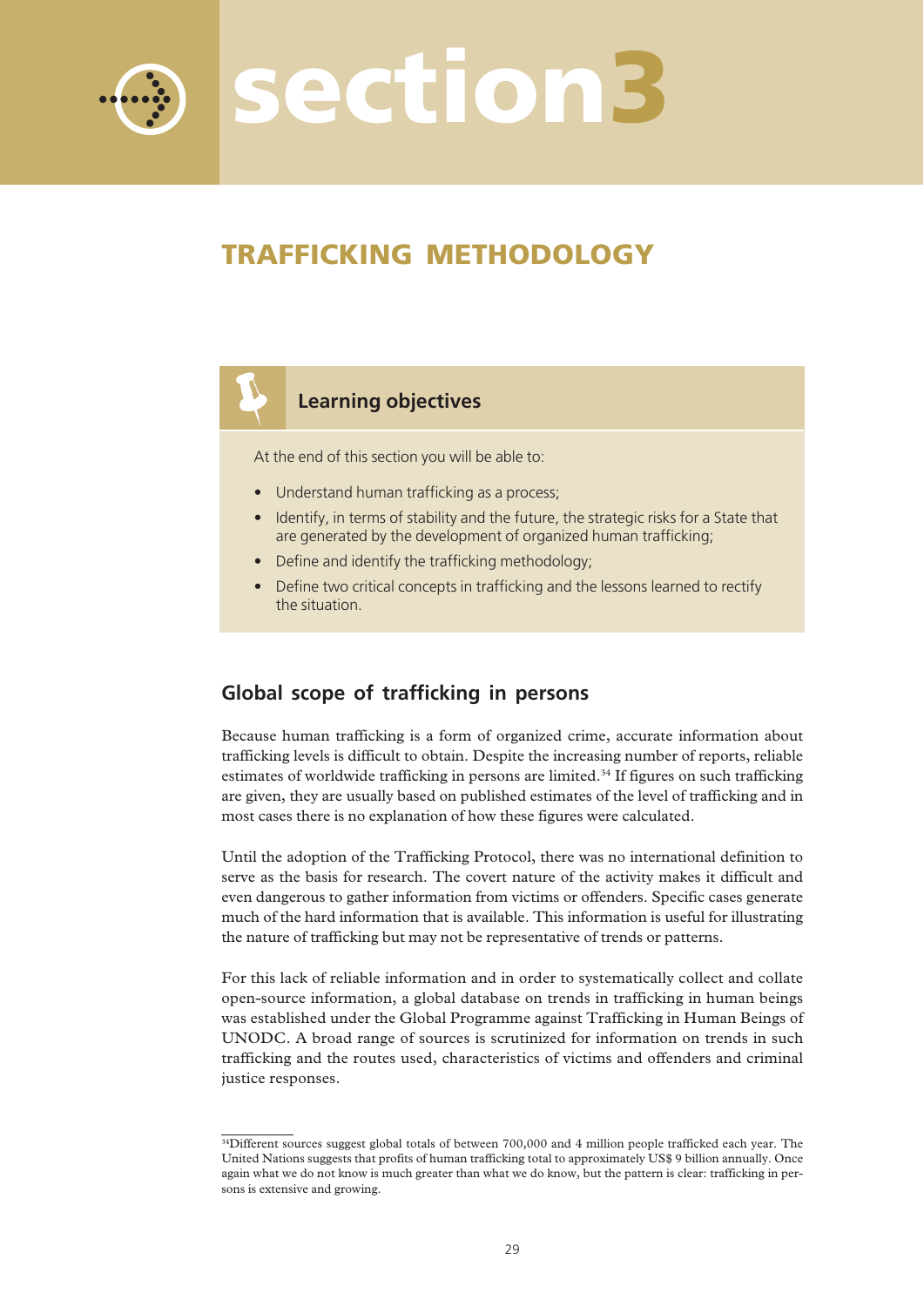# section3

## TRAFFICKING METHODOLOGY

### Learning objectives

At the end of this section you will be able to:

- Understand human trafficking as a process;
- Identify, in terms of stability and the future, the strategic risks for a State that are generated by the development of organized human trafficking;
- Define and identify the trafficking methodology;
- Define two critical concepts in trafficking and the lessons learned to rectify the situation.

## Global scope of trafficking in persons

Because human trafficking is a form of organized crime, accurate information about trafficking levels is difficult to obtain. Despite the increasing number of reports, reliable estimates of worldwide trafficking in persons are limited.[34] If figures on such trafficking are given, they are usually based on published estimates of the level of trafficking and in most cases there is no explanation of how these figures were calculated.

Until the adoption of the Trafficking Protocol, there was no international definition to serve as the basis for research. The covert nature of the activity makes it difficult and even dangerous to gather information from victims or offenders. Specific cases generate much of the hard information that is available. This information is useful for illustrating the nature of trafficking but may not be representative of trends or patterns.

For this lack of reliable information and in order to systematically collect and collate open-source information, a global database on trends in trafficking in human beings was established under the Global Programme against Trafficking in Human Beings of UNODC. A broad range of sources is scrutinized for information on trends in such trafficking and the routes used, characteristics of victims and offenders and criminal justice responses.

---

[34] Different sources suggest global totals of between 700,000 and 4 million people trafficked each year. The United Nations suggests that profits of human trafficking total to approximately US$ 9 billion annually. Once again what we do not know is much greater than what we do know, but the pattern is clear: trafficking in persons is extensive and growing.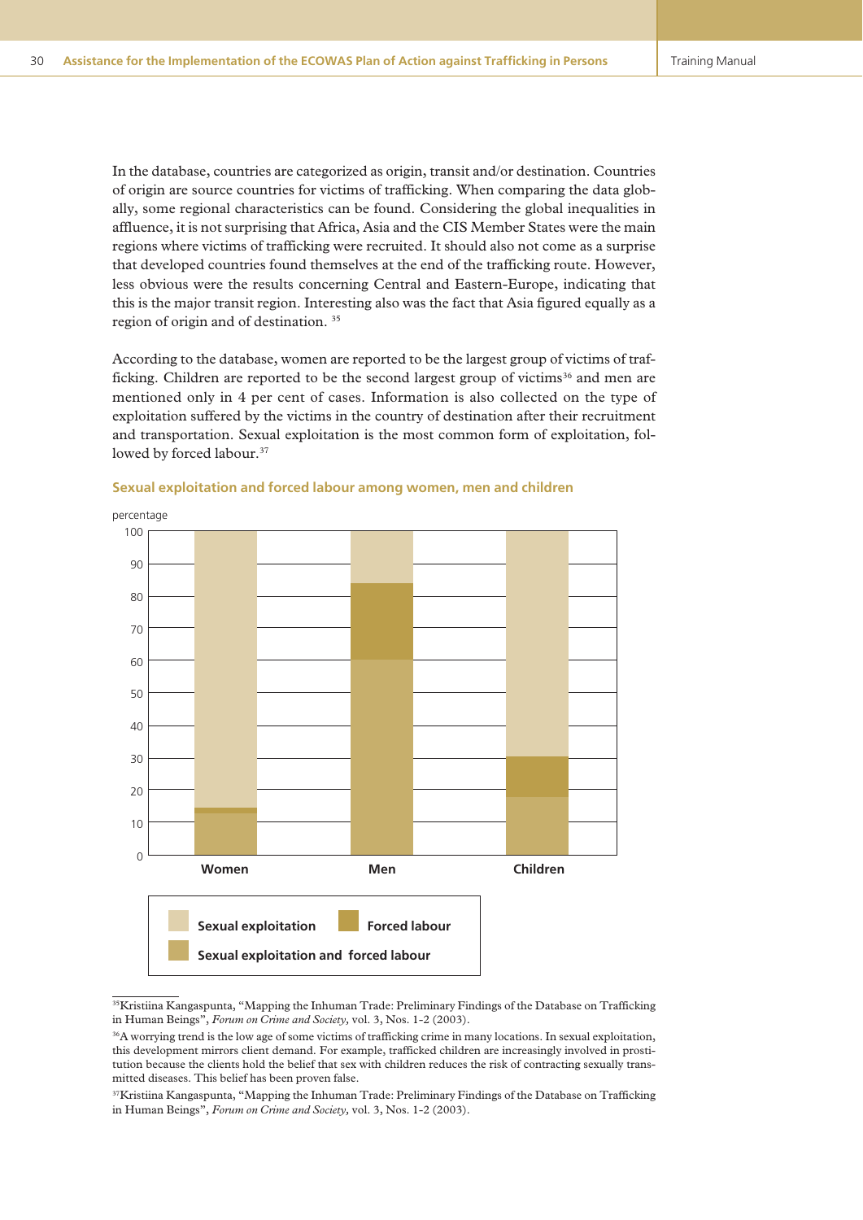In the database, countries are categorized as origin, transit and/or destination. Countries of origin are source countries for victims of trafficking. When comparing the data globally, some regional characteristics can be found. Considering the global inequalities in affluence, it is not surprising that Africa, Asia and the CIS Member States were the main regions where victims of trafficking were recruited. It should also not come as a surprise that developed countries found themselves at the end of the trafficking route. However, less obvious were the results concerning Central and Eastern-Europe, indicating that this is the major transit region. Interesting also was the fact that Asia figured equally as a region of origin and of destination. [35]

According to the database, women are reported to be the largest group of victims of trafficking. Children are reported to be the second largest group of victims[36] and men are mentioned only in 4 per cent of cases. Information is also collected on the type of exploitation suffered by the victims in the country of destination after their recruitment and transportation. Sexual exploitation is the most common form of exploitation, followed by forced labour.[37]

**Sexual exploitation and forced labour among women, men and children**

percentage

Legend: Sexual exploitation; Forced labour; Sexual exploitation and forced labour

Categories: Women, Men, Children (y-axis 0–100)

---

[35] Kristiina Kangaspunta, "Mapping the Inhuman Trade: Preliminary Findings of the Database on Trafficking in Human Beings", *Forum on Crime and Society*, vol. 3, Nos. 1-2 (2003).

[36] A worrying trend is the low age of some victims of trafficking crime in many locations. In sexual exploitation, this development mirrors client demand. For example, trafficked children are increasingly involved in prostitution because the clients hold the belief that sex with children reduces the risk of contracting sexually transmitted diseases. This belief has been proven false.

[37] Kristiina Kangaspunta, "Mapping the Inhuman Trade: Preliminary Findings of the Database on Trafficking in Human Beings", *Forum on Crime and Society*, vol. 3, Nos. 1-2 (2003).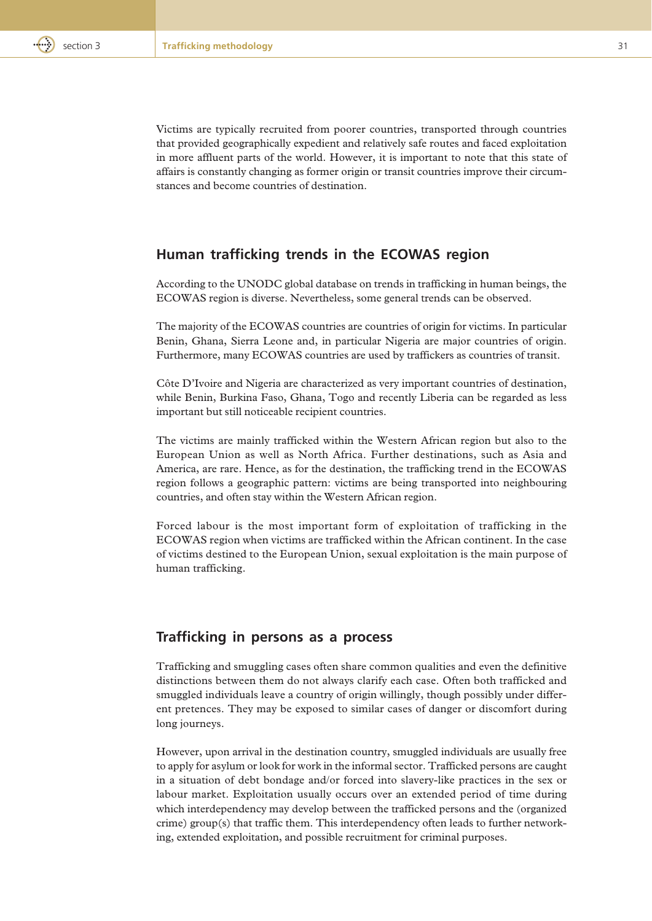Victims are typically recruited from poorer countries, transported through countries that provided geographically expedient and relatively safe routes and faced exploitation in more affluent parts of the world. However, it is important to note that this state of affairs is constantly changing as former origin or transit countries improve their circumstances and become countries of destination.

## Human trafficking trends in the ECOWAS region

According to the UNODC global database on trends in trafficking in human beings, the ECOWAS region is diverse. Nevertheless, some general trends can be observed.

The majority of the ECOWAS countries are countries of origin for victims. In particular Benin, Ghana, Sierra Leone and, in particular Nigeria are major countries of origin. Furthermore, many ECOWAS countries are used by traffickers as countries of transit.

Côte D'Ivoire and Nigeria are characterized as very important countries of destination, while Benin, Burkina Faso, Ghana, Togo and recently Liberia can be regarded as less important but still noticeable recipient countries.

The victims are mainly trafficked within the Western African region but also to the European Union as well as North Africa. Further destinations, such as Asia and America, are rare. Hence, as for the destination, the trafficking trend in the ECOWAS region follows a geographic pattern: victims are being transported into neighbouring countries, and often stay within the Western African region.

Forced labour is the most important form of exploitation of trafficking in the ECOWAS region when victims are trafficked within the African continent. In the case of victims destined to the European Union, sexual exploitation is the main purpose of human trafficking.

## Trafficking in persons as a process

Trafficking and smuggling cases often share common qualities and even the definitive distinctions between them do not always clarify each case. Often both trafficked and smuggled individuals leave a country of origin willingly, though possibly under different pretences. They may be exposed to similar cases of danger or discomfort during long journeys.

However, upon arrival in the destination country, smuggled individuals are usually free to apply for asylum or look for work in the informal sector. Trafficked persons are caught in a situation of debt bondage and/or forced into slavery-like practices in the sex or labour market. Exploitation usually occurs over an extended period of time during which interdependency may develop between the trafficked persons and the (organized crime) group(s) that traffic them. This interdependency often leads to further networking, extended exploitation, and possible recruitment for criminal purposes.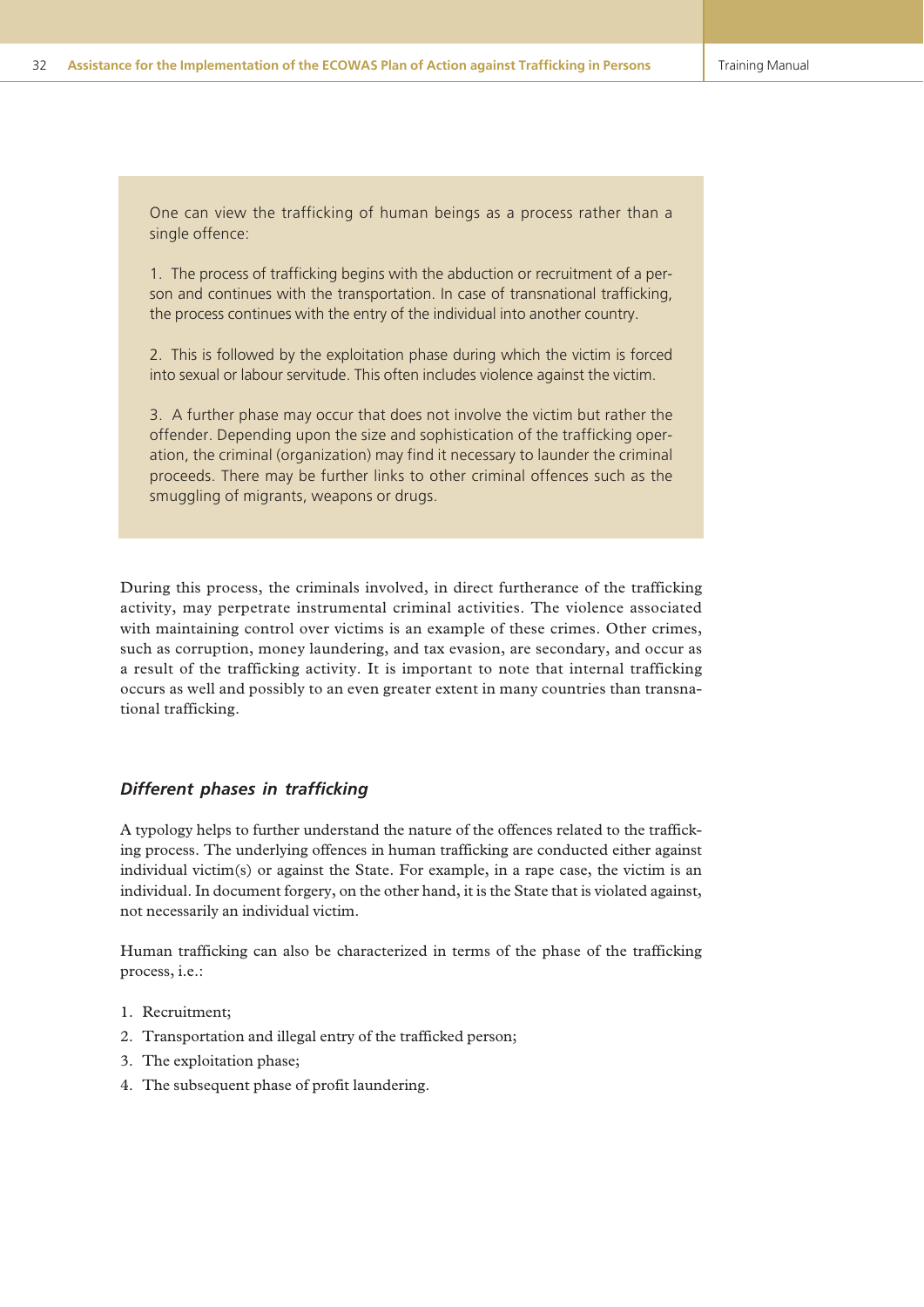One can view the trafficking of human beings as a process rather than a single offence:

1. The process of trafficking begins with the abduction or recruitment of a person and continues with the transportation. In case of transnational trafficking, the process continues with the entry of the individual into another country.

2. This is followed by the exploitation phase during which the victim is forced into sexual or labour servitude. This often includes violence against the victim.

3. A further phase may occur that does not involve the victim but rather the offender. Depending upon the size and sophistication of the trafficking operation, the criminal (organization) may find it necessary to launder the criminal proceeds. There may be further links to other criminal offences such as the smuggling of migrants, weapons or drugs.

During this process, the criminals involved, in direct furtherance of the trafficking activity, may perpetrate instrumental criminal activities. The violence associated with maintaining control over victims is an example of these crimes. Other crimes, such as corruption, money laundering, and tax evasion, are secondary, and occur as a result of the trafficking activity. It is important to note that internal trafficking occurs as well and possibly to an even greater extent in many countries than transnational trafficking.

### *Different phases in trafficking*

A typology helps to further understand the nature of the offences related to the trafficking process. The underlying offences in human trafficking are conducted either against individual victim(s) or against the State. For example, in a rape case, the victim is an individual. In document forgery, on the other hand, it is the State that is violated against, not necessarily an individual victim.

Human trafficking can also be characterized in terms of the phase of the trafficking process, i.e.:

1. Recruitment;
2. Transportation and illegal entry of the trafficked person;
3. The exploitation phase;
4. The subsequent phase of profit laundering.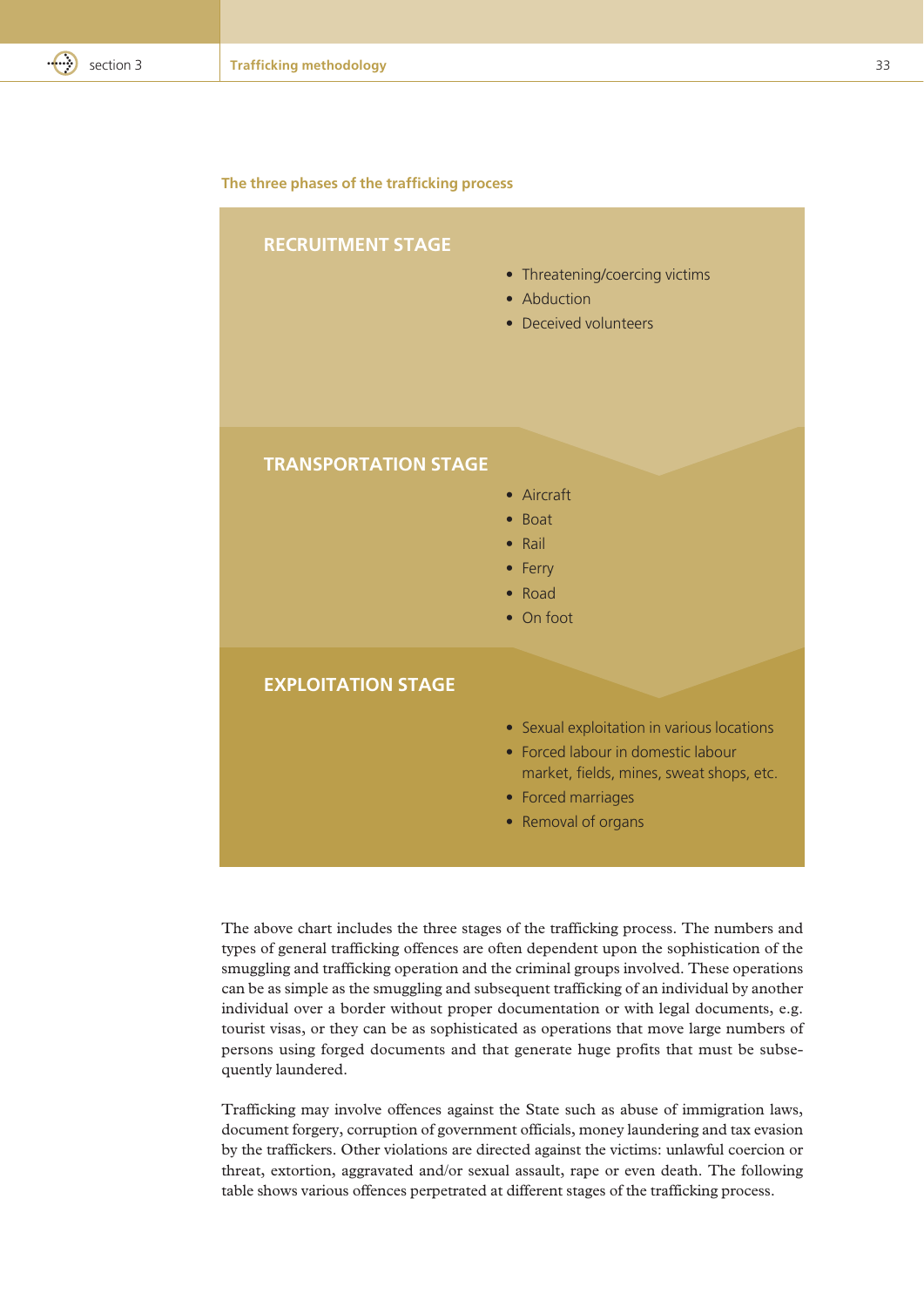**The three phases of the trafficking process**

### RECRUITMENT STAGE

- Threatening/coercing victims
- Abduction
- Deceived volunteers

### TRANSPORTATION STAGE

- Aircraft
- Boat
- Rail
- Ferry
- Road
- On foot

### EXPLOITATION STAGE

- Sexual exploitation in various locations
- Forced labour in domestic labour market, fields, mines, sweat shops, etc.
- Forced marriages
- Removal of organs

The above chart includes the three stages of the trafficking process. The numbers and types of general trafficking offences are often dependent upon the sophistication of the smuggling and trafficking operation and the criminal groups involved. These operations can be as simple as the smuggling and subsequent trafficking of an individual by another individual over a border without proper documentation or with legal documents, e.g. tourist visas, or they can be as sophisticated as operations that move large numbers of persons using forged documents and that generate huge profits that must be subsequently laundered.

Trafficking may involve offences against the State such as abuse of immigration laws, document forgery, corruption of government officials, money laundering and tax evasion by the traffickers. Other violations are directed against the victims: unlawful coercion or threat, extortion, aggravated and/or sexual assault, rape or even death. The following table shows various offences perpetrated at different stages of the trafficking process.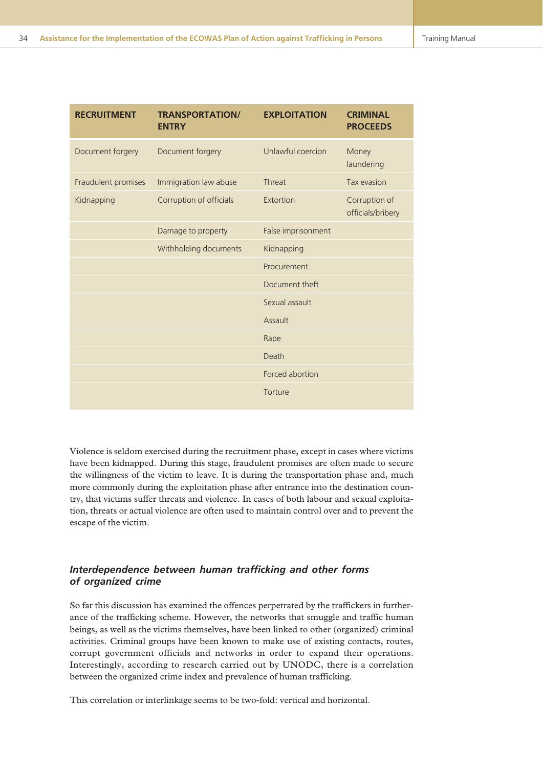| RECRUITMENT | TRANSPORTATION/ ENTRY | EXPLOITATION | CRIMINAL PROCEEDS |
|---|---|---|---|
| Document forgery | Document forgery | Unlawful coercion | Money laundering |
| Fraudulent promises | Immigration law abuse | Threat | Tax evasion |
| Kidnapping | Corruption of officials | Extortion | Corruption of officials/bribery |
| | Damage to property | False imprisonment | |
| | Withholding documents | Kidnapping | |
| | | Procurement | |
| | | Document theft | |
| | | Sexual assault | |
| | | Assault | |
| | | Rape | |
| | | Death | |
| | | Forced abortion | |
| | | Torture | |

Violence is seldom exercised during the recruitment phase, except in cases where victims have been kidnapped. During this stage, fraudulent promises are often made to secure the willingness of the victim to leave. It is during the transportation phase and, much more commonly during the exploitation phase after entrance into the destination country, that victims suffer threats and violence. In cases of both labour and sexual exploitation, threats or actual violence are often used to maintain control over and to prevent the escape of the victim.

### *Interdependence between human trafficking and other forms of organized crime*

So far this discussion has examined the offences perpetrated by the traffickers in furtherance of the trafficking scheme. However, the networks that smuggle and traffic human beings, as well as the victims themselves, have been linked to other (organized) criminal activities. Criminal groups have been known to make use of existing contacts, routes, corrupt government officials and networks in order to expand their operations. Interestingly, according to research carried out by UNODC, there is a correlation between the organized crime index and prevalence of human trafficking.

This correlation or interlinkage seems to be two-fold: vertical and horizontal.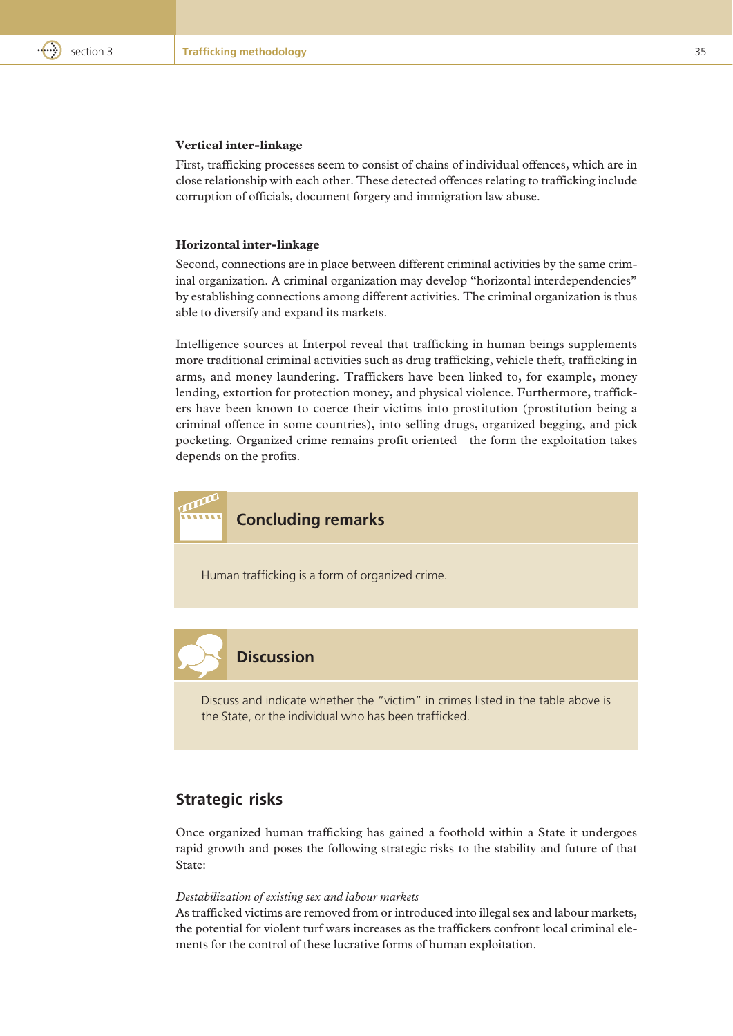**Vertical inter-linkage**

First, trafficking processes seem to consist of chains of individual offences, which are in close relationship with each other. These detected offences relating to trafficking include corruption of officials, document forgery and immigration law abuse.

**Horizontal inter-linkage**

Second, connections are in place between different criminal activities by the same criminal organization. A criminal organization may develop "horizontal interdependencies" by establishing connections among different activities. The criminal organization is thus able to diversify and expand its markets.

Intelligence sources at Interpol reveal that trafficking in human beings supplements more traditional criminal activities such as drug trafficking, vehicle theft, trafficking in arms, and money laundering. Traffickers have been linked to, for example, money lending, extortion for protection money, and physical violence. Furthermore, traffickers have been known to coerce their victims into prostitution (prostitution being a criminal offence in some countries), into selling drugs, organized begging, and pick pocketing. Organized crime remains profit oriented—the form the exploitation takes depends on the profits.

### Concluding remarks

Human trafficking is a form of organized crime.

### Discussion

Discuss and indicate whether the "victim" in crimes listed in the table above is the State, or the individual who has been trafficked.

## Strategic risks

Once organized human trafficking has gained a foothold within a State it undergoes rapid growth and poses the following strategic risks to the stability and future of that State:

*Destabilization of existing sex and labour markets*

As trafficked victims are removed from or introduced into illegal sex and labour markets, the potential for violent turf wars increases as the traffickers confront local criminal elements for the control of these lucrative forms of human exploitation.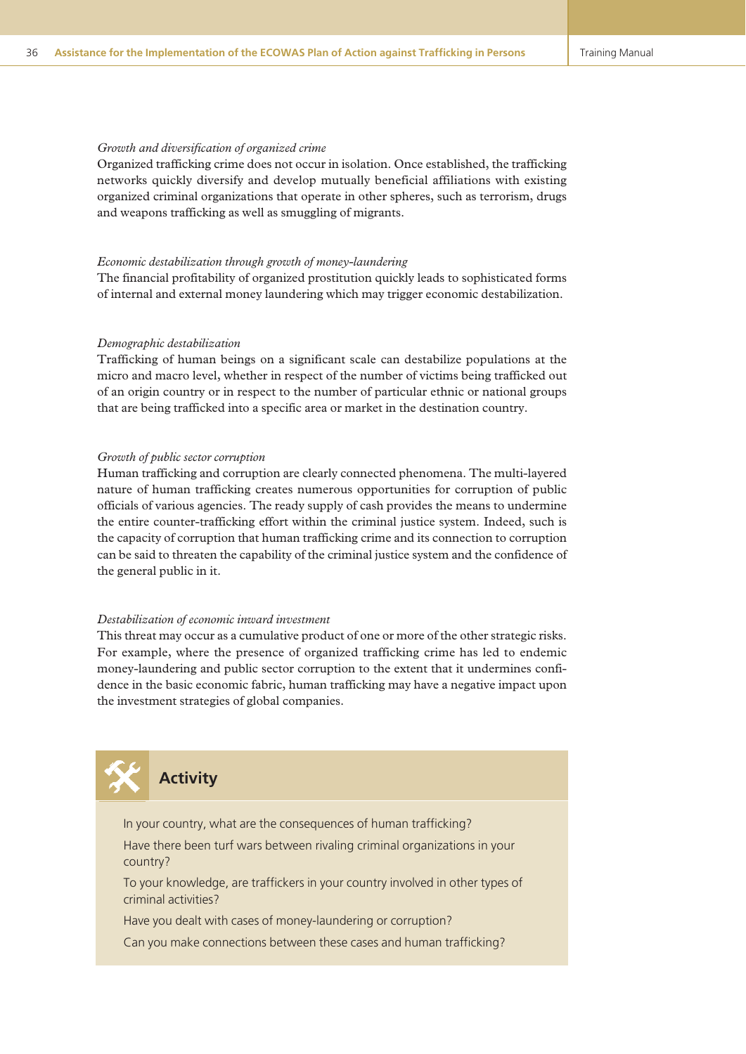*Growth and diversification of organized crime*

Organized trafficking crime does not occur in isolation. Once established, the trafficking networks quickly diversify and develop mutually beneficial affiliations with existing organized criminal organizations that operate in other spheres, such as terrorism, drugs and weapons trafficking as well as smuggling of migrants.

*Economic destabilization through growth of money-laundering*

The financial profitability of organized prostitution quickly leads to sophisticated forms of internal and external money laundering which may trigger economic destabilization.

*Demographic destabilization*

Trafficking of human beings on a significant scale can destabilize populations at the micro and macro level, whether in respect of the number of victims being trafficked out of an origin country or in respect to the number of particular ethnic or national groups that are being trafficked into a specific area or market in the destination country.

*Growth of public sector corruption*

Human trafficking and corruption are clearly connected phenomena. The multi-layered nature of human trafficking creates numerous opportunities for corruption of public officials of various agencies. The ready supply of cash provides the means to undermine the entire counter-trafficking effort within the criminal justice system. Indeed, such is the capacity of corruption that human trafficking crime and its connection to corruption can be said to threaten the capability of the criminal justice system and the confidence of the general public in it.

*Destabilization of economic inward investment*

This threat may occur as a cumulative product of one or more of the other strategic risks. For example, where the presence of organized trafficking crime has led to endemic money-laundering and public sector corruption to the extent that it undermines confidence in the basic economic fabric, human trafficking may have a negative impact upon the investment strategies of global companies.

## Activity

In your country, what are the consequences of human trafficking?

Have there been turf wars between rivaling criminal organizations in your country?

To your knowledge, are traffickers in your country involved in other types of criminal activities?

Have you dealt with cases of money-laundering or corruption?

Can you make connections between these cases and human trafficking?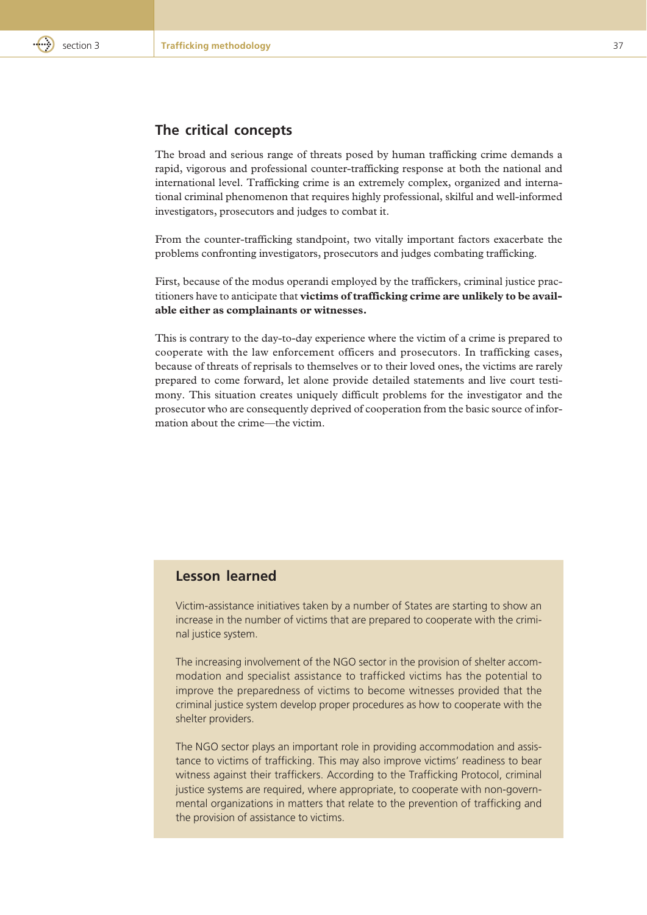## The critical concepts

The broad and serious range of threats posed by human trafficking crime demands a rapid, vigorous and professional counter-trafficking response at both the national and international level. Trafficking crime is an extremely complex, organized and international criminal phenomenon that requires highly professional, skilful and well-informed investigators, prosecutors and judges to combat it.

From the counter-trafficking standpoint, two vitally important factors exacerbate the problems confronting investigators, prosecutors and judges combating trafficking.

First, because of the modus operandi employed by the traffickers, criminal justice practitioners have to anticipate that **victims of trafficking crime are unlikely to be available either as complainants or witnesses.**

This is contrary to the day-to-day experience where the victim of a crime is prepared to cooperate with the law enforcement officers and prosecutors. In trafficking cases, because of threats of reprisals to themselves or to their loved ones, the victims are rarely prepared to come forward, let alone provide detailed statements and live court testimony. This situation creates uniquely difficult problems for the investigator and the prosecutor who are consequently deprived of cooperation from the basic source of information about the crime—the victim.

### Lesson learned

Victim-assistance initiatives taken by a number of States are starting to show an increase in the number of victims that are prepared to cooperate with the criminal justice system.

The increasing involvement of the NGO sector in the provision of shelter accommodation and specialist assistance to trafficked victims has the potential to improve the preparedness of victims to become witnesses provided that the criminal justice system develop proper procedures as how to cooperate with the shelter providers.

The NGO sector plays an important role in providing accommodation and assistance to victims of trafficking. This may also improve victims' readiness to bear witness against their traffickers. According to the Trafficking Protocol, criminal justice systems are required, where appropriate, to cooperate with non-governmental organizations in matters that relate to the prevention of trafficking and the provision of assistance to victims.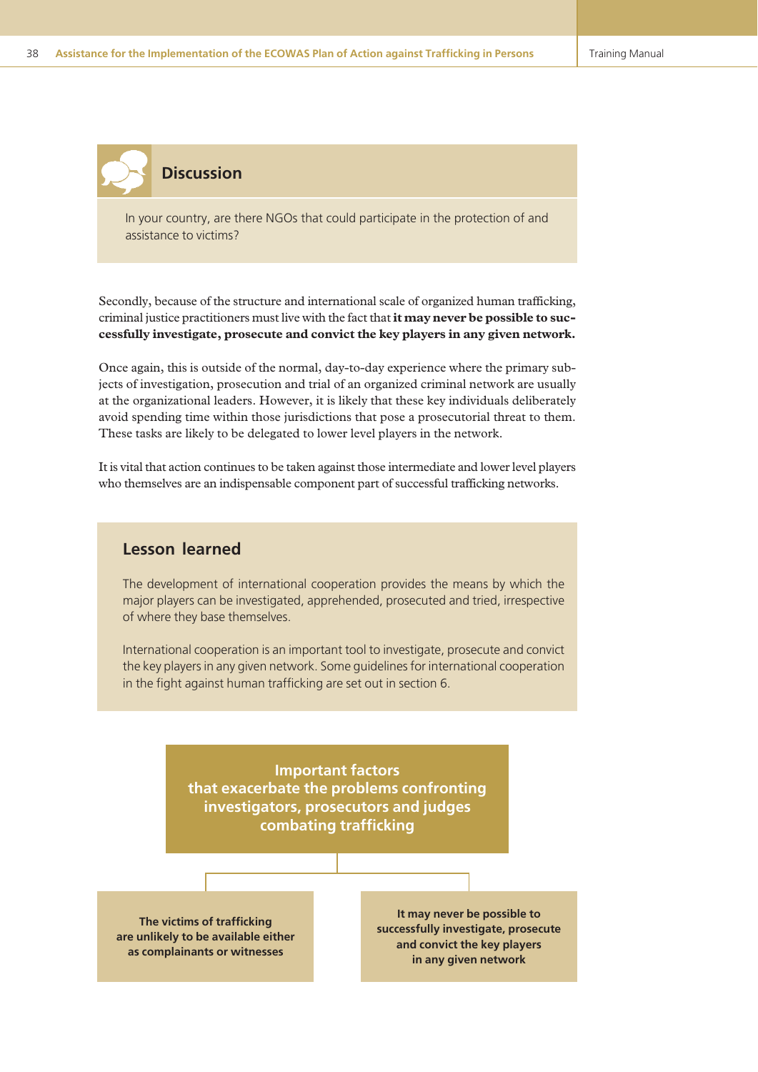## Discussion

In your country, are there NGOs that could participate in the protection of and assistance to victims?

Secondly, because of the structure and international scale of organized human trafficking, criminal justice practitioners must live with the fact that **it may never be possible to successfully investigate, prosecute and convict the key players in any given network.**

Once again, this is outside of the normal, day-to-day experience where the primary subjects of investigation, prosecution and trial of an organized criminal network are usually at the organizational leaders. However, it is likely that these key individuals deliberately avoid spending time within those jurisdictions that pose a prosecutorial threat to them. These tasks are likely to be delegated to lower level players in the network.

It is vital that action continues to be taken against those intermediate and lower level players who themselves are an indispensable component part of successful trafficking networks.

## Lesson learned

The development of international cooperation provides the means by which the major players can be investigated, apprehended, prosecuted and tried, irrespective of where they base themselves.

International cooperation is an important tool to investigate, prosecute and convict the key players in any given network. Some guidelines for international cooperation in the fight against human trafficking are set out in section 6.

**Important factors that exacerbate the problems confronting investigators, prosecutors and judges combating trafficking**

- **The victims of trafficking are unlikely to be available either as complainants or witnesses**
- **It may never be possible to successfully investigate, prosecute and convict the key players in any given network**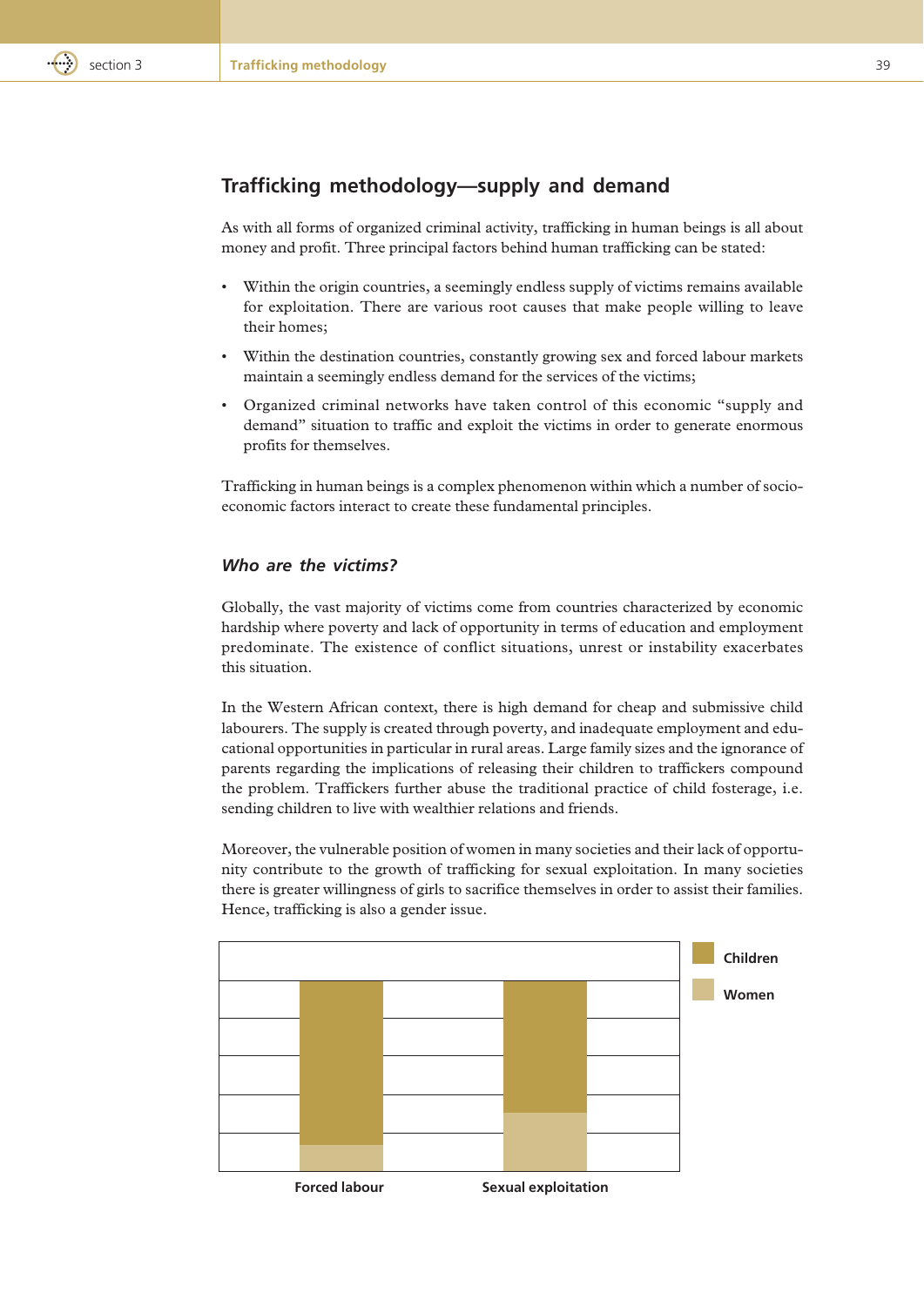## Trafficking methodology—supply and demand

As with all forms of organized criminal activity, trafficking in human beings is all about money and profit. Three principal factors behind human trafficking can be stated:

- Within the origin countries, a seemingly endless supply of victims remains available for exploitation. There are various root causes that make people willing to leave their homes;
- Within the destination countries, constantly growing sex and forced labour markets maintain a seemingly endless demand for the services of the victims;
- Organized criminal networks have taken control of this economic "supply and demand" situation to traffic and exploit the victims in order to generate enormous profits for themselves.

Trafficking in human beings is a complex phenomenon within which a number of socio-economic factors interact to create these fundamental principles.

### *Who are the victims?*

Globally, the vast majority of victims come from countries characterized by economic hardship where poverty and lack of opportunity in terms of education and employment predominate. The existence of conflict situations, unrest or instability exacerbates this situation.

In the Western African context, there is high demand for cheap and submissive child labourers. The supply is created through poverty, and inadequate employment and educational opportunities in particular in rural areas. Large family sizes and the ignorance of parents regarding the implications of releasing their children to traffickers compound the problem. Traffickers further abuse the traditional practice of child fosterage, i.e. sending children to live with wealthier relations and friends.

Moreover, the vulnerable position of women in many societies and their lack of opportunity contribute to the growth of trafficking for sexual exploitation. In many societies there is greater willingness of girls to sacrifice themselves in order to assist their families. Hence, trafficking is also a gender issue.

Children
Women

Forced labour
Sexual exploitation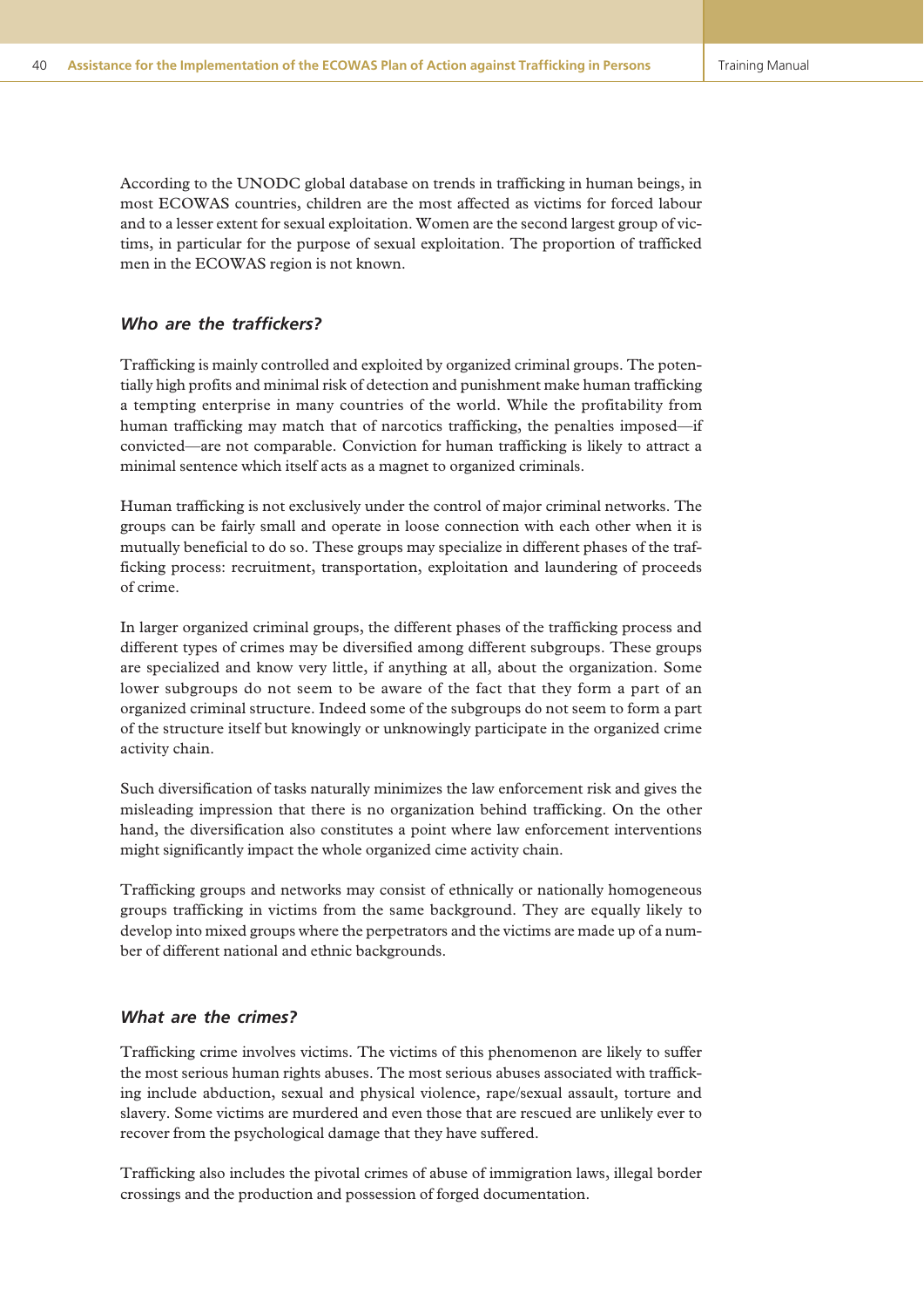According to the UNODC global database on trends in trafficking in human beings, in most ECOWAS countries, children are the most affected as victims for forced labour and to a lesser extent for sexual exploitation. Women are the second largest group of victims, in particular for the purpose of sexual exploitation. The proportion of trafficked men in the ECOWAS region is not known.

### *Who are the traffickers?*

Trafficking is mainly controlled and exploited by organized criminal groups. The potentially high profits and minimal risk of detection and punishment make human trafficking a tempting enterprise in many countries of the world. While the profitability from human trafficking may match that of narcotics trafficking, the penalties imposed—if convicted—are not comparable. Conviction for human trafficking is likely to attract a minimal sentence which itself acts as a magnet to organized criminals.

Human trafficking is not exclusively under the control of major criminal networks. The groups can be fairly small and operate in loose connection with each other when it is mutually beneficial to do so. These groups may specialize in different phases of the trafficking process: recruitment, transportation, exploitation and laundering of proceeds of crime.

In larger organized criminal groups, the different phases of the trafficking process and different types of crimes may be diversified among different subgroups. These groups are specialized and know very little, if anything at all, about the organization. Some lower subgroups do not seem to be aware of the fact that they form a part of an organized criminal structure. Indeed some of the subgroups do not seem to form a part of the structure itself but knowingly or unknowingly participate in the organized crime activity chain.

Such diversification of tasks naturally minimizes the law enforcement risk and gives the misleading impression that there is no organization behind trafficking. On the other hand, the diversification also constitutes a point where law enforcement interventions might significantly impact the whole organized cime activity chain.

Trafficking groups and networks may consist of ethnically or nationally homogeneous groups trafficking in victims from the same background. They are equally likely to develop into mixed groups where the perpetrators and the victims are made up of a number of different national and ethnic backgrounds.

### *What are the crimes?*

Trafficking crime involves victims. The victims of this phenomenon are likely to suffer the most serious human rights abuses. The most serious abuses associated with trafficking include abduction, sexual and physical violence, rape/sexual assault, torture and slavery. Some victims are murdered and even those that are rescued are unlikely ever to recover from the psychological damage that they have suffered.

Trafficking also includes the pivotal crimes of abuse of immigration laws, illegal border crossings and the production and possession of forged documentation.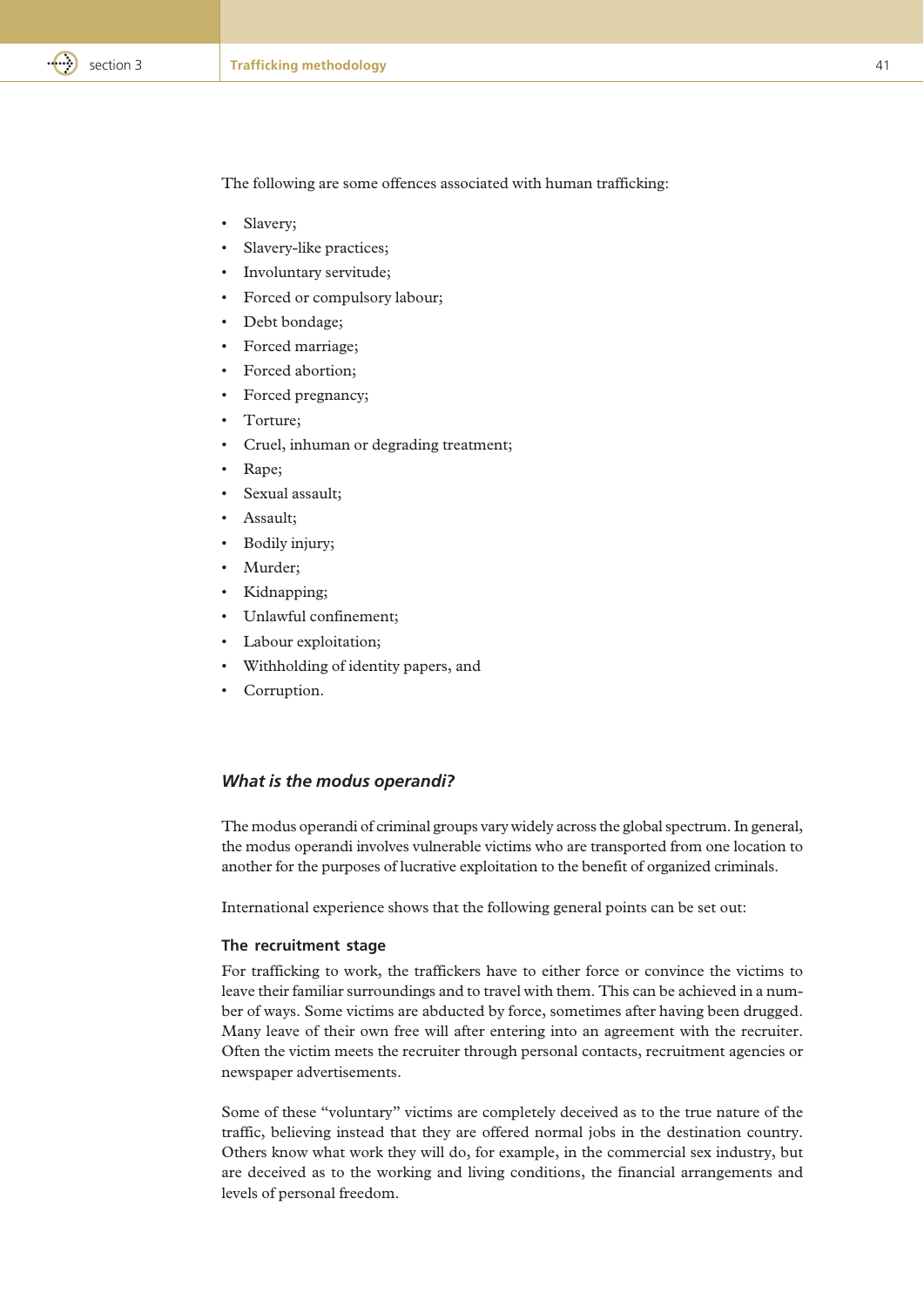The following are some offences associated with human trafficking:

- Slavery;
- Slavery-like practices;
- Involuntary servitude;
- Forced or compulsory labour;
- Debt bondage;
- Forced marriage;
- Forced abortion;
- Forced pregnancy;
- Torture;
- Cruel, inhuman or degrading treatment;
- Rape;
- Sexual assault;
- Assault;
- Bodily injury;
- Murder;
- Kidnapping;
- Unlawful confinement;
- Labour exploitation;
- Withholding of identity papers, and
- Corruption.

### *What is the modus operandi?*

The modus operandi of criminal groups vary widely across the global spectrum. In general, the modus operandi involves vulnerable victims who are transported from one location to another for the purposes of lucrative exploitation to the benefit of organized criminals.

International experience shows that the following general points can be set out:

#### The recruitment stage

For trafficking to work, the traffickers have to either force or convince the victims to leave their familiar surroundings and to travel with them. This can be achieved in a number of ways. Some victims are abducted by force, sometimes after having been drugged. Many leave of their own free will after entering into an agreement with the recruiter. Often the victim meets the recruiter through personal contacts, recruitment agencies or newspaper advertisements.

Some of these "voluntary" victims are completely deceived as to the true nature of the traffic, believing instead that they are offered normal jobs in the destination country. Others know what work they will do, for example, in the commercial sex industry, but are deceived as to the working and living conditions, the financial arrangements and levels of personal freedom.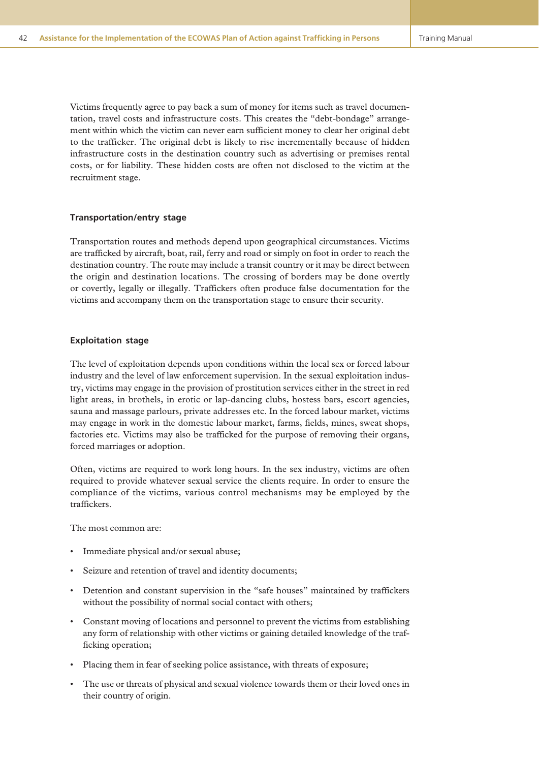Victims frequently agree to pay back a sum of money for items such as travel documentation, travel costs and infrastructure costs. This creates the "debt-bondage" arrangement within which the victim can never earn sufficient money to clear her original debt to the trafficker. The original debt is likely to rise incrementally because of hidden infrastructure costs in the destination country such as advertising or premises rental costs, or for liability. These hidden costs are often not disclosed to the victim at the recruitment stage.

### Transportation/entry stage

Transportation routes and methods depend upon geographical circumstances. Victims are trafficked by aircraft, boat, rail, ferry and road or simply on foot in order to reach the destination country. The route may include a transit country or it may be direct between the origin and destination locations. The crossing of borders may be done overtly or covertly, legally or illegally. Traffickers often produce false documentation for the victims and accompany them on the transportation stage to ensure their security.

### Exploitation stage

The level of exploitation depends upon conditions within the local sex or forced labour industry and the level of law enforcement supervision. In the sexual exploitation industry, victims may engage in the provision of prostitution services either in the street in red light areas, in brothels, in erotic or lap-dancing clubs, hostess bars, escort agencies, sauna and massage parlours, private addresses etc. In the forced labour market, victims may engage in work in the domestic labour market, farms, fields, mines, sweat shops, factories etc. Victims may also be trafficked for the purpose of removing their organs, forced marriages or adoption.

Often, victims are required to work long hours. In the sex industry, victims are often required to provide whatever sexual service the clients require. In order to ensure the compliance of the victims, various control mechanisms may be employed by the traffickers.

The most common are:

- Immediate physical and/or sexual abuse;
- Seizure and retention of travel and identity documents;
- Detention and constant supervision in the "safe houses" maintained by traffickers without the possibility of normal social contact with others;
- Constant moving of locations and personnel to prevent the victims from establishing any form of relationship with other victims or gaining detailed knowledge of the trafficking operation;
- Placing them in fear of seeking police assistance, with threats of exposure;
- The use or threats of physical and sexual violence towards them or their loved ones in their country of origin.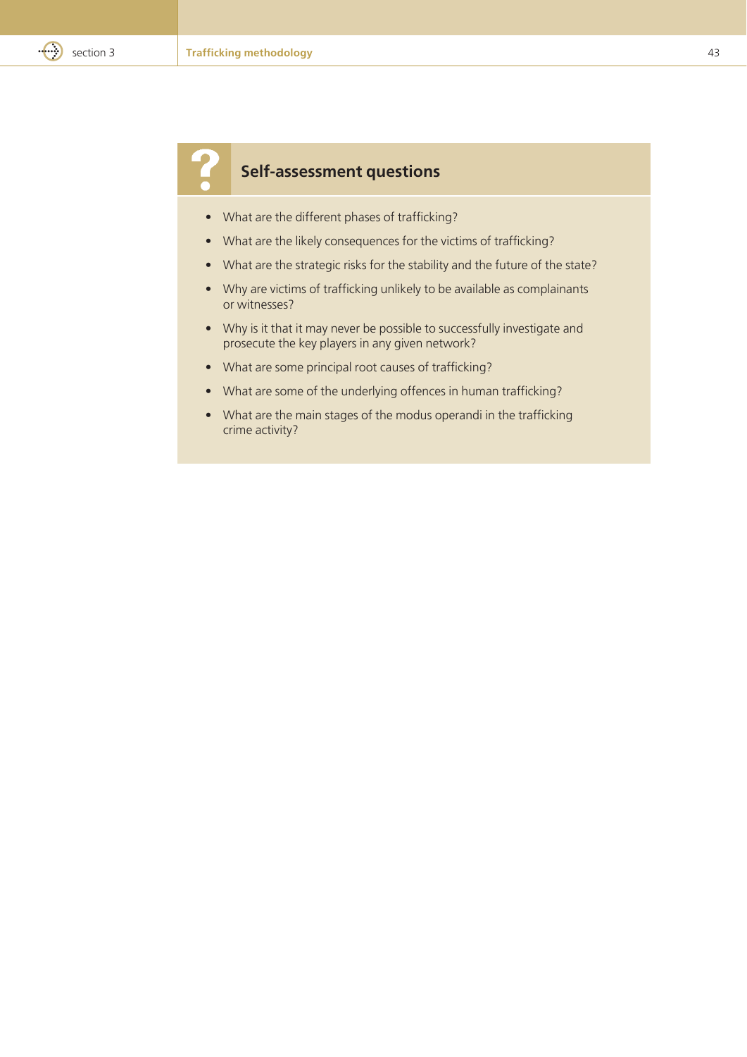## Self-assessment questions

- What are the different phases of trafficking?
- What are the likely consequences for the victims of trafficking?
- What are the strategic risks for the stability and the future of the state?
- Why are victims of trafficking unlikely to be available as complainants or witnesses?
- Why is it that it may never be possible to successfully investigate and prosecute the key players in any given network?
- What are some principal root causes of trafficking?
- What are some of the underlying offences in human trafficking?
- What are the main stages of the modus operandi in the trafficking crime activity?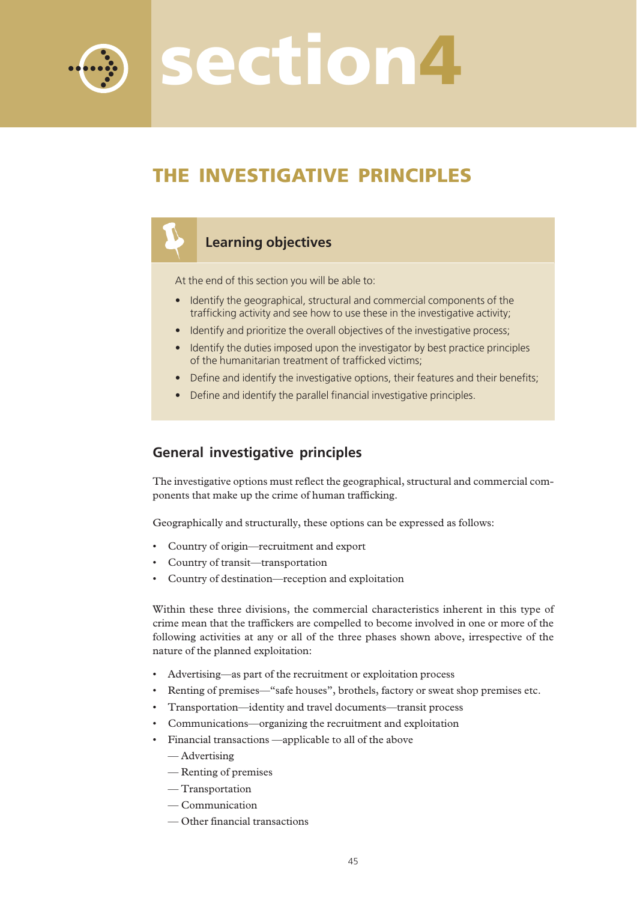# section4

## THE INVESTIGATIVE PRINCIPLES

### Learning objectives

At the end of this section you will be able to:

- Identify the geographical, structural and commercial components of the trafficking activity and see how to use these in the investigative activity;
- Identify and prioritize the overall objectives of the investigative process;
- Identify the duties imposed upon the investigator by best practice principles of the humanitarian treatment of trafficked victims;
- Define and identify the investigative options, their features and their benefits;
- Define and identify the parallel financial investigative principles.

### General investigative principles

The investigative options must reflect the geographical, structural and commercial components that make up the crime of human trafficking.

Geographically and structurally, these options can be expressed as follows:

- Country of origin—recruitment and export
- Country of transit—transportation
- Country of destination—reception and exploitation

Within these three divisions, the commercial characteristics inherent in this type of crime mean that the traffickers are compelled to become involved in one or more of the following activities at any or all of the three phases shown above, irrespective of the nature of the planned exploitation:

- Advertising—as part of the recruitment or exploitation process
- Renting of premises—"safe houses", brothels, factory or sweat shop premises etc.
- Transportation—identity and travel documents—transit process
- Communications—organizing the recruitment and exploitation
- Financial transactions —applicable to all of the above
  - — Advertising
  - — Renting of premises
  - — Transportation
  - — Communication
  - — Other financial transactions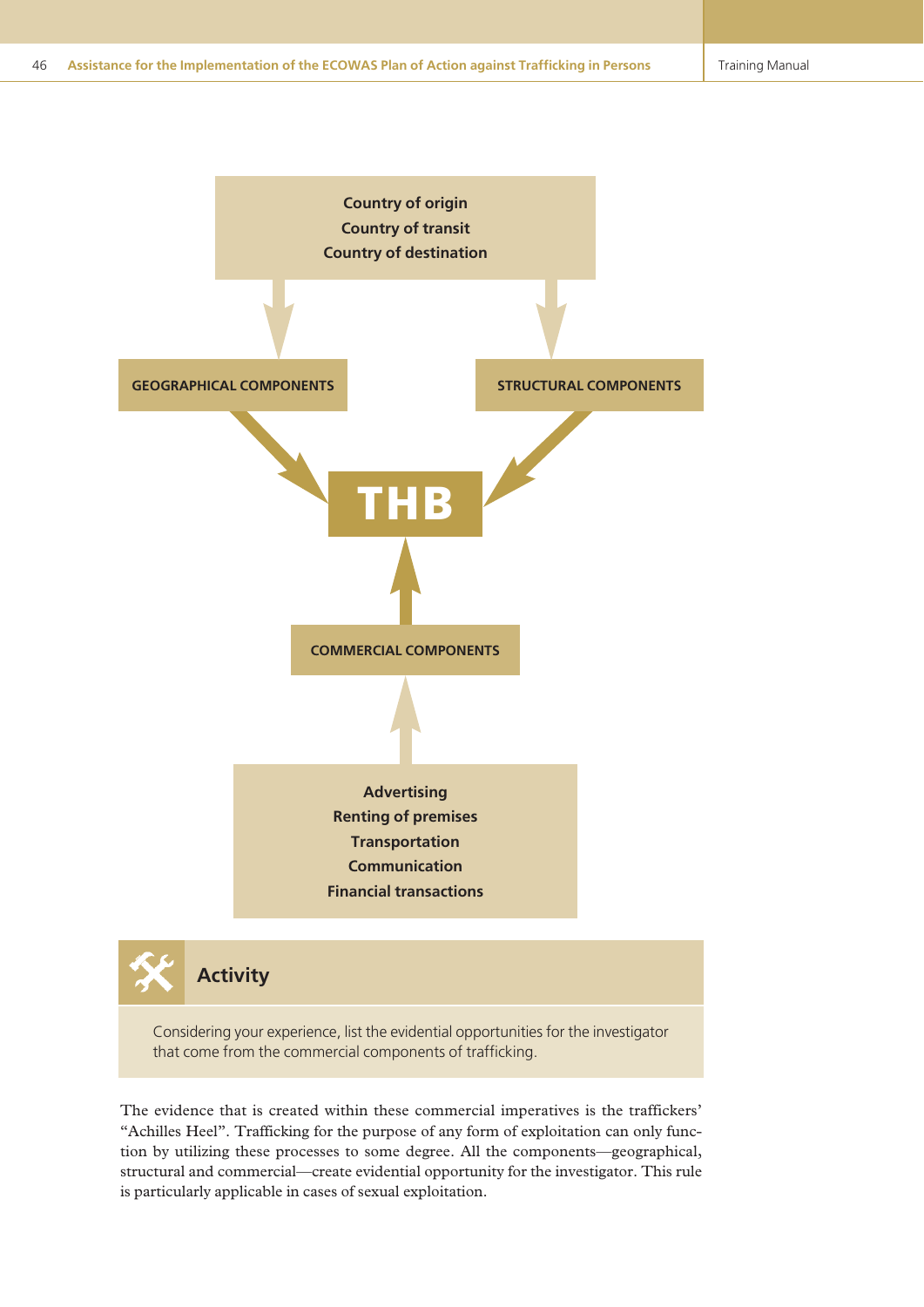Country of origin
Country of transit
Country of destination

GEOGRAPHICAL COMPONENTS

STRUCTURAL COMPONENTS

**THB**

COMMERCIAL COMPONENTS

Advertising
Renting of premises
Transportation
Communication
Financial transactions

### Activity

Considering your experience, list the evidential opportunities for the investigator that come from the commercial components of trafficking.

The evidence that is created within these commercial imperatives is the traffickers' "Achilles Heel". Trafficking for the purpose of any form of exploitation can only function by utilizing these processes to some degree. All the components—geographical, structural and commercial—create evidential opportunity for the investigator. This rule is particularly applicable in cases of sexual exploitation.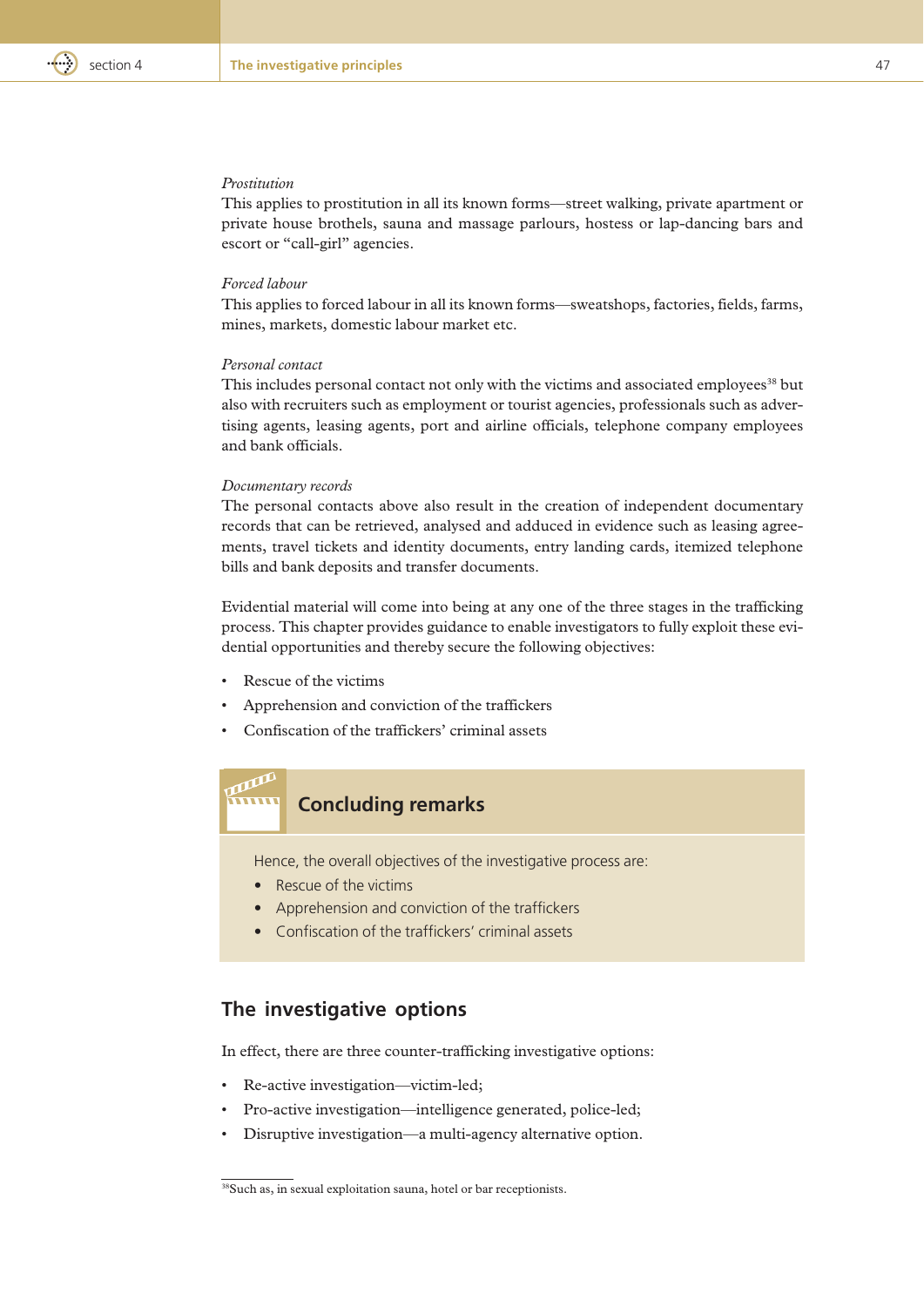*Prostitution*

This applies to prostitution in all its known forms—street walking, private apartment or private house brothels, sauna and massage parlours, hostess or lap-dancing bars and escort or "call-girl" agencies.

*Forced labour*

This applies to forced labour in all its known forms—sweatshops, factories, fields, farms, mines, markets, domestic labour market etc.

*Personal contact*

This includes personal contact not only with the victims and associated employees[38] but also with recruiters such as employment or tourist agencies, professionals such as advertising agents, leasing agents, port and airline officials, telephone company employees and bank officials.

*Documentary records*

The personal contacts above also result in the creation of independent documentary records that can be retrieved, analysed and adduced in evidence such as leasing agreements, travel tickets and identity documents, entry landing cards, itemized telephone bills and bank deposits and transfer documents.

Evidential material will come into being at any one of the three stages in the trafficking process. This chapter provides guidance to enable investigators to fully exploit these evidential opportunities and thereby secure the following objectives:

- Rescue of the victims
- Apprehension and conviction of the traffickers
- Confiscation of the traffickers' criminal assets

### Concluding remarks

Hence, the overall objectives of the investigative process are:

- Rescue of the victims
- Apprehension and conviction of the traffickers
- Confiscation of the traffickers' criminal assets

## The investigative options

In effect, there are three counter-trafficking investigative options:

- Re-active investigation—victim-led;
- Pro-active investigation—intelligence generated, police-led;
- Disruptive investigation—a multi-agency alternative option.

[38]Such as, in sexual exploitation sauna, hotel or bar receptionists.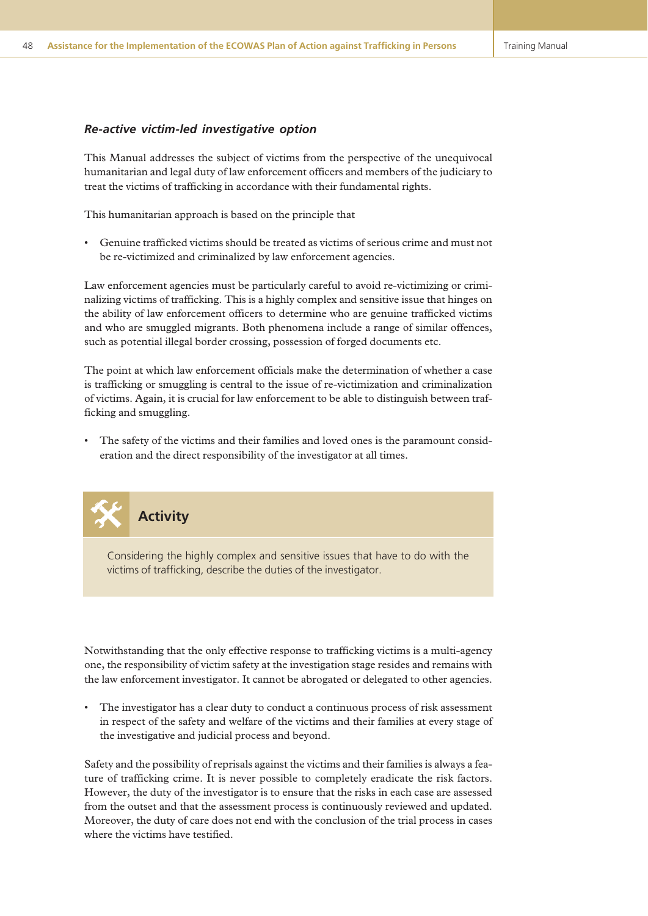### *Re-active victim-led investigative option*

This Manual addresses the subject of victims from the perspective of the unequivocal humanitarian and legal duty of law enforcement officers and members of the judiciary to treat the victims of trafficking in accordance with their fundamental rights.

This humanitarian approach is based on the principle that

- Genuine trafficked victims should be treated as victims of serious crime and must not be re-victimized and criminalized by law enforcement agencies.

Law enforcement agencies must be particularly careful to avoid re-victimizing or criminalizing victims of trafficking. This is a highly complex and sensitive issue that hinges on the ability of law enforcement officers to determine who are genuine trafficked victims and who are smuggled migrants. Both phenomena include a range of similar offences, such as potential illegal border crossing, possession of forged documents etc.

The point at which law enforcement officials make the determination of whether a case is trafficking or smuggling is central to the issue of re-victimization and criminalization of victims. Again, it is crucial for law enforcement to be able to distinguish between trafficking and smuggling.

- The safety of the victims and their families and loved ones is the paramount consideration and the direct responsibility of the investigator at all times.

#### Activity

Considering the highly complex and sensitive issues that have to do with the victims of trafficking, describe the duties of the investigator.

Notwithstanding that the only effective response to trafficking victims is a multi-agency one, the responsibility of victim safety at the investigation stage resides and remains with the law enforcement investigator. It cannot be abrogated or delegated to other agencies.

- The investigator has a clear duty to conduct a continuous process of risk assessment in respect of the safety and welfare of the victims and their families at every stage of the investigative and judicial process and beyond.

Safety and the possibility of reprisals against the victims and their families is always a feature of trafficking crime. It is never possible to completely eradicate the risk factors. However, the duty of the investigator is to ensure that the risks in each case are assessed from the outset and that the assessment process is continuously reviewed and updated. Moreover, the duty of care does not end with the conclusion of the trial process in cases where the victims have testified.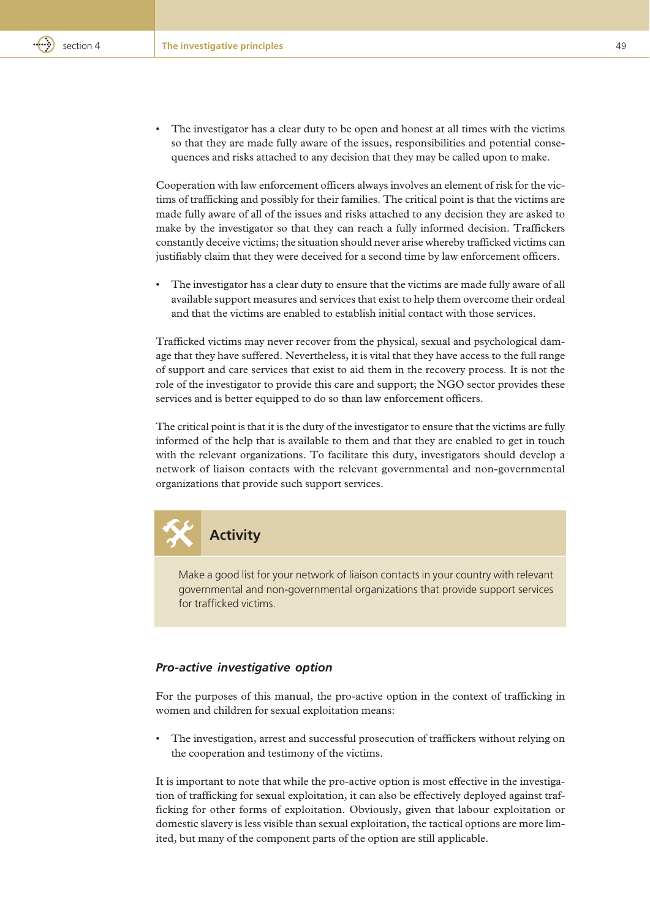- The investigator has a clear duty to be open and honest at all times with the victims so that they are made fully aware of the issues, responsibilities and potential consequences and risks attached to any decision that they may be called upon to make.

Cooperation with law enforcement officers always involves an element of risk for the victims of trafficking and possibly for their families. The critical point is that the victims are made fully aware of all of the issues and risks attached to any decision they are asked to make by the investigator so that they can reach a fully informed decision. Traffickers constantly deceive victims; the situation should never arise whereby trafficked victims can justifiably claim that they were deceived for a second time by law enforcement officers.

- The investigator has a clear duty to ensure that the victims are made fully aware of all available support measures and services that exist to help them overcome their ordeal and that the victims are enabled to establish initial contact with those services.

Trafficked victims may never recover from the physical, sexual and psychological damage that they have suffered. Nevertheless, it is vital that they have access to the full range of support and care services that exist to aid them in the recovery process. It is not the role of the investigator to provide this care and support; the NGO sector provides these services and is better equipped to do so than law enforcement officers.

The critical point is that it is the duty of the investigator to ensure that the victims are fully informed of the help that is available to them and that they are enabled to get in touch with the relevant organizations. To facilitate this duty, investigators should develop a network of liaison contacts with the relevant governmental and non-governmental organizations that provide such support services.

### Activity

Make a good list for your network of liaison contacts in your country with relevant governmental and non-governmental organizations that provide support services for trafficked victims.

### *Pro-active investigative option*

For the purposes of this manual, the pro-active option in the context of trafficking in women and children for sexual exploitation means:

- The investigation, arrest and successful prosecution of traffickers without relying on the cooperation and testimony of the victims.

It is important to note that while the pro-active option is most effective in the investigation of trafficking for sexual exploitation, it can also be effectively deployed against trafficking for other forms of exploitation. Obviously, given that labour exploitation or domestic slavery is less visible than sexual exploitation, the tactical options are more limited, but many of the component parts of the option are still applicable.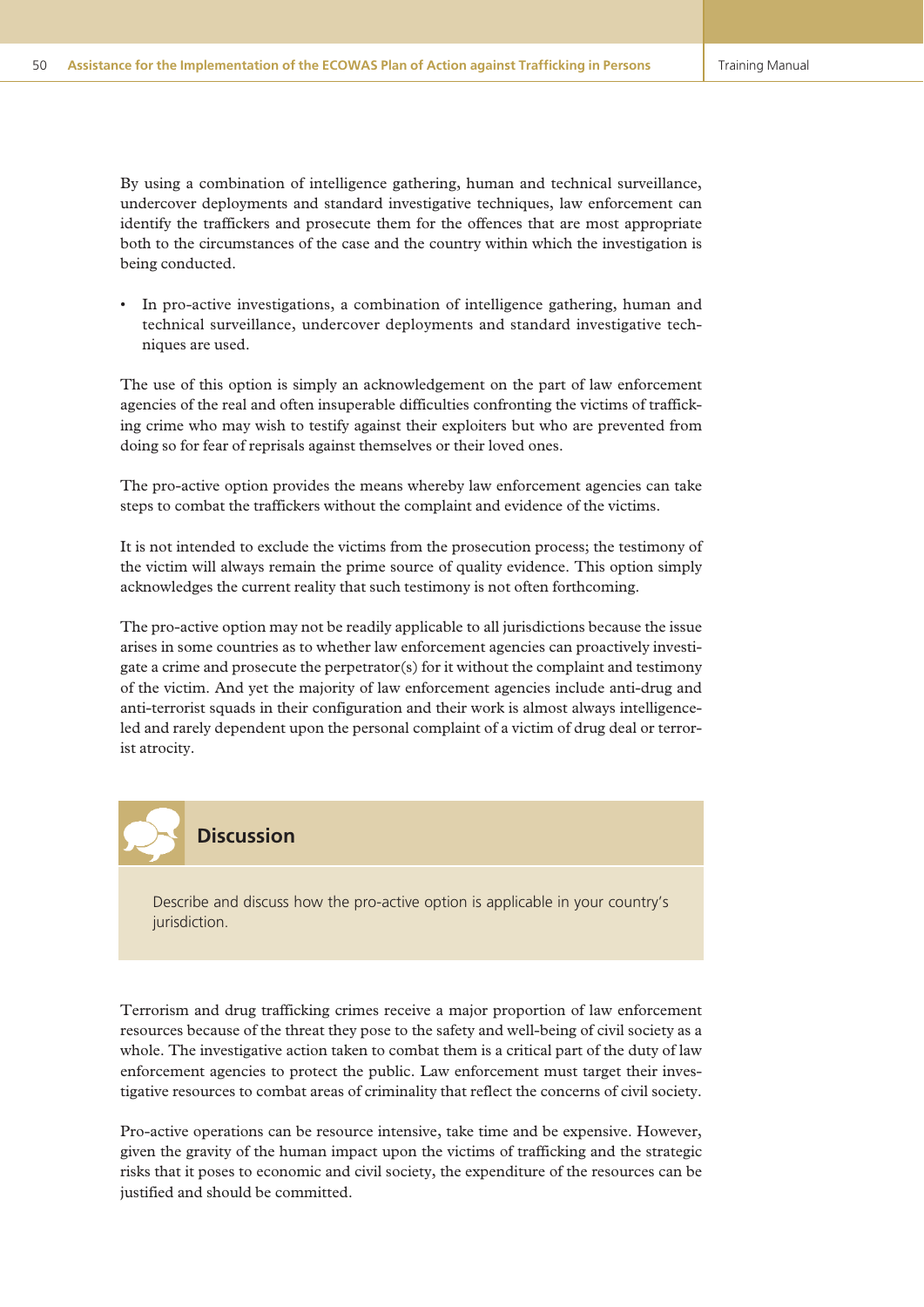By using a combination of intelligence gathering, human and technical surveillance, undercover deployments and standard investigative techniques, law enforcement can identify the traffickers and prosecute them for the offences that are most appropriate both to the circumstances of the case and the country within which the investigation is being conducted.

- In pro-active investigations, a combination of intelligence gathering, human and technical surveillance, undercover deployments and standard investigative techniques are used.

The use of this option is simply an acknowledgement on the part of law enforcement agencies of the real and often insuperable difficulties confronting the victims of trafficking crime who may wish to testify against their exploiters but who are prevented from doing so for fear of reprisals against themselves or their loved ones.

The pro-active option provides the means whereby law enforcement agencies can take steps to combat the traffickers without the complaint and evidence of the victims.

It is not intended to exclude the victims from the prosecution process; the testimony of the victim will always remain the prime source of quality evidence. This option simply acknowledges the current reality that such testimony is not often forthcoming.

The pro-active option may not be readily applicable to all jurisdictions because the issue arises in some countries as to whether law enforcement agencies can proactively investigate a crime and prosecute the perpetrator(s) for it without the complaint and testimony of the victim. And yet the majority of law enforcement agencies include anti-drug and anti-terrorist squads in their configuration and their work is almost always intelligence-led and rarely dependent upon the personal complaint of a victim of drug deal or terrorist atrocity.

### Discussion

Describe and discuss how the pro-active option is applicable in your country's jurisdiction.

Terrorism and drug trafficking crimes receive a major proportion of law enforcement resources because of the threat they pose to the safety and well-being of civil society as a whole. The investigative action taken to combat them is a critical part of the duty of law enforcement agencies to protect the public. Law enforcement must target their investigative resources to combat areas of criminality that reflect the concerns of civil society.

Pro-active operations can be resource intensive, take time and be expensive. However, given the gravity of the human impact upon the victims of trafficking and the strategic risks that it poses to economic and civil society, the expenditure of the resources can be justified and should be committed.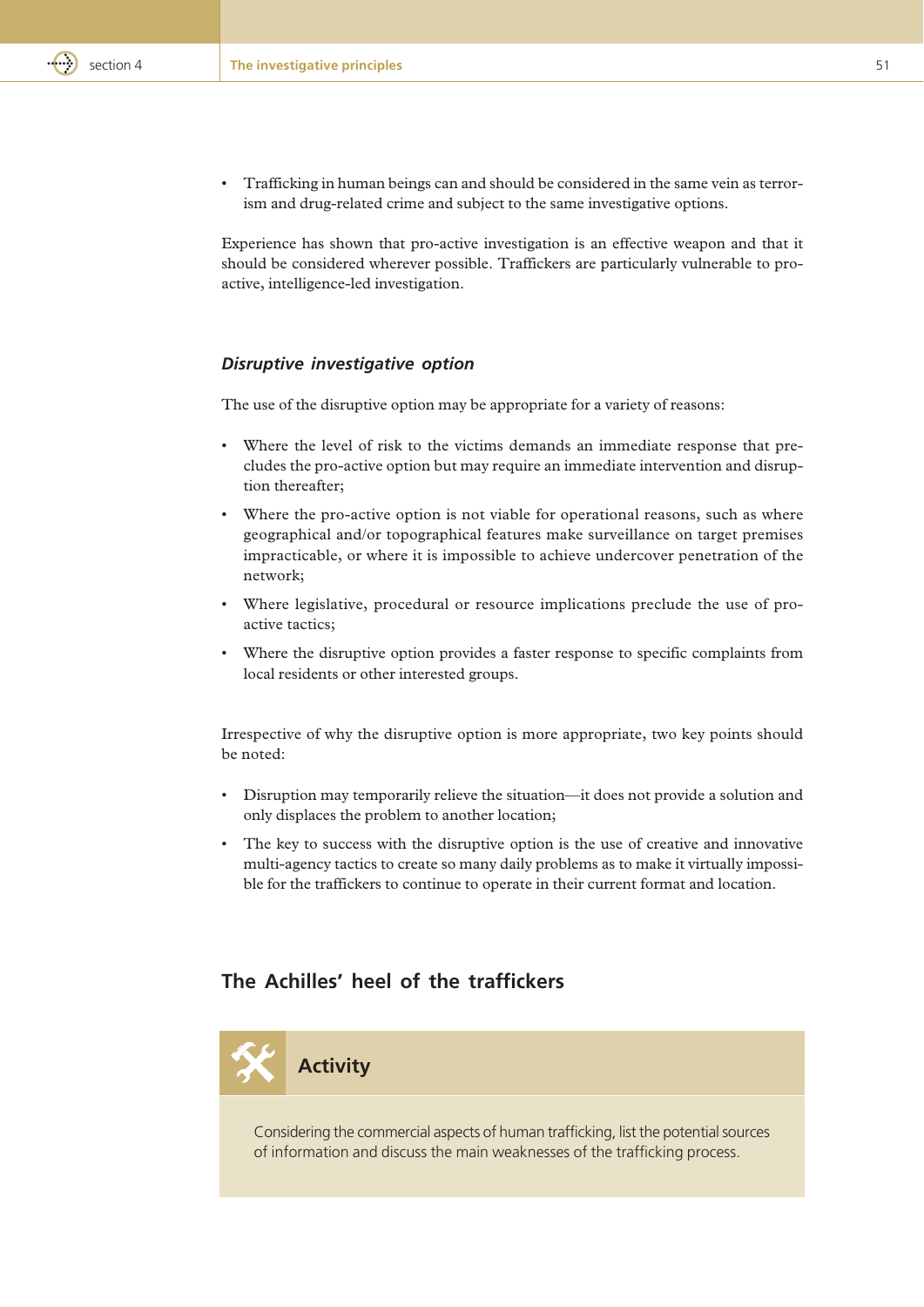- Trafficking in human beings can and should be considered in the same vein as terrorism and drug-related crime and subject to the same investigative options.

Experience has shown that pro-active investigation is an effective weapon and that it should be considered wherever possible. Traffickers are particularly vulnerable to pro-active, intelligence-led investigation.

### *Disruptive investigative option*

The use of the disruptive option may be appropriate for a variety of reasons:

- Where the level of risk to the victims demands an immediate response that precludes the pro-active option but may require an immediate intervention and disruption thereafter;
- Where the pro-active option is not viable for operational reasons, such as where geographical and/or topographical features make surveillance on target premises impracticable, or where it is impossible to achieve undercover penetration of the network;
- Where legislative, procedural or resource implications preclude the use of pro-active tactics;
- Where the disruptive option provides a faster response to specific complaints from local residents or other interested groups.

Irrespective of why the disruptive option is more appropriate, two key points should be noted:

- Disruption may temporarily relieve the situation—it does not provide a solution and only displaces the problem to another location;
- The key to success with the disruptive option is the use of creative and innovative multi-agency tactics to create so many daily problems as to make it virtually impossible for the traffickers to continue to operate in their current format and location.

## The Achilles' heel of the traffickers

**Activity**

Considering the commercial aspects of human trafficking, list the potential sources of information and discuss the main weaknesses of the trafficking process.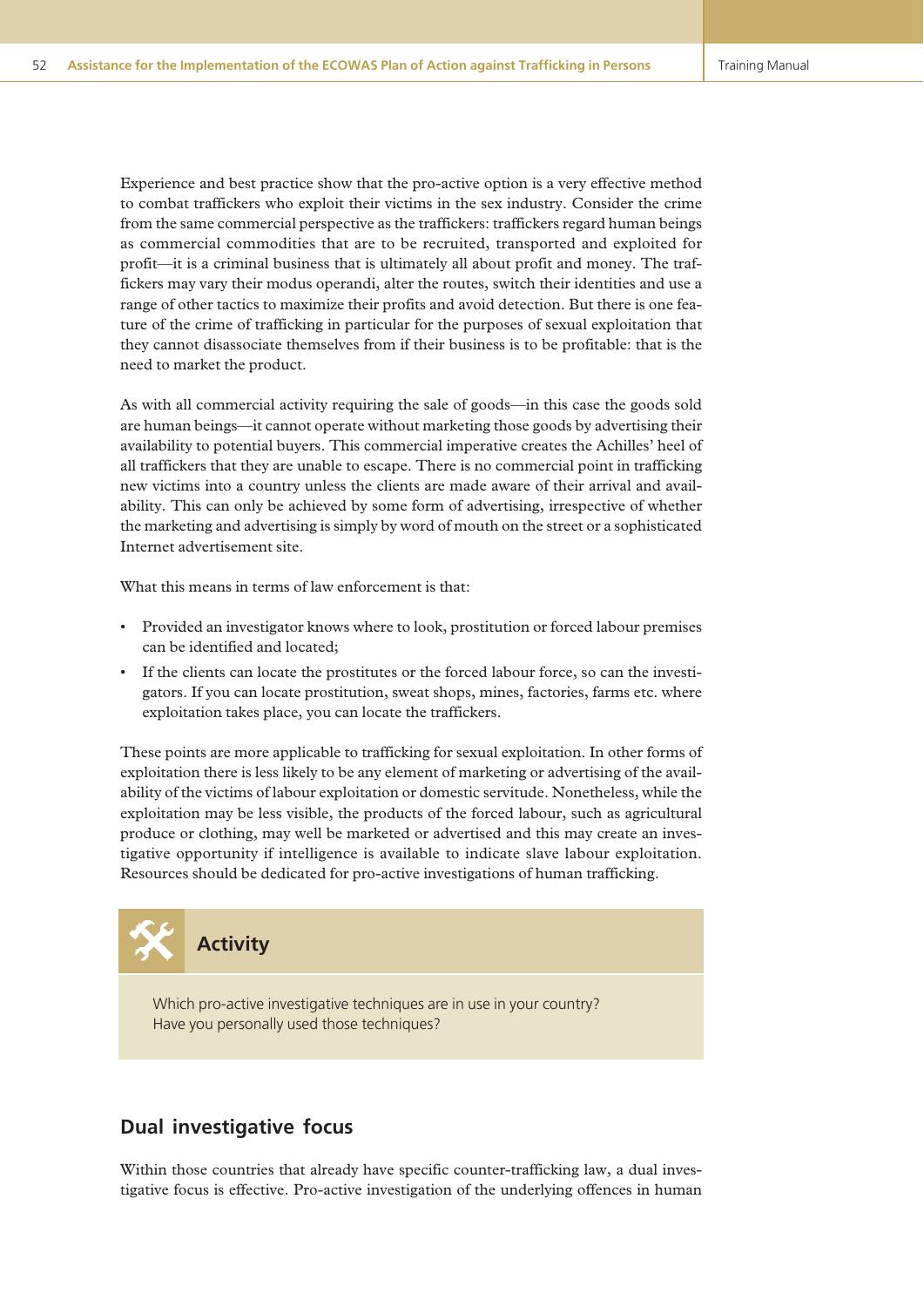Experience and best practice show that the pro-active option is a very effective method to combat traffickers who exploit their victims in the sex industry. Consider the crime from the same commercial perspective as the traffickers: traffickers regard human beings as commercial commodities that are to be recruited, transported and exploited for profit—it is a criminal business that is ultimately all about profit and money. The traffickers may vary their modus operandi, alter the routes, switch their identities and use a range of other tactics to maximize their profits and avoid detection. But there is one feature of the crime of trafficking in particular for the purposes of sexual exploitation that they cannot disassociate themselves from if their business is to be profitable: that is the need to market the product.

As with all commercial activity requiring the sale of goods—in this case the goods sold are human beings—it cannot operate without marketing those goods by advertising their availability to potential buyers. This commercial imperative creates the Achilles' heel of all traffickers that they are unable to escape. There is no commercial point in trafficking new victims into a country unless the clients are made aware of their arrival and availability. This can only be achieved by some form of advertising, irrespective of whether the marketing and advertising is simply by word of mouth on the street or a sophisticated Internet advertisement site.

What this means in terms of law enforcement is that:

- Provided an investigator knows where to look, prostitution or forced labour premises can be identified and located;
- If the clients can locate the prostitutes or the forced labour force, so can the investigators. If you can locate prostitution, sweat shops, mines, factories, farms etc. where exploitation takes place, you can locate the traffickers.

These points are more applicable to trafficking for sexual exploitation. In other forms of exploitation there is less likely to be any element of marketing or advertising of the availability of the victims of labour exploitation or domestic servitude. Nonetheless, while the exploitation may be less visible, the products of the forced labour, such as agricultural produce or clothing, may well be marketed or advertised and this may create an investigative opportunity if intelligence is available to indicate slave labour exploitation. Resources should be dedicated for pro-active investigations of human trafficking.

### Activity

Which pro-active investigative techniques are in use in your country?
Have you personally used those techniques?

## Dual investigative focus

Within those countries that already have specific counter-trafficking law, a dual investigative focus is effective. Pro-active investigation of the underlying offences in human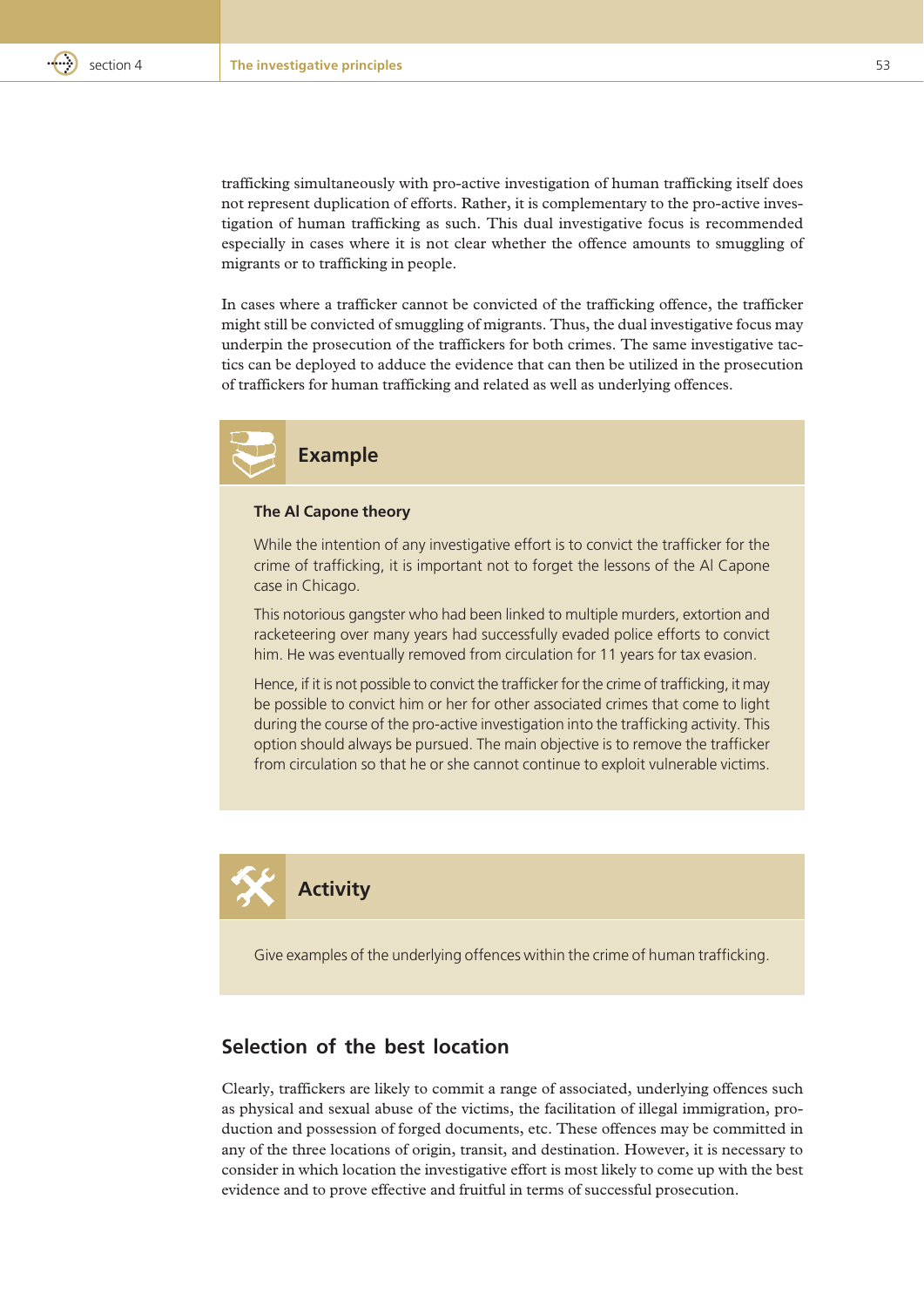trafficking simultaneously with pro-active investigation of human trafficking itself does not represent duplication of efforts. Rather, it is complementary to the pro-active investigation of human trafficking as such. This dual investigative focus is recommended especially in cases where it is not clear whether the offence amounts to smuggling of migrants or to trafficking in people.

In cases where a trafficker cannot be convicted of the trafficking offence, the trafficker might still be convicted of smuggling of migrants. Thus, the dual investigative focus may underpin the prosecution of the traffickers for both crimes. The same investigative tactics can be deployed to adduce the evidence that can then be utilized in the prosecution of traffickers for human trafficking and related as well as underlying offences.

## Example

**The Al Capone theory**

While the intention of any investigative effort is to convict the trafficker for the crime of trafficking, it is important not to forget the lessons of the Al Capone case in Chicago.

This notorious gangster who had been linked to multiple murders, extortion and racketeering over many years had successfully evaded police efforts to convict him. He was eventually removed from circulation for 11 years for tax evasion.

Hence, if it is not possible to convict the trafficker for the crime of trafficking, it may be possible to convict him or her for other associated crimes that come to light during the course of the pro-active investigation into the trafficking activity. This option should always be pursued. The main objective is to remove the trafficker from circulation so that he or she cannot continue to exploit vulnerable victims.

## Activity

Give examples of the underlying offences within the crime of human trafficking.

## Selection of the best location

Clearly, traffickers are likely to commit a range of associated, underlying offences such as physical and sexual abuse of the victims, the facilitation of illegal immigration, production and possession of forged documents, etc. These offences may be committed in any of the three locations of origin, transit, and destination. However, it is necessary to consider in which location the investigative effort is most likely to come up with the best evidence and to prove effective and fruitful in terms of successful prosecution.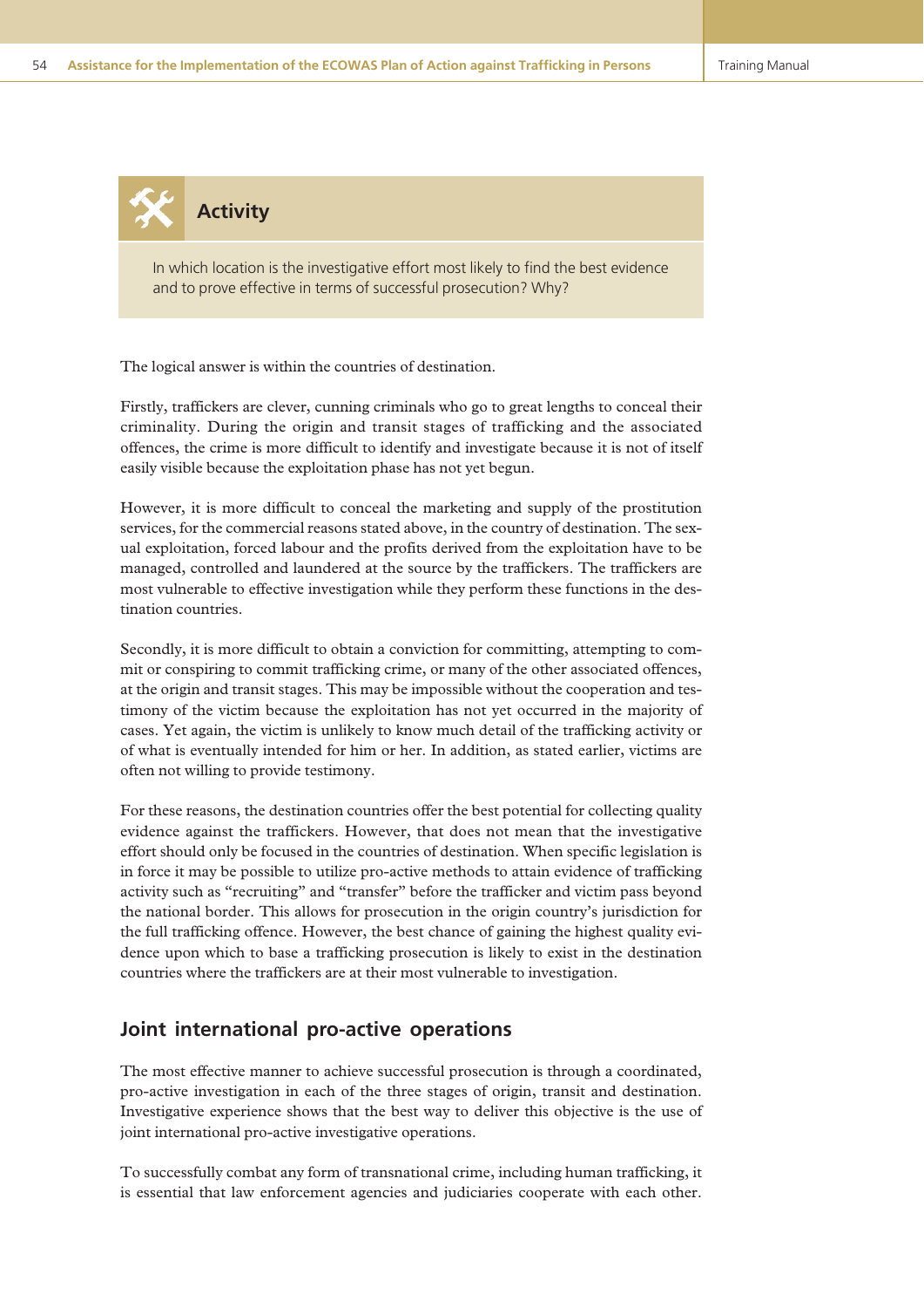## Activity

In which location is the investigative effort most likely to find the best evidence and to prove effective in terms of successful prosecution? Why?

The logical answer is within the countries of destination.

Firstly, traffickers are clever, cunning criminals who go to great lengths to conceal their criminality. During the origin and transit stages of trafficking and the associated offences, the crime is more difficult to identify and investigate because it is not of itself easily visible because the exploitation phase has not yet begun.

However, it is more difficult to conceal the marketing and supply of the prostitution services, for the commercial reasons stated above, in the country of destination. The sexual exploitation, forced labour and the profits derived from the exploitation have to be managed, controlled and laundered at the source by the traffickers. The traffickers are most vulnerable to effective investigation while they perform these functions in the destination countries.

Secondly, it is more difficult to obtain a conviction for committing, attempting to commit or conspiring to commit trafficking crime, or many of the other associated offences, at the origin and transit stages. This may be impossible without the cooperation and testimony of the victim because the exploitation has not yet occurred in the majority of cases. Yet again, the victim is unlikely to know much detail of the trafficking activity or of what is eventually intended for him or her. In addition, as stated earlier, victims are often not willing to provide testimony.

For these reasons, the destination countries offer the best potential for collecting quality evidence against the traffickers. However, that does not mean that the investigative effort should only be focused in the countries of destination. When specific legislation is in force it may be possible to utilize pro-active methods to attain evidence of trafficking activity such as "recruiting" and "transfer" before the trafficker and victim pass beyond the national border. This allows for prosecution in the origin country's jurisdiction for the full trafficking offence. However, the best chance of gaining the highest quality evidence upon which to base a trafficking prosecution is likely to exist in the destination countries where the traffickers are at their most vulnerable to investigation.

## Joint international pro-active operations

The most effective manner to achieve successful prosecution is through a coordinated, pro-active investigation in each of the three stages of origin, transit and destination. Investigative experience shows that the best way to deliver this objective is the use of joint international pro-active investigative operations.

To successfully combat any form of transnational crime, including human trafficking, it is essential that law enforcement agencies and judiciaries cooperate with each other.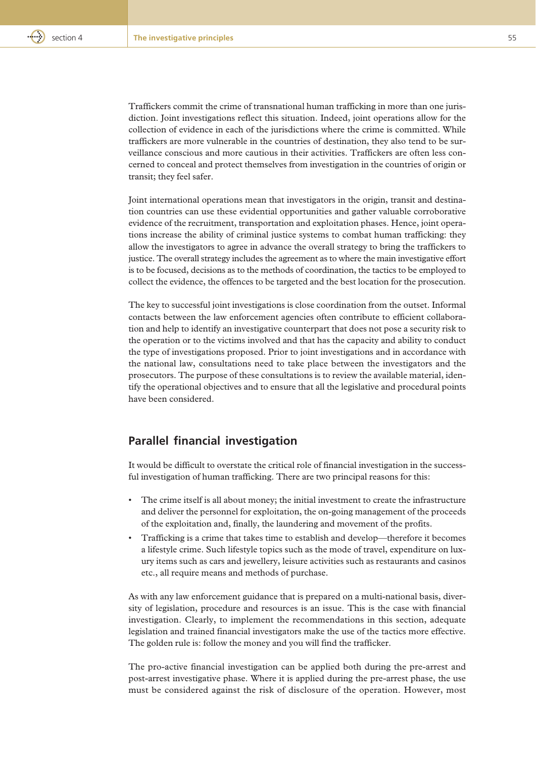Traffickers commit the crime of transnational human trafficking in more than one jurisdiction. Joint investigations reflect this situation. Indeed, joint operations allow for the collection of evidence in each of the jurisdictions where the crime is committed. While traffickers are more vulnerable in the countries of destination, they also tend to be surveillance conscious and more cautious in their activities. Traffickers are often less concerned to conceal and protect themselves from investigation in the countries of origin or transit; they feel safer.

Joint international operations mean that investigators in the origin, transit and destination countries can use these evidential opportunities and gather valuable corroborative evidence of the recruitment, transportation and exploitation phases. Hence, joint operations increase the ability of criminal justice systems to combat human trafficking: they allow the investigators to agree in advance the overall strategy to bring the traffickers to justice. The overall strategy includes the agreement as to where the main investigative effort is to be focused, decisions as to the methods of coordination, the tactics to be employed to collect the evidence, the offences to be targeted and the best location for the prosecution.

The key to successful joint investigations is close coordination from the outset. Informal contacts between the law enforcement agencies often contribute to efficient collaboration and help to identify an investigative counterpart that does not pose a security risk to the operation or to the victims involved and that has the capacity and ability to conduct the type of investigations proposed. Prior to joint investigations and in accordance with the national law, consultations need to take place between the investigators and the prosecutors. The purpose of these consultations is to review the available material, identify the operational objectives and to ensure that all the legislative and procedural points have been considered.

## Parallel financial investigation

It would be difficult to overstate the critical role of financial investigation in the successful investigation of human trafficking. There are two principal reasons for this:

- The crime itself is all about money; the initial investment to create the infrastructure and deliver the personnel for exploitation, the on-going management of the proceeds of the exploitation and, finally, the laundering and movement of the profits.
- Trafficking is a crime that takes time to establish and develop—therefore it becomes a lifestyle crime. Such lifestyle topics such as the mode of travel, expenditure on luxury items such as cars and jewellery, leisure activities such as restaurants and casinos etc., all require means and methods of purchase.

As with any law enforcement guidance that is prepared on a multi-national basis, diversity of legislation, procedure and resources is an issue. This is the case with financial investigation. Clearly, to implement the recommendations in this section, adequate legislation and trained financial investigators make the use of the tactics more effective. The golden rule is: follow the money and you will find the trafficker.

The pro-active financial investigation can be applied both during the pre-arrest and post-arrest investigative phase. Where it is applied during the pre-arrest phase, the use must be considered against the risk of disclosure of the operation. However, most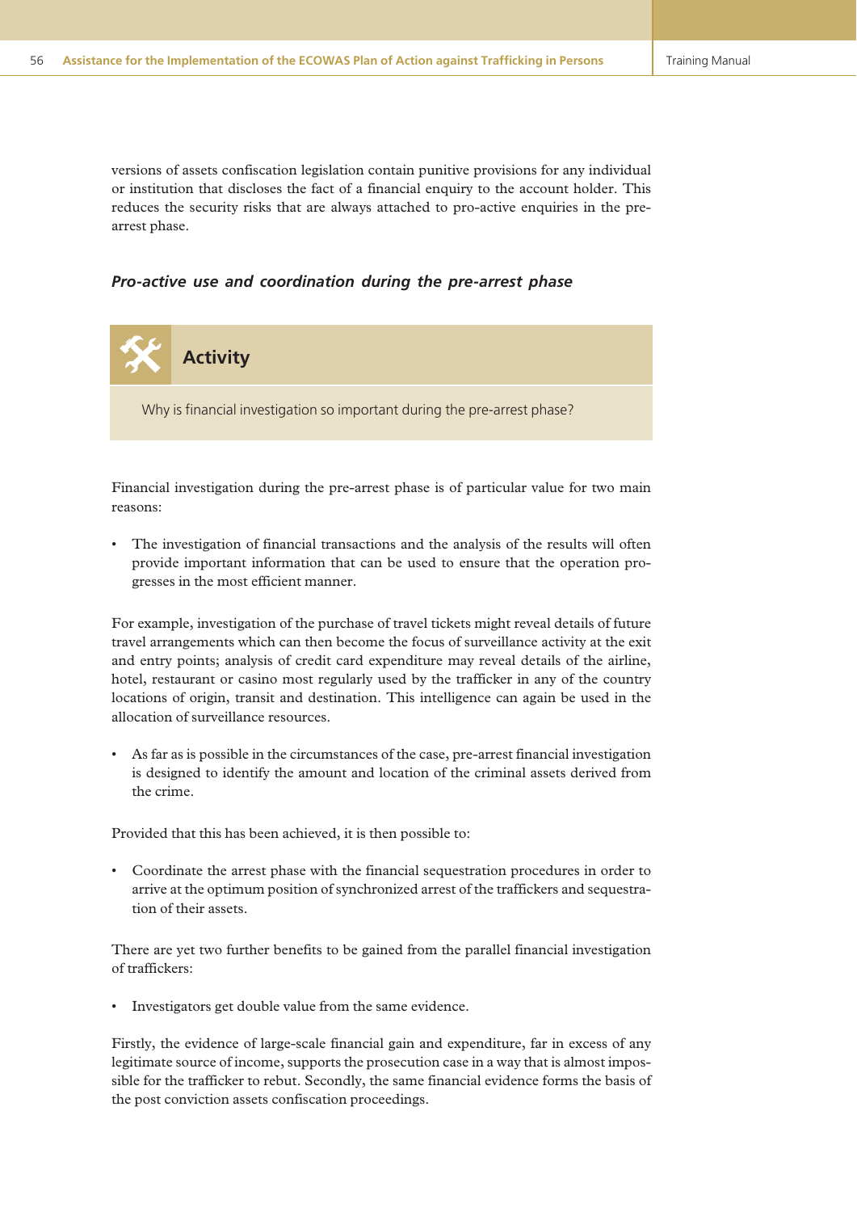versions of assets confiscation legislation contain punitive provisions for any individual or institution that discloses the fact of a financial enquiry to the account holder. This reduces the security risks that are always attached to pro-active enquiries in the pre-arrest phase.

### *Pro-active use and coordination during the pre-arrest phase*

> **Activity**
>
> Why is financial investigation so important during the pre-arrest phase?

Financial investigation during the pre-arrest phase is of particular value for two main reasons:

- The investigation of financial transactions and the analysis of the results will often provide important information that can be used to ensure that the operation progresses in the most efficient manner.

For example, investigation of the purchase of travel tickets might reveal details of future travel arrangements which can then become the focus of surveillance activity at the exit and entry points; analysis of credit card expenditure may reveal details of the airline, hotel, restaurant or casino most regularly used by the trafficker in any of the country locations of origin, transit and destination. This intelligence can again be used in the allocation of surveillance resources.

- As far as is possible in the circumstances of the case, pre-arrest financial investigation is designed to identify the amount and location of the criminal assets derived from the crime.

Provided that this has been achieved, it is then possible to:

- Coordinate the arrest phase with the financial sequestration procedures in order to arrive at the optimum position of synchronized arrest of the traffickers and sequestration of their assets.

There are yet two further benefits to be gained from the parallel financial investigation of traffickers:

- Investigators get double value from the same evidence.

Firstly, the evidence of large-scale financial gain and expenditure, far in excess of any legitimate source of income, supports the prosecution case in a way that is almost impossible for the trafficker to rebut. Secondly, the same financial evidence forms the basis of the post conviction assets confiscation proceedings.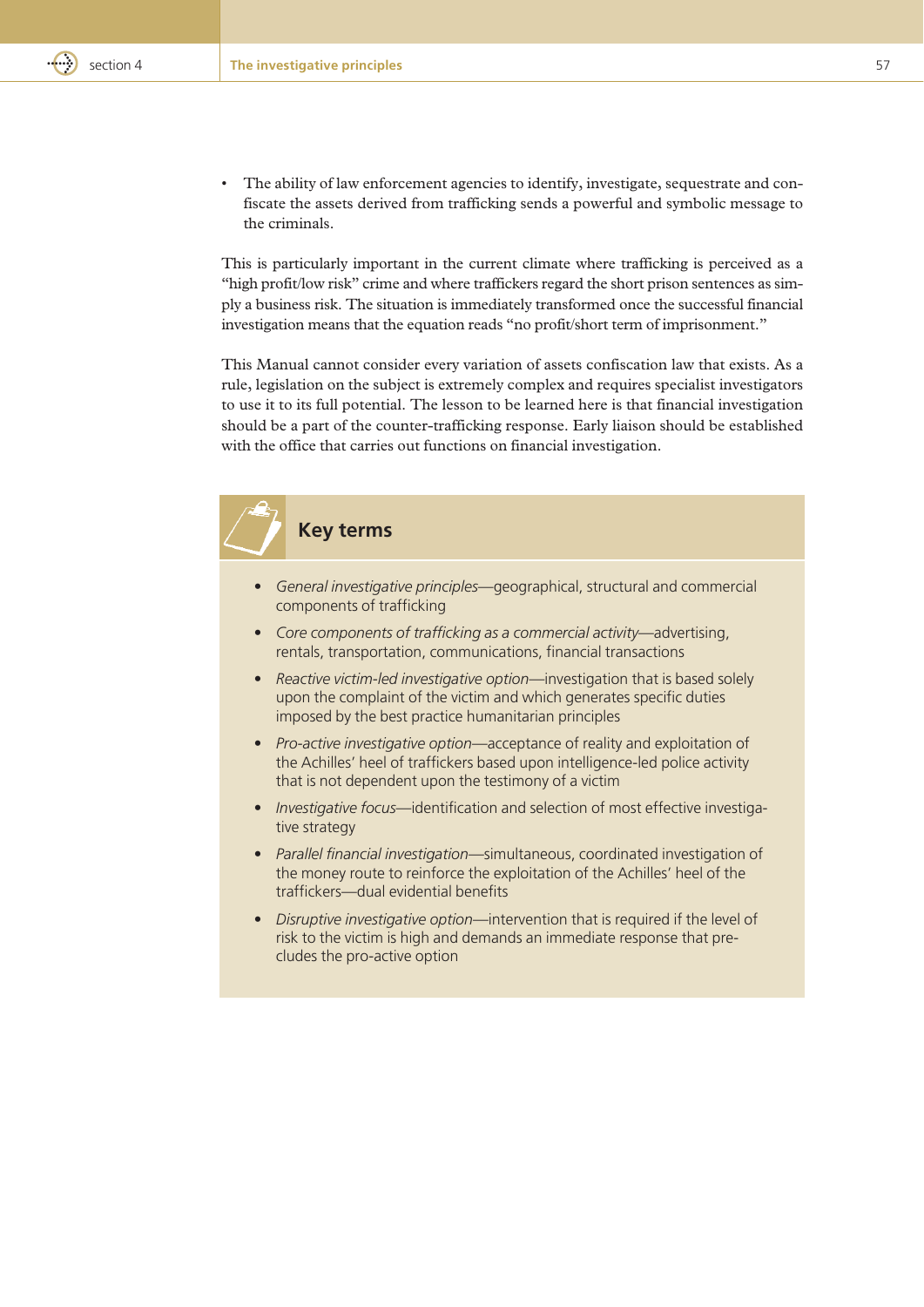- The ability of law enforcement agencies to identify, investigate, sequestrate and confiscate the assets derived from trafficking sends a powerful and symbolic message to the criminals.

This is particularly important in the current climate where trafficking is perceived as a "high profit/low risk" crime and where traffickers regard the short prison sentences as simply a business risk. The situation is immediately transformed once the successful financial investigation means that the equation reads "no profit/short term of imprisonment."

This Manual cannot consider every variation of assets confiscation law that exists. As a rule, legislation on the subject is extremely complex and requires specialist investigators to use it to its full potential. The lesson to be learned here is that financial investigation should be a part of the counter-trafficking response. Early liaison should be established with the office that carries out functions on financial investigation.

## Key terms

- *General investigative principles*—geographical, structural and commercial components of trafficking
- *Core components of trafficking as a commercial activity*—advertising, rentals, transportation, communications, financial transactions
- *Reactive victim-led investigative option*—investigation that is based solely upon the complaint of the victim and which generates specific duties imposed by the best practice humanitarian principles
- *Pro-active investigative option*—acceptance of reality and exploitation of the Achilles' heel of traffickers based upon intelligence-led police activity that is not dependent upon the testimony of a victim
- *Investigative focus*—identification and selection of most effective investigative strategy
- *Parallel financial investigation*—simultaneous, coordinated investigation of the money route to reinforce the exploitation of the Achilles' heel of the traffickers—dual evidential benefits
- *Disruptive investigative option*—intervention that is required if the level of risk to the victim is high and demands an immediate response that precludes the pro-active option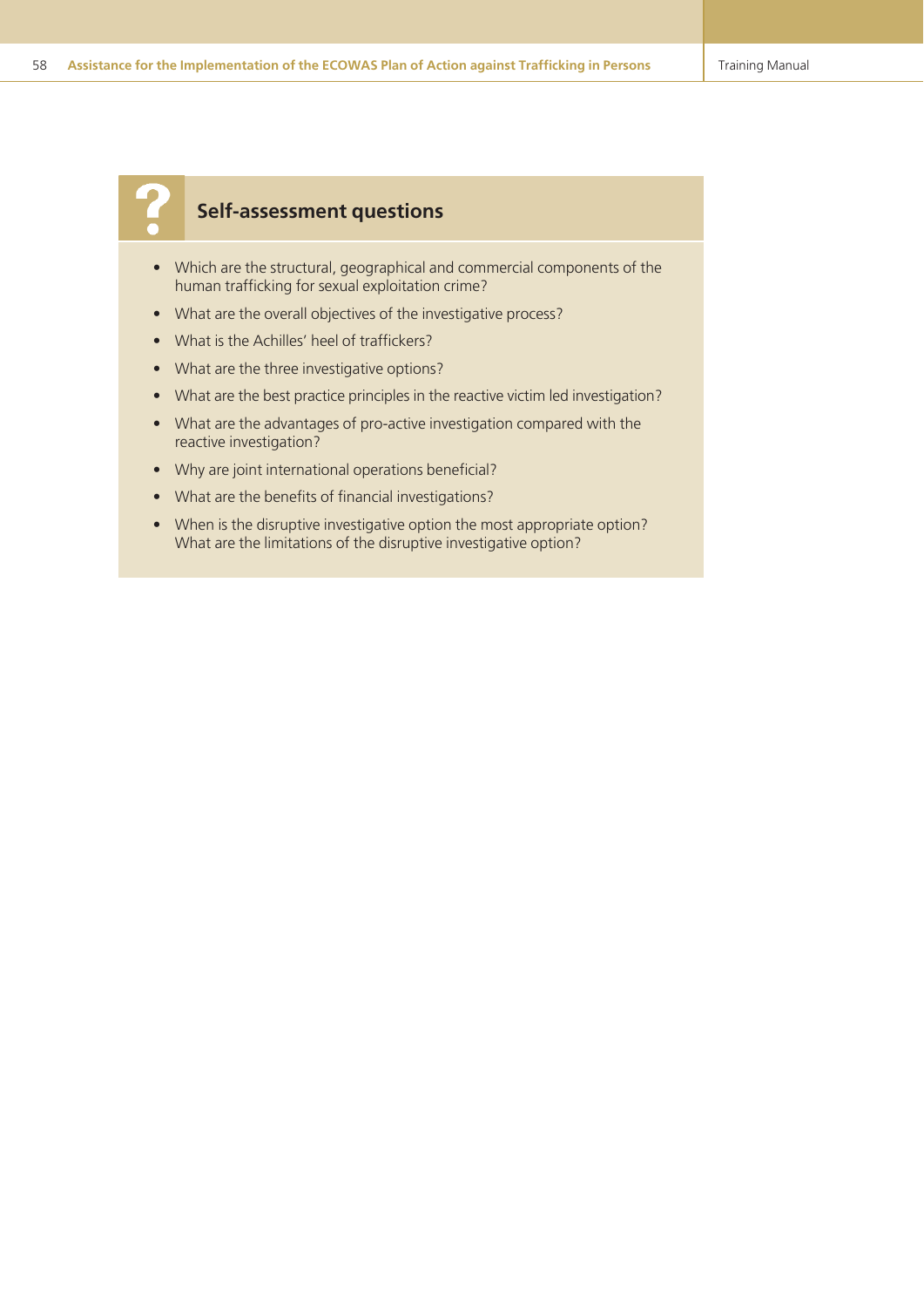## Self-assessment questions

- Which are the structural, geographical and commercial components of the human trafficking for sexual exploitation crime?
- What are the overall objectives of the investigative process?
- What is the Achilles' heel of traffickers?
- What are the three investigative options?
- What are the best practice principles in the reactive victim led investigation?
- What are the advantages of pro-active investigation compared with the reactive investigation?
- Why are joint international operations beneficial?
- What are the benefits of financial investigations?
- When is the disruptive investigative option the most appropriate option? What are the limitations of the disruptive investigative option?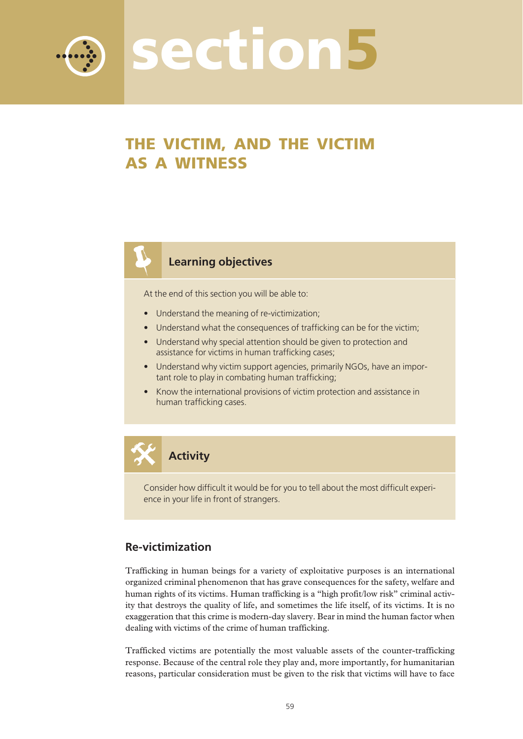# section5

## THE VICTIM, AND THE VICTIM AS A WITNESS

### Learning objectives

At the end of this section you will be able to:

- Understand the meaning of re-victimization;
- Understand what the consequences of trafficking can be for the victim;
- Understand why special attention should be given to protection and assistance for victims in human trafficking cases;
- Understand why victim support agencies, primarily NGOs, have an important role to play in combating human trafficking;
- Know the international provisions of victim protection and assistance in human trafficking cases.

### Activity

Consider how difficult it would be for you to tell about the most difficult experience in your life in front of strangers.

### Re-victimization

Trafficking in human beings for a variety of exploitative purposes is an international organized criminal phenomenon that has grave consequences for the safety, welfare and human rights of its victims. Human trafficking is a "high profit/low risk" criminal activity that destroys the quality of life, and sometimes the life itself, of its victims. It is no exaggeration that this crime is modern-day slavery. Bear in mind the human factor when dealing with victims of the crime of human trafficking.

Trafficked victims are potentially the most valuable assets of the counter-trafficking response. Because of the central role they play and, more importantly, for humanitarian reasons, particular consideration must be given to the risk that victims will have to face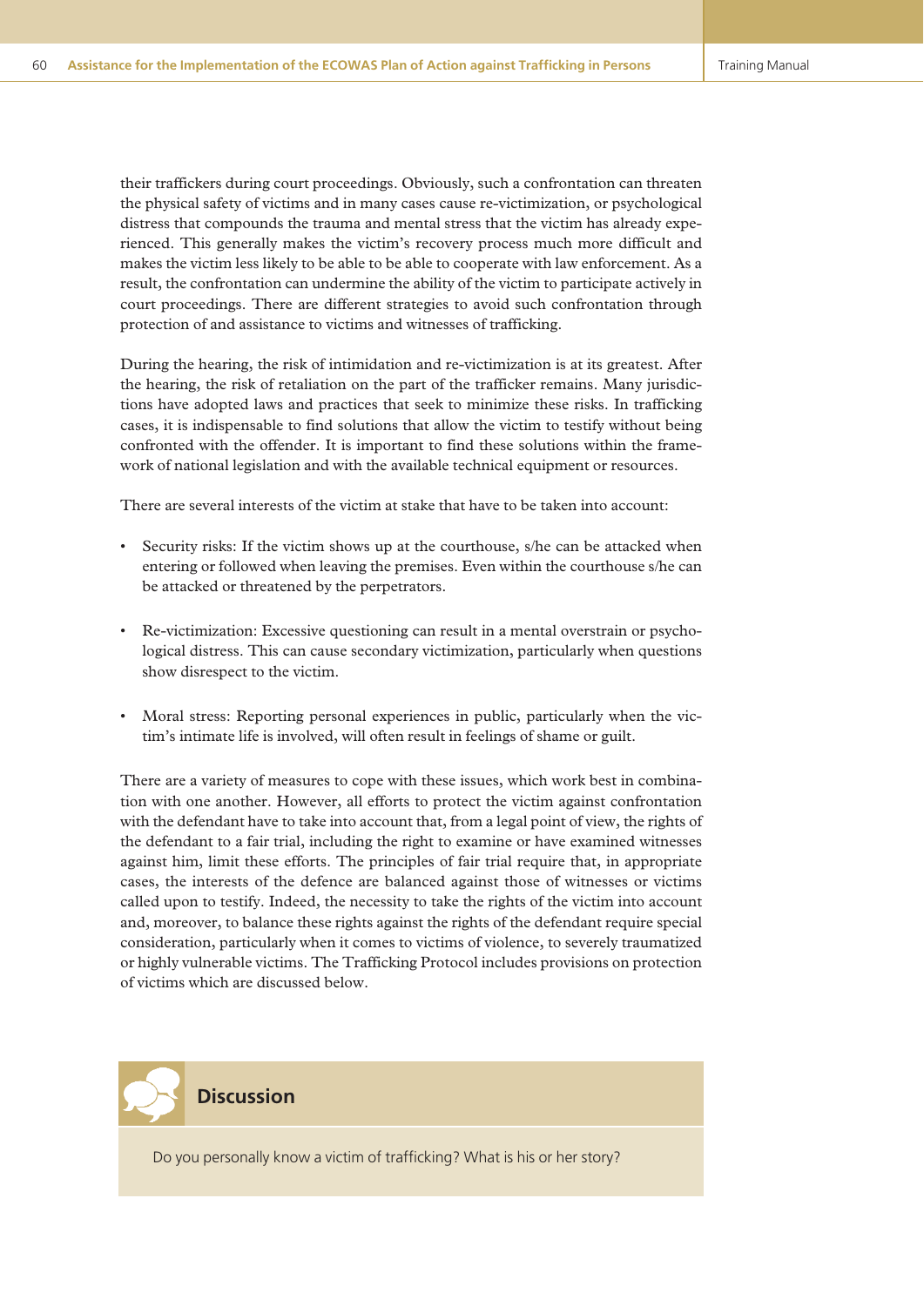their traffickers during court proceedings. Obviously, such a confrontation can threaten the physical safety of victims and in many cases cause re-victimization, or psychological distress that compounds the trauma and mental stress that the victim has already experienced. This generally makes the victim's recovery process much more difficult and makes the victim less likely to be able to be able to cooperate with law enforcement. As a result, the confrontation can undermine the ability of the victim to participate actively in court proceedings. There are different strategies to avoid such confrontation through protection of and assistance to victims and witnesses of trafficking.

During the hearing, the risk of intimidation and re-victimization is at its greatest. After the hearing, the risk of retaliation on the part of the trafficker remains. Many jurisdictions have adopted laws and practices that seek to minimize these risks. In trafficking cases, it is indispensable to find solutions that allow the victim to testify without being confronted with the offender. It is important to find these solutions within the framework of national legislation and with the available technical equipment or resources.

There are several interests of the victim at stake that have to be taken into account:

- Security risks: If the victim shows up at the courthouse, s/he can be attacked when entering or followed when leaving the premises. Even within the courthouse s/he can be attacked or threatened by the perpetrators.
- Re-victimization: Excessive questioning can result in a mental overstrain or psychological distress. This can cause secondary victimization, particularly when questions show disrespect to the victim.
- Moral stress: Reporting personal experiences in public, particularly when the victim's intimate life is involved, will often result in feelings of shame or guilt.

There are a variety of measures to cope with these issues, which work best in combination with one another. However, all efforts to protect the victim against confrontation with the defendant have to take into account that, from a legal point of view, the rights of the defendant to a fair trial, including the right to examine or have examined witnesses against him, limit these efforts. The principles of fair trial require that, in appropriate cases, the interests of the defence are balanced against those of witnesses or victims called upon to testify. Indeed, the necessity to take the rights of the victim into account and, moreover, to balance these rights against the rights of the defendant require special consideration, particularly when it comes to victims of violence, to severely traumatized or highly vulnerable victims. The Trafficking Protocol includes provisions on protection of victims which are discussed below.

## Discussion

Do you personally know a victim of trafficking? What is his or her story?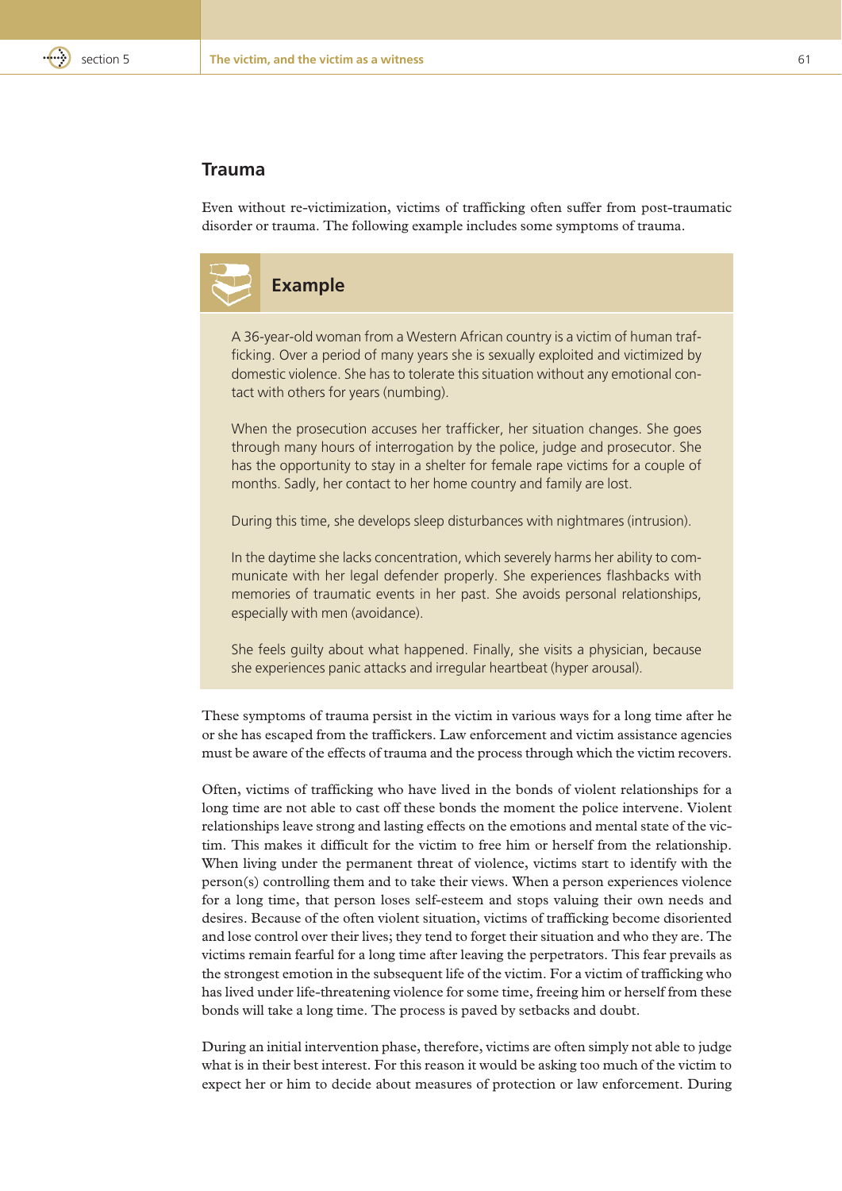## Trauma

Even without re-victimization, victims of trafficking often suffer from post-traumatic disorder or trauma. The following example includes some symptoms of trauma.

### Example

A 36-year-old woman from a Western African country is a victim of human trafficking. Over a period of many years she is sexually exploited and victimized by domestic violence. She has to tolerate this situation without any emotional contact with others for years (numbing).

When the prosecution accuses her trafficker, her situation changes. She goes through many hours of interrogation by the police, judge and prosecutor. She has the opportunity to stay in a shelter for female rape victims for a couple of months. Sadly, her contact to her home country and family are lost.

During this time, she develops sleep disturbances with nightmares (intrusion).

In the daytime she lacks concentration, which severely harms her ability to communicate with her legal defender properly. She experiences flashbacks with memories of traumatic events in her past. She avoids personal relationships, especially with men (avoidance).

She feels guilty about what happened. Finally, she visits a physician, because she experiences panic attacks and irregular heartbeat (hyper arousal).

These symptoms of trauma persist in the victim in various ways for a long time after he or she has escaped from the traffickers. Law enforcement and victim assistance agencies must be aware of the effects of trauma and the process through which the victim recovers.

Often, victims of trafficking who have lived in the bonds of violent relationships for a long time are not able to cast off these bonds the moment the police intervene. Violent relationships leave strong and lasting effects on the emotions and mental state of the victim. This makes it difficult for the victim to free him or herself from the relationship. When living under the permanent threat of violence, victims start to identify with the person(s) controlling them and to take their views. When a person experiences violence for a long time, that person loses self-esteem and stops valuing their own needs and desires. Because of the often violent situation, victims of trafficking become disoriented and lose control over their lives; they tend to forget their situation and who they are. The victims remain fearful for a long time after leaving the perpetrators. This fear prevails as the strongest emotion in the subsequent life of the victim. For a victim of trafficking who has lived under life-threatening violence for some time, freeing him or herself from these bonds will take a long time. The process is paved by setbacks and doubt.

During an initial intervention phase, therefore, victims are often simply not able to judge what is in their best interest. For this reason it would be asking too much of the victim to expect her or him to decide about measures of protection or law enforcement. During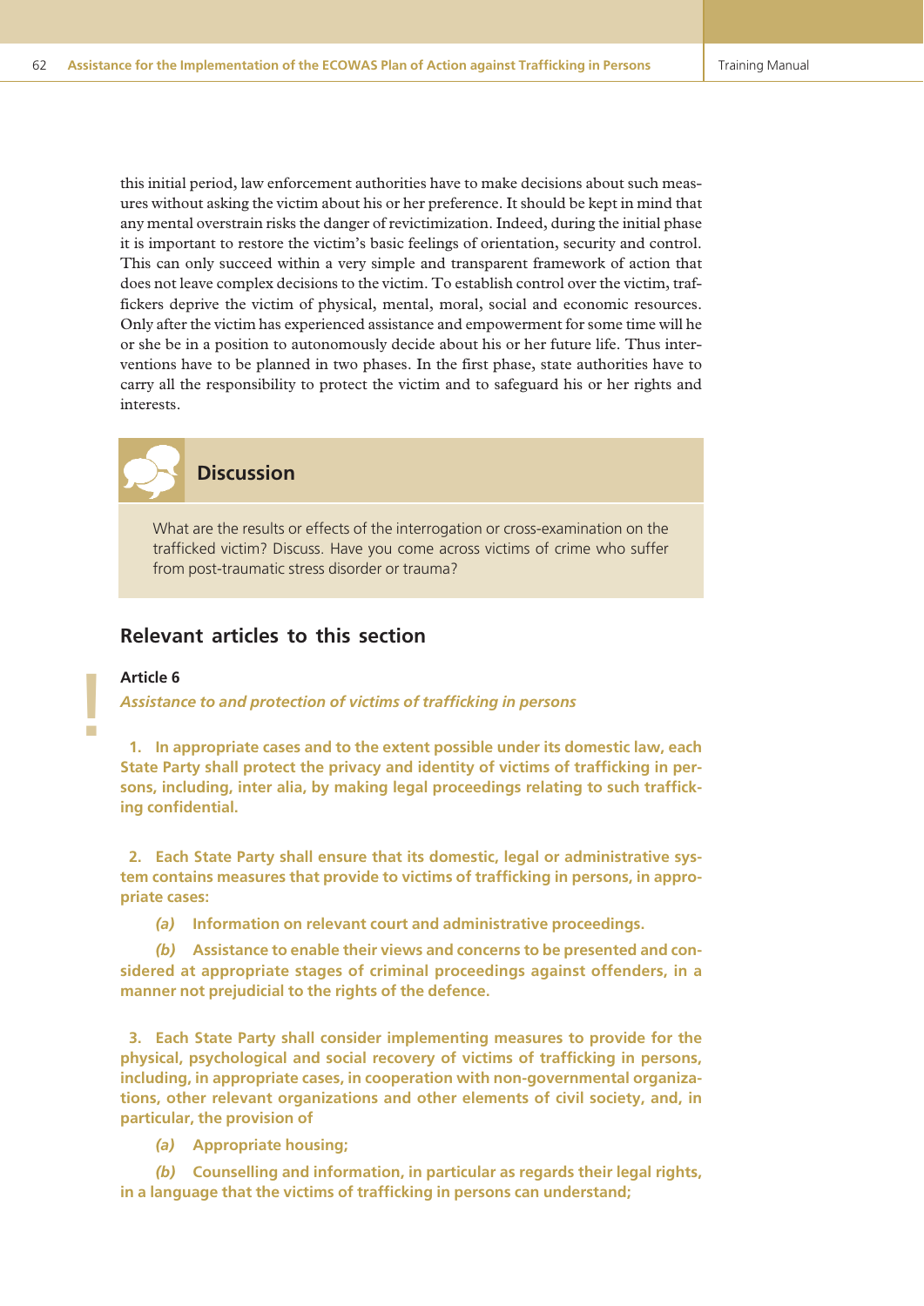this initial period, law enforcement authorities have to make decisions about such measures without asking the victim about his or her preference. It should be kept in mind that any mental overstrain risks the danger of revictimization. Indeed, during the initial phase it is important to restore the victim's basic feelings of orientation, security and control. This can only succeed within a very simple and transparent framework of action that does not leave complex decisions to the victim. To establish control over the victim, traffickers deprive the victim of physical, mental, moral, social and economic resources. Only after the victim has experienced assistance and empowerment for some time will he or she be in a position to autonomously decide about his or her future life. Thus interventions have to be planned in two phases. In the first phase, state authorities have to carry all the responsibility to protect the victim and to safeguard his or her rights and interests.

### Discussion

What are the results or effects of the interrogation or cross-examination on the trafficked victim? Discuss. Have you come across victims of crime who suffer from post-traumatic stress disorder or trauma?

## Relevant articles to this section

**Article 6**

***Assistance to and protection of victims of trafficking in persons***

**1. In appropriate cases and to the extent possible under its domestic law, each State Party shall protect the privacy and identity of victims of trafficking in persons, including, inter alia, by making legal proceedings relating to such trafficking confidential.**

**2. Each State Party shall ensure that its domestic, legal or administrative system contains measures that provide to victims of trafficking in persons, in appropriate cases:**

***(a)*** **Information on relevant court and administrative proceedings.**

***(b)*** **Assistance to enable their views and concerns to be presented and considered at appropriate stages of criminal proceedings against offenders, in a manner not prejudicial to the rights of the defence.**

**3. Each State Party shall consider implementing measures to provide for the physical, psychological and social recovery of victims of trafficking in persons, including, in appropriate cases, in cooperation with non-governmental organizations, other relevant organizations and other elements of civil society, and, in particular, the provision of**

***(a)*** **Appropriate housing;**

***(b)*** **Counselling and information, in particular as regards their legal rights, in a language that the victims of trafficking in persons can understand;**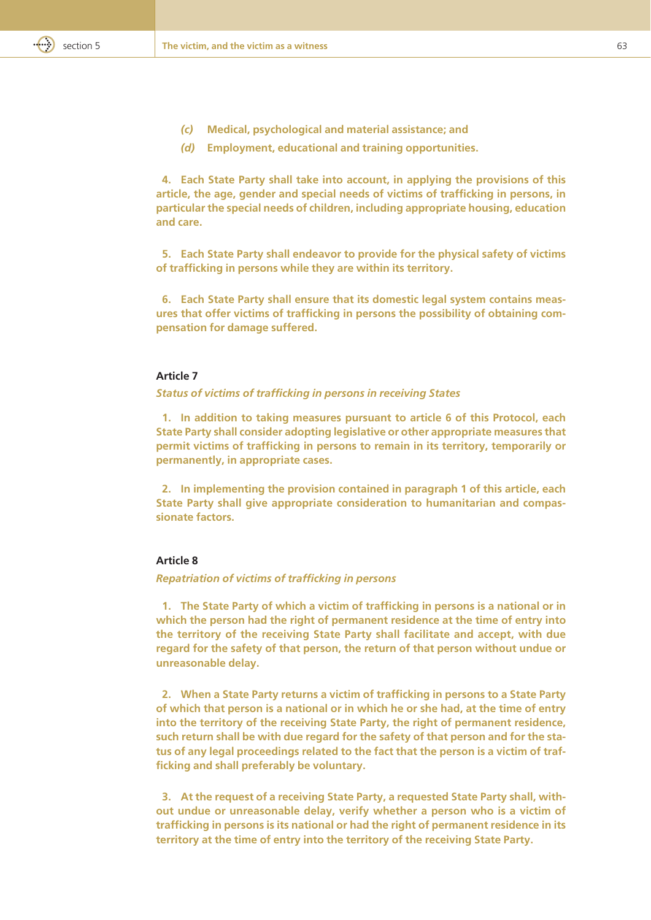*(c)* **Medical, psychological and material assistance; and**

*(d)* **Employment, educational and training opportunities.**

**4. Each State Party shall take into account, in applying the provisions of this article, the age, gender and special needs of victims of trafficking in persons, in particular the special needs of children, including appropriate housing, education and care.**

**5. Each State Party shall endeavor to provide for the physical safety of victims of trafficking in persons while they are within its territory.**

**6. Each State Party shall ensure that its domestic legal system contains measures that offer victims of trafficking in persons the possibility of obtaining compensation for damage suffered.**

#### Article 7

***Status of victims of trafficking in persons in receiving States***

**1. In addition to taking measures pursuant to article 6 of this Protocol, each State Party shall consider adopting legislative or other appropriate measures that permit victims of trafficking in persons to remain in its territory, temporarily or permanently, in appropriate cases.**

**2. In implementing the provision contained in paragraph 1 of this article, each State Party shall give appropriate consideration to humanitarian and compassionate factors.**

#### Article 8

***Repatriation of victims of trafficking in persons***

**1. The State Party of which a victim of trafficking in persons is a national or in which the person had the right of permanent residence at the time of entry into the territory of the receiving State Party shall facilitate and accept, with due regard for the safety of that person, the return of that person without undue or unreasonable delay.**

**2. When a State Party returns a victim of trafficking in persons to a State Party of which that person is a national or in which he or she had, at the time of entry into the territory of the receiving State Party, the right of permanent residence, such return shall be with due regard for the safety of that person and for the status of any legal proceedings related to the fact that the person is a victim of trafficking and shall preferably be voluntary.**

**3. At the request of a receiving State Party, a requested State Party shall, without undue or unreasonable delay, verify whether a person who is a victim of trafficking in persons is its national or had the right of permanent residence in its territory at the time of entry into the territory of the receiving State Party.**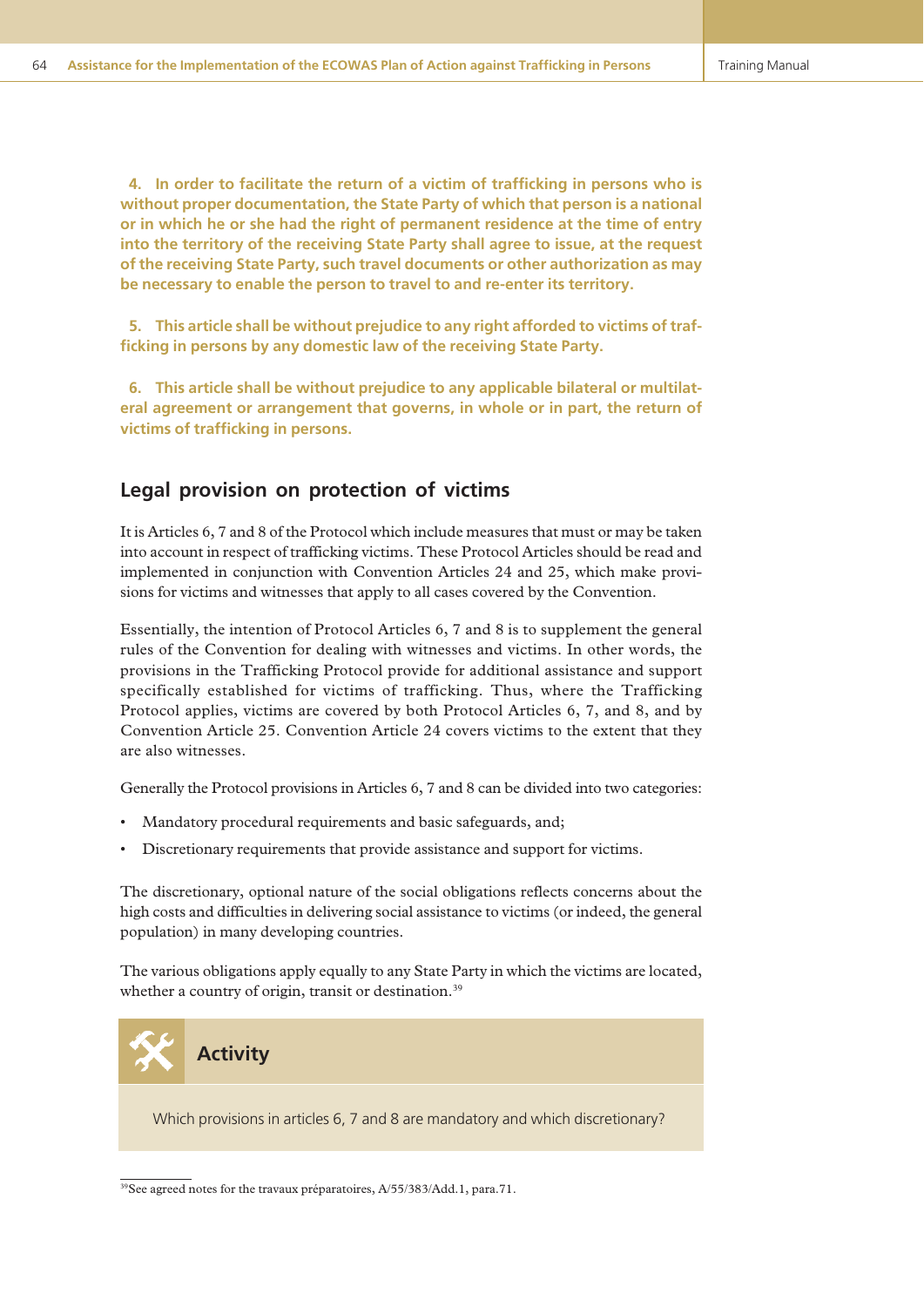**4. In order to facilitate the return of a victim of trafficking in persons who is without proper documentation, the State Party of which that person is a national or in which he or she had the right of permanent residence at the time of entry into the territory of the receiving State Party shall agree to issue, at the request of the receiving State Party, such travel documents or other authorization as may be necessary to enable the person to travel to and re-enter its territory.**

**5. This article shall be without prejudice to any right afforded to victims of trafficking in persons by any domestic law of the receiving State Party.**

**6. This article shall be without prejudice to any applicable bilateral or multilateral agreement or arrangement that governs, in whole or in part, the return of victims of trafficking in persons.**

## Legal provision on protection of victims

It is Articles 6, 7 and 8 of the Protocol which include measures that must or may be taken into account in respect of trafficking victims. These Protocol Articles should be read and implemented in conjunction with Convention Articles 24 and 25, which make provisions for victims and witnesses that apply to all cases covered by the Convention.

Essentially, the intention of Protocol Articles 6, 7 and 8 is to supplement the general rules of the Convention for dealing with witnesses and victims. In other words, the provisions in the Trafficking Protocol provide for additional assistance and support specifically established for victims of trafficking. Thus, where the Trafficking Protocol applies, victims are covered by both Protocol Articles 6, 7, and 8, and by Convention Article 25. Convention Article 24 covers victims to the extent that they are also witnesses.

Generally the Protocol provisions in Articles 6, 7 and 8 can be divided into two categories:

- Mandatory procedural requirements and basic safeguards, and;
- Discretionary requirements that provide assistance and support for victims.

The discretionary, optional nature of the social obligations reflects concerns about the high costs and difficulties in delivering social assistance to victims (or indeed, the general population) in many developing countries.

The various obligations apply equally to any State Party in which the victims are located, whether a country of origin, transit or destination.[39]

**Activity**

Which provisions in articles 6, 7 and 8 are mandatory and which discretionary?

[39] See agreed notes for the travaux préparatoires, A/55/383/Add.1, para.71.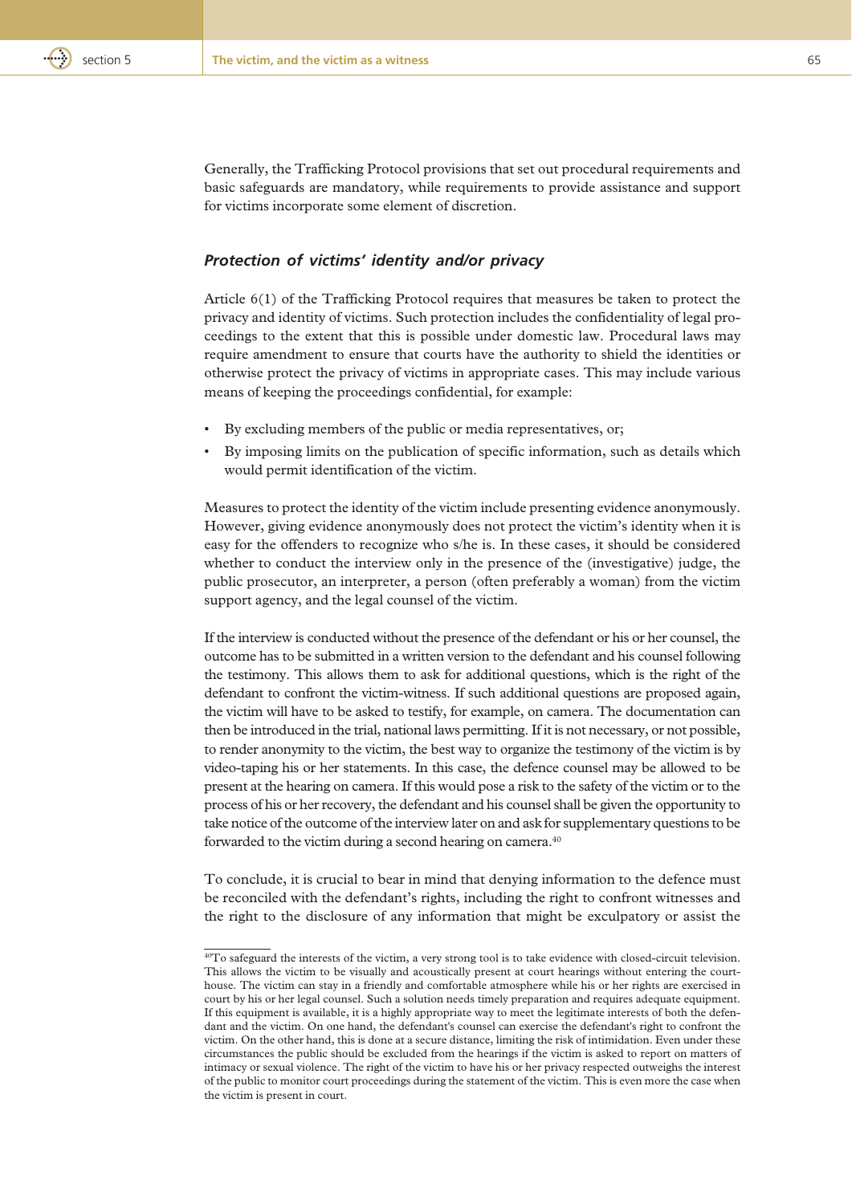Generally, the Trafficking Protocol provisions that set out procedural requirements and basic safeguards are mandatory, while requirements to provide assistance and support for victims incorporate some element of discretion.

### *Protection of victims' identity and/or privacy*

Article 6(1) of the Trafficking Protocol requires that measures be taken to protect the privacy and identity of victims. Such protection includes the confidentiality of legal proceedings to the extent that this is possible under domestic law. Procedural laws may require amendment to ensure that courts have the authority to shield the identities or otherwise protect the privacy of victims in appropriate cases. This may include various means of keeping the proceedings confidential, for example:

- By excluding members of the public or media representatives, or;
- By imposing limits on the publication of specific information, such as details which would permit identification of the victim.

Measures to protect the identity of the victim include presenting evidence anonymously. However, giving evidence anonymously does not protect the victim's identity when it is easy for the offenders to recognize who s/he is. In these cases, it should be considered whether to conduct the interview only in the presence of the (investigative) judge, the public prosecutor, an interpreter, a person (often preferably a woman) from the victim support agency, and the legal counsel of the victim.

If the interview is conducted without the presence of the defendant or his or her counsel, the outcome has to be submitted in a written version to the defendant and his counsel following the testimony. This allows them to ask for additional questions, which is the right of the defendant to confront the victim-witness. If such additional questions are proposed again, the victim will have to be asked to testify, for example, on camera. The documentation can then be introduced in the trial, national laws permitting. If it is not necessary, or not possible, to render anonymity to the victim, the best way to organize the testimony of the victim is by video-taping his or her statements. In this case, the defence counsel may be allowed to be present at the hearing on camera. If this would pose a risk to the safety of the victim or to the process of his or her recovery, the defendant and his counsel shall be given the opportunity to take notice of the outcome of the interview later on and ask for supplementary questions to be forwarded to the victim during a second hearing on camera.[40]

To conclude, it is crucial to bear in mind that denying information to the defence must be reconciled with the defendant's rights, including the right to confront witnesses and the right to the disclosure of any information that might be exculpatory or assist the

---

[40]To safeguard the interests of the victim, a very strong tool is to take evidence with closed-circuit television. This allows the victim to be visually and acoustically present at court hearings without entering the courthouse. The victim can stay in a friendly and comfortable atmosphere while his or her rights are exercised in court by his or her legal counsel. Such a solution needs timely preparation and requires adequate equipment. If this equipment is available, it is a highly appropriate way to meet the legitimate interests of both the defendant and the victim. On one hand, the defendant's counsel can exercise the defendant's right to confront the victim. On the other hand, this is done at a secure distance, limiting the risk of intimidation. Even under these circumstances the public should be excluded from the hearings if the victim is asked to report on matters of intimacy or sexual violence. The right of the victim to have his or her privacy respected outweighs the interest of the public to monitor court proceedings during the statement of the victim. This is even more the case when the victim is present in court.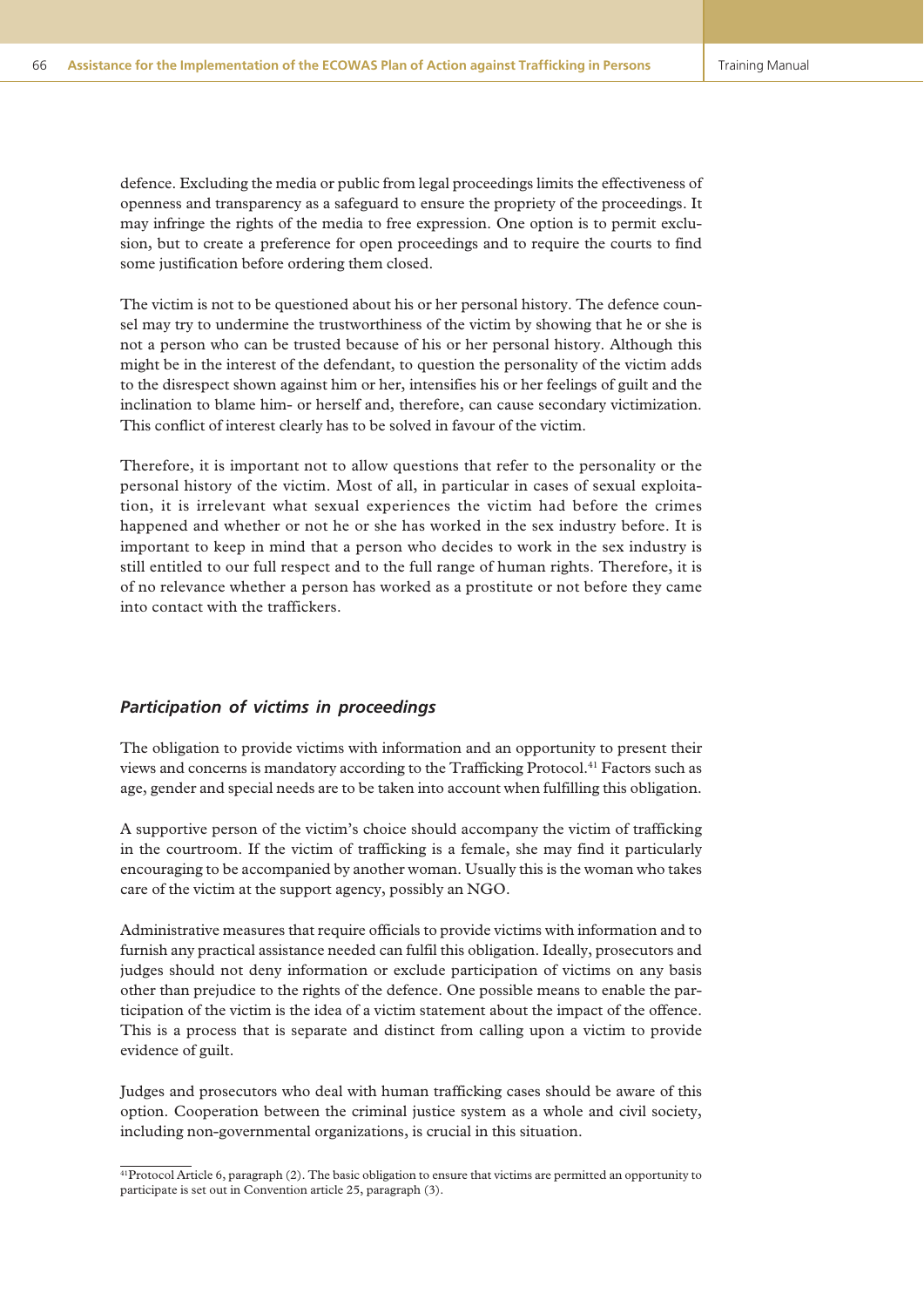defence. Excluding the media or public from legal proceedings limits the effectiveness of openness and transparency as a safeguard to ensure the propriety of the proceedings. It may infringe the rights of the media to free expression. One option is to permit exclusion, but to create a preference for open proceedings and to require the courts to find some justification before ordering them closed.

The victim is not to be questioned about his or her personal history. The defence counsel may try to undermine the trustworthiness of the victim by showing that he or she is not a person who can be trusted because of his or her personal history. Although this might be in the interest of the defendant, to question the personality of the victim adds to the disrespect shown against him or her, intensifies his or her feelings of guilt and the inclination to blame him- or herself and, therefore, can cause secondary victimization. This conflict of interest clearly has to be solved in favour of the victim.

Therefore, it is important not to allow questions that refer to the personality or the personal history of the victim. Most of all, in particular in cases of sexual exploitation, it is irrelevant what sexual experiences the victim had before the crimes happened and whether or not he or she has worked in the sex industry before. It is important to keep in mind that a person who decides to work in the sex industry is still entitled to our full respect and to the full range of human rights. Therefore, it is of no relevance whether a person has worked as a prostitute or not before they came into contact with the traffickers.

### *Participation of victims in proceedings*

The obligation to provide victims with information and an opportunity to present their views and concerns is mandatory according to the Trafficking Protocol.[41] Factors such as age, gender and special needs are to be taken into account when fulfilling this obligation.

A supportive person of the victim's choice should accompany the victim of trafficking in the courtroom. If the victim of trafficking is a female, she may find it particularly encouraging to be accompanied by another woman. Usually this is the woman who takes care of the victim at the support agency, possibly an NGO.

Administrative measures that require officials to provide victims with information and to furnish any practical assistance needed can fulfil this obligation. Ideally, prosecutors and judges should not deny information or exclude participation of victims on any basis other than prejudice to the rights of the defence. One possible means to enable the participation of the victim is the idea of a victim statement about the impact of the offence. This is a process that is separate and distinct from calling upon a victim to provide evidence of guilt.

Judges and prosecutors who deal with human trafficking cases should be aware of this option. Cooperation between the criminal justice system as a whole and civil society, including non-governmental organizations, is crucial in this situation.

---

[41] Protocol Article 6, paragraph (2). The basic obligation to ensure that victims are permitted an opportunity to participate is set out in Convention article 25, paragraph (3).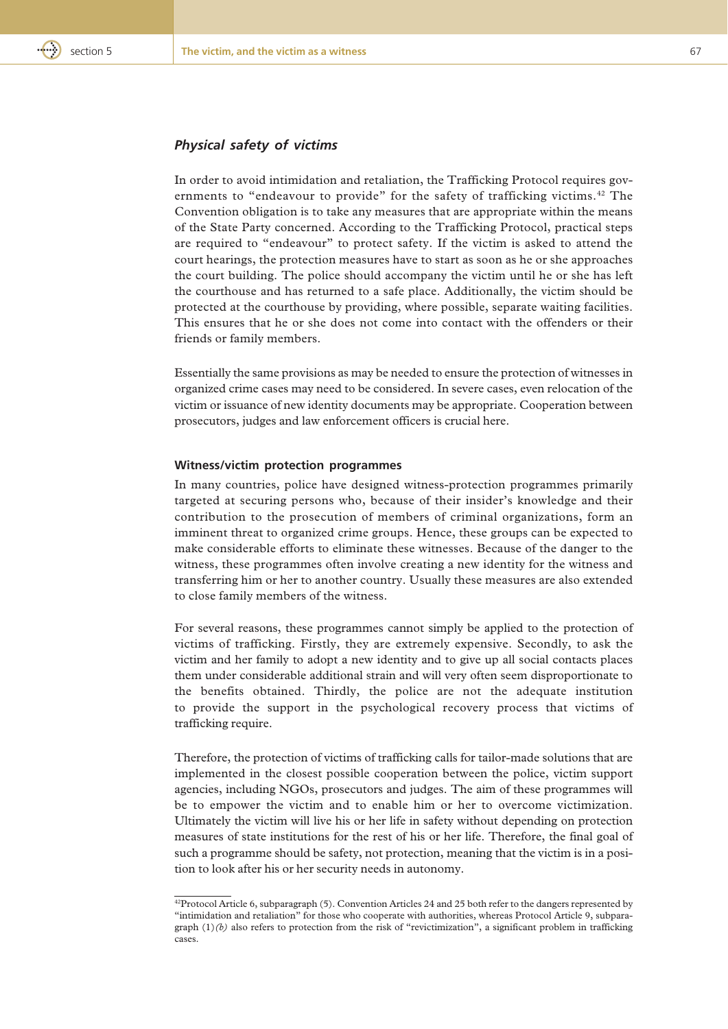### *Physical safety of victims*

In order to avoid intimidation and retaliation, the Trafficking Protocol requires governments to "endeavour to provide" for the safety of trafficking victims.[42] The Convention obligation is to take any measures that are appropriate within the means of the State Party concerned. According to the Trafficking Protocol, practical steps are required to "endeavour" to protect safety. If the victim is asked to attend the court hearings, the protection measures have to start as soon as he or she approaches the court building. The police should accompany the victim until he or she has left the courthouse and has returned to a safe place. Additionally, the victim should be protected at the courthouse by providing, where possible, separate waiting facilities. This ensures that he or she does not come into contact with the offenders or their friends or family members.

Essentially the same provisions as may be needed to ensure the protection of witnesses in organized crime cases may need to be considered. In severe cases, even relocation of the victim or issuance of new identity documents may be appropriate. Cooperation between prosecutors, judges and law enforcement officers is crucial here.

#### Witness/victim protection programmes

In many countries, police have designed witness-protection programmes primarily targeted at securing persons who, because of their insider's knowledge and their contribution to the prosecution of members of criminal organizations, form an imminent threat to organized crime groups. Hence, these groups can be expected to make considerable efforts to eliminate these witnesses. Because of the danger to the witness, these programmes often involve creating a new identity for the witness and transferring him or her to another country. Usually these measures are also extended to close family members of the witness.

For several reasons, these programmes cannot simply be applied to the protection of victims of trafficking. Firstly, they are extremely expensive. Secondly, to ask the victim and her family to adopt a new identity and to give up all social contacts places them under considerable additional strain and will very often seem disproportionate to the benefits obtained. Thirdly, the police are not the adequate institution to provide the support in the psychological recovery process that victims of trafficking require.

Therefore, the protection of victims of trafficking calls for tailor-made solutions that are implemented in the closest possible cooperation between the police, victim support agencies, including NGOs, prosecutors and judges. The aim of these programmes will be to empower the victim and to enable him or her to overcome victimization. Ultimately the victim will live his or her life in safety without depending on protection measures of state institutions for the rest of his or her life. Therefore, the final goal of such a programme should be safety, not protection, meaning that the victim is in a position to look after his or her security needs in autonomy.

---

[42]Protocol Article 6, subparagraph (5). Convention Articles 24 and 25 both refer to the dangers represented by "intimidation and retaliation" for those who cooperate with authorities, whereas Protocol Article 9, subparagraph (1)*(b)* also refers to protection from the risk of "revictimization", a significant problem in trafficking cases.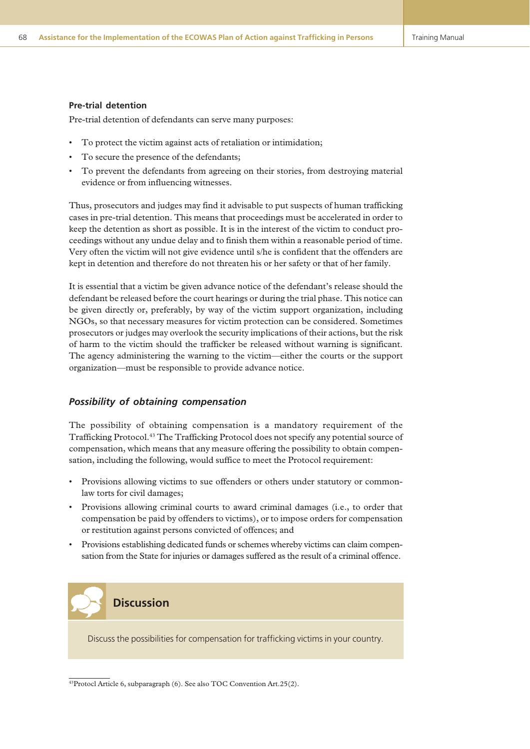### Pre-trial detention

Pre-trial detention of defendants can serve many purposes:

- To protect the victim against acts of retaliation or intimidation;
- To secure the presence of the defendants;
- To prevent the defendants from agreeing on their stories, from destroying material evidence or from influencing witnesses.

Thus, prosecutors and judges may find it advisable to put suspects of human trafficking cases in pre-trial detention. This means that proceedings must be accelerated in order to keep the detention as short as possible. It is in the interest of the victim to conduct proceedings without any undue delay and to finish them within a reasonable period of time. Very often the victim will not give evidence until s/he is confident that the offenders are kept in detention and therefore do not threaten his or her safety or that of her family.

It is essential that a victim be given advance notice of the defendant's release should the defendant be released before the court hearings or during the trial phase. This notice can be given directly or, preferably, by way of the victim support organization, including NGOs, so that necessary measures for victim protection can be considered. Sometimes prosecutors or judges may overlook the security implications of their actions, but the risk of harm to the victim should the trafficker be released without warning is significant. The agency administering the warning to the victim—either the courts or the support organization—must be responsible to provide advance notice.

## *Possibility of obtaining compensation*

The possibility of obtaining compensation is a mandatory requirement of the Trafficking Protocol.[43] The Trafficking Protocol does not specify any potential source of compensation, which means that any measure offering the possibility to obtain compensation, including the following, would suffice to meet the Protocol requirement:

- Provisions allowing victims to sue offenders or others under statutory or common-law torts for civil damages;
- Provisions allowing criminal courts to award criminal damages (i.e., to order that compensation be paid by offenders to victims), or to impose orders for compensation or restitution against persons convicted of offences; and
- Provisions establishing dedicated funds or schemes whereby victims can claim compensation from the State for injuries or damages suffered as the result of a criminal offence.

**Discussion**

Discuss the possibilities for compensation for trafficking victims in your country.

---

[43] Protocl Article 6, subparagraph (6). See also TOC Convention Art.25(2).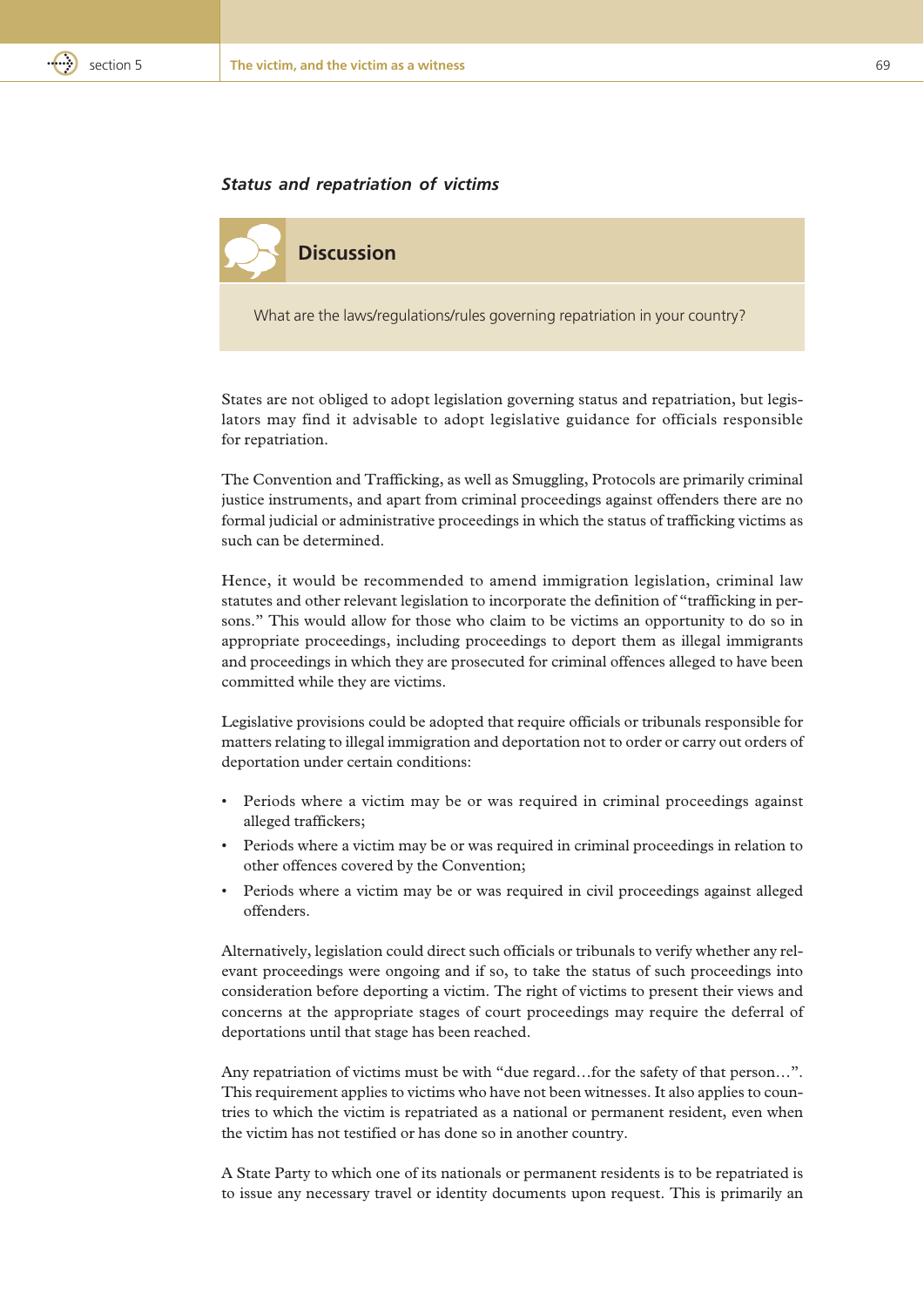### *Status and repatriation of victims*

**Discussion**

What are the laws/regulations/rules governing repatriation in your country?

States are not obliged to adopt legislation governing status and repatriation, but legislators may find it advisable to adopt legislative guidance for officials responsible for repatriation.

The Convention and Trafficking, as well as Smuggling, Protocols are primarily criminal justice instruments, and apart from criminal proceedings against offenders there are no formal judicial or administrative proceedings in which the status of trafficking victims as such can be determined.

Hence, it would be recommended to amend immigration legislation, criminal law statutes and other relevant legislation to incorporate the definition of "trafficking in persons." This would allow for those who claim to be victims an opportunity to do so in appropriate proceedings, including proceedings to deport them as illegal immigrants and proceedings in which they are prosecuted for criminal offences alleged to have been committed while they are victims.

Legislative provisions could be adopted that require officials or tribunals responsible for matters relating to illegal immigration and deportation not to order or carry out orders of deportation under certain conditions:

- Periods where a victim may be or was required in criminal proceedings against alleged traffickers;
- Periods where a victim may be or was required in criminal proceedings in relation to other offences covered by the Convention;
- Periods where a victim may be or was required in civil proceedings against alleged offenders.

Alternatively, legislation could direct such officials or tribunals to verify whether any relevant proceedings were ongoing and if so, to take the status of such proceedings into consideration before deporting a victim. The right of victims to present their views and concerns at the appropriate stages of court proceedings may require the deferral of deportations until that stage has been reached.

Any repatriation of victims must be with "due regard…for the safety of that person…". This requirement applies to victims who have not been witnesses. It also applies to countries to which the victim is repatriated as a national or permanent resident, even when the victim has not testified or has done so in another country.

A State Party to which one of its nationals or permanent residents is to be repatriated is to issue any necessary travel or identity documents upon request. This is primarily an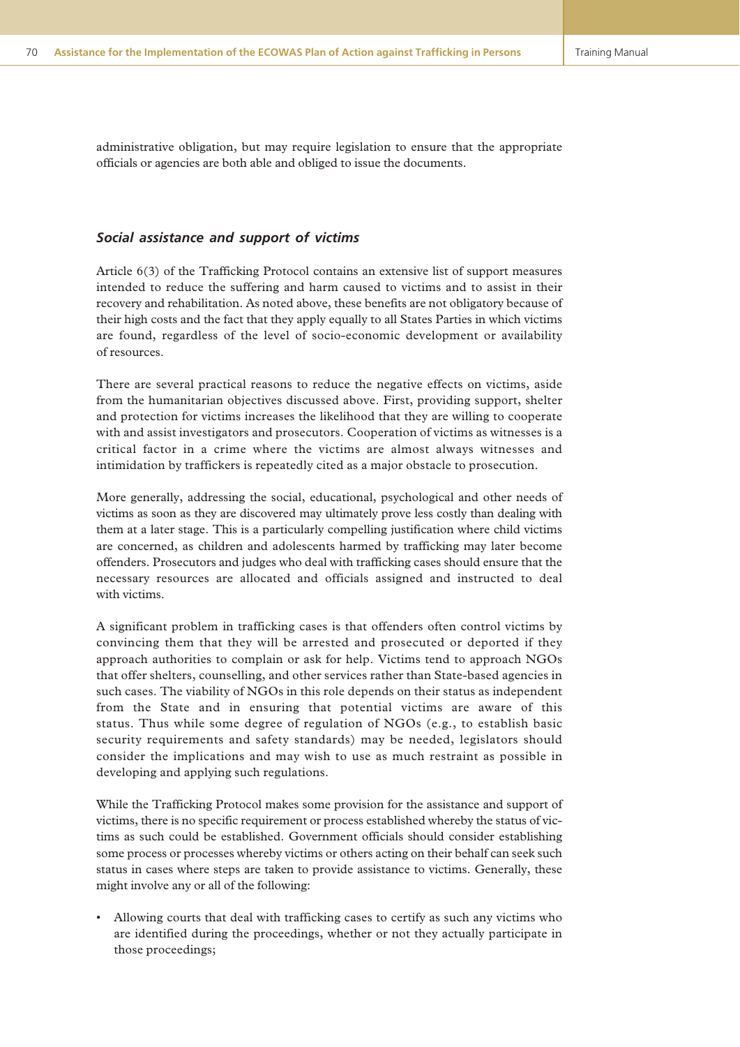administrative obligation, but may require legislation to ensure that the appropriate officials or agencies are both able and obliged to issue the documents.

### *Social assistance and support of victims*

Article 6(3) of the Trafficking Protocol contains an extensive list of support measures intended to reduce the suffering and harm caused to victims and to assist in their recovery and rehabilitation. As noted above, these benefits are not obligatory because of their high costs and the fact that they apply equally to all States Parties in which victims are found, regardless of the level of socio-economic development or availability of resources.

There are several practical reasons to reduce the negative effects on victims, aside from the humanitarian objectives discussed above. First, providing support, shelter and protection for victims increases the likelihood that they are willing to cooperate with and assist investigators and prosecutors. Cooperation of victims as witnesses is a critical factor in a crime where the victims are almost always witnesses and intimidation by traffickers is repeatedly cited as a major obstacle to prosecution.

More generally, addressing the social, educational, psychological and other needs of victims as soon as they are discovered may ultimately prove less costly than dealing with them at a later stage. This is a particularly compelling justification where child victims are concerned, as children and adolescents harmed by trafficking may later become offenders. Prosecutors and judges who deal with trafficking cases should ensure that the necessary resources are allocated and officials assigned and instructed to deal with victims.

A significant problem in trafficking cases is that offenders often control victims by convincing them that they will be arrested and prosecuted or deported if they approach authorities to complain or ask for help. Victims tend to approach NGOs that offer shelters, counselling, and other services rather than State-based agencies in such cases. The viability of NGOs in this role depends on their status as independent from the State and in ensuring that potential victims are aware of this status. Thus while some degree of regulation of NGOs (e.g., to establish basic security requirements and safety standards) may be needed, legislators should consider the implications and may wish to use as much restraint as possible in developing and applying such regulations.

While the Trafficking Protocol makes some provision for the assistance and support of victims, there is no specific requirement or process established whereby the status of victims as such could be established. Government officials should consider establishing some process or processes whereby victims or others acting on their behalf can seek such status in cases where steps are taken to provide assistance to victims. Generally, these might involve any or all of the following:

- Allowing courts that deal with trafficking cases to certify as such any victims who are identified during the proceedings, whether or not they actually participate in those proceedings;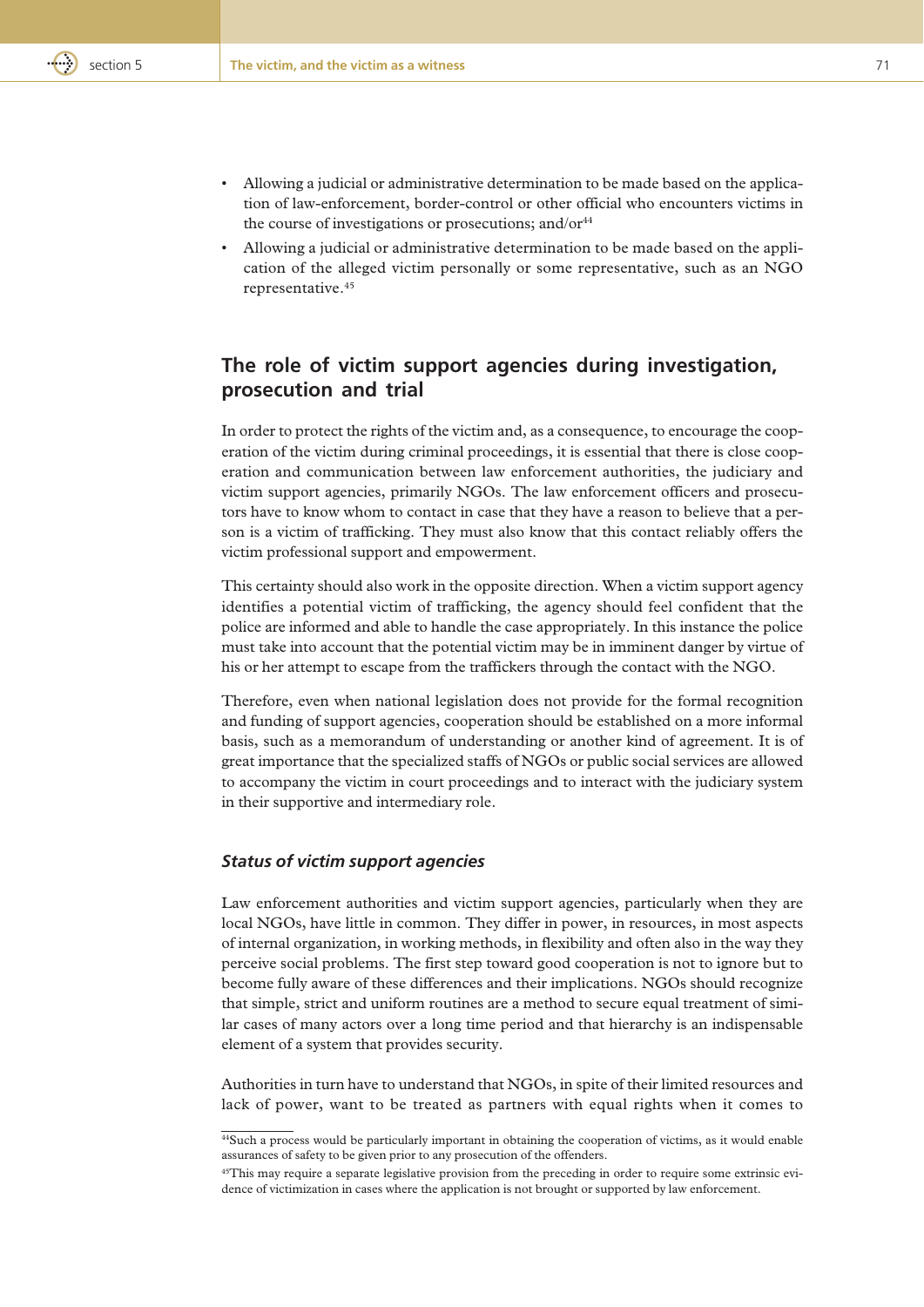- Allowing a judicial or administrative determination to be made based on the application of law-enforcement, border-control or other official who encounters victims in the course of investigations or prosecutions; and/or[44]
- Allowing a judicial or administrative determination to be made based on the application of the alleged victim personally or some representative, such as an NGO representative.[45]

## The role of victim support agencies during investigation, prosecution and trial

In order to protect the rights of the victim and, as a consequence, to encourage the cooperation of the victim during criminal proceedings, it is essential that there is close cooperation and communication between law enforcement authorities, the judiciary and victim support agencies, primarily NGOs. The law enforcement officers and prosecutors have to know whom to contact in case that they have a reason to believe that a person is a victim of trafficking. They must also know that this contact reliably offers the victim professional support and empowerment.

This certainty should also work in the opposite direction. When a victim support agency identifies a potential victim of trafficking, the agency should feel confident that the police are informed and able to handle the case appropriately. In this instance the police must take into account that the potential victim may be in imminent danger by virtue of his or her attempt to escape from the traffickers through the contact with the NGO.

Therefore, even when national legislation does not provide for the formal recognition and funding of support agencies, cooperation should be established on a more informal basis, such as a memorandum of understanding or another kind of agreement. It is of great importance that the specialized staffs of NGOs or public social services are allowed to accompany the victim in court proceedings and to interact with the judiciary system in their supportive and intermediary role.

### *Status of victim support agencies*

Law enforcement authorities and victim support agencies, particularly when they are local NGOs, have little in common. They differ in power, in resources, in most aspects of internal organization, in working methods, in flexibility and often also in the way they perceive social problems. The first step toward good cooperation is not to ignore but to become fully aware of these differences and their implications. NGOs should recognize that simple, strict and uniform routines are a method to secure equal treatment of similar cases of many actors over a long time period and that hierarchy is an indispensable element of a system that provides security.

Authorities in turn have to understand that NGOs, in spite of their limited resources and lack of power, want to be treated as partners with equal rights when it comes to

---

[44]Such a process would be particularly important in obtaining the cooperation of victims, as it would enable assurances of safety to be given prior to any prosecution of the offenders.

[45]This may require a separate legislative provision from the preceding in order to require some extrinsic evidence of victimization in cases where the application is not brought or supported by law enforcement.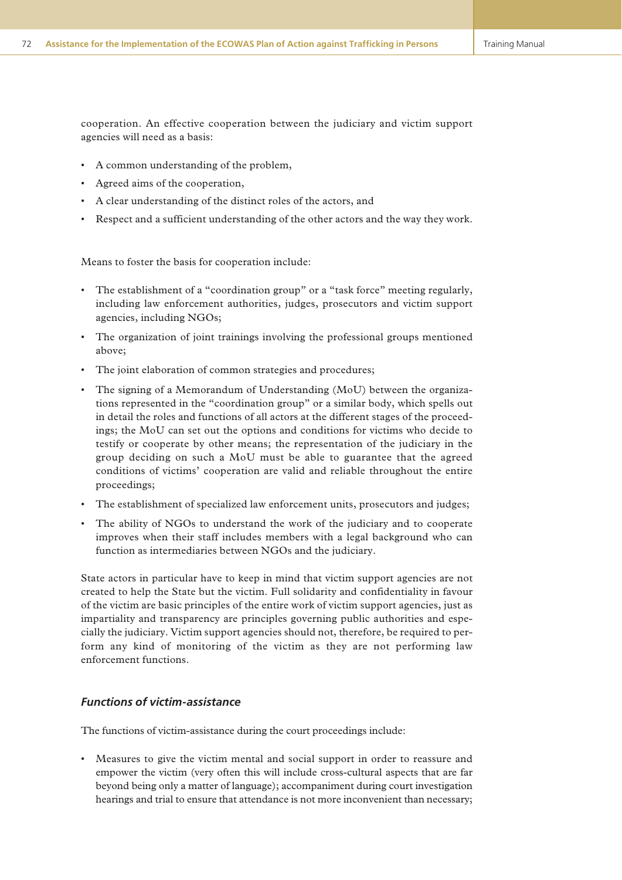cooperation. An effective cooperation between the judiciary and victim support agencies will need as a basis:

- A common understanding of the problem,
- Agreed aims of the cooperation,
- A clear understanding of the distinct roles of the actors, and
- Respect and a sufficient understanding of the other actors and the way they work.

Means to foster the basis for cooperation include:

- The establishment of a "coordination group" or a "task force" meeting regularly, including law enforcement authorities, judges, prosecutors and victim support agencies, including NGOs;
- The organization of joint trainings involving the professional groups mentioned above;
- The joint elaboration of common strategies and procedures;
- The signing of a Memorandum of Understanding (MoU) between the organizations represented in the "coordination group" or a similar body, which spells out in detail the roles and functions of all actors at the different stages of the proceedings; the MoU can set out the options and conditions for victims who decide to testify or cooperate by other means; the representation of the judiciary in the group deciding on such a MoU must be able to guarantee that the agreed conditions of victims' cooperation are valid and reliable throughout the entire proceedings;
- The establishment of specialized law enforcement units, prosecutors and judges;
- The ability of NGOs to understand the work of the judiciary and to cooperate improves when their staff includes members with a legal background who can function as intermediaries between NGOs and the judiciary.

State actors in particular have to keep in mind that victim support agencies are not created to help the State but the victim. Full solidarity and confidentiality in favour of the victim are basic principles of the entire work of victim support agencies, just as impartiality and transparency are principles governing public authorities and especially the judiciary. Victim support agencies should not, therefore, be required to perform any kind of monitoring of the victim as they are not performing law enforcement functions.

### *Functions of victim-assistance*

The functions of victim-assistance during the court proceedings include:

- Measures to give the victim mental and social support in order to reassure and empower the victim (very often this will include cross-cultural aspects that are far beyond being only a matter of language); accompaniment during court investigation hearings and trial to ensure that attendance is not more inconvenient than necessary;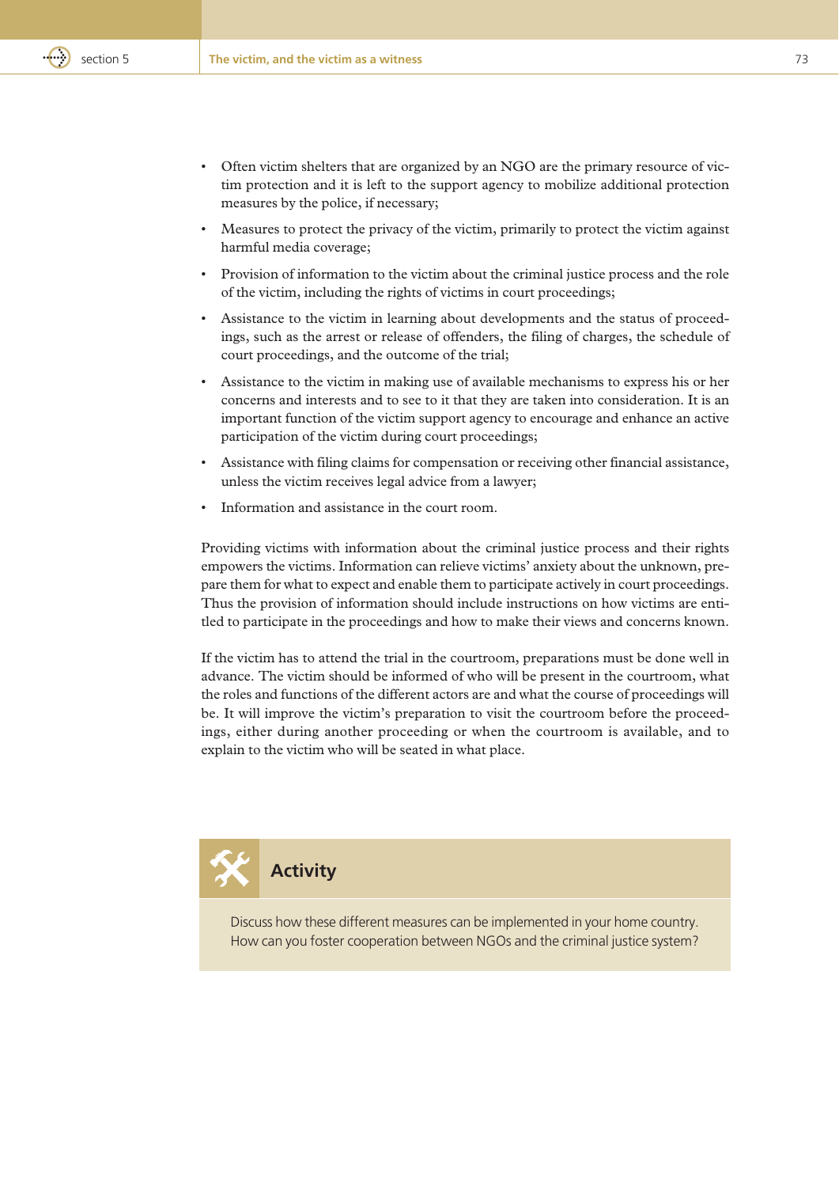- Often victim shelters that are organized by an NGO are the primary resource of victim protection and it is left to the support agency to mobilize additional protection measures by the police, if necessary;
- Measures to protect the privacy of the victim, primarily to protect the victim against harmful media coverage;
- Provision of information to the victim about the criminal justice process and the role of the victim, including the rights of victims in court proceedings;
- Assistance to the victim in learning about developments and the status of proceedings, such as the arrest or release of offenders, the filing of charges, the schedule of court proceedings, and the outcome of the trial;
- Assistance to the victim in making use of available mechanisms to express his or her concerns and interests and to see to it that they are taken into consideration. It is an important function of the victim support agency to encourage and enhance an active participation of the victim during court proceedings;
- Assistance with filing claims for compensation or receiving other financial assistance, unless the victim receives legal advice from a lawyer;
- Information and assistance in the court room.

Providing victims with information about the criminal justice process and their rights empowers the victims. Information can relieve victims' anxiety about the unknown, prepare them for what to expect and enable them to participate actively in court proceedings. Thus the provision of information should include instructions on how victims are entitled to participate in the proceedings and how to make their views and concerns known.

If the victim has to attend the trial in the courtroom, preparations must be done well in advance. The victim should be informed of who will be present in the courtroom, what the roles and functions of the different actors are and what the course of proceedings will be. It will improve the victim's preparation to visit the courtroom before the proceedings, either during another proceeding or when the courtroom is available, and to explain to the victim who will be seated in what place.

### Activity

Discuss how these different measures can be implemented in your home country. How can you foster cooperation between NGOs and the criminal justice system?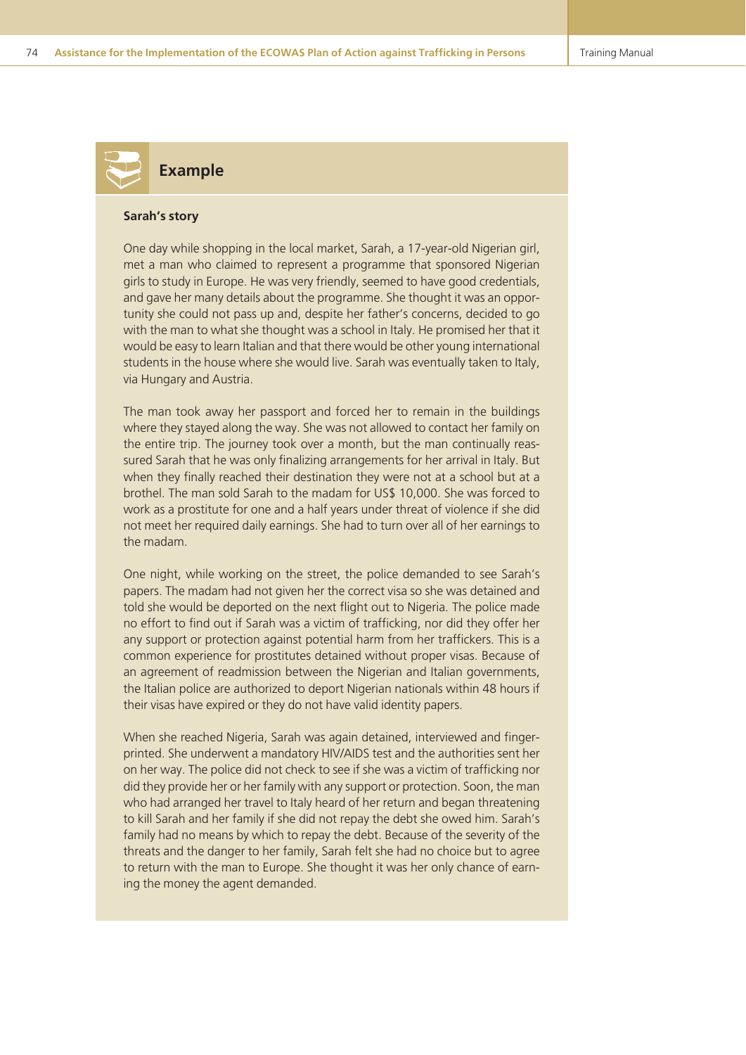## Example

**Sarah's story**

One day while shopping in the local market, Sarah, a 17-year-old Nigerian girl, met a man who claimed to represent a programme that sponsored Nigerian girls to study in Europe. He was very friendly, seemed to have good credentials, and gave her many details about the programme. She thought it was an opportunity she could not pass up and, despite her father's concerns, decided to go with the man to what she thought was a school in Italy. He promised her that it would be easy to learn Italian and that there would be other young international students in the house where she would live. Sarah was eventually taken to Italy, via Hungary and Austria.

The man took away her passport and forced her to remain in the buildings where they stayed along the way. She was not allowed to contact her family on the entire trip. The journey took over a month, but the man continually reassured Sarah that he was only finalizing arrangements for her arrival in Italy. But when they finally reached their destination they were not at a school but at a brothel. The man sold Sarah to the madam for US$ 10,000. She was forced to work as a prostitute for one and a half years under threat of violence if she did not meet her required daily earnings. She had to turn over all of her earnings to the madam.

One night, while working on the street, the police demanded to see Sarah's papers. The madam had not given her the correct visa so she was detained and told she would be deported on the next flight out to Nigeria. The police made no effort to find out if Sarah was a victim of trafficking, nor did they offer her any support or protection against potential harm from her traffickers. This is a common experience for prostitutes detained without proper visas. Because of an agreement of readmission between the Nigerian and Italian governments, the Italian police are authorized to deport Nigerian nationals within 48 hours if their visas have expired or they do not have valid identity papers.

When she reached Nigeria, Sarah was again detained, interviewed and fingerprinted. She underwent a mandatory HIV/AIDS test and the authorities sent her on her way. The police did not check to see if she was a victim of trafficking nor did they provide her or her family with any support or protection. Soon, the man who had arranged her travel to Italy heard of her return and began threatening to kill Sarah and her family if she did not repay the debt she owed him. Sarah's family had no means by which to repay the debt. Because of the severity of the threats and the danger to her family, Sarah felt she had no choice but to agree to return with the man to Europe. She thought it was her only chance of earning the money the agent demanded.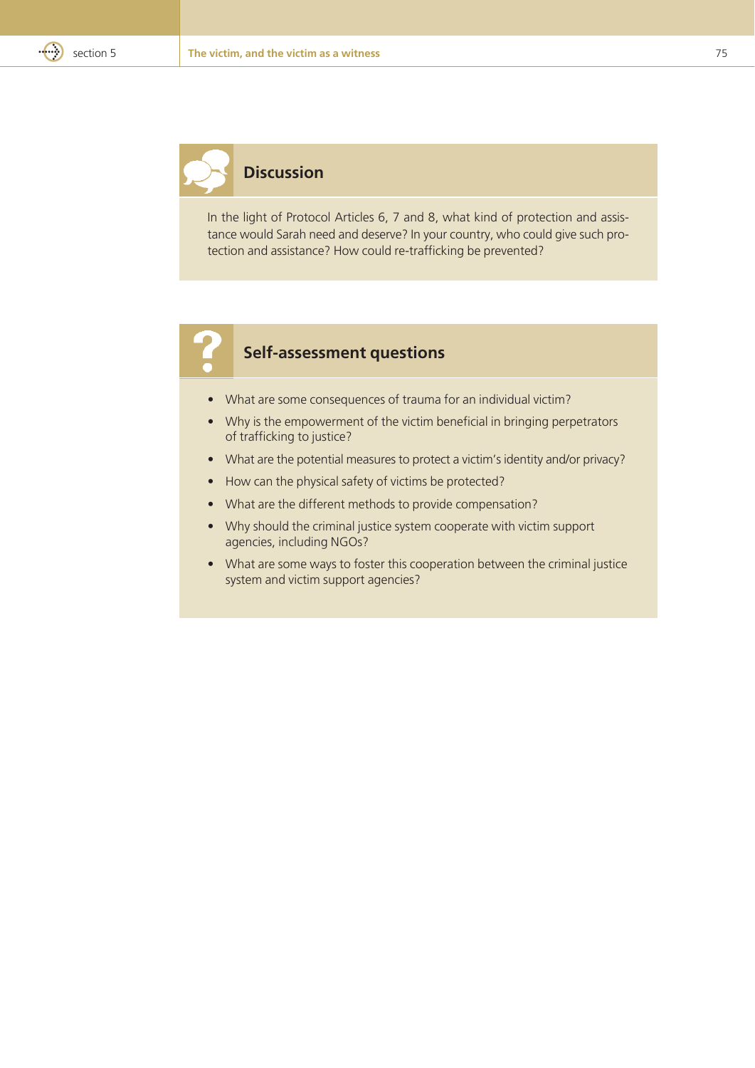## Discussion

In the light of Protocol Articles 6, 7 and 8, what kind of protection and assistance would Sarah need and deserve? In your country, who could give such protection and assistance? How could re-trafficking be prevented?

## Self-assessment questions

- What are some consequences of trauma for an individual victim?
- Why is the empowerment of the victim beneficial in bringing perpetrators of trafficking to justice?
- What are the potential measures to protect a victim's identity and/or privacy?
- How can the physical safety of victims be protected?
- What are the different methods to provide compensation?
- Why should the criminal justice system cooperate with victim support agencies, including NGOs?
- What are some ways to foster this cooperation between the criminal justice system and victim support agencies?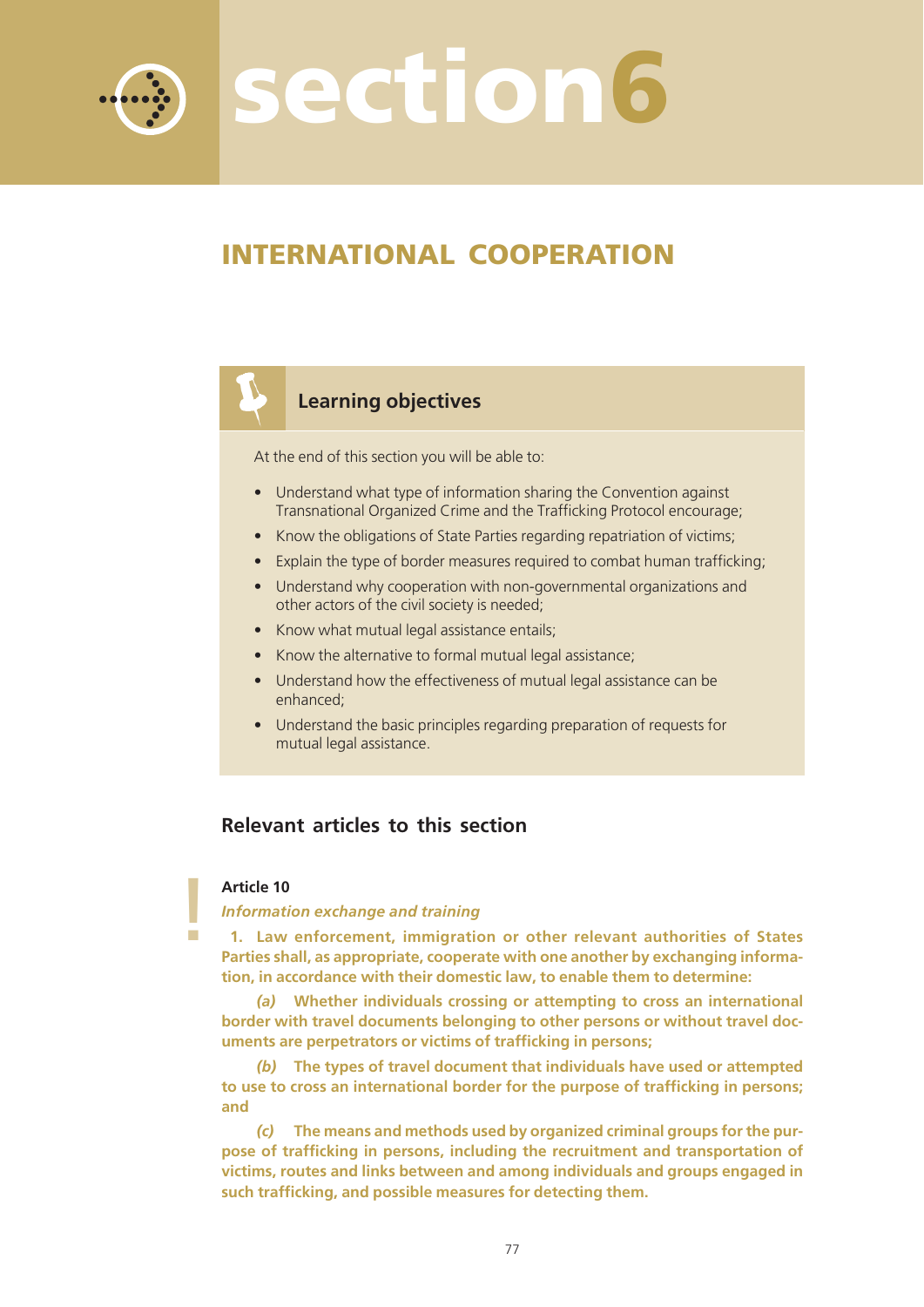# section6

## INTERNATIONAL COOPERATION

### Learning objectives

At the end of this section you will be able to:

- Understand what type of information sharing the Convention against Transnational Organized Crime and the Trafficking Protocol encourage;
- Know the obligations of State Parties regarding repatriation of victims;
- Explain the type of border measures required to combat human trafficking;
- Understand why cooperation with non-governmental organizations and other actors of the civil society is needed;
- Know what mutual legal assistance entails;
- Know the alternative to formal mutual legal assistance;
- Understand how the effectiveness of mutual legal assistance can be enhanced;
- Understand the basic principles regarding preparation of requests for mutual legal assistance.

## Relevant articles to this section

**Article 10**

***Information exchange and training***

**1. Law enforcement, immigration or other relevant authorities of States Parties shall, as appropriate, cooperate with one another by exchanging information, in accordance with their domestic law, to enable them to determine:**

***(a)*** **Whether individuals crossing or attempting to cross an international border with travel documents belonging to other persons or without travel documents are perpetrators or victims of trafficking in persons;**

***(b)*** **The types of travel document that individuals have used or attempted to use to cross an international border for the purpose of trafficking in persons; and**

***(c)*** **The means and methods used by organized criminal groups for the purpose of trafficking in persons, including the recruitment and transportation of victims, routes and links between and among individuals and groups engaged in such trafficking, and possible measures for detecting them.**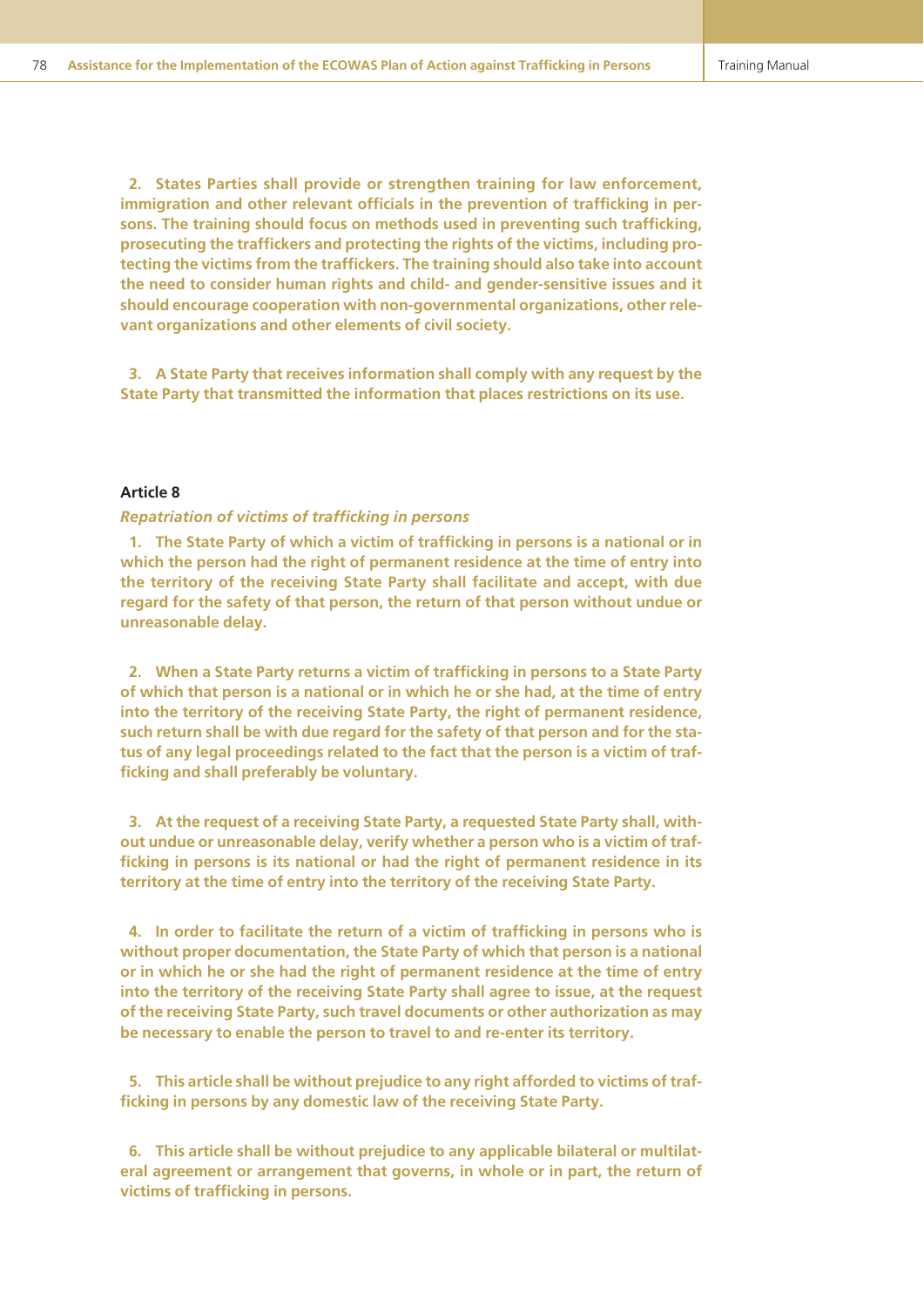**2. States Parties shall provide or strengthen training for law enforcement, immigration and other relevant officials in the prevention of trafficking in persons. The training should focus on methods used in preventing such trafficking, prosecuting the traffickers and protecting the rights of the victims, including protecting the victims from the traffickers. The training should also take into account the need to consider human rights and child- and gender-sensitive issues and it should encourage cooperation with non-governmental organizations, other relevant organizations and other elements of civil society.**

**3. A State Party that receives information shall comply with any request by the State Party that transmitted the information that places restrictions on its use.**

### Article 8

***Repatriation of victims of trafficking in persons***

**1. The State Party of which a victim of trafficking in persons is a national or in which the person had the right of permanent residence at the time of entry into the territory of the receiving State Party shall facilitate and accept, with due regard for the safety of that person, the return of that person without undue or unreasonable delay.**

**2. When a State Party returns a victim of trafficking in persons to a State Party of which that person is a national or in which he or she had, at the time of entry into the territory of the receiving State Party, the right of permanent residence, such return shall be with due regard for the safety of that person and for the status of any legal proceedings related to the fact that the person is a victim of trafficking and shall preferably be voluntary.**

**3. At the request of a receiving State Party, a requested State Party shall, without undue or unreasonable delay, verify whether a person who is a victim of trafficking in persons is its national or had the right of permanent residence in its territory at the time of entry into the territory of the receiving State Party.**

**4. In order to facilitate the return of a victim of trafficking in persons who is without proper documentation, the State Party of which that person is a national or in which he or she had the right of permanent residence at the time of entry into the territory of the receiving State Party shall agree to issue, at the request of the receiving State Party, such travel documents or other authorization as may be necessary to enable the person to travel to and re-enter its territory.**

**5. This article shall be without prejudice to any right afforded to victims of trafficking in persons by any domestic law of the receiving State Party.**

**6. This article shall be without prejudice to any applicable bilateral or multilateral agreement or arrangement that governs, in whole or in part, the return of victims of trafficking in persons.**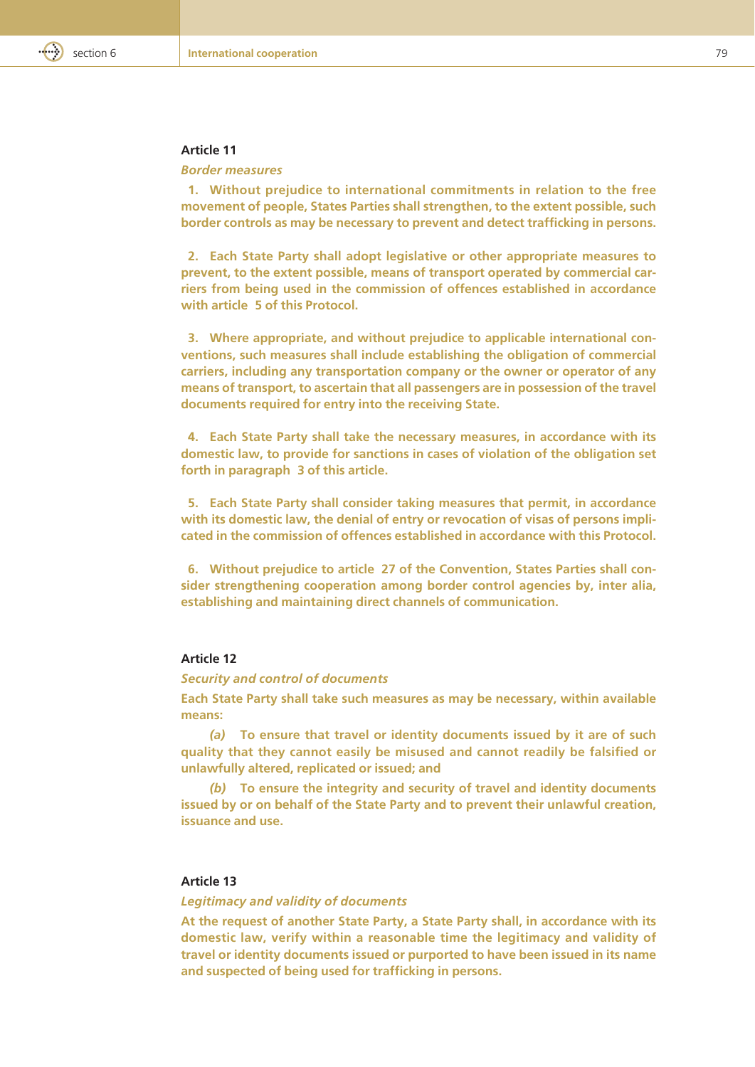### Article 11

*Border measures*

**1. Without prejudice to international commitments in relation to the free movement of people, States Parties shall strengthen, to the extent possible, such border controls as may be necessary to prevent and detect trafficking in persons.**

**2. Each State Party shall adopt legislative or other appropriate measures to prevent, to the extent possible, means of transport operated by commercial carriers from being used in the commission of offences established in accordance with article 5 of this Protocol.**

**3. Where appropriate, and without prejudice to applicable international conventions, such measures shall include establishing the obligation of commercial carriers, including any transportation company or the owner or operator of any means of transport, to ascertain that all passengers are in possession of the travel documents required for entry into the receiving State.**

**4. Each State Party shall take the necessary measures, in accordance with its domestic law, to provide for sanctions in cases of violation of the obligation set forth in paragraph 3 of this article.**

**5. Each State Party shall consider taking measures that permit, in accordance with its domestic law, the denial of entry or revocation of visas of persons implicated in the commission of offences established in accordance with this Protocol.**

**6. Without prejudice to article 27 of the Convention, States Parties shall consider strengthening cooperation among border control agencies by, inter alia, establishing and maintaining direct channels of communication.**

### Article 12

*Security and control of documents*

**Each State Party shall take such measures as may be necessary, within available means:**

***(a)*** **To ensure that travel or identity documents issued by it are of such quality that they cannot easily be misused and cannot readily be falsified or unlawfully altered, replicated or issued; and**

***(b)*** **To ensure the integrity and security of travel and identity documents issued by or on behalf of the State Party and to prevent their unlawful creation, issuance and use.**

### Article 13

*Legitimacy and validity of documents*

**At the request of another State Party, a State Party shall, in accordance with its domestic law, verify within a reasonable time the legitimacy and validity of travel or identity documents issued or purported to have been issued in its name and suspected of being used for trafficking in persons.**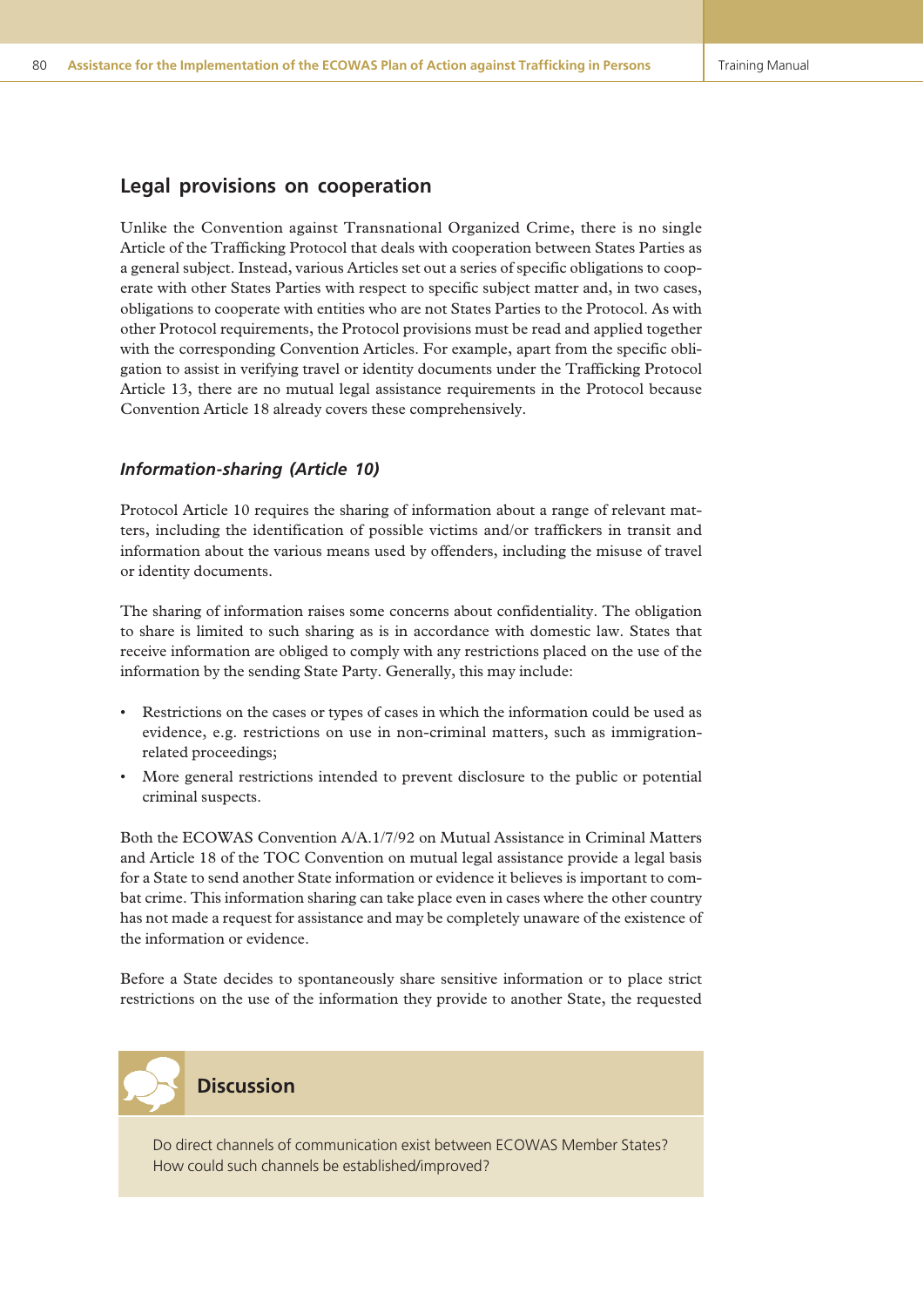## Legal provisions on cooperation

Unlike the Convention against Transnational Organized Crime, there is no single Article of the Trafficking Protocol that deals with cooperation between States Parties as a general subject. Instead, various Articles set out a series of specific obligations to cooperate with other States Parties with respect to specific subject matter and, in two cases, obligations to cooperate with entities who are not States Parties to the Protocol. As with other Protocol requirements, the Protocol provisions must be read and applied together with the corresponding Convention Articles. For example, apart from the specific obligation to assist in verifying travel or identity documents under the Trafficking Protocol Article 13, there are no mutual legal assistance requirements in the Protocol because Convention Article 18 already covers these comprehensively.

### *Information-sharing (Article 10)*

Protocol Article 10 requires the sharing of information about a range of relevant matters, including the identification of possible victims and/or traffickers in transit and information about the various means used by offenders, including the misuse of travel or identity documents.

The sharing of information raises some concerns about confidentiality. The obligation to share is limited to such sharing as is in accordance with domestic law. States that receive information are obliged to comply with any restrictions placed on the use of the information by the sending State Party. Generally, this may include:

- Restrictions on the cases or types of cases in which the information could be used as evidence, e.g. restrictions on use in non-criminal matters, such as immigration-related proceedings;
- More general restrictions intended to prevent disclosure to the public or potential criminal suspects.

Both the ECOWAS Convention A/A.1/7/92 on Mutual Assistance in Criminal Matters and Article 18 of the TOC Convention on mutual legal assistance provide a legal basis for a State to send another State information or evidence it believes is important to combat crime. This information sharing can take place even in cases where the other country has not made a request for assistance and may be completely unaware of the existence of the information or evidence.

Before a State decides to spontaneously share sensitive information or to place strict restrictions on the use of the information they provide to another State, the requested

**Discussion**

Do direct channels of communication exist between ECOWAS Member States? How could such channels be established/improved?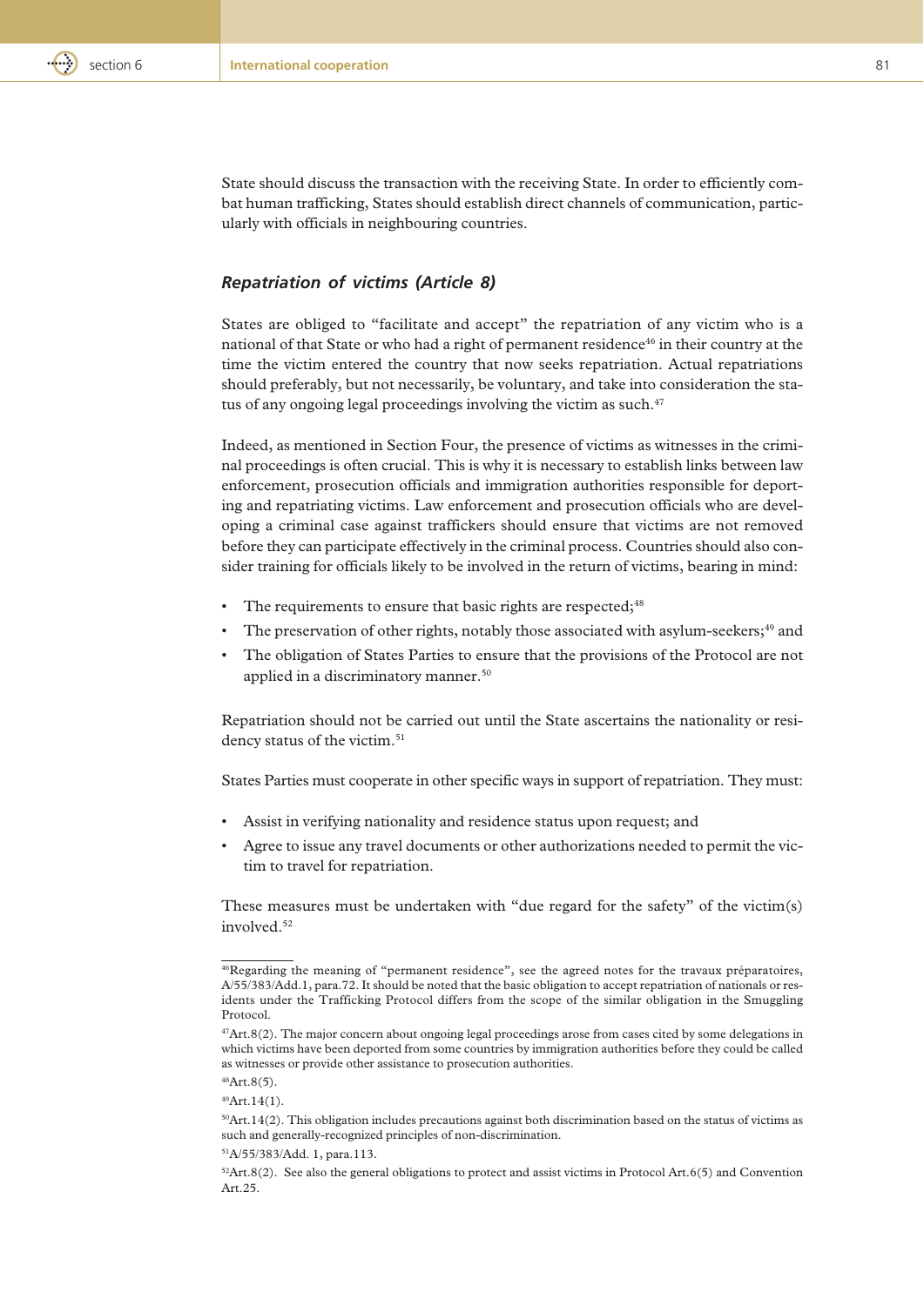State should discuss the transaction with the receiving State. In order to efficiently combat human trafficking, States should establish direct channels of communication, particularly with officials in neighbouring countries.

### *Repatriation of victims (Article 8)*

States are obliged to "facilitate and accept" the repatriation of any victim who is a national of that State or who had a right of permanent residence[46] in their country at the time the victim entered the country that now seeks repatriation. Actual repatriations should preferably, but not necessarily, be voluntary, and take into consideration the status of any ongoing legal proceedings involving the victim as such.[47]

Indeed, as mentioned in Section Four, the presence of victims as witnesses in the criminal proceedings is often crucial. This is why it is necessary to establish links between law enforcement, prosecution officials and immigration authorities responsible for deporting and repatriating victims. Law enforcement and prosecution officials who are developing a criminal case against traffickers should ensure that victims are not removed before they can participate effectively in the criminal process. Countries should also consider training for officials likely to be involved in the return of victims, bearing in mind:

- The requirements to ensure that basic rights are respected;[48]
- The preservation of other rights, notably those associated with asylum-seekers;[49] and
- The obligation of States Parties to ensure that the provisions of the Protocol are not applied in a discriminatory manner.[50]

Repatriation should not be carried out until the State ascertains the nationality or residency status of the victim.[51]

States Parties must cooperate in other specific ways in support of repatriation. They must:

- Assist in verifying nationality and residence status upon request; and
- Agree to issue any travel documents or other authorizations needed to permit the victim to travel for repatriation.

These measures must be undertaken with "due regard for the safety" of the victim(s) involved.[52]

---

[46]Regarding the meaning of "permanent residence", see the agreed notes for the travaux préparatoires, A/55/383/Add.1, para.72. It should be noted that the basic obligation to accept repatriation of nationals or residents under the Trafficking Protocol differs from the scope of the similar obligation in the Smuggling Protocol.

[47]Art.8(2). The major concern about ongoing legal proceedings arose from cases cited by some delegations in which victims have been deported from some countries by immigration authorities before they could be called as witnesses or provide other assistance to prosecution authorities.

[48]Art.8(5).

[49]Art.14(1).

[50]Art.14(2). This obligation includes precautions against both discrimination based on the status of victims as such and generally-recognized principles of non-discrimination.

[51]A/55/383/Add. 1, para.113.

[52]Art.8(2). See also the general obligations to protect and assist victims in Protocol Art.6(5) and Convention Art.25.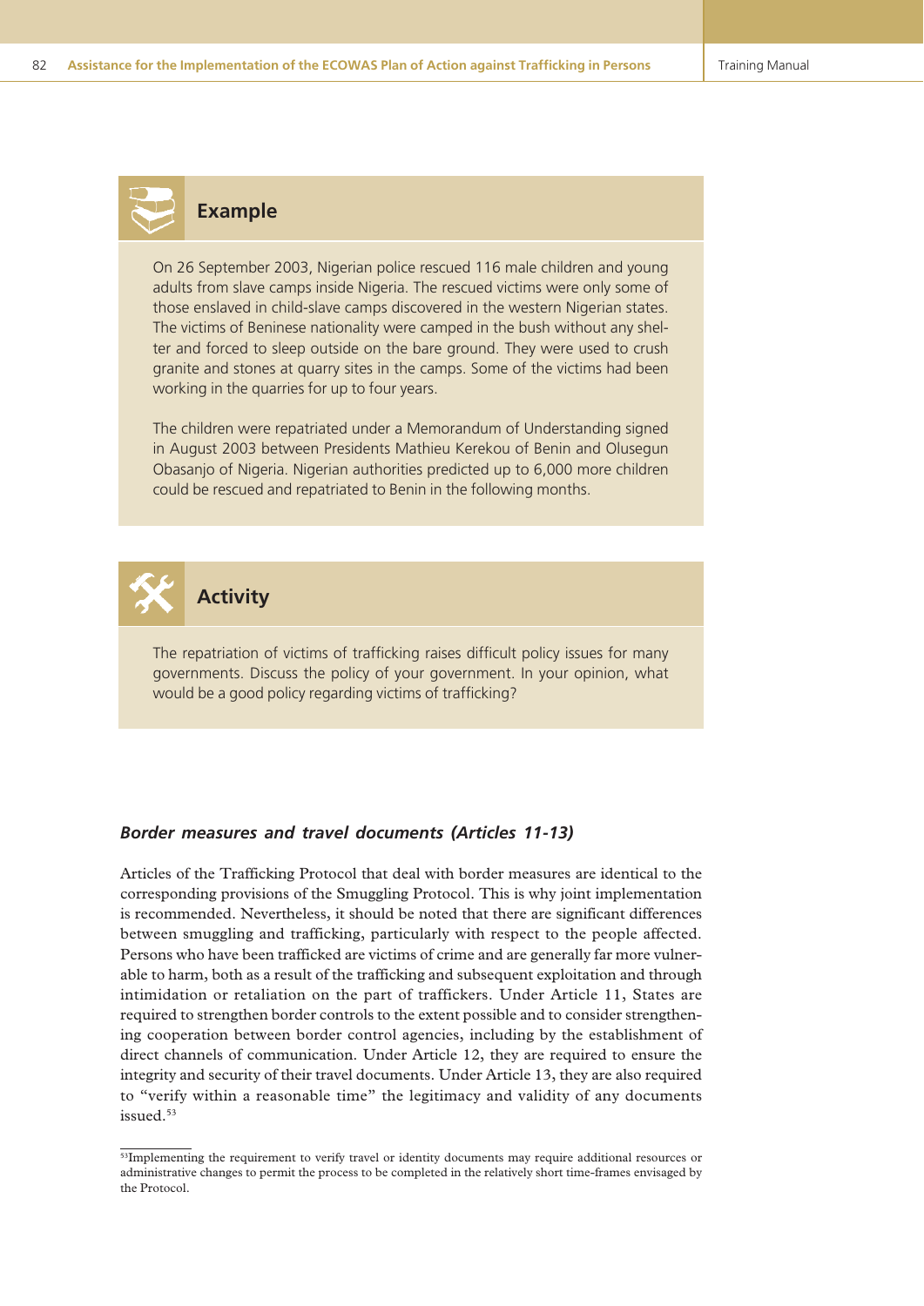### Example

On 26 September 2003, Nigerian police rescued 116 male children and young adults from slave camps inside Nigeria. The rescued victims were only some of those enslaved in child-slave camps discovered in the western Nigerian states. The victims of Beninese nationality were camped in the bush without any shelter and forced to sleep outside on the bare ground. They were used to crush granite and stones at quarry sites in the camps. Some of the victims had been working in the quarries for up to four years.

The children were repatriated under a Memorandum of Understanding signed in August 2003 between Presidents Mathieu Kerekou of Benin and Olusegun Obasanjo of Nigeria. Nigerian authorities predicted up to 6,000 more children could be rescued and repatriated to Benin in the following months.

### Activity

The repatriation of victims of trafficking raises difficult policy issues for many governments. Discuss the policy of your government. In your opinion, what would be a good policy regarding victims of trafficking?

### *Border measures and travel documents (Articles 11-13)*

Articles of the Trafficking Protocol that deal with border measures are identical to the corresponding provisions of the Smuggling Protocol. This is why joint implementation is recommended. Nevertheless, it should be noted that there are significant differences between smuggling and trafficking, particularly with respect to the people affected. Persons who have been trafficked are victims of crime and are generally far more vulnerable to harm, both as a result of the trafficking and subsequent exploitation and through intimidation or retaliation on the part of traffickers. Under Article 11, States are required to strengthen border controls to the extent possible and to consider strengthening cooperation between border control agencies, including by the establishment of direct channels of communication. Under Article 12, they are required to ensure the integrity and security of their travel documents. Under Article 13, they are also required to "verify within a reasonable time" the legitimacy and validity of any documents issued.[53]

[53] Implementing the requirement to verify travel or identity documents may require additional resources or administrative changes to permit the process to be completed in the relatively short time-frames envisaged by the Protocol.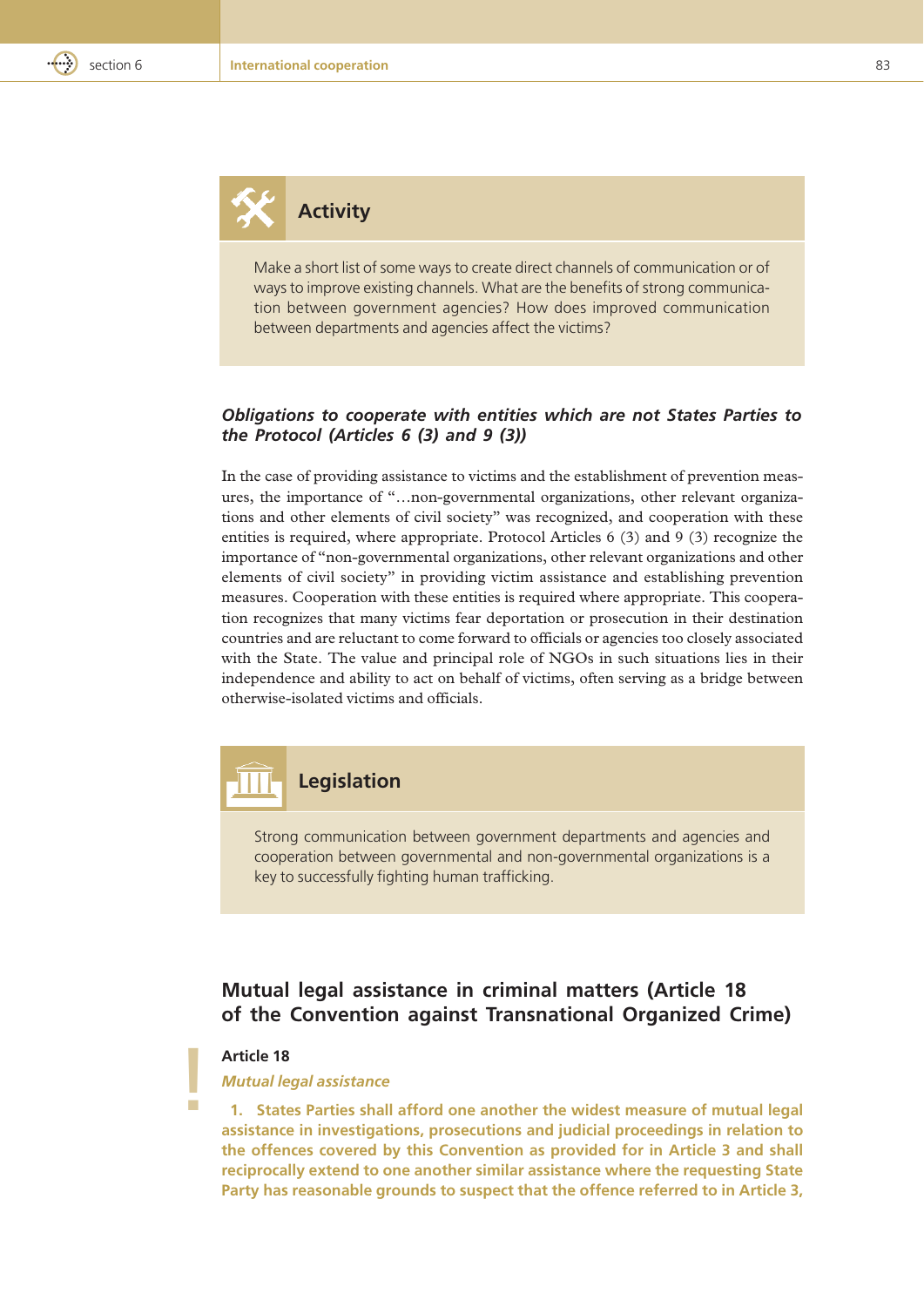### Activity

Make a short list of some ways to create direct channels of communication or of ways to improve existing channels. What are the benefits of strong communication between government agencies? How does improved communication between departments and agencies affect the victims?

#### *Obligations to cooperate with entities which are not States Parties to the Protocol (Articles 6 (3) and 9 (3))*

In the case of providing assistance to victims and the establishment of prevention measures, the importance of "…non-governmental organizations, other relevant organizations and other elements of civil society" was recognized, and cooperation with these entities is required, where appropriate. Protocol Articles 6 (3) and 9 (3) recognize the importance of "non-governmental organizations, other relevant organizations and other elements of civil society" in providing victim assistance and establishing prevention measures. Cooperation with these entities is required where appropriate. This cooperation recognizes that many victims fear deportation or prosecution in their destination countries and are reluctant to come forward to officials or agencies too closely associated with the State. The value and principal role of NGOs in such situations lies in their independence and ability to act on behalf of victims, often serving as a bridge between otherwise-isolated victims and officials.

### Legislation

Strong communication between government departments and agencies and cooperation between governmental and non-governmental organizations is a key to successfully fighting human trafficking.

## Mutual legal assistance in criminal matters (Article 18 of the Convention against Transnational Organized Crime)

**Article 18**

***Mutual legal assistance***

**1. States Parties shall afford one another the widest measure of mutual legal assistance in investigations, prosecutions and judicial proceedings in relation to the offences covered by this Convention as provided for in Article 3 and shall reciprocally extend to one another similar assistance where the requesting State Party has reasonable grounds to suspect that the offence referred to in Article 3,**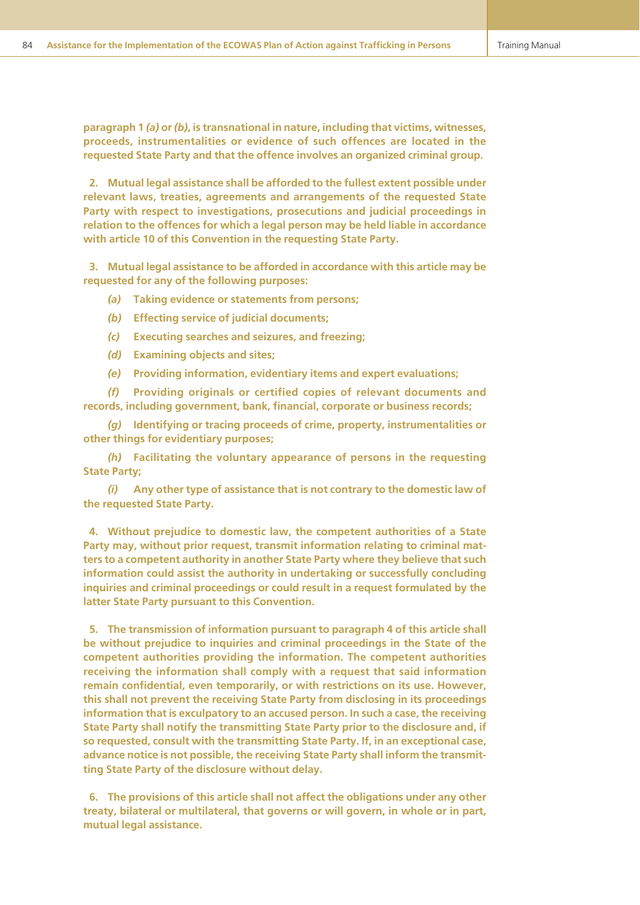**paragraph 1 *(a)* or *(b)*, is transnational in nature, including that victims, witnesses, proceeds, instrumentalities or evidence of such offences are located in the requested State Party and that the offence involves an organized criminal group.**

**2. Mutual legal assistance shall be afforded to the fullest extent possible under relevant laws, treaties, agreements and arrangements of the requested State Party with respect to investigations, prosecutions and judicial proceedings in relation to the offences for which a legal person may be held liable in accordance with article 10 of this Convention in the requesting State Party.**

**3. Mutual legal assistance to be afforded in accordance with this article may be requested for any of the following purposes:**

***(a)*** **Taking evidence or statements from persons;**

***(b)*** **Effecting service of judicial documents;**

***(c)*** **Executing searches and seizures, and freezing;**

***(d)*** **Examining objects and sites;**

***(e)*** **Providing information, evidentiary items and expert evaluations;**

***(f)*** **Providing originals or certified copies of relevant documents and records, including government, bank, financial, corporate or business records;**

***(g)*** **Identifying or tracing proceeds of crime, property, instrumentalities or other things for evidentiary purposes;**

***(h)*** **Facilitating the voluntary appearance of persons in the requesting State Party;**

***(i)*** **Any other type of assistance that is not contrary to the domestic law of the requested State Party.**

**4. Without prejudice to domestic law, the competent authorities of a State Party may, without prior request, transmit information relating to criminal matters to a competent authority in another State Party where they believe that such information could assist the authority in undertaking or successfully concluding inquiries and criminal proceedings or could result in a request formulated by the latter State Party pursuant to this Convention.**

**5. The transmission of information pursuant to paragraph 4 of this article shall be without prejudice to inquiries and criminal proceedings in the State of the competent authorities providing the information. The competent authorities receiving the information shall comply with a request that said information remain confidential, even temporarily, or with restrictions on its use. However, this shall not prevent the receiving State Party from disclosing in its proceedings information that is exculpatory to an accused person. In such a case, the receiving State Party shall notify the transmitting State Party prior to the disclosure and, if so requested, consult with the transmitting State Party. If, in an exceptional case, advance notice is not possible, the receiving State Party shall inform the transmitting State Party of the disclosure without delay.**

**6. The provisions of this article shall not affect the obligations under any other treaty, bilateral or multilateral, that governs or will govern, in whole or in part, mutual legal assistance.**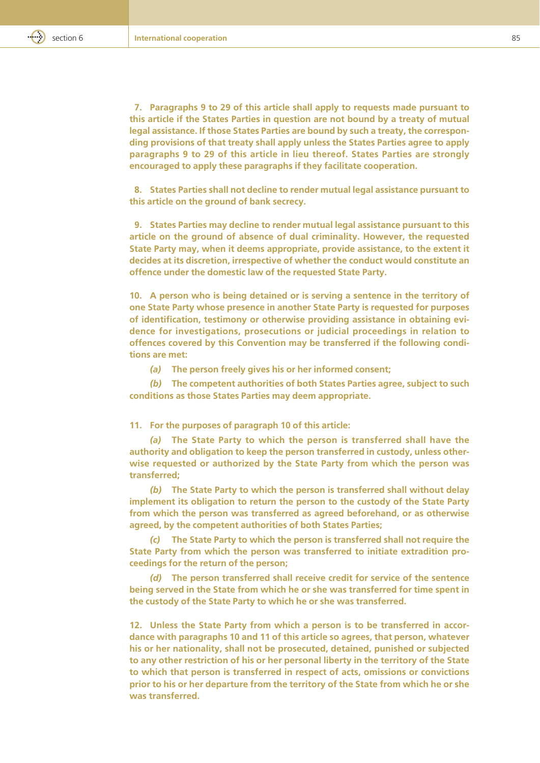**7. Paragraphs 9 to 29 of this article shall apply to requests made pursuant to this article if the States Parties in question are not bound by a treaty of mutual legal assistance. If those States Parties are bound by such a treaty, the corresponding provisions of that treaty shall apply unless the States Parties agree to apply paragraphs 9 to 29 of this article in lieu thereof. States Parties are strongly encouraged to apply these paragraphs if they facilitate cooperation.**

**8. States Parties shall not decline to render mutual legal assistance pursuant to this article on the ground of bank secrecy.**

**9. States Parties may decline to render mutual legal assistance pursuant to this article on the ground of absence of dual criminality. However, the requested State Party may, when it deems appropriate, provide assistance, to the extent it decides at its discretion, irrespective of whether the conduct would constitute an offence under the domestic law of the requested State Party.**

**10. A person who is being detained or is serving a sentence in the territory of one State Party whose presence in another State Party is requested for purposes of identification, testimony or otherwise providing assistance in obtaining evidence for investigations, prosecutions or judicial proceedings in relation to offences covered by this Convention may be transferred if the following conditions are met:**

***(a)*** **The person freely gives his or her informed consent;**

***(b)*** **The competent authorities of both States Parties agree, subject to such conditions as those States Parties may deem appropriate.**

**11. For the purposes of paragraph 10 of this article:**

***(a)*** **The State Party to which the person is transferred shall have the authority and obligation to keep the person transferred in custody, unless otherwise requested or authorized by the State Party from which the person was transferred;**

***(b)*** **The State Party to which the person is transferred shall without delay implement its obligation to return the person to the custody of the State Party from which the person was transferred as agreed beforehand, or as otherwise agreed, by the competent authorities of both States Parties;**

***(c)*** **The State Party to which the person is transferred shall not require the State Party from which the person was transferred to initiate extradition proceedings for the return of the person;**

***(d)*** **The person transferred shall receive credit for service of the sentence being served in the State from which he or she was transferred for time spent in the custody of the State Party to which he or she was transferred.**

**12. Unless the State Party from which a person is to be transferred in accordance with paragraphs 10 and 11 of this article so agrees, that person, whatever his or her nationality, shall not be prosecuted, detained, punished or subjected to any other restriction of his or her personal liberty in the territory of the State to which that person is transferred in respect of acts, omissions or convictions prior to his or her departure from the territory of the State from which he or she was transferred.**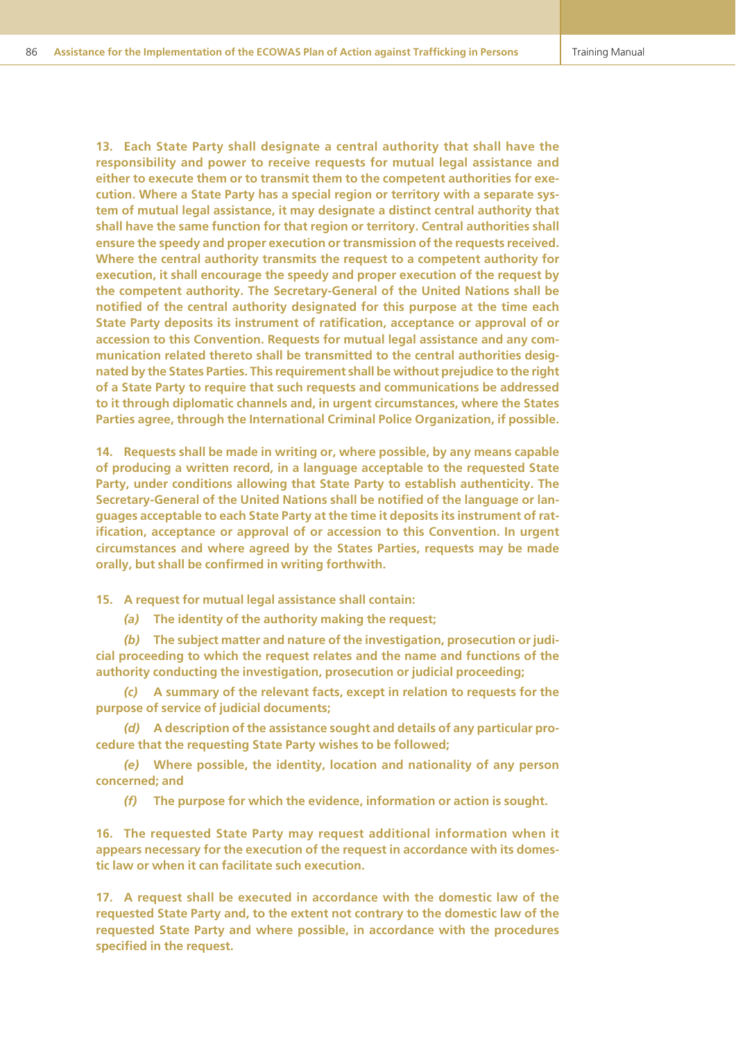**13. Each State Party shall designate a central authority that shall have the responsibility and power to receive requests for mutual legal assistance and either to execute them or to transmit them to the competent authorities for execution. Where a State Party has a special region or territory with a separate system of mutual legal assistance, it may designate a distinct central authority that shall have the same function for that region or territory. Central authorities shall ensure the speedy and proper execution or transmission of the requests received. Where the central authority transmits the request to a competent authority for execution, it shall encourage the speedy and proper execution of the request by the competent authority. The Secretary-General of the United Nations shall be notified of the central authority designated for this purpose at the time each State Party deposits its instrument of ratification, acceptance or approval of or accession to this Convention. Requests for mutual legal assistance and any communication related thereto shall be transmitted to the central authorities designated by the States Parties. This requirement shall be without prejudice to the right of a State Party to require that such requests and communications be addressed to it through diplomatic channels and, in urgent circumstances, where the States Parties agree, through the International Criminal Police Organization, if possible.**

**14. Requests shall be made in writing or, where possible, by any means capable of producing a written record, in a language acceptable to the requested State Party, under conditions allowing that State Party to establish authenticity. The Secretary-General of the United Nations shall be notified of the language or languages acceptable to each State Party at the time it deposits its instrument of ratification, acceptance or approval of or accession to this Convention. In urgent circumstances and where agreed by the States Parties, requests may be made orally, but shall be confirmed in writing forthwith.**

**15. A request for mutual legal assistance shall contain:**

***(a)*** **The identity of the authority making the request;**

***(b)*** **The subject matter and nature of the investigation, prosecution or judicial proceeding to which the request relates and the name and functions of the authority conducting the investigation, prosecution or judicial proceeding;**

***(c)*** **A summary of the relevant facts, except in relation to requests for the purpose of service of judicial documents;**

***(d)*** **A description of the assistance sought and details of any particular procedure that the requesting State Party wishes to be followed;**

***(e)*** **Where possible, the identity, location and nationality of any person concerned; and**

***(f)*** **The purpose for which the evidence, information or action is sought.**

**16. The requested State Party may request additional information when it appears necessary for the execution of the request in accordance with its domestic law or when it can facilitate such execution.**

**17. A request shall be executed in accordance with the domestic law of the requested State Party and, to the extent not contrary to the domestic law of the requested State Party and where possible, in accordance with the procedures specified in the request.**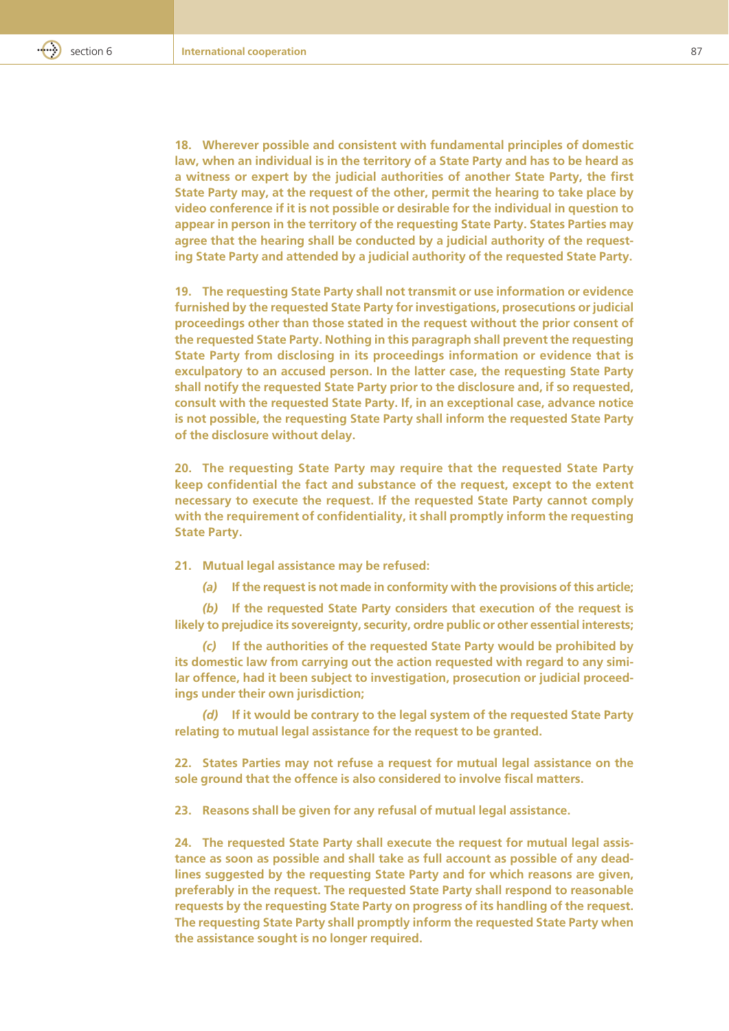**18. Wherever possible and consistent with fundamental principles of domestic law, when an individual is in the territory of a State Party and has to be heard as a witness or expert by the judicial authorities of another State Party, the first State Party may, at the request of the other, permit the hearing to take place by video conference if it is not possible or desirable for the individual in question to appear in person in the territory of the requesting State Party. States Parties may agree that the hearing shall be conducted by a judicial authority of the requesting State Party and attended by a judicial authority of the requested State Party.**

**19. The requesting State Party shall not transmit or use information or evidence furnished by the requested State Party for investigations, prosecutions or judicial proceedings other than those stated in the request without the prior consent of the requested State Party. Nothing in this paragraph shall prevent the requesting State Party from disclosing in its proceedings information or evidence that is exculpatory to an accused person. In the latter case, the requesting State Party shall notify the requested State Party prior to the disclosure and, if so requested, consult with the requested State Party. If, in an exceptional case, advance notice is not possible, the requesting State Party shall inform the requested State Party of the disclosure without delay.**

**20. The requesting State Party may require that the requested State Party keep confidential the fact and substance of the request, except to the extent necessary to execute the request. If the requested State Party cannot comply with the requirement of confidentiality, it shall promptly inform the requesting State Party.**

**21. Mutual legal assistance may be refused:**

***(a)*** **If the request is not made in conformity with the provisions of this article;**

***(b)*** **If the requested State Party considers that execution of the request is likely to prejudice its sovereignty, security, ordre public or other essential interests;**

***(c)*** **If the authorities of the requested State Party would be prohibited by its domestic law from carrying out the action requested with regard to any similar offence, had it been subject to investigation, prosecution or judicial proceedings under their own jurisdiction;**

***(d)*** **If it would be contrary to the legal system of the requested State Party relating to mutual legal assistance for the request to be granted.**

**22. States Parties may not refuse a request for mutual legal assistance on the sole ground that the offence is also considered to involve fiscal matters.**

**23. Reasons shall be given for any refusal of mutual legal assistance.**

**24. The requested State Party shall execute the request for mutual legal assistance as soon as possible and shall take as full account as possible of any deadlines suggested by the requesting State Party and for which reasons are given, preferably in the request. The requested State Party shall respond to reasonable requests by the requesting State Party on progress of its handling of the request. The requesting State Party shall promptly inform the requested State Party when the assistance sought is no longer required.**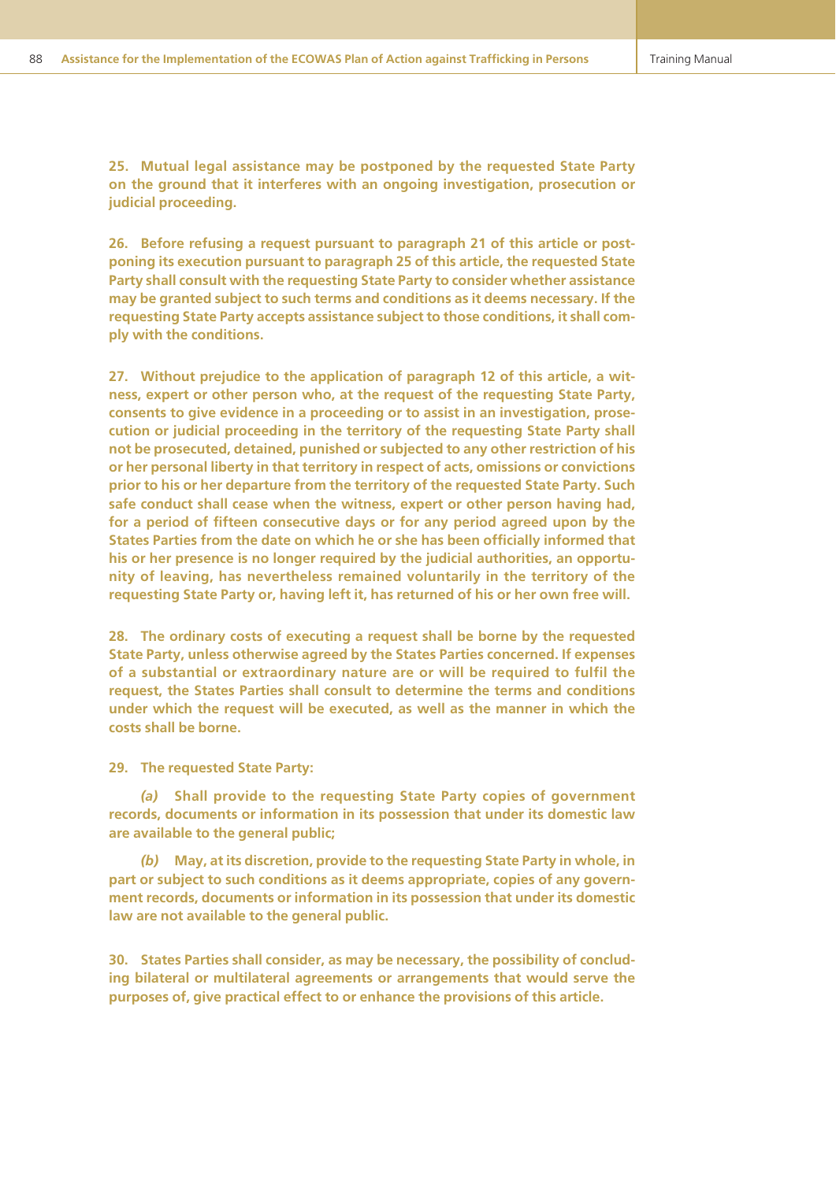**25. Mutual legal assistance may be postponed by the requested State Party on the ground that it interferes with an ongoing investigation, prosecution or judicial proceeding.**

**26. Before refusing a request pursuant to paragraph 21 of this article or postponing its execution pursuant to paragraph 25 of this article, the requested State Party shall consult with the requesting State Party to consider whether assistance may be granted subject to such terms and conditions as it deems necessary. If the requesting State Party accepts assistance subject to those conditions, it shall comply with the conditions.**

**27. Without prejudice to the application of paragraph 12 of this article, a witness, expert or other person who, at the request of the requesting State Party, consents to give evidence in a proceeding or to assist in an investigation, prosecution or judicial proceeding in the territory of the requesting State Party shall not be prosecuted, detained, punished or subjected to any other restriction of his or her personal liberty in that territory in respect of acts, omissions or convictions prior to his or her departure from the territory of the requested State Party. Such safe conduct shall cease when the witness, expert or other person having had, for a period of fifteen consecutive days or for any period agreed upon by the States Parties from the date on which he or she has been officially informed that his or her presence is no longer required by the judicial authorities, an opportunity of leaving, has nevertheless remained voluntarily in the territory of the requesting State Party or, having left it, has returned of his or her own free will.**

**28. The ordinary costs of executing a request shall be borne by the requested State Party, unless otherwise agreed by the States Parties concerned. If expenses of a substantial or extraordinary nature are or will be required to fulfil the request, the States Parties shall consult to determine the terms and conditions under which the request will be executed, as well as the manner in which the costs shall be borne.**

**29. The requested State Party:**

***(a)* Shall provide to the requesting State Party copies of government records, documents or information in its possession that under its domestic law are available to the general public;**

***(b)* May, at its discretion, provide to the requesting State Party in whole, in part or subject to such conditions as it deems appropriate, copies of any government records, documents or information in its possession that under its domestic law are not available to the general public.**

**30. States Parties shall consider, as may be necessary, the possibility of concluding bilateral or multilateral agreements or arrangements that would serve the purposes of, give practical effect to or enhance the provisions of this article.**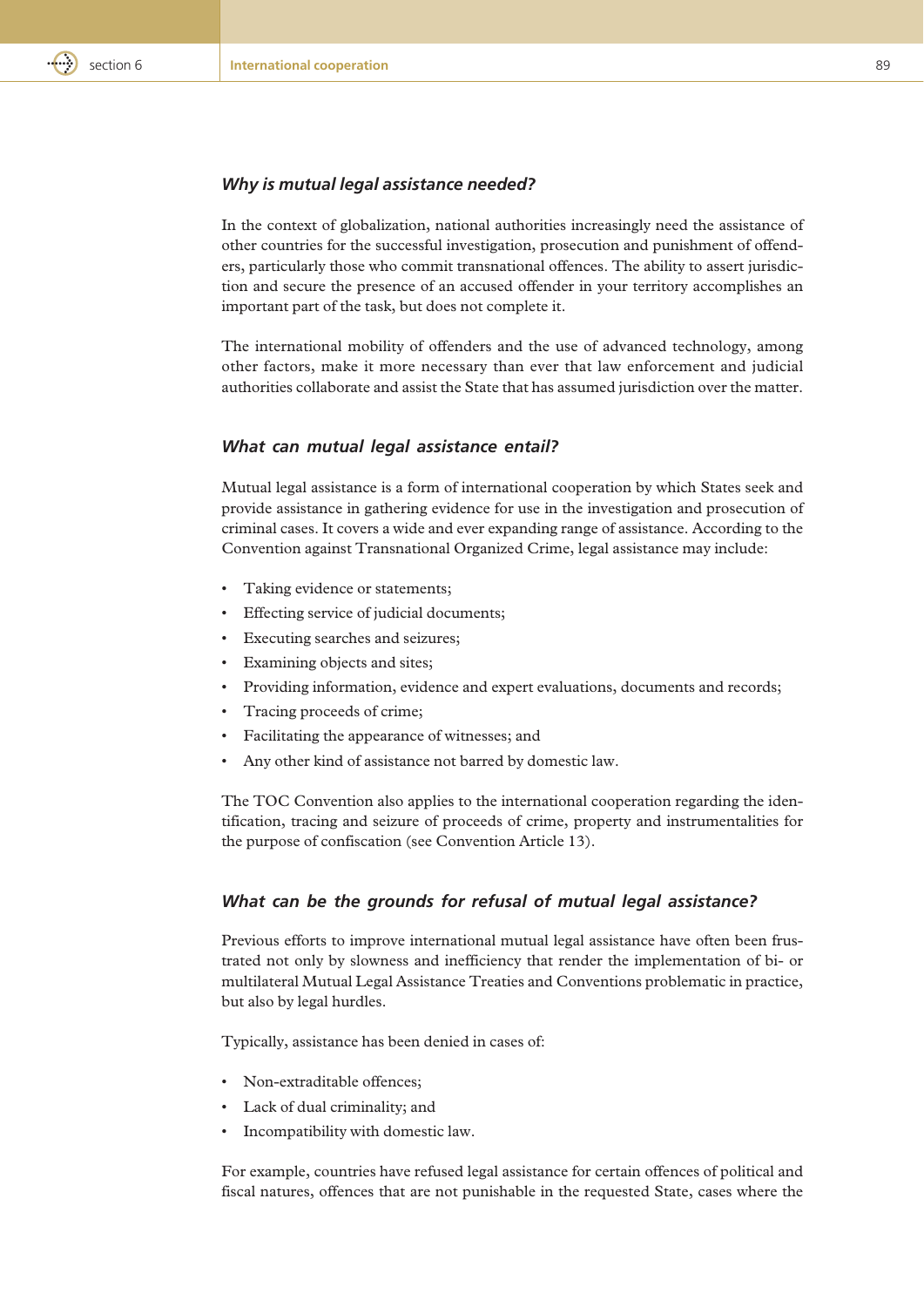### *Why is mutual legal assistance needed?*

In the context of globalization, national authorities increasingly need the assistance of other countries for the successful investigation, prosecution and punishment of offenders, particularly those who commit transnational offences. The ability to assert jurisdiction and secure the presence of an accused offender in your territory accomplishes an important part of the task, but does not complete it.

The international mobility of offenders and the use of advanced technology, among other factors, make it more necessary than ever that law enforcement and judicial authorities collaborate and assist the State that has assumed jurisdiction over the matter.

### *What can mutual legal assistance entail?*

Mutual legal assistance is a form of international cooperation by which States seek and provide assistance in gathering evidence for use in the investigation and prosecution of criminal cases. It covers a wide and ever expanding range of assistance. According to the Convention against Transnational Organized Crime, legal assistance may include:

- Taking evidence or statements;
- Effecting service of judicial documents;
- Executing searches and seizures;
- Examining objects and sites;
- Providing information, evidence and expert evaluations, documents and records;
- Tracing proceeds of crime;
- Facilitating the appearance of witnesses; and
- Any other kind of assistance not barred by domestic law.

The TOC Convention also applies to the international cooperation regarding the identification, tracing and seizure of proceeds of crime, property and instrumentalities for the purpose of confiscation (see Convention Article 13).

### *What can be the grounds for refusal of mutual legal assistance?*

Previous efforts to improve international mutual legal assistance have often been frustrated not only by slowness and inefficiency that render the implementation of bi- or multilateral Mutual Legal Assistance Treaties and Conventions problematic in practice, but also by legal hurdles.

Typically, assistance has been denied in cases of:

- Non-extraditable offences;
- Lack of dual criminality; and
- Incompatibility with domestic law.

For example, countries have refused legal assistance for certain offences of political and fiscal natures, offences that are not punishable in the requested State, cases where the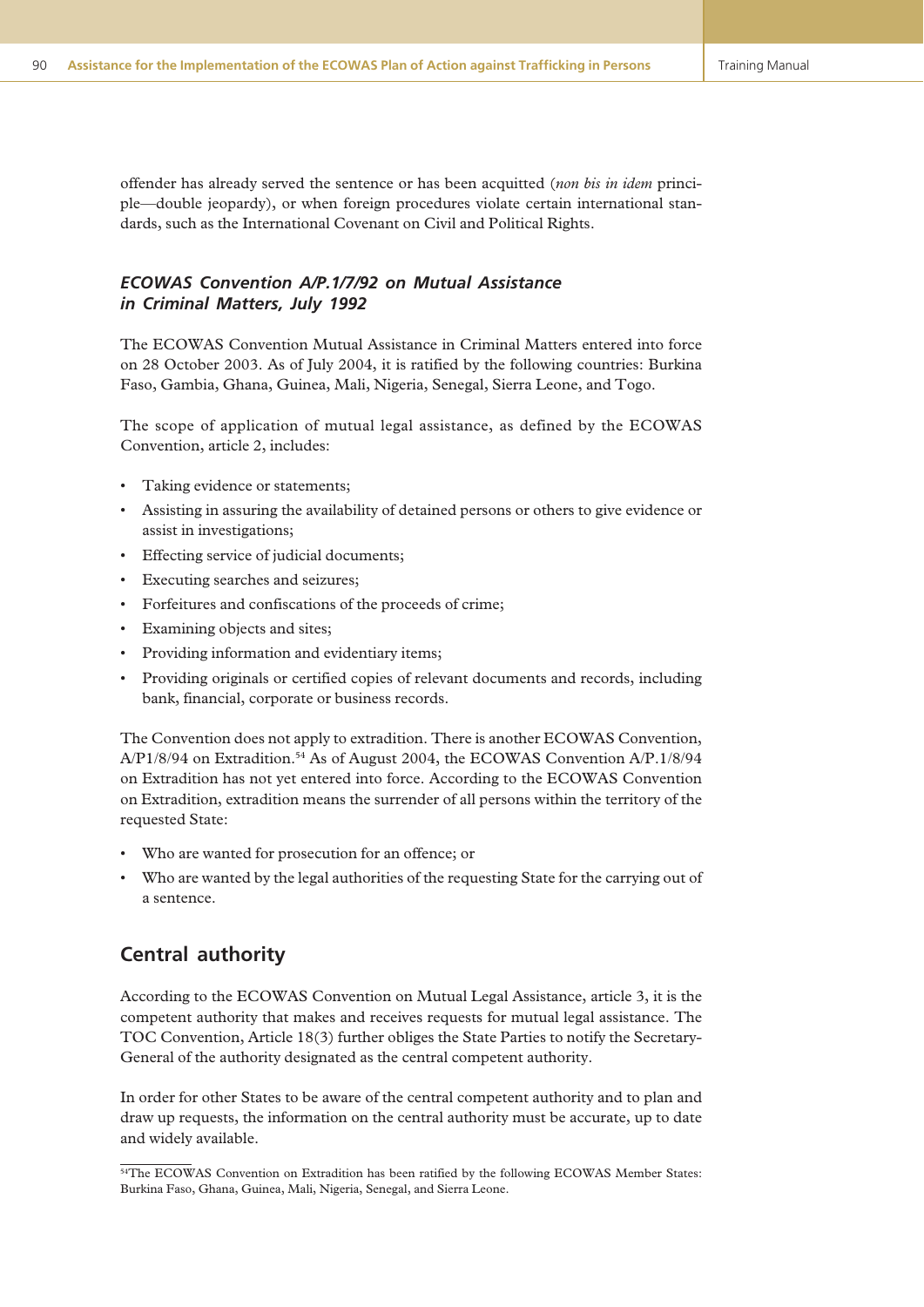offender has already served the sentence or has been acquitted (*non bis in idem* principle—double jeopardy), or when foreign procedures violate certain international standards, such as the International Covenant on Civil and Political Rights.

### *ECOWAS Convention A/P.1/7/92 on Mutual Assistance in Criminal Matters, July 1992*

The ECOWAS Convention Mutual Assistance in Criminal Matters entered into force on 28 October 2003. As of July 2004, it is ratified by the following countries: Burkina Faso, Gambia, Ghana, Guinea, Mali, Nigeria, Senegal, Sierra Leone, and Togo.

The scope of application of mutual legal assistance, as defined by the ECOWAS Convention, article 2, includes:

- Taking evidence or statements;
- Assisting in assuring the availability of detained persons or others to give evidence or assist in investigations;
- Effecting service of judicial documents;
- Executing searches and seizures;
- Forfeitures and confiscations of the proceeds of crime;
- Examining objects and sites;
- Providing information and evidentiary items;
- Providing originals or certified copies of relevant documents and records, including bank, financial, corporate or business records.

The Convention does not apply to extradition. There is another ECOWAS Convention, A/P1/8/94 on Extradition.[54] As of August 2004, the ECOWAS Convention A/P.1/8/94 on Extradition has not yet entered into force. According to the ECOWAS Convention on Extradition, extradition means the surrender of all persons within the territory of the requested State:

- Who are wanted for prosecution for an offence; or
- Who are wanted by the legal authorities of the requesting State for the carrying out of a sentence.

## Central authority

According to the ECOWAS Convention on Mutual Legal Assistance, article 3, it is the competent authority that makes and receives requests for mutual legal assistance. The TOC Convention, Article 18(3) further obliges the State Parties to notify the Secretary-General of the authority designated as the central competent authority.

In order for other States to be aware of the central competent authority and to plan and draw up requests, the information on the central authority must be accurate, up to date and widely available.

[54]The ECOWAS Convention on Extradition has been ratified by the following ECOWAS Member States: Burkina Faso, Ghana, Guinea, Mali, Nigeria, Senegal, and Sierra Leone.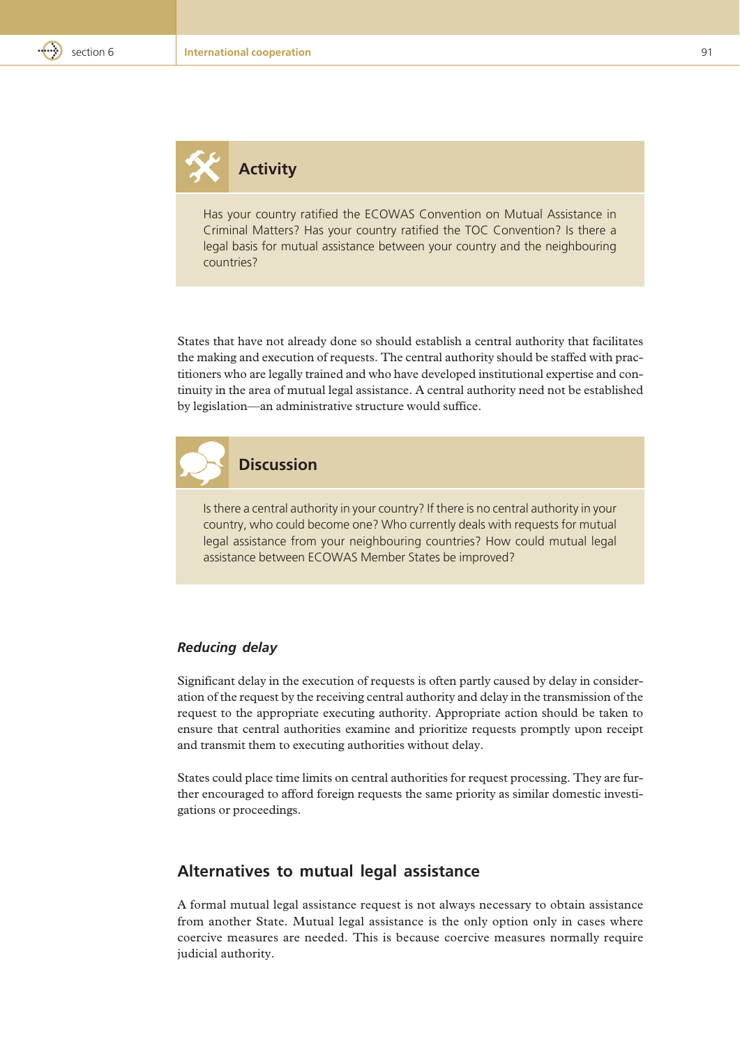### Activity

Has your country ratified the ECOWAS Convention on Mutual Assistance in Criminal Matters? Has your country ratified the TOC Convention? Is there a legal basis for mutual assistance between your country and the neighbouring countries?

States that have not already done so should establish a central authority that facilitates the making and execution of requests. The central authority should be staffed with practitioners who are legally trained and who have developed institutional expertise and continuity in the area of mutual legal assistance. A central authority need not be established by legislation—an administrative structure would suffice.

### Discussion

Is there a central authority in your country? If there is no central authority in your country, who could become one? Who currently deals with requests for mutual legal assistance from your neighbouring countries? How could mutual legal assistance between ECOWAS Member States be improved?

#### *Reducing delay*

Significant delay in the execution of requests is often partly caused by delay in consideration of the request by the receiving central authority and delay in the transmission of the request to the appropriate executing authority. Appropriate action should be taken to ensure that central authorities examine and prioritize requests promptly upon receipt and transmit them to executing authorities without delay.

States could place time limits on central authorities for request processing. They are further encouraged to afford foreign requests the same priority as similar domestic investigations or proceedings.

## Alternatives to mutual legal assistance

A formal mutual legal assistance request is not always necessary to obtain assistance from another State. Mutual legal assistance is the only option only in cases where coercive measures are needed. This is because coercive measures normally require judicial authority.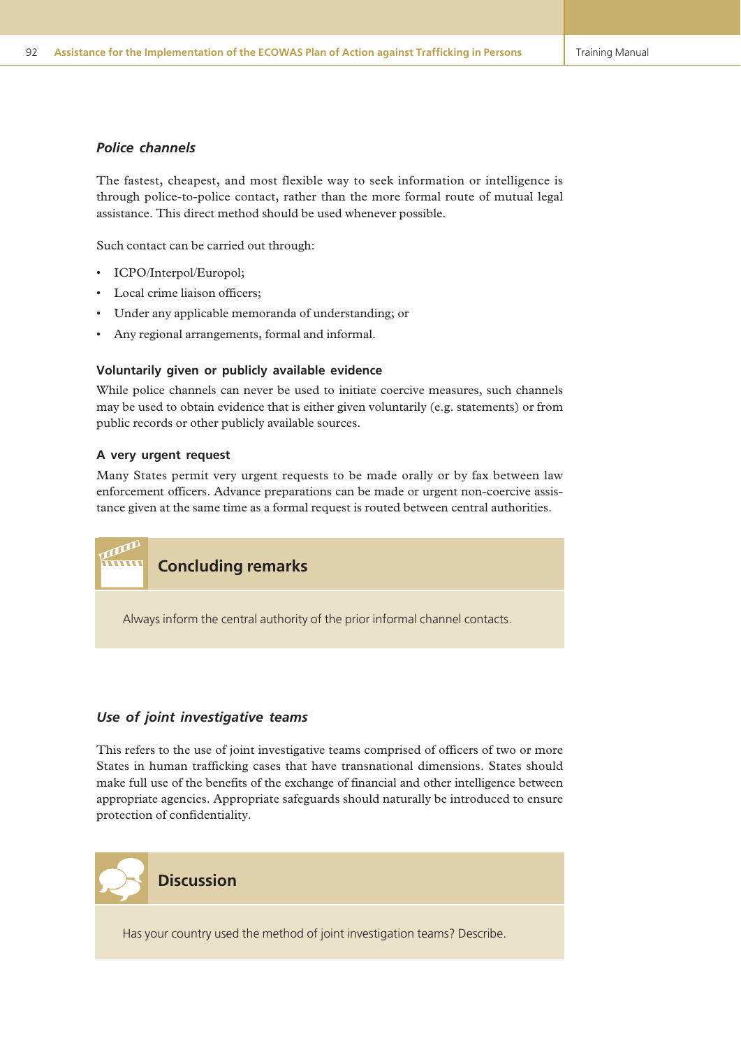### *Police channels*

The fastest, cheapest, and most flexible way to seek information or intelligence is through police-to-police contact, rather than the more formal route of mutual legal assistance. This direct method should be used whenever possible.

Such contact can be carried out through:

- ICPO/Interpol/Europol;
- Local crime liaison officers;
- Under any applicable memoranda of understanding; or
- Any regional arrangements, formal and informal.

#### Voluntarily given or publicly available evidence

While police channels can never be used to initiate coercive measures, such channels may be used to obtain evidence that is either given voluntarily (e.g. statements) or from public records or other publicly available sources.

#### A very urgent request

Many States permit very urgent requests to be made orally or by fax between law enforcement officers. Advance preparations can be made or urgent non-coercive assistance given at the same time as a formal request is routed between central authorities.

#### Concluding remarks

Always inform the central authority of the prior informal channel contacts.

### *Use of joint investigative teams*

This refers to the use of joint investigative teams comprised of officers of two or more States in human trafficking cases that have transnational dimensions. States should make full use of the benefits of the exchange of financial and other intelligence between appropriate agencies. Appropriate safeguards should naturally be introduced to ensure protection of confidentiality.

#### Discussion

Has your country used the method of joint investigation teams? Describe.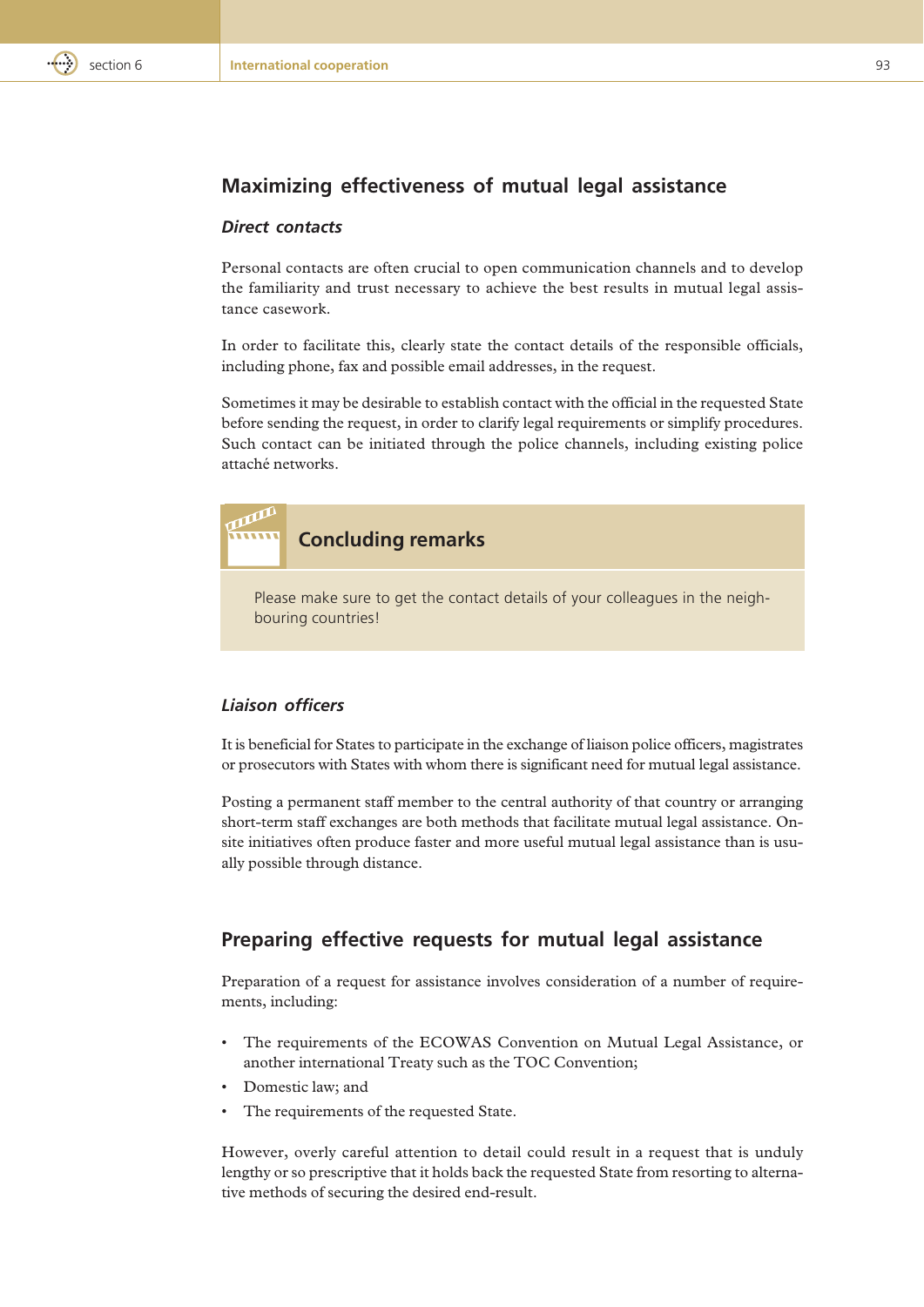## Maximizing effectiveness of mutual legal assistance

### *Direct contacts*

Personal contacts are often crucial to open communication channels and to develop the familiarity and trust necessary to achieve the best results in mutual legal assistance casework.

In order to facilitate this, clearly state the contact details of the responsible officials, including phone, fax and possible email addresses, in the request.

Sometimes it may be desirable to establish contact with the official in the requested State before sending the request, in order to clarify legal requirements or simplify procedures. Such contact can be initiated through the police channels, including existing police attaché networks.

### Concluding remarks

Please make sure to get the contact details of your colleagues in the neighbouring countries!

### *Liaison officers*

It is beneficial for States to participate in the exchange of liaison police officers, magistrates or prosecutors with States with whom there is significant need for mutual legal assistance.

Posting a permanent staff member to the central authority of that country or arranging short-term staff exchanges are both methods that facilitate mutual legal assistance. On-site initiatives often produce faster and more useful mutual legal assistance than is usually possible through distance.

## Preparing effective requests for mutual legal assistance

Preparation of a request for assistance involves consideration of a number of requirements, including:

- The requirements of the ECOWAS Convention on Mutual Legal Assistance, or another international Treaty such as the TOC Convention;
- Domestic law; and
- The requirements of the requested State.

However, overly careful attention to detail could result in a request that is unduly lengthy or so prescriptive that it holds back the requested State from resorting to alternative methods of securing the desired end-result.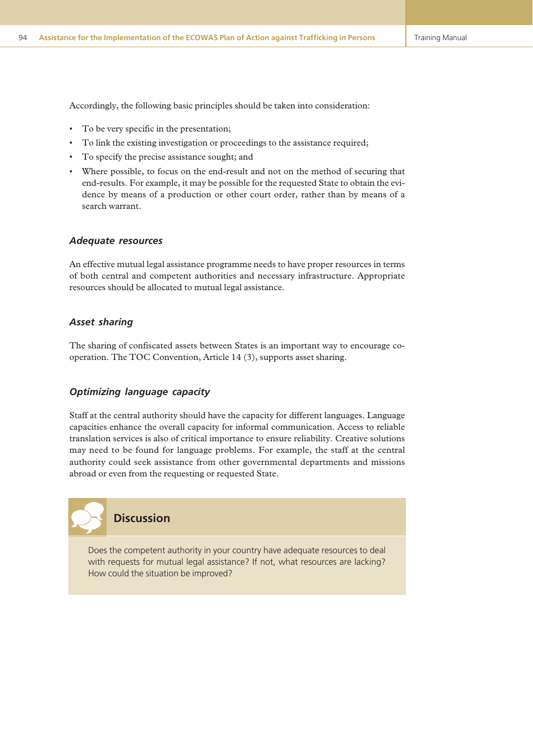Accordingly, the following basic principles should be taken into consideration:

- To be very specific in the presentation;
- To link the existing investigation or proceedings to the assistance required;
- To specify the precise assistance sought; and
- Where possible, to focus on the end-result and not on the method of securing that end-results. For example, it may be possible for the requested State to obtain the evidence by means of a production or other court order, rather than by means of a search warrant.

### *Adequate resources*

An effective mutual legal assistance programme needs to have proper resources in terms of both central and competent authorities and necessary infrastructure. Appropriate resources should be allocated to mutual legal assistance.

### *Asset sharing*

The sharing of confiscated assets between States is an important way to encourage co-operation. The TOC Convention, Article 14 (3), supports asset sharing.

### *Optimizing language capacity*

Staff at the central authority should have the capacity for different languages. Language capacities enhance the overall capacity for informal communication. Access to reliable translation services is also of critical importance to ensure reliability. Creative solutions may need to be found for language problems. For example, the staff at the central authority could seek assistance from other governmental departments and missions abroad or even from the requesting or requested State.

### Discussion

Does the competent authority in your country have adequate resources to deal with requests for mutual legal assistance? If not, what resources are lacking? How could the situation be improved?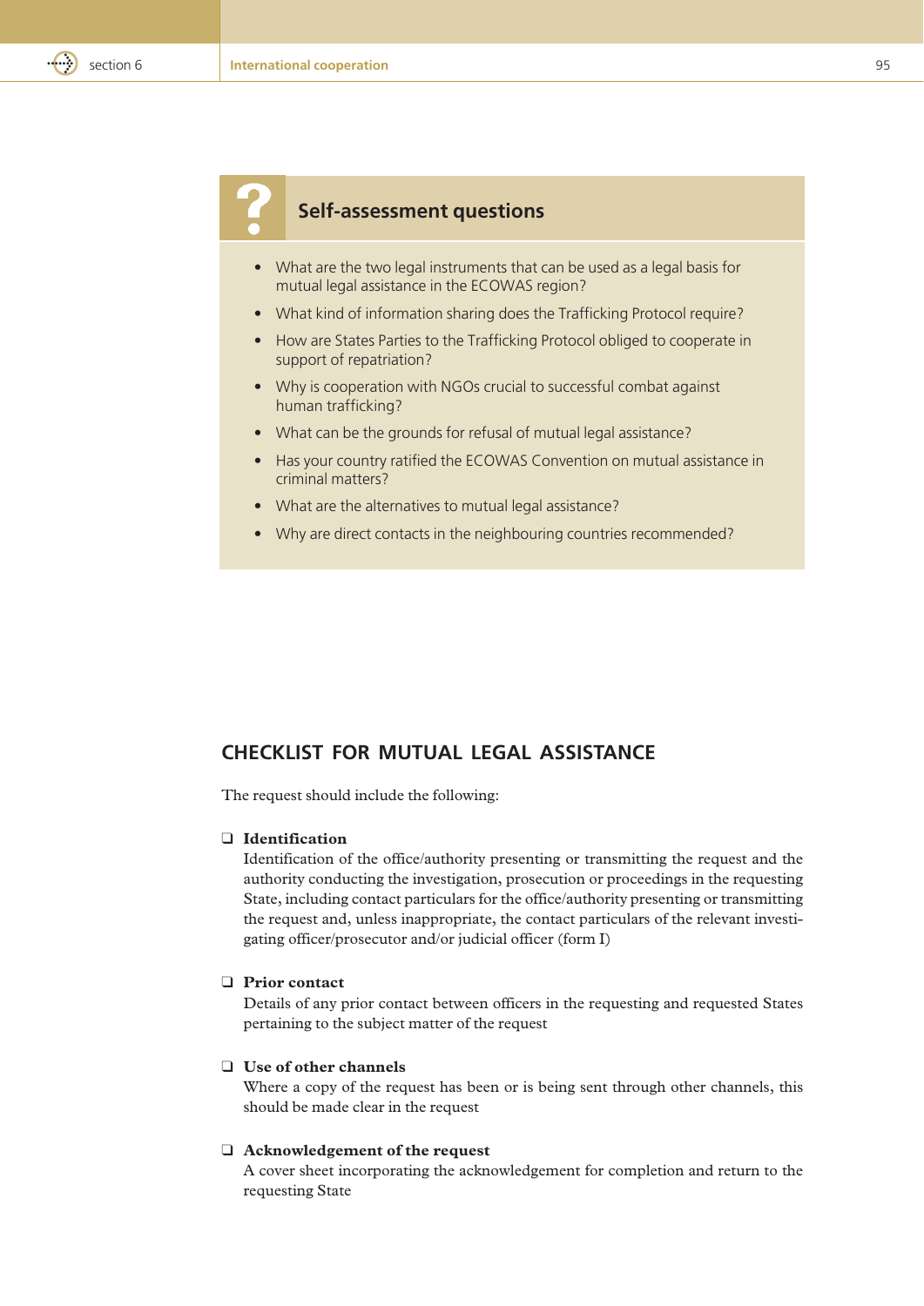## Self-assessment questions

- What are the two legal instruments that can be used as a legal basis for mutual legal assistance in the ECOWAS region?
- What kind of information sharing does the Trafficking Protocol require?
- How are States Parties to the Trafficking Protocol obliged to cooperate in support of repatriation?
- Why is cooperation with NGOs crucial to successful combat against human trafficking?
- What can be the grounds for refusal of mutual legal assistance?
- Has your country ratified the ECOWAS Convention on mutual assistance in criminal matters?
- What are the alternatives to mutual legal assistance?
- Why are direct contacts in the neighbouring countries recommended?

## CHECKLIST FOR MUTUAL LEGAL ASSISTANCE

The request should include the following:

- ❑ **Identification**
  Identification of the office/authority presenting or transmitting the request and the authority conducting the investigation, prosecution or proceedings in the requesting State, including contact particulars for the office/authority presenting or transmitting the request and, unless inappropriate, the contact particulars of the relevant investigating officer/prosecutor and/or judicial officer (form I)

- ❑ **Prior contact**
  Details of any prior contact between officers in the requesting and requested States pertaining to the subject matter of the request

- ❑ **Use of other channels**
  Where a copy of the request has been or is being sent through other channels, this should be made clear in the request

- ❑ **Acknowledgement of the request**
  A cover sheet incorporating the acknowledgement for completion and return to the requesting State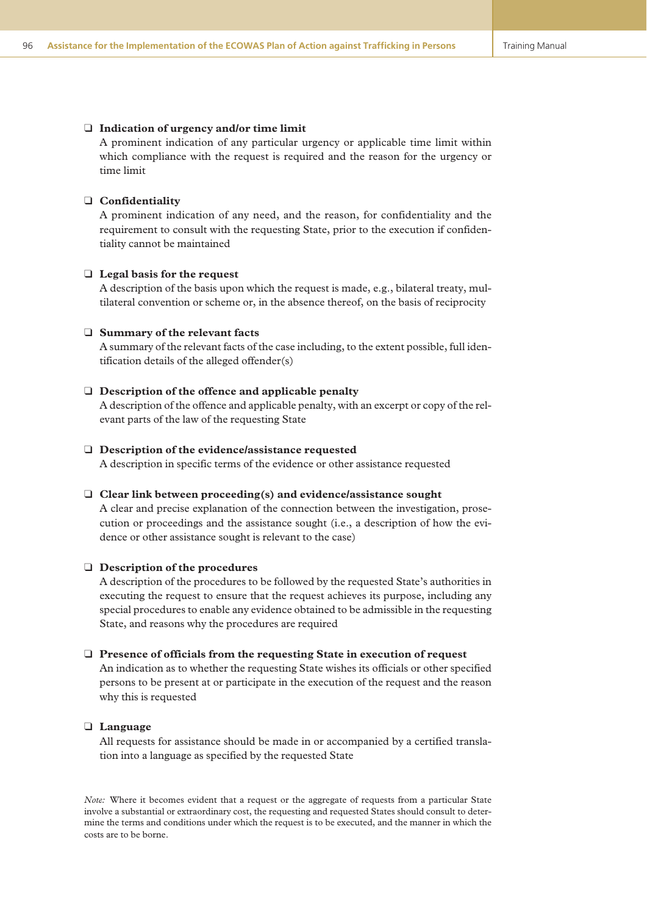- **Indication of urgency and/or time limit**
  A prominent indication of any particular urgency or applicable time limit within which compliance with the request is required and the reason for the urgency or time limit

- **Confidentiality**
  A prominent indication of any need, and the reason, for confidentiality and the requirement to consult with the requesting State, prior to the execution if confidentiality cannot be maintained

- **Legal basis for the request**
  A description of the basis upon which the request is made, e.g., bilateral treaty, multilateral convention or scheme or, in the absence thereof, on the basis of reciprocity

- **Summary of the relevant facts**
  A summary of the relevant facts of the case including, to the extent possible, full identification details of the alleged offender(s)

- **Description of the offence and applicable penalty**
  A description of the offence and applicable penalty, with an excerpt or copy of the relevant parts of the law of the requesting State

- **Description of the evidence/assistance requested**
  A description in specific terms of the evidence or other assistance requested

- **Clear link between proceeding(s) and evidence/assistance sought**
  A clear and precise explanation of the connection between the investigation, prosecution or proceedings and the assistance sought (i.e., a description of how the evidence or other assistance sought is relevant to the case)

- **Description of the procedures**
  A description of the procedures to be followed by the requested State's authorities in executing the request to ensure that the request achieves its purpose, including any special procedures to enable any evidence obtained to be admissible in the requesting State, and reasons why the procedures are required

- **Presence of officials from the requesting State in execution of request**
  An indication as to whether the requesting State wishes its officials or other specified persons to be present at or participate in the execution of the request and the reason why this is requested

- **Language**
  All requests for assistance should be made in or accompanied by a certified translation into a language as specified by the requested State

*Note:* Where it becomes evident that a request or the aggregate of requests from a particular State involve a substantial or extraordinary cost, the requesting and requested States should consult to determine the terms and conditions under which the request is to be executed, and the manner in which the costs are to be borne.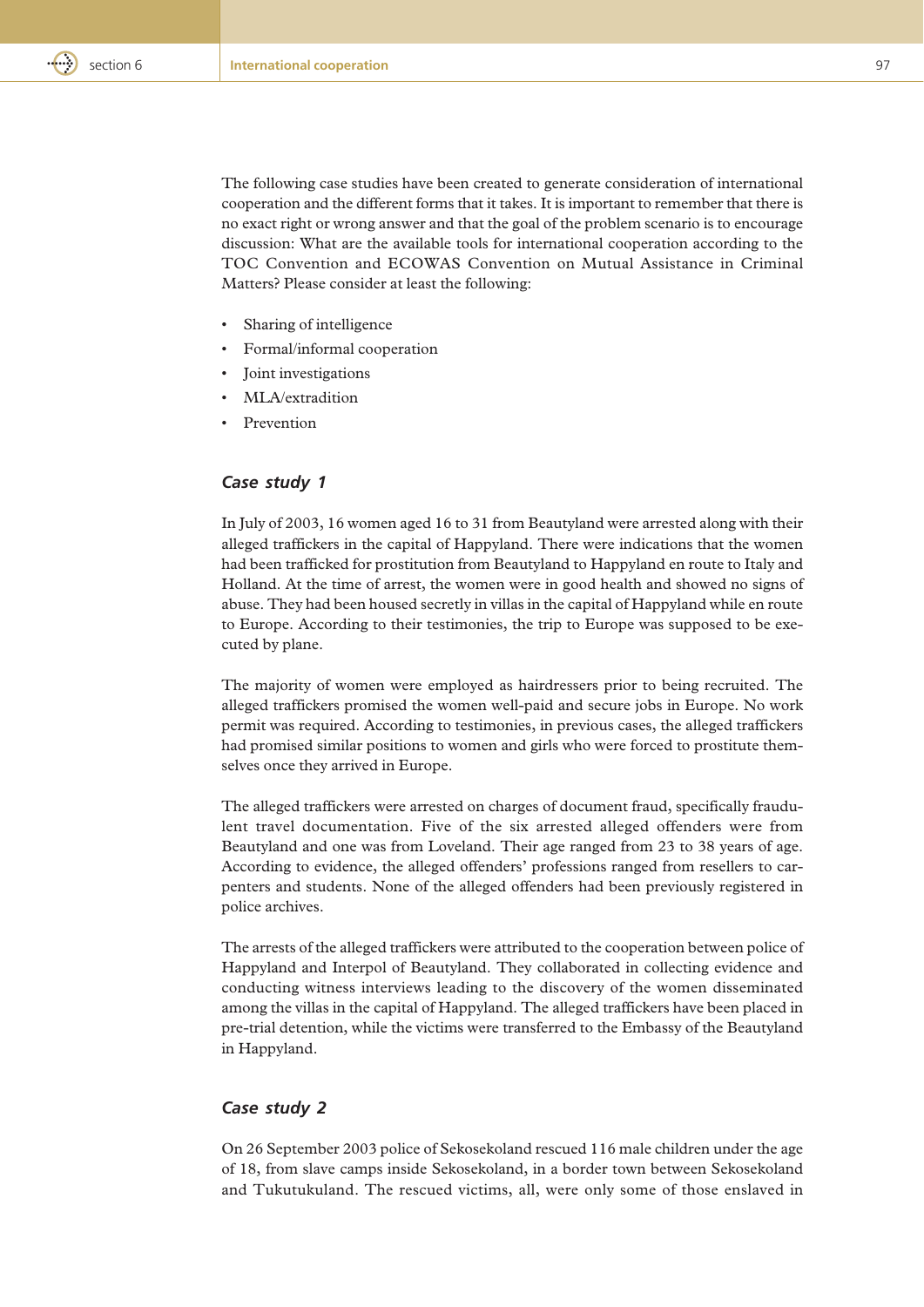The following case studies have been created to generate consideration of international cooperation and the different forms that it takes. It is important to remember that there is no exact right or wrong answer and that the goal of the problem scenario is to encourage discussion: What are the available tools for international cooperation according to the TOC Convention and ECOWAS Convention on Mutual Assistance in Criminal Matters? Please consider at least the following:

- Sharing of intelligence
- Formal/informal cooperation
- Joint investigations
- MLA/extradition
- Prevention

### *Case study 1*

In July of 2003, 16 women aged 16 to 31 from Beautyland were arrested along with their alleged traffickers in the capital of Happyland. There were indications that the women had been trafficked for prostitution from Beautyland to Happyland en route to Italy and Holland. At the time of arrest, the women were in good health and showed no signs of abuse. They had been housed secretly in villas in the capital of Happyland while en route to Europe. According to their testimonies, the trip to Europe was supposed to be executed by plane.

The majority of women were employed as hairdressers prior to being recruited. The alleged traffickers promised the women well-paid and secure jobs in Europe. No work permit was required. According to testimonies, in previous cases, the alleged traffickers had promised similar positions to women and girls who were forced to prostitute themselves once they arrived in Europe.

The alleged traffickers were arrested on charges of document fraud, specifically fraudulent travel documentation. Five of the six arrested alleged offenders were from Beautyland and one was from Loveland. Their age ranged from 23 to 38 years of age. According to evidence, the alleged offenders' professions ranged from resellers to carpenters and students. None of the alleged offenders had been previously registered in police archives.

The arrests of the alleged traffickers were attributed to the cooperation between police of Happyland and Interpol of Beautyland. They collaborated in collecting evidence and conducting witness interviews leading to the discovery of the women disseminated among the villas in the capital of Happyland. The alleged traffickers have been placed in pre-trial detention, while the victims were transferred to the Embassy of the Beautyland in Happyland.

### *Case study 2*

On 26 September 2003 police of Sekosekoland rescued 116 male children under the age of 18, from slave camps inside Sekosekoland, in a border town between Sekosekoland and Tukutukuland. The rescued victims, all, were only some of those enslaved in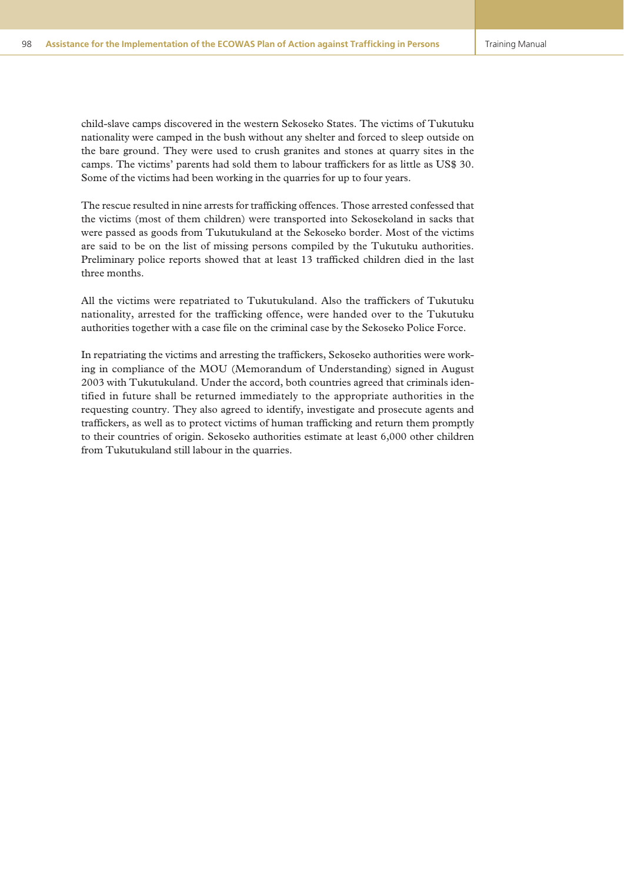child-slave camps discovered in the western Sekoseko States. The victims of Tukutuku nationality were camped in the bush without any shelter and forced to sleep outside on the bare ground. They were used to crush granites and stones at quarry sites in the camps. The victims' parents had sold them to labour traffickers for as little as US$ 30. Some of the victims had been working in the quarries for up to four years.

The rescue resulted in nine arrests for trafficking offences. Those arrested confessed that the victims (most of them children) were transported into Sekosekoland in sacks that were passed as goods from Tukutukuland at the Sekoseko border. Most of the victims are said to be on the list of missing persons compiled by the Tukutuku authorities. Preliminary police reports showed that at least 13 trafficked children died in the last three months.

All the victims were repatriated to Tukutukuland. Also the traffickers of Tukutuku nationality, arrested for the trafficking offence, were handed over to the Tukutuku authorities together with a case file on the criminal case by the Sekoseko Police Force.

In repatriating the victims and arresting the traffickers, Sekoseko authorities were working in compliance of the MOU (Memorandum of Understanding) signed in August 2003 with Tukutukuland. Under the accord, both countries agreed that criminals identified in future shall be returned immediately to the appropriate authorities in the requesting country. They also agreed to identify, investigate and prosecute agents and traffickers, as well as to protect victims of human trafficking and return them promptly to their countries of origin. Sekoseko authorities estimate at least 6,000 other children from Tukutukuland still labour in the quarries.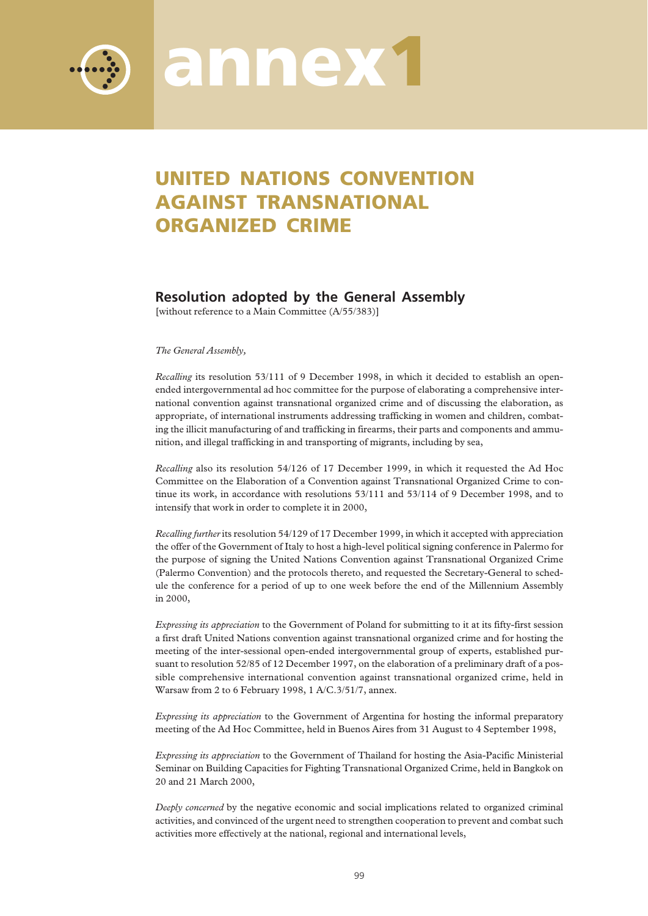# annex1

## UNITED NATIONS CONVENTION AGAINST TRANSNATIONAL ORGANIZED CRIME

### Resolution adopted by the General Assembly

[without reference to a Main Committee (A/55/383)]

*The General Assembly,*

*Recalling* its resolution 53/111 of 9 December 1998, in which it decided to establish an open-ended intergovernmental ad hoc committee for the purpose of elaborating a comprehensive international convention against transnational organized crime and of discussing the elaboration, as appropriate, of international instruments addressing trafficking in women and children, combating the illicit manufacturing of and trafficking in firearms, their parts and components and ammunition, and illegal trafficking in and transporting of migrants, including by sea,

*Recalling* also its resolution 54/126 of 17 December 1999, in which it requested the Ad Hoc Committee on the Elaboration of a Convention against Transnational Organized Crime to continue its work, in accordance with resolutions 53/111 and 53/114 of 9 December 1998, and to intensify that work in order to complete it in 2000,

*Recalling further* its resolution 54/129 of 17 December 1999, in which it accepted with appreciation the offer of the Government of Italy to host a high-level political signing conference in Palermo for the purpose of signing the United Nations Convention against Transnational Organized Crime (Palermo Convention) and the protocols thereto, and requested the Secretary-General to schedule the conference for a period of up to one week before the end of the Millennium Assembly in 2000,

*Expressing its appreciation* to the Government of Poland for submitting to it at its fifty-first session a first draft United Nations convention against transnational organized crime and for hosting the meeting of the inter-sessional open-ended intergovernmental group of experts, established pursuant to resolution 52/85 of 12 December 1997, on the elaboration of a preliminary draft of a possible comprehensive international convention against transnational organized crime, held in Warsaw from 2 to 6 February 1998, 1 A/C.3/51/7, annex.

*Expressing its appreciation* to the Government of Argentina for hosting the informal preparatory meeting of the Ad Hoc Committee, held in Buenos Aires from 31 August to 4 September 1998,

*Expressing its appreciation* to the Government of Thailand for hosting the Asia-Pacific Ministerial Seminar on Building Capacities for Fighting Transnational Organized Crime, held in Bangkok on 20 and 21 March 2000,

*Deeply concerned* by the negative economic and social implications related to organized criminal activities, and convinced of the urgent need to strengthen cooperation to prevent and combat such activities more effectively at the national, regional and international levels,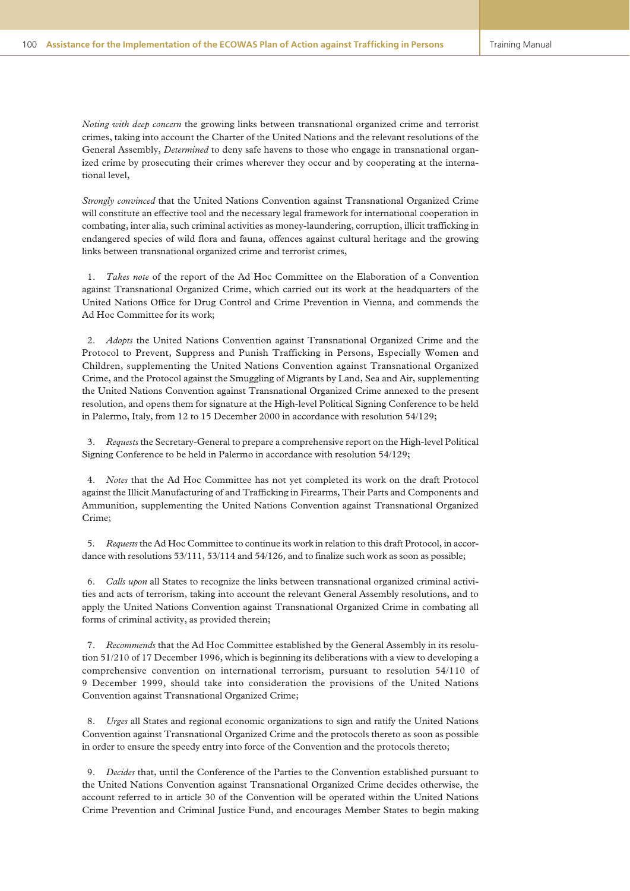*Noting with deep concern* the growing links between transnational organized crime and terrorist crimes, taking into account the Charter of the United Nations and the relevant resolutions of the General Assembly, *Determined* to deny safe havens to those who engage in transnational organized crime by prosecuting their crimes wherever they occur and by cooperating at the international level,

*Strongly convinced* that the United Nations Convention against Transnational Organized Crime will constitute an effective tool and the necessary legal framework for international cooperation in combating, inter alia, such criminal activities as money-laundering, corruption, illicit trafficking in endangered species of wild flora and fauna, offences against cultural heritage and the growing links between transnational organized crime and terrorist crimes,

1. *Takes note* of the report of the Ad Hoc Committee on the Elaboration of a Convention against Transnational Organized Crime, which carried out its work at the headquarters of the United Nations Office for Drug Control and Crime Prevention in Vienna, and commends the Ad Hoc Committee for its work;

2. *Adopts* the United Nations Convention against Transnational Organized Crime and the Protocol to Prevent, Suppress and Punish Trafficking in Persons, Especially Women and Children, supplementing the United Nations Convention against Transnational Organized Crime, and the Protocol against the Smuggling of Migrants by Land, Sea and Air, supplementing the United Nations Convention against Transnational Organized Crime annexed to the present resolution, and opens them for signature at the High-level Political Signing Conference to be held in Palermo, Italy, from 12 to 15 December 2000 in accordance with resolution 54/129;

3. *Requests* the Secretary-General to prepare a comprehensive report on the High-level Political Signing Conference to be held in Palermo in accordance with resolution 54/129;

4. *Notes* that the Ad Hoc Committee has not yet completed its work on the draft Protocol against the Illicit Manufacturing of and Trafficking in Firearms, Their Parts and Components and Ammunition, supplementing the United Nations Convention against Transnational Organized Crime;

5. *Requests* the Ad Hoc Committee to continue its work in relation to this draft Protocol, in accordance with resolutions 53/111, 53/114 and 54/126, and to finalize such work as soon as possible;

6. *Calls upon* all States to recognize the links between transnational organized criminal activities and acts of terrorism, taking into account the relevant General Assembly resolutions, and to apply the United Nations Convention against Transnational Organized Crime in combating all forms of criminal activity, as provided therein;

7. *Recommends* that the Ad Hoc Committee established by the General Assembly in its resolution 51/210 of 17 December 1996, which is beginning its deliberations with a view to developing a comprehensive convention on international terrorism, pursuant to resolution 54/110 of 9 December 1999, should take into consideration the provisions of the United Nations Convention against Transnational Organized Crime;

8. *Urges* all States and regional economic organizations to sign and ratify the United Nations Convention against Transnational Organized Crime and the protocols thereto as soon as possible in order to ensure the speedy entry into force of the Convention and the protocols thereto;

9. *Decides* that, until the Conference of the Parties to the Convention established pursuant to the United Nations Convention against Transnational Organized Crime decides otherwise, the account referred to in article 30 of the Convention will be operated within the United Nations Crime Prevention and Criminal Justice Fund, and encourages Member States to begin making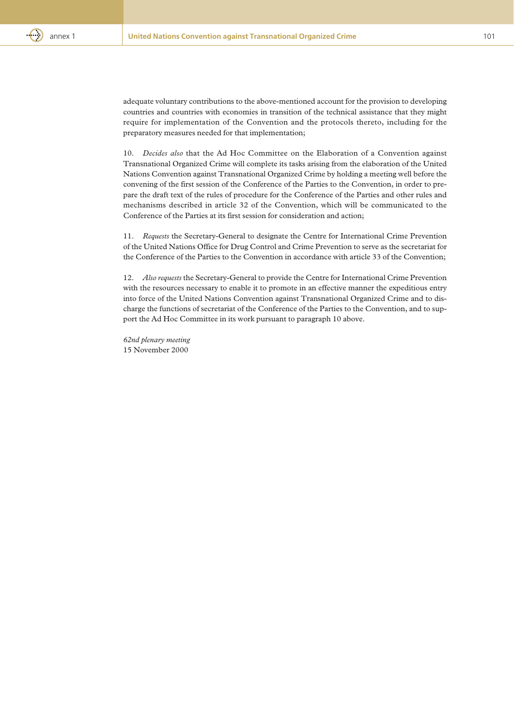adequate voluntary contributions to the above-mentioned account for the provision to developing countries and countries with economies in transition of the technical assistance that they might require for implementation of the Convention and the protocols thereto, including for the preparatory measures needed for that implementation;

10. *Decides also* that the Ad Hoc Committee on the Elaboration of a Convention against Transnational Organized Crime will complete its tasks arising from the elaboration of the United Nations Convention against Transnational Organized Crime by holding a meeting well before the convening of the first session of the Conference of the Parties to the Convention, in order to prepare the draft text of the rules of procedure for the Conference of the Parties and other rules and mechanisms described in article 32 of the Convention, which will be communicated to the Conference of the Parties at its first session for consideration and action;

11. *Requests* the Secretary-General to designate the Centre for International Crime Prevention of the United Nations Office for Drug Control and Crime Prevention to serve as the secretariat for the Conference of the Parties to the Convention in accordance with article 33 of the Convention;

12. *Also requests* the Secretary-General to provide the Centre for International Crime Prevention with the resources necessary to enable it to promote in an effective manner the expeditious entry into force of the United Nations Convention against Transnational Organized Crime and to discharge the functions of secretariat of the Conference of the Parties to the Convention, and to support the Ad Hoc Committee in its work pursuant to paragraph 10 above.

*62nd plenary meeting*
15 November 2000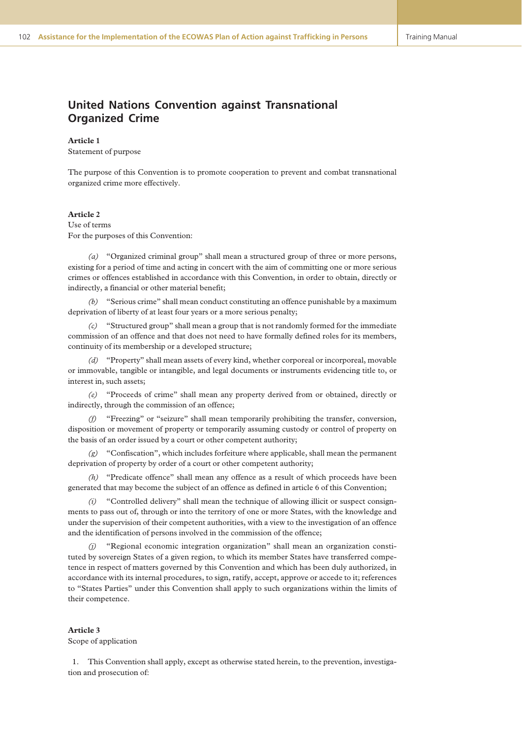## United Nations Convention against Transnational Organized Crime

**Article 1**
Statement of purpose

The purpose of this Convention is to promote cooperation to prevent and combat transnational organized crime more effectively.

**Article 2**
Use of terms
For the purposes of this Convention:

*(a)* "Organized criminal group" shall mean a structured group of three or more persons, existing for a period of time and acting in concert with the aim of committing one or more serious crimes or offences established in accordance with this Convention, in order to obtain, directly or indirectly, a financial or other material benefit;

*(b)* "Serious crime" shall mean conduct constituting an offence punishable by a maximum deprivation of liberty of at least four years or a more serious penalty;

*(c)* "Structured group" shall mean a group that is not randomly formed for the immediate commission of an offence and that does not need to have formally defined roles for its members, continuity of its membership or a developed structure;

*(d)* "Property" shall mean assets of every kind, whether corporeal or incorporeal, movable or immovable, tangible or intangible, and legal documents or instruments evidencing title to, or interest in, such assets;

*(e)* "Proceeds of crime" shall mean any property derived from or obtained, directly or indirectly, through the commission of an offence;

*(f)* "Freezing" or "seizure" shall mean temporarily prohibiting the transfer, conversion, disposition or movement of property or temporarily assuming custody or control of property on the basis of an order issued by a court or other competent authority;

*(g)* "Confiscation", which includes forfeiture where applicable, shall mean the permanent deprivation of property by order of a court or other competent authority;

*(h)* "Predicate offence" shall mean any offence as a result of which proceeds have been generated that may become the subject of an offence as defined in article 6 of this Convention;

*(i)* "Controlled delivery" shall mean the technique of allowing illicit or suspect consignments to pass out of, through or into the territory of one or more States, with the knowledge and under the supervision of their competent authorities, with a view to the investigation of an offence and the identification of persons involved in the commission of the offence;

*(j)* "Regional economic integration organization" shall mean an organization constituted by sovereign States of a given region, to which its member States have transferred competence in respect of matters governed by this Convention and which has been duly authorized, in accordance with its internal procedures, to sign, ratify, accept, approve or accede to it; references to "States Parties" under this Convention shall apply to such organizations within the limits of their competence.

**Article 3**
Scope of application

1. This Convention shall apply, except as otherwise stated herein, to the prevention, investigation and prosecution of: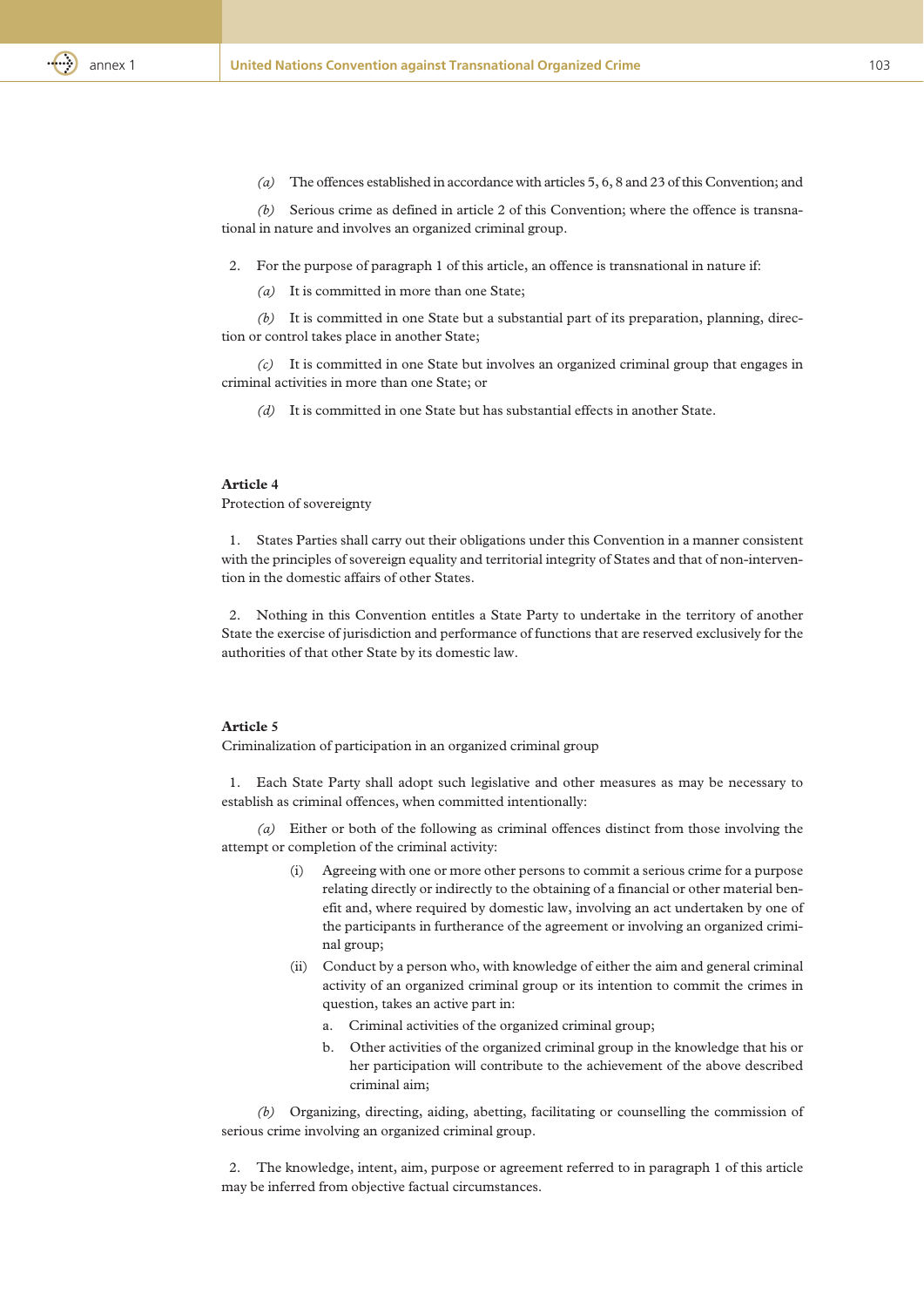*(a)* The offences established in accordance with articles 5, 6, 8 and 23 of this Convention; and

*(b)* Serious crime as defined in article 2 of this Convention; where the offence is transnational in nature and involves an organized criminal group.

2. For the purpose of paragraph 1 of this article, an offence is transnational in nature if:

*(a)* It is committed in more than one State;

*(b)* It is committed in one State but a substantial part of its preparation, planning, direction or control takes place in another State;

*(c)* It is committed in one State but involves an organized criminal group that engages in criminal activities in more than one State; or

*(d)* It is committed in one State but has substantial effects in another State.

**Article 4**

Protection of sovereignty

1. States Parties shall carry out their obligations under this Convention in a manner consistent with the principles of sovereign equality and territorial integrity of States and that of non-intervention in the domestic affairs of other States.

2. Nothing in this Convention entitles a State Party to undertake in the territory of another State the exercise of jurisdiction and performance of functions that are reserved exclusively for the authorities of that other State by its domestic law.

**Article 5**

Criminalization of participation in an organized criminal group

1. Each State Party shall adopt such legislative and other measures as may be necessary to establish as criminal offences, when committed intentionally:

*(a)* Either or both of the following as criminal offences distinct from those involving the attempt or completion of the criminal activity:

(i) Agreeing with one or more other persons to commit a serious crime for a purpose relating directly or indirectly to the obtaining of a financial or other material benefit and, where required by domestic law, involving an act undertaken by one of the participants in furtherance of the agreement or involving an organized criminal group;

(ii) Conduct by a person who, with knowledge of either the aim and general criminal activity of an organized criminal group or its intention to commit the crimes in question, takes an active part in:

a. Criminal activities of the organized criminal group;

b. Other activities of the organized criminal group in the knowledge that his or her participation will contribute to the achievement of the above described criminal aim;

*(b)* Organizing, directing, aiding, abetting, facilitating or counselling the commission of serious crime involving an organized criminal group.

2. The knowledge, intent, aim, purpose or agreement referred to in paragraph 1 of this article may be inferred from objective factual circumstances.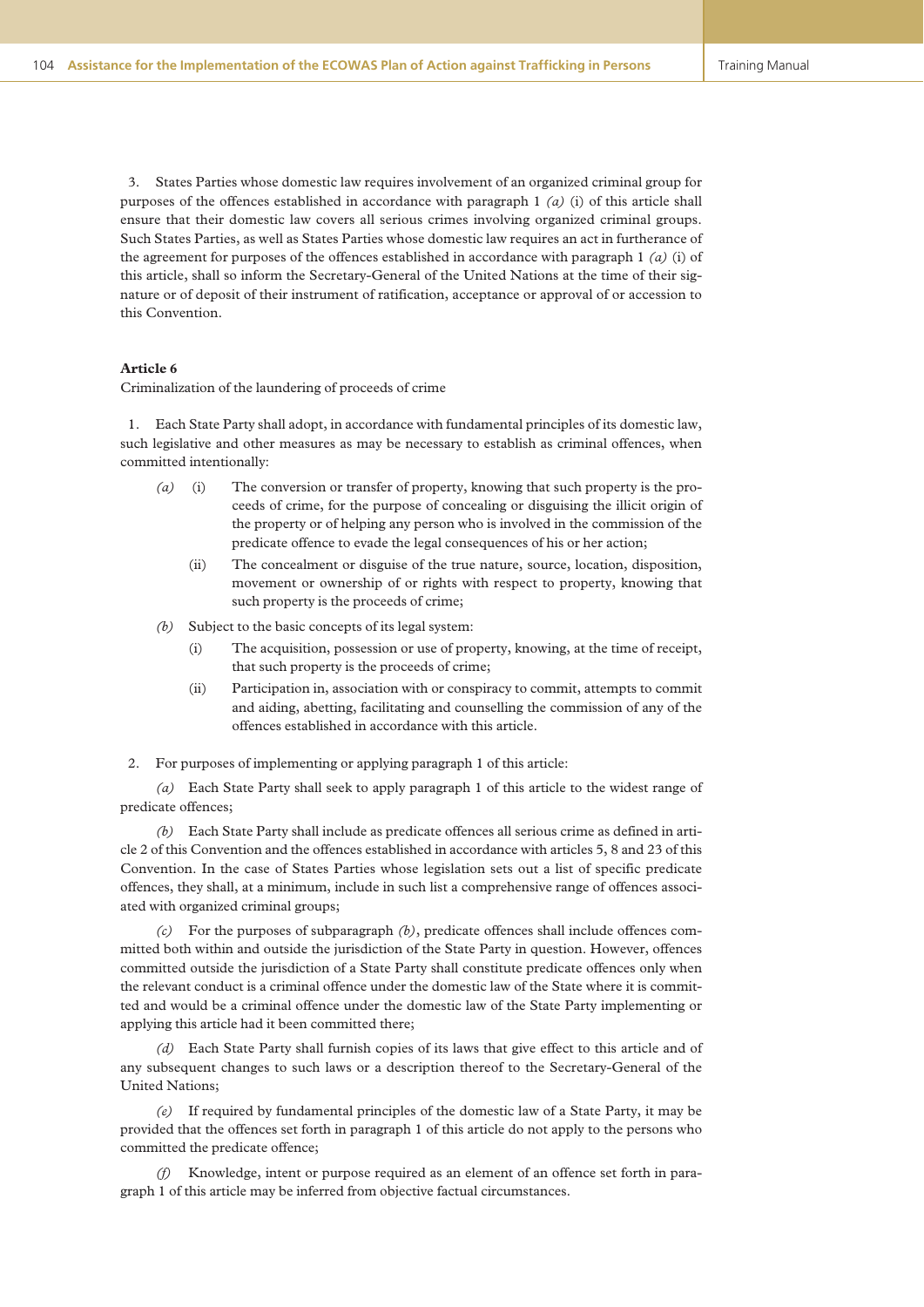3. States Parties whose domestic law requires involvement of an organized criminal group for purposes of the offences established in accordance with paragraph 1 *(a)* (i) of this article shall ensure that their domestic law covers all serious crimes involving organized criminal groups. Such States Parties, as well as States Parties whose domestic law requires an act in furtherance of the agreement for purposes of the offences established in accordance with paragraph 1 *(a)* (i) of this article, shall so inform the Secretary-General of the United Nations at the time of their signature or of deposit of their instrument of ratification, acceptance or approval of or accession to this Convention.

**Article 6**

Criminalization of the laundering of proceeds of crime

1. Each State Party shall adopt, in accordance with fundamental principles of its domestic law, such legislative and other measures as may be necessary to establish as criminal offences, when committed intentionally:

*(a)* (i) The conversion or transfer of property, knowing that such property is the proceeds of crime, for the purpose of concealing or disguising the illicit origin of the property or of helping any person who is involved in the commission of the predicate offence to evade the legal consequences of his or her action;

(ii) The concealment or disguise of the true nature, source, location, disposition, movement or ownership of or rights with respect to property, knowing that such property is the proceeds of crime;

*(b)* Subject to the basic concepts of its legal system:

(i) The acquisition, possession or use of property, knowing, at the time of receipt, that such property is the proceeds of crime;

(ii) Participation in, association with or conspiracy to commit, attempts to commit and aiding, abetting, facilitating and counselling the commission of any of the offences established in accordance with this article.

2. For purposes of implementing or applying paragraph 1 of this article:

*(a)* Each State Party shall seek to apply paragraph 1 of this article to the widest range of predicate offences;

*(b)* Each State Party shall include as predicate offences all serious crime as defined in article 2 of this Convention and the offences established in accordance with articles 5, 8 and 23 of this Convention. In the case of States Parties whose legislation sets out a list of specific predicate offences, they shall, at a minimum, include in such list a comprehensive range of offences associated with organized criminal groups;

*(c)* For the purposes of subparagraph *(b)*, predicate offences shall include offences committed both within and outside the jurisdiction of the State Party in question. However, offences committed outside the jurisdiction of a State Party shall constitute predicate offences only when the relevant conduct is a criminal offence under the domestic law of the State where it is committed and would be a criminal offence under the domestic law of the State Party implementing or applying this article had it been committed there;

*(d)* Each State Party shall furnish copies of its laws that give effect to this article and of any subsequent changes to such laws or a description thereof to the Secretary-General of the United Nations;

*(e)* If required by fundamental principles of the domestic law of a State Party, it may be provided that the offences set forth in paragraph 1 of this article do not apply to the persons who committed the predicate offence;

*(f)* Knowledge, intent or purpose required as an element of an offence set forth in paragraph 1 of this article may be inferred from objective factual circumstances.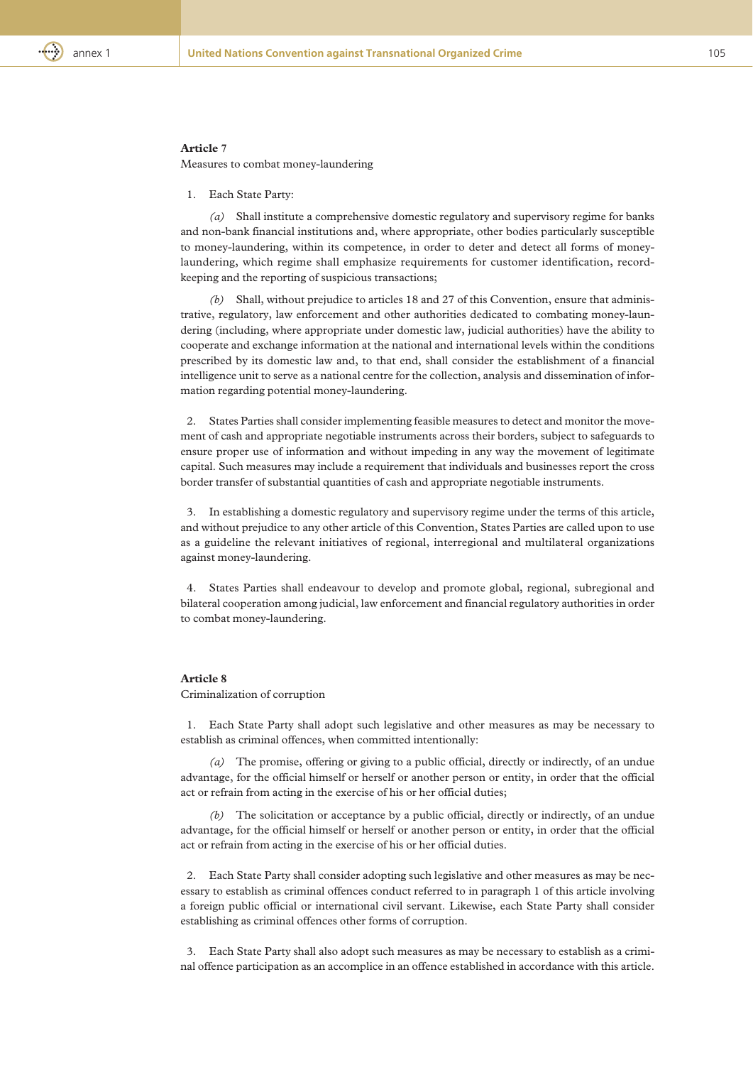**Article 7**

Measures to combat money-laundering

1. Each State Party:

*(a)* Shall institute a comprehensive domestic regulatory and supervisory regime for banks and non-bank financial institutions and, where appropriate, other bodies particularly susceptible to money-laundering, within its competence, in order to deter and detect all forms of money-laundering, which regime shall emphasize requirements for customer identification, record-keeping and the reporting of suspicious transactions;

*(b)* Shall, without prejudice to articles 18 and 27 of this Convention, ensure that administrative, regulatory, law enforcement and other authorities dedicated to combating money-laundering (including, where appropriate under domestic law, judicial authorities) have the ability to cooperate and exchange information at the national and international levels within the conditions prescribed by its domestic law and, to that end, shall consider the establishment of a financial intelligence unit to serve as a national centre for the collection, analysis and dissemination of information regarding potential money-laundering.

2. States Parties shall consider implementing feasible measures to detect and monitor the movement of cash and appropriate negotiable instruments across their borders, subject to safeguards to ensure proper use of information and without impeding in any way the movement of legitimate capital. Such measures may include a requirement that individuals and businesses report the cross border transfer of substantial quantities of cash and appropriate negotiable instruments.

3. In establishing a domestic regulatory and supervisory regime under the terms of this article, and without prejudice to any other article of this Convention, States Parties are called upon to use as a guideline the relevant initiatives of regional, interregional and multilateral organizations against money-laundering.

4. States Parties shall endeavour to develop and promote global, regional, subregional and bilateral cooperation among judicial, law enforcement and financial regulatory authorities in order to combat money-laundering.

**Article 8**

Criminalization of corruption

1. Each State Party shall adopt such legislative and other measures as may be necessary to establish as criminal offences, when committed intentionally:

*(a)* The promise, offering or giving to a public official, directly or indirectly, of an undue advantage, for the official himself or herself or another person or entity, in order that the official act or refrain from acting in the exercise of his or her official duties;

*(b)* The solicitation or acceptance by a public official, directly or indirectly, of an undue advantage, for the official himself or herself or another person or entity, in order that the official act or refrain from acting in the exercise of his or her official duties.

2. Each State Party shall consider adopting such legislative and other measures as may be necessary to establish as criminal offences conduct referred to in paragraph 1 of this article involving a foreign public official or international civil servant. Likewise, each State Party shall consider establishing as criminal offences other forms of corruption.

3. Each State Party shall also adopt such measures as may be necessary to establish as a criminal offence participation as an accomplice in an offence established in accordance with this article.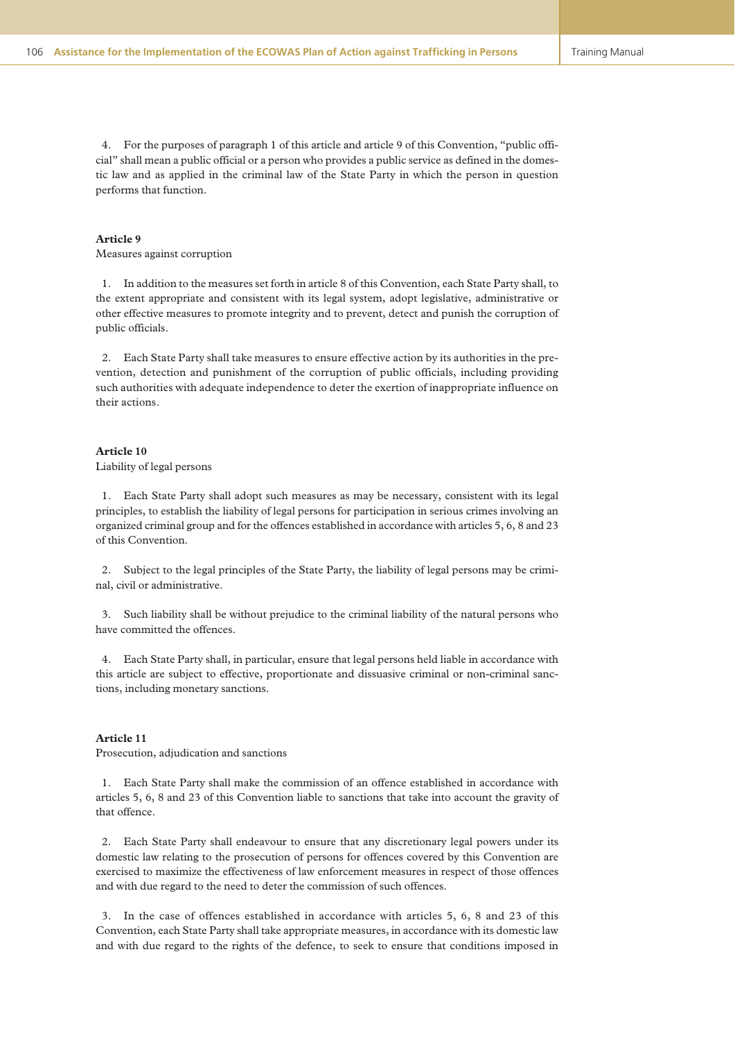4. For the purposes of paragraph 1 of this article and article 9 of this Convention, "public official" shall mean a public official or a person who provides a public service as defined in the domestic law and as applied in the criminal law of the State Party in which the person in question performs that function.

**Article 9**

Measures against corruption

1. In addition to the measures set forth in article 8 of this Convention, each State Party shall, to the extent appropriate and consistent with its legal system, adopt legislative, administrative or other effective measures to promote integrity and to prevent, detect and punish the corruption of public officials.

2. Each State Party shall take measures to ensure effective action by its authorities in the prevention, detection and punishment of the corruption of public officials, including providing such authorities with adequate independence to deter the exertion of inappropriate influence on their actions.

**Article 10**

Liability of legal persons

1. Each State Party shall adopt such measures as may be necessary, consistent with its legal principles, to establish the liability of legal persons for participation in serious crimes involving an organized criminal group and for the offences established in accordance with articles 5, 6, 8 and 23 of this Convention.

2. Subject to the legal principles of the State Party, the liability of legal persons may be criminal, civil or administrative.

3. Such liability shall be without prejudice to the criminal liability of the natural persons who have committed the offences.

4. Each State Party shall, in particular, ensure that legal persons held liable in accordance with this article are subject to effective, proportionate and dissuasive criminal or non-criminal sanctions, including monetary sanctions.

**Article 11**

Prosecution, adjudication and sanctions

1. Each State Party shall make the commission of an offence established in accordance with articles 5, 6, 8 and 23 of this Convention liable to sanctions that take into account the gravity of that offence.

2. Each State Party shall endeavour to ensure that any discretionary legal powers under its domestic law relating to the prosecution of persons for offences covered by this Convention are exercised to maximize the effectiveness of law enforcement measures in respect of those offences and with due regard to the need to deter the commission of such offences.

3. In the case of offences established in accordance with articles 5, 6, 8 and 23 of this Convention, each State Party shall take appropriate measures, in accordance with its domestic law and with due regard to the rights of the defence, to seek to ensure that conditions imposed in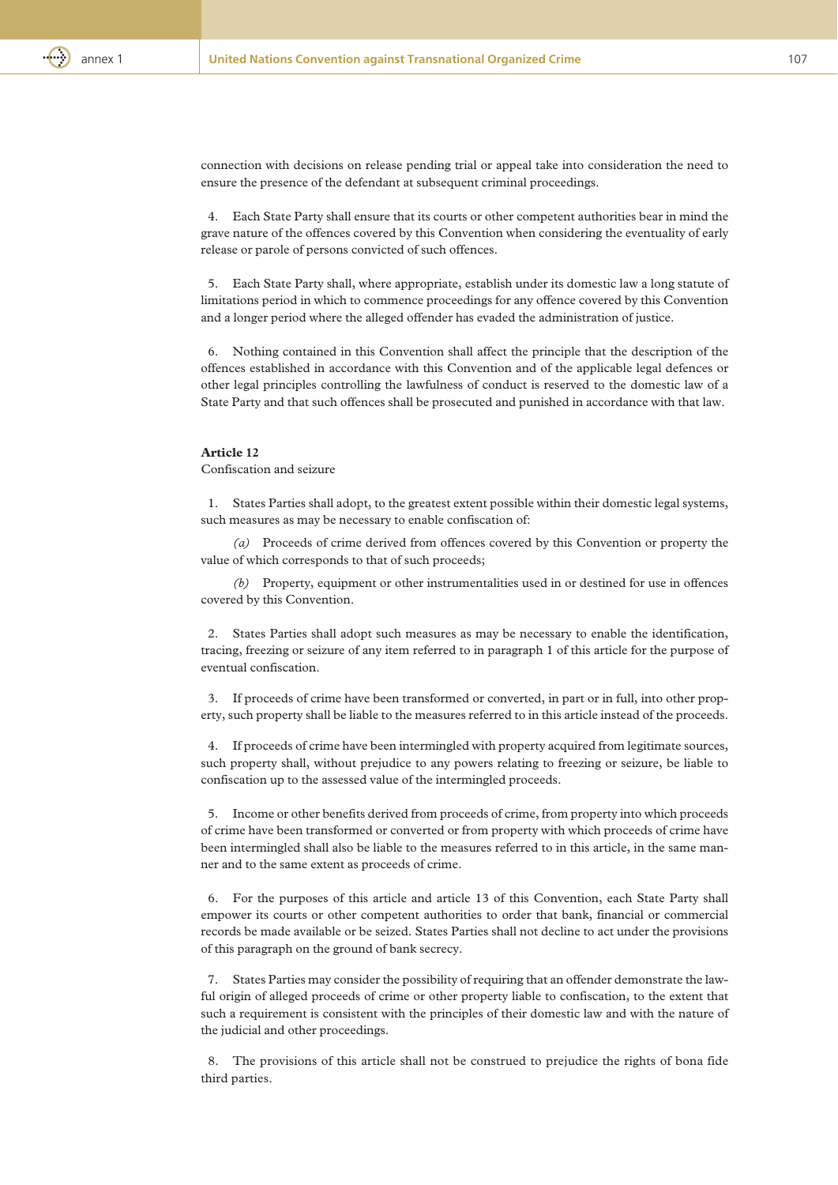connection with decisions on release pending trial or appeal take into consideration the need to ensure the presence of the defendant at subsequent criminal proceedings.

4. Each State Party shall ensure that its courts or other competent authorities bear in mind the grave nature of the offences covered by this Convention when considering the eventuality of early release or parole of persons convicted of such offences.

5. Each State Party shall, where appropriate, establish under its domestic law a long statute of limitations period in which to commence proceedings for any offence covered by this Convention and a longer period where the alleged offender has evaded the administration of justice.

6. Nothing contained in this Convention shall affect the principle that the description of the offences established in accordance with this Convention and of the applicable legal defences or other legal principles controlling the lawfulness of conduct is reserved to the domestic law of a State Party and that such offences shall be prosecuted and punished in accordance with that law.

### Article 12

Confiscation and seizure

1. States Parties shall adopt, to the greatest extent possible within their domestic legal systems, such measures as may be necessary to enable confiscation of:

*(a)* Proceeds of crime derived from offences covered by this Convention or property the value of which corresponds to that of such proceeds;

*(b)* Property, equipment or other instrumentalities used in or destined for use in offences covered by this Convention.

2. States Parties shall adopt such measures as may be necessary to enable the identification, tracing, freezing or seizure of any item referred to in paragraph 1 of this article for the purpose of eventual confiscation.

3. If proceeds of crime have been transformed or converted, in part or in full, into other property, such property shall be liable to the measures referred to in this article instead of the proceeds.

4. If proceeds of crime have been intermingled with property acquired from legitimate sources, such property shall, without prejudice to any powers relating to freezing or seizure, be liable to confiscation up to the assessed value of the intermingled proceeds.

5. Income or other benefits derived from proceeds of crime, from property into which proceeds of crime have been transformed or converted or from property with which proceeds of crime have been intermingled shall also be liable to the measures referred to in this article, in the same manner and to the same extent as proceeds of crime.

6. For the purposes of this article and article 13 of this Convention, each State Party shall empower its courts or other competent authorities to order that bank, financial or commercial records be made available or be seized. States Parties shall not decline to act under the provisions of this paragraph on the ground of bank secrecy.

7. States Parties may consider the possibility of requiring that an offender demonstrate the lawful origin of alleged proceeds of crime or other property liable to confiscation, to the extent that such a requirement is consistent with the principles of their domestic law and with the nature of the judicial and other proceedings.

8. The provisions of this article shall not be construed to prejudice the rights of bona fide third parties.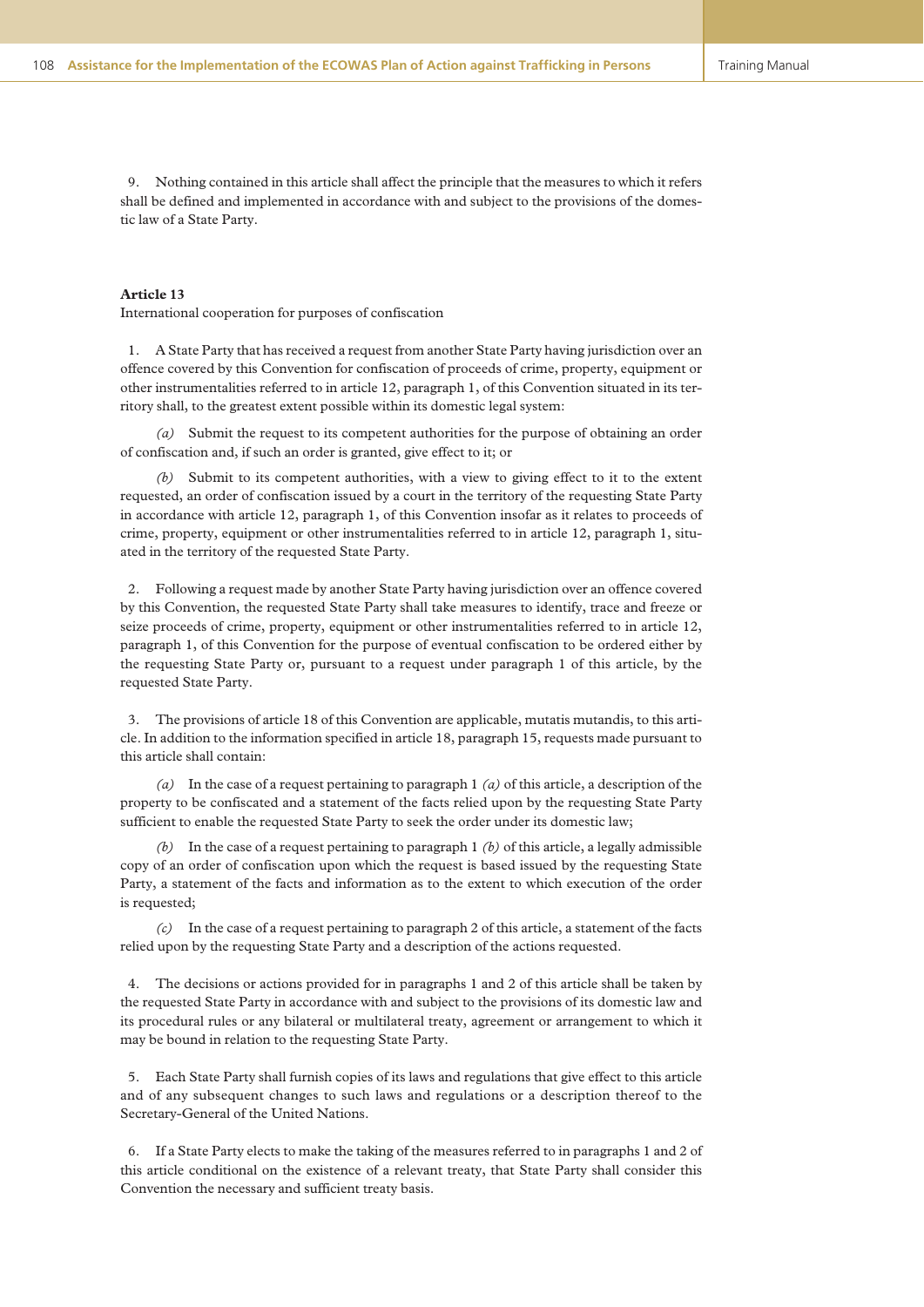9. Nothing contained in this article shall affect the principle that the measures to which it refers shall be defined and implemented in accordance with and subject to the provisions of the domestic law of a State Party.

**Article 13**

International cooperation for purposes of confiscation

1. A State Party that has received a request from another State Party having jurisdiction over an offence covered by this Convention for confiscation of proceeds of crime, property, equipment or other instrumentalities referred to in article 12, paragraph 1, of this Convention situated in its territory shall, to the greatest extent possible within its domestic legal system:

*(a)* Submit the request to its competent authorities for the purpose of obtaining an order of confiscation and, if such an order is granted, give effect to it; or

*(b)* Submit to its competent authorities, with a view to giving effect to it to the extent requested, an order of confiscation issued by a court in the territory of the requesting State Party in accordance with article 12, paragraph 1, of this Convention insofar as it relates to proceeds of crime, property, equipment or other instrumentalities referred to in article 12, paragraph 1, situated in the territory of the requested State Party.

2. Following a request made by another State Party having jurisdiction over an offence covered by this Convention, the requested State Party shall take measures to identify, trace and freeze or seize proceeds of crime, property, equipment or other instrumentalities referred to in article 12, paragraph 1, of this Convention for the purpose of eventual confiscation to be ordered either by the requesting State Party or, pursuant to a request under paragraph 1 of this article, by the requested State Party.

3. The provisions of article 18 of this Convention are applicable, mutatis mutandis, to this article. In addition to the information specified in article 18, paragraph 15, requests made pursuant to this article shall contain:

*(a)* In the case of a request pertaining to paragraph 1 *(a)* of this article, a description of the property to be confiscated and a statement of the facts relied upon by the requesting State Party sufficient to enable the requested State Party to seek the order under its domestic law;

*(b)* In the case of a request pertaining to paragraph 1 *(b)* of this article, a legally admissible copy of an order of confiscation upon which the request is based issued by the requesting State Party, a statement of the facts and information as to the extent to which execution of the order is requested;

*(c)* In the case of a request pertaining to paragraph 2 of this article, a statement of the facts relied upon by the requesting State Party and a description of the actions requested.

4. The decisions or actions provided for in paragraphs 1 and 2 of this article shall be taken by the requested State Party in accordance with and subject to the provisions of its domestic law and its procedural rules or any bilateral or multilateral treaty, agreement or arrangement to which it may be bound in relation to the requesting State Party.

5. Each State Party shall furnish copies of its laws and regulations that give effect to this article and of any subsequent changes to such laws and regulations or a description thereof to the Secretary-General of the United Nations.

6. If a State Party elects to make the taking of the measures referred to in paragraphs 1 and 2 of this article conditional on the existence of a relevant treaty, that State Party shall consider this Convention the necessary and sufficient treaty basis.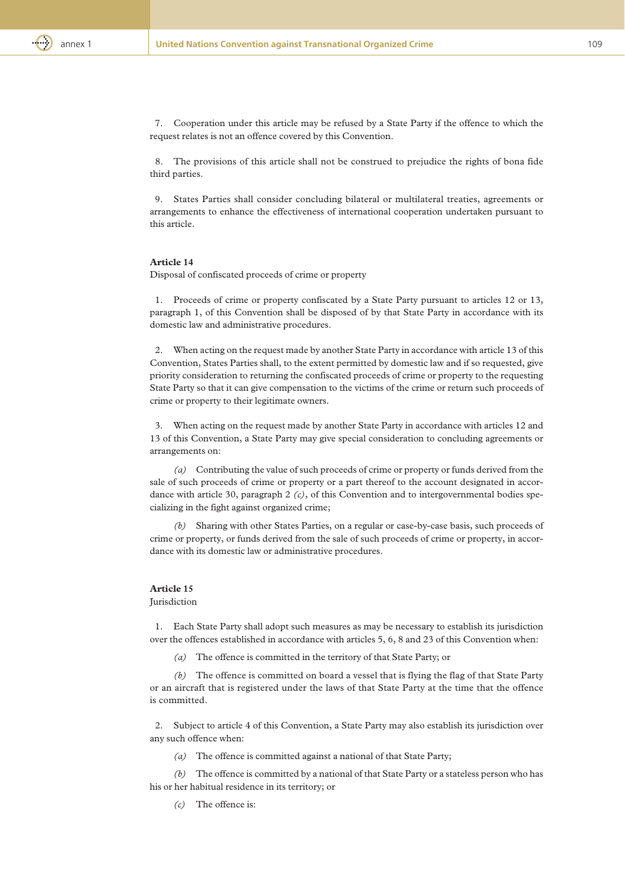7. Cooperation under this article may be refused by a State Party if the offence to which the request relates is not an offence covered by this Convention.

8. The provisions of this article shall not be construed to prejudice the rights of bona fide third parties.

9. States Parties shall consider concluding bilateral or multilateral treaties, agreements or arrangements to enhance the effectiveness of international cooperation undertaken pursuant to this article.

**Article 14**
Disposal of confiscated proceeds of crime or property

1. Proceeds of crime or property confiscated by a State Party pursuant to articles 12 or 13, paragraph 1, of this Convention shall be disposed of by that State Party in accordance with its domestic law and administrative procedures.

2. When acting on the request made by another State Party in accordance with article 13 of this Convention, States Parties shall, to the extent permitted by domestic law and if so requested, give priority consideration to returning the confiscated proceeds of crime or property to the requesting State Party so that it can give compensation to the victims of the crime or return such proceeds of crime or property to their legitimate owners.

3. When acting on the request made by another State Party in accordance with articles 12 and 13 of this Convention, a State Party may give special consideration to concluding agreements or arrangements on:

*(a)* Contributing the value of such proceeds of crime or property or funds derived from the sale of such proceeds of crime or property or a part thereof to the account designated in accordance with article 30, paragraph 2 *(c)*, of this Convention and to intergovernmental bodies specializing in the fight against organized crime;

*(b)* Sharing with other States Parties, on a regular or case-by-case basis, such proceeds of crime or property, or funds derived from the sale of such proceeds of crime or property, in accordance with its domestic law or administrative procedures.

**Article 15**
Jurisdiction

1. Each State Party shall adopt such measures as may be necessary to establish its jurisdiction over the offences established in accordance with articles 5, 6, 8 and 23 of this Convention when:

*(a)* The offence is committed in the territory of that State Party; or

*(b)* The offence is committed on board a vessel that is flying the flag of that State Party or an aircraft that is registered under the laws of that State Party at the time that the offence is committed.

2. Subject to article 4 of this Convention, a State Party may also establish its jurisdiction over any such offence when:

*(a)* The offence is committed against a national of that State Party;

*(b)* The offence is committed by a national of that State Party or a stateless person who has his or her habitual residence in its territory; or

*(c)* The offence is: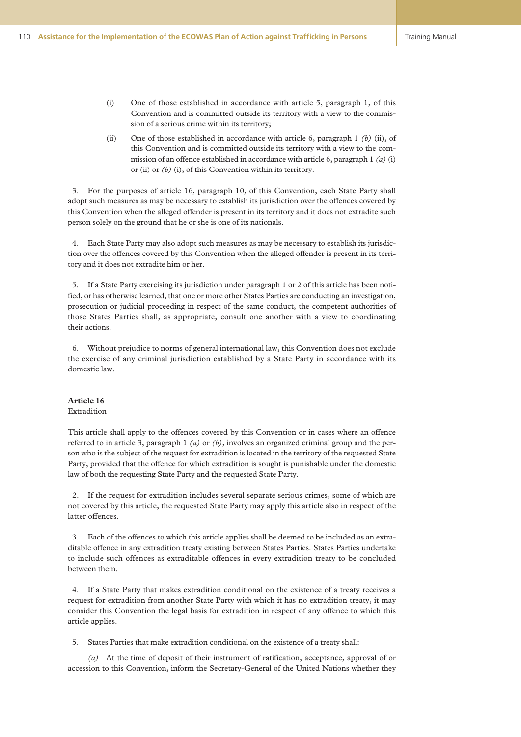(i) One of those established in accordance with article 5, paragraph 1, of this Convention and is committed outside its territory with a view to the commission of a serious crime within its territory;

(ii) One of those established in accordance with article 6, paragraph 1 *(b)* (ii), of this Convention and is committed outside its territory with a view to the commission of an offence established in accordance with article 6, paragraph 1 *(a)* (i) or (ii) or *(b)* (i), of this Convention within its territory.

3. For the purposes of article 16, paragraph 10, of this Convention, each State Party shall adopt such measures as may be necessary to establish its jurisdiction over the offences covered by this Convention when the alleged offender is present in its territory and it does not extradite such person solely on the ground that he or she is one of its nationals.

4. Each State Party may also adopt such measures as may be necessary to establish its jurisdiction over the offences covered by this Convention when the alleged offender is present in its territory and it does not extradite him or her.

5. If a State Party exercising its jurisdiction under paragraph 1 or 2 of this article has been notified, or has otherwise learned, that one or more other States Parties are conducting an investigation, prosecution or judicial proceeding in respect of the same conduct, the competent authorities of those States Parties shall, as appropriate, consult one another with a view to coordinating their actions.

6. Without prejudice to norms of general international law, this Convention does not exclude the exercise of any criminal jurisdiction established by a State Party in accordance with its domestic law.

**Article 16**
Extradition

This article shall apply to the offences covered by this Convention or in cases where an offence referred to in article 3, paragraph 1 *(a)* or *(b)*, involves an organized criminal group and the person who is the subject of the request for extradition is located in the territory of the requested State Party, provided that the offence for which extradition is sought is punishable under the domestic law of both the requesting State Party and the requested State Party.

2. If the request for extradition includes several separate serious crimes, some of which are not covered by this article, the requested State Party may apply this article also in respect of the latter offences.

3. Each of the offences to which this article applies shall be deemed to be included as an extraditable offence in any extradition treaty existing between States Parties. States Parties undertake to include such offences as extraditable offences in every extradition treaty to be concluded between them.

4. If a State Party that makes extradition conditional on the existence of a treaty receives a request for extradition from another State Party with which it has no extradition treaty, it may consider this Convention the legal basis for extradition in respect of any offence to which this article applies.

5. States Parties that make extradition conditional on the existence of a treaty shall:

*(a)* At the time of deposit of their instrument of ratification, acceptance, approval of or accession to this Convention, inform the Secretary-General of the United Nations whether they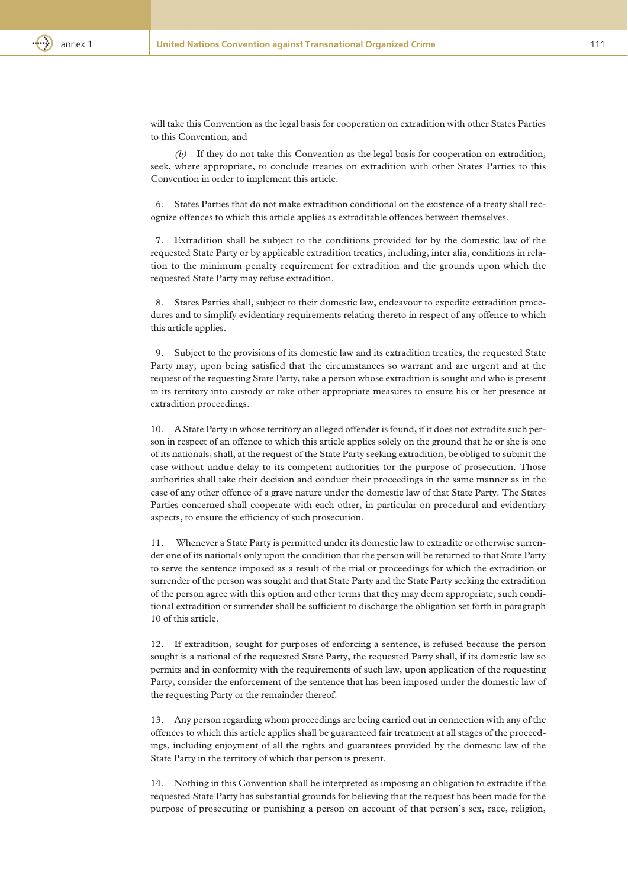will take this Convention as the legal basis for cooperation on extradition with other States Parties to this Convention; and

*(b)* If they do not take this Convention as the legal basis for cooperation on extradition, seek, where appropriate, to conclude treaties on extradition with other States Parties to this Convention in order to implement this article.

6. States Parties that do not make extradition conditional on the existence of a treaty shall recognize offences to which this article applies as extraditable offences between themselves.

7. Extradition shall be subject to the conditions provided for by the domestic law of the requested State Party or by applicable extradition treaties, including, inter alia, conditions in relation to the minimum penalty requirement for extradition and the grounds upon which the requested State Party may refuse extradition.

8. States Parties shall, subject to their domestic law, endeavour to expedite extradition procedures and to simplify evidentiary requirements relating thereto in respect of any offence to which this article applies.

9. Subject to the provisions of its domestic law and its extradition treaties, the requested State Party may, upon being satisfied that the circumstances so warrant and are urgent and at the request of the requesting State Party, take a person whose extradition is sought and who is present in its territory into custody or take other appropriate measures to ensure his or her presence at extradition proceedings.

10. A State Party in whose territory an alleged offender is found, if it does not extradite such person in respect of an offence to which this article applies solely on the ground that he or she is one of its nationals, shall, at the request of the State Party seeking extradition, be obliged to submit the case without undue delay to its competent authorities for the purpose of prosecution. Those authorities shall take their decision and conduct their proceedings in the same manner as in the case of any other offence of a grave nature under the domestic law of that State Party. The States Parties concerned shall cooperate with each other, in particular on procedural and evidentiary aspects, to ensure the efficiency of such prosecution.

11. Whenever a State Party is permitted under its domestic law to extradite or otherwise surrender one of its nationals only upon the condition that the person will be returned to that State Party to serve the sentence imposed as a result of the trial or proceedings for which the extradition or surrender of the person was sought and that State Party and the State Party seeking the extradition of the person agree with this option and other terms that they may deem appropriate, such conditional extradition or surrender shall be sufficient to discharge the obligation set forth in paragraph 10 of this article.

12. If extradition, sought for purposes of enforcing a sentence, is refused because the person sought is a national of the requested State Party, the requested Party shall, if its domestic law so permits and in conformity with the requirements of such law, upon application of the requesting Party, consider the enforcement of the sentence that has been imposed under the domestic law of the requesting Party or the remainder thereof.

13. Any person regarding whom proceedings are being carried out in connection with any of the offences to which this article applies shall be guaranteed fair treatment at all stages of the proceedings, including enjoyment of all the rights and guarantees provided by the domestic law of the State Party in the territory of which that person is present.

14. Nothing in this Convention shall be interpreted as imposing an obligation to extradite if the requested State Party has substantial grounds for believing that the request has been made for the purpose of prosecuting or punishing a person on account of that person's sex, race, religion,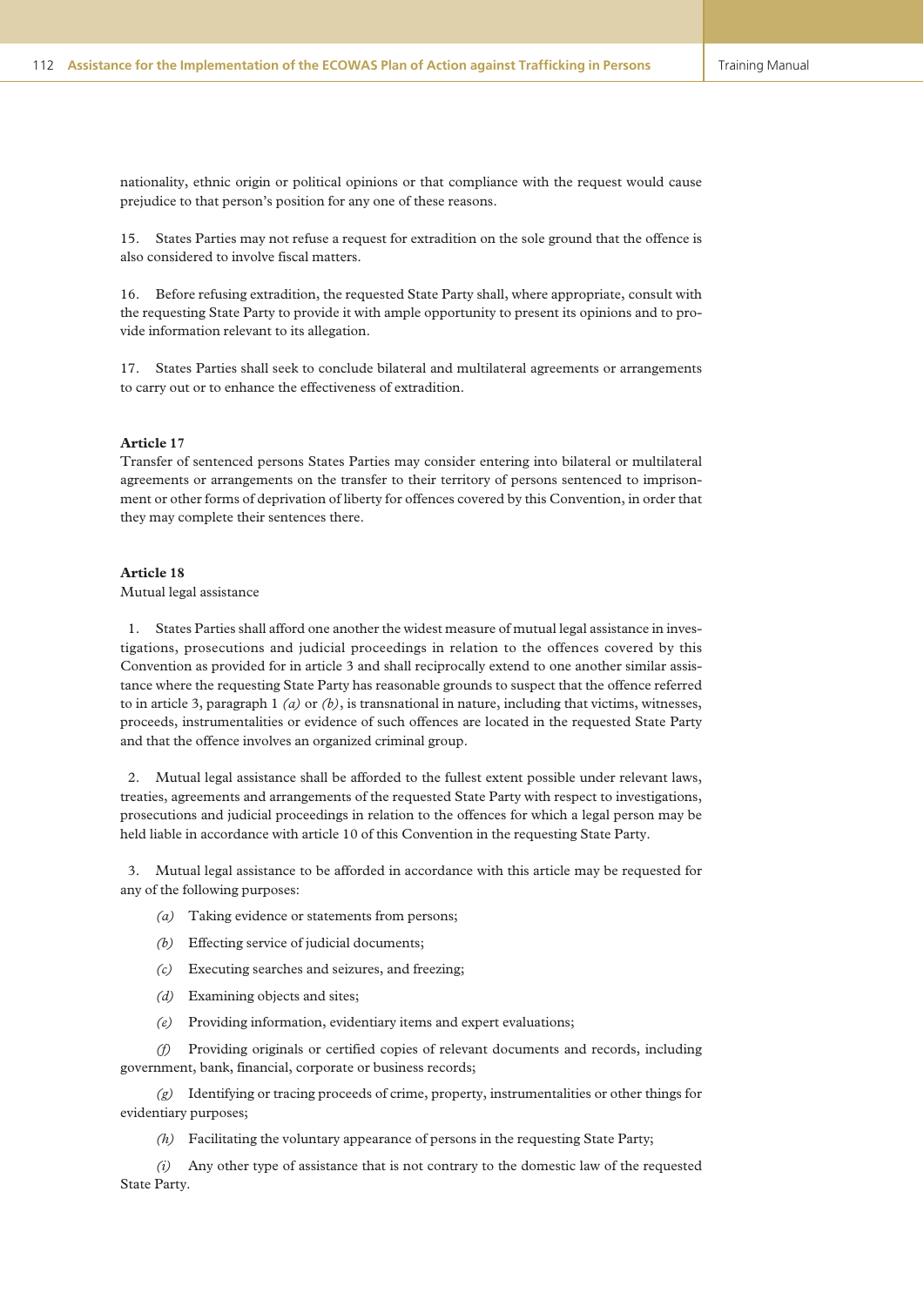nationality, ethnic origin or political opinions or that compliance with the request would cause prejudice to that person's position for any one of these reasons.

15. States Parties may not refuse a request for extradition on the sole ground that the offence is also considered to involve fiscal matters.

16. Before refusing extradition, the requested State Party shall, where appropriate, consult with the requesting State Party to provide it with ample opportunity to present its opinions and to provide information relevant to its allegation.

17. States Parties shall seek to conclude bilateral and multilateral agreements or arrangements to carry out or to enhance the effectiveness of extradition.

**Article 17**

Transfer of sentenced persons States Parties may consider entering into bilateral or multilateral agreements or arrangements on the transfer to their territory of persons sentenced to imprisonment or other forms of deprivation of liberty for offences covered by this Convention, in order that they may complete their sentences there.

**Article 18**

Mutual legal assistance

1. States Parties shall afford one another the widest measure of mutual legal assistance in investigations, prosecutions and judicial proceedings in relation to the offences covered by this Convention as provided for in article 3 and shall reciprocally extend to one another similar assistance where the requesting State Party has reasonable grounds to suspect that the offence referred to in article 3, paragraph 1 *(a)* or *(b)*, is transnational in nature, including that victims, witnesses, proceeds, instrumentalities or evidence of such offences are located in the requested State Party and that the offence involves an organized criminal group.

2. Mutual legal assistance shall be afforded to the fullest extent possible under relevant laws, treaties, agreements and arrangements of the requested State Party with respect to investigations, prosecutions and judicial proceedings in relation to the offences for which a legal person may be held liable in accordance with article 10 of this Convention in the requesting State Party.

3. Mutual legal assistance to be afforded in accordance with this article may be requested for any of the following purposes:

*(a)* Taking evidence or statements from persons;

*(b)* Effecting service of judicial documents;

*(c)* Executing searches and seizures, and freezing;

*(d)* Examining objects and sites;

*(e)* Providing information, evidentiary items and expert evaluations;

*(f)* Providing originals or certified copies of relevant documents and records, including government, bank, financial, corporate or business records;

*(g)* Identifying or tracing proceeds of crime, property, instrumentalities or other things for evidentiary purposes;

*(h)* Facilitating the voluntary appearance of persons in the requesting State Party;

*(i)* Any other type of assistance that is not contrary to the domestic law of the requested State Party.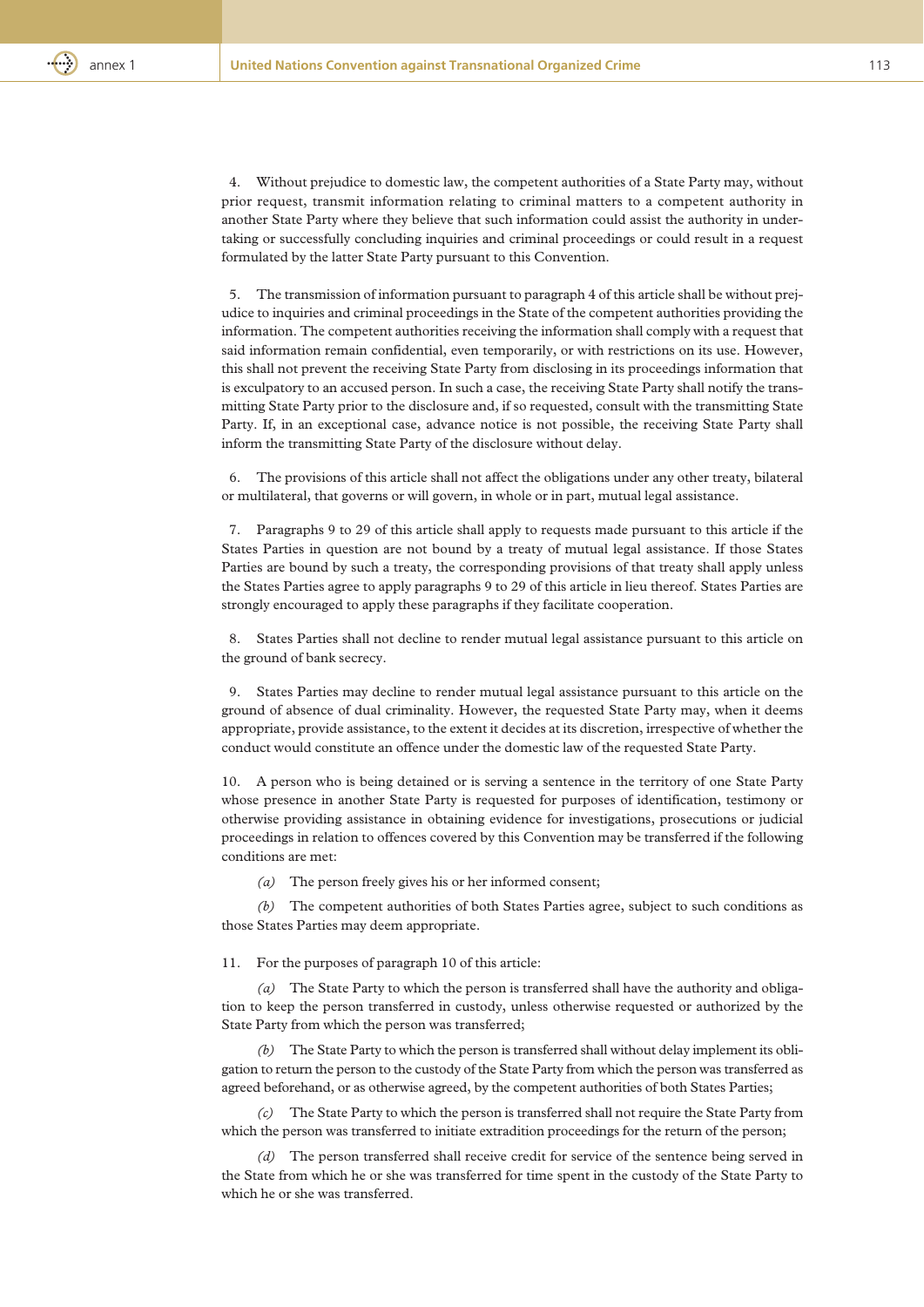4. Without prejudice to domestic law, the competent authorities of a State Party may, without prior request, transmit information relating to criminal matters to a competent authority in another State Party where they believe that such information could assist the authority in undertaking or successfully concluding inquiries and criminal proceedings or could result in a request formulated by the latter State Party pursuant to this Convention.

5. The transmission of information pursuant to paragraph 4 of this article shall be without prejudice to inquiries and criminal proceedings in the State of the competent authorities providing the information. The competent authorities receiving the information shall comply with a request that said information remain confidential, even temporarily, or with restrictions on its use. However, this shall not prevent the receiving State Party from disclosing in its proceedings information that is exculpatory to an accused person. In such a case, the receiving State Party shall notify the transmitting State Party prior to the disclosure and, if so requested, consult with the transmitting State Party. If, in an exceptional case, advance notice is not possible, the receiving State Party shall inform the transmitting State Party of the disclosure without delay.

6. The provisions of this article shall not affect the obligations under any other treaty, bilateral or multilateral, that governs or will govern, in whole or in part, mutual legal assistance.

7. Paragraphs 9 to 29 of this article shall apply to requests made pursuant to this article if the States Parties in question are not bound by a treaty of mutual legal assistance. If those States Parties are bound by such a treaty, the corresponding provisions of that treaty shall apply unless the States Parties agree to apply paragraphs 9 to 29 of this article in lieu thereof. States Parties are strongly encouraged to apply these paragraphs if they facilitate cooperation.

8. States Parties shall not decline to render mutual legal assistance pursuant to this article on the ground of bank secrecy.

9. States Parties may decline to render mutual legal assistance pursuant to this article on the ground of absence of dual criminality. However, the requested State Party may, when it deems appropriate, provide assistance, to the extent it decides at its discretion, irrespective of whether the conduct would constitute an offence under the domestic law of the requested State Party.

10. A person who is being detained or is serving a sentence in the territory of one State Party whose presence in another State Party is requested for purposes of identification, testimony or otherwise providing assistance in obtaining evidence for investigations, prosecutions or judicial proceedings in relation to offences covered by this Convention may be transferred if the following conditions are met:

*(a)* The person freely gives his or her informed consent;

*(b)* The competent authorities of both States Parties agree, subject to such conditions as those States Parties may deem appropriate.

11. For the purposes of paragraph 10 of this article:

*(a)* The State Party to which the person is transferred shall have the authority and obligation to keep the person transferred in custody, unless otherwise requested or authorized by the State Party from which the person was transferred;

*(b)* The State Party to which the person is transferred shall without delay implement its obligation to return the person to the custody of the State Party from which the person was transferred as agreed beforehand, or as otherwise agreed, by the competent authorities of both States Parties;

*(c)* The State Party to which the person is transferred shall not require the State Party from which the person was transferred to initiate extradition proceedings for the return of the person;

*(d)* The person transferred shall receive credit for service of the sentence being served in the State from which he or she was transferred for time spent in the custody of the State Party to which he or she was transferred.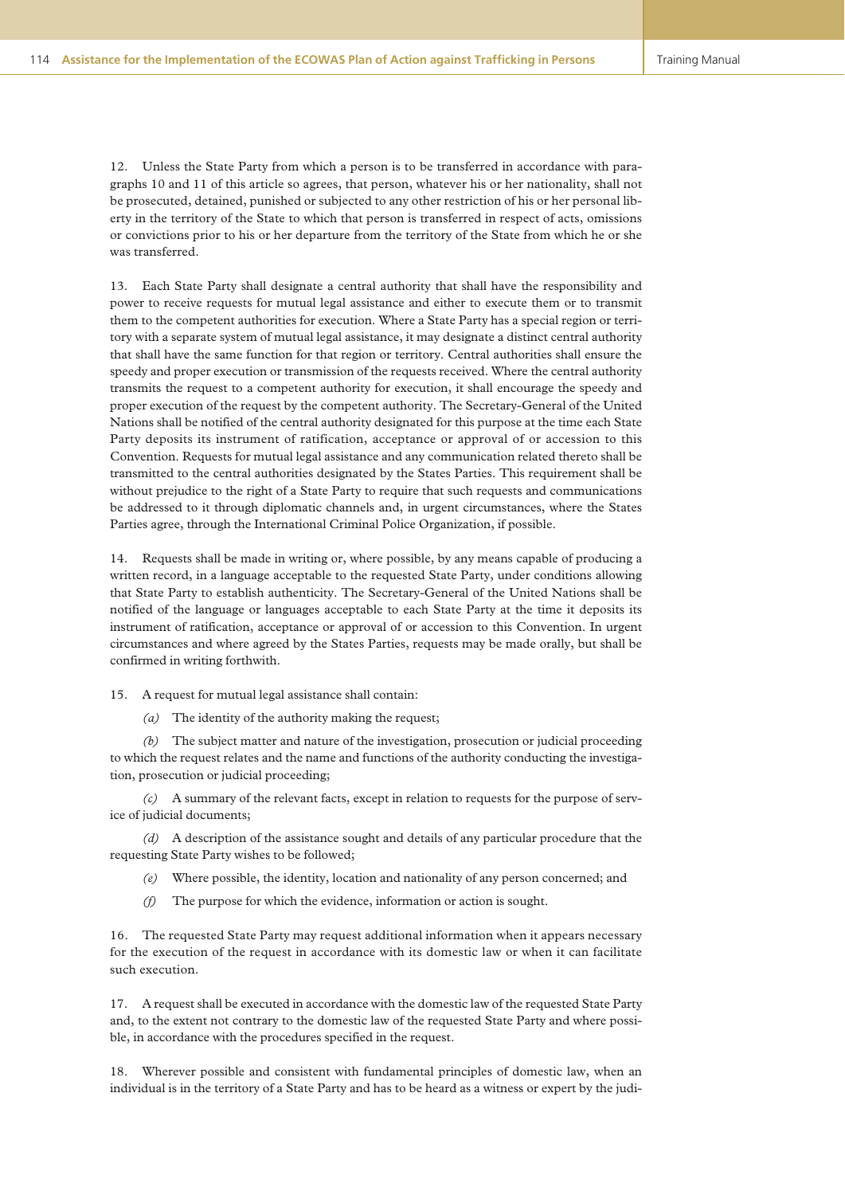12. Unless the State Party from which a person is to be transferred in accordance with paragraphs 10 and 11 of this article so agrees, that person, whatever his or her nationality, shall not be prosecuted, detained, punished or subjected to any other restriction of his or her personal liberty in the territory of the State to which that person is transferred in respect of acts, omissions or convictions prior to his or her departure from the territory of the State from which he or she was transferred.

13. Each State Party shall designate a central authority that shall have the responsibility and power to receive requests for mutual legal assistance and either to execute them or to transmit them to the competent authorities for execution. Where a State Party has a special region or territory with a separate system of mutual legal assistance, it may designate a distinct central authority that shall have the same function for that region or territory. Central authorities shall ensure the speedy and proper execution or transmission of the requests received. Where the central authority transmits the request to a competent authority for execution, it shall encourage the speedy and proper execution of the request by the competent authority. The Secretary-General of the United Nations shall be notified of the central authority designated for this purpose at the time each State Party deposits its instrument of ratification, acceptance or approval of or accession to this Convention. Requests for mutual legal assistance and any communication related thereto shall be transmitted to the central authorities designated by the States Parties. This requirement shall be without prejudice to the right of a State Party to require that such requests and communications be addressed to it through diplomatic channels and, in urgent circumstances, where the States Parties agree, through the International Criminal Police Organization, if possible.

14. Requests shall be made in writing or, where possible, by any means capable of producing a written record, in a language acceptable to the requested State Party, under conditions allowing that State Party to establish authenticity. The Secretary-General of the United Nations shall be notified of the language or languages acceptable to each State Party at the time it deposits its instrument of ratification, acceptance or approval of or accession to this Convention. In urgent circumstances and where agreed by the States Parties, requests may be made orally, but shall be confirmed in writing forthwith.

15. A request for mutual legal assistance shall contain:

*(a)* The identity of the authority making the request;

*(b)* The subject matter and nature of the investigation, prosecution or judicial proceeding to which the request relates and the name and functions of the authority conducting the investigation, prosecution or judicial proceeding;

*(c)* A summary of the relevant facts, except in relation to requests for the purpose of service of judicial documents;

*(d)* A description of the assistance sought and details of any particular procedure that the requesting State Party wishes to be followed;

*(e)* Where possible, the identity, location and nationality of any person concerned; and

*(f)* The purpose for which the evidence, information or action is sought.

16. The requested State Party may request additional information when it appears necessary for the execution of the request in accordance with its domestic law or when it can facilitate such execution.

17. A request shall be executed in accordance with the domestic law of the requested State Party and, to the extent not contrary to the domestic law of the requested State Party and where possible, in accordance with the procedures specified in the request.

18. Wherever possible and consistent with fundamental principles of domestic law, when an individual is in the territory of a State Party and has to be heard as a witness or expert by the judi-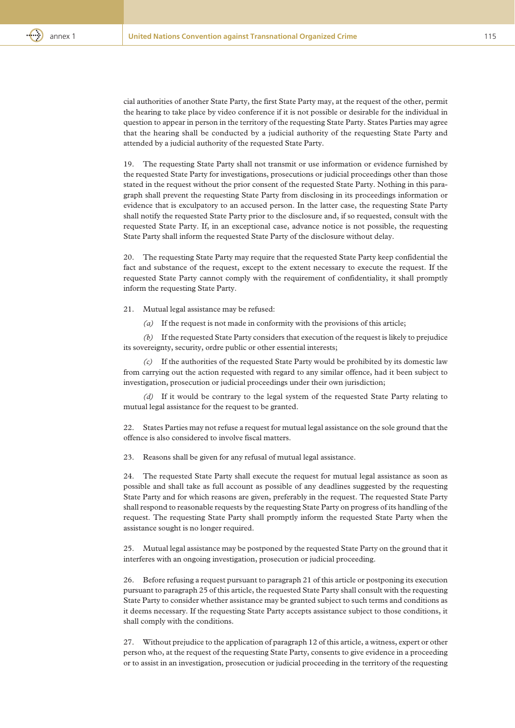cial authorities of another State Party, the first State Party may, at the request of the other, permit the hearing to take place by video conference if it is not possible or desirable for the individual in question to appear in person in the territory of the requesting State Party. States Parties may agree that the hearing shall be conducted by a judicial authority of the requesting State Party and attended by a judicial authority of the requested State Party.

19. The requesting State Party shall not transmit or use information or evidence furnished by the requested State Party for investigations, prosecutions or judicial proceedings other than those stated in the request without the prior consent of the requested State Party. Nothing in this paragraph shall prevent the requesting State Party from disclosing in its proceedings information or evidence that is exculpatory to an accused person. In the latter case, the requesting State Party shall notify the requested State Party prior to the disclosure and, if so requested, consult with the requested State Party. If, in an exceptional case, advance notice is not possible, the requesting State Party shall inform the requested State Party of the disclosure without delay.

20. The requesting State Party may require that the requested State Party keep confidential the fact and substance of the request, except to the extent necessary to execute the request. If the requested State Party cannot comply with the requirement of confidentiality, it shall promptly inform the requesting State Party.

21. Mutual legal assistance may be refused:

*(a)* If the request is not made in conformity with the provisions of this article;

*(b)* If the requested State Party considers that execution of the request is likely to prejudice its sovereignty, security, ordre public or other essential interests;

*(c)* If the authorities of the requested State Party would be prohibited by its domestic law from carrying out the action requested with regard to any similar offence, had it been subject to investigation, prosecution or judicial proceedings under their own jurisdiction;

*(d)* If it would be contrary to the legal system of the requested State Party relating to mutual legal assistance for the request to be granted.

22. States Parties may not refuse a request for mutual legal assistance on the sole ground that the offence is also considered to involve fiscal matters.

23. Reasons shall be given for any refusal of mutual legal assistance.

24. The requested State Party shall execute the request for mutual legal assistance as soon as possible and shall take as full account as possible of any deadlines suggested by the requesting State Party and for which reasons are given, preferably in the request. The requested State Party shall respond to reasonable requests by the requesting State Party on progress of its handling of the request. The requesting State Party shall promptly inform the requested State Party when the assistance sought is no longer required.

25. Mutual legal assistance may be postponed by the requested State Party on the ground that it interferes with an ongoing investigation, prosecution or judicial proceeding.

26. Before refusing a request pursuant to paragraph 21 of this article or postponing its execution pursuant to paragraph 25 of this article, the requested State Party shall consult with the requesting State Party to consider whether assistance may be granted subject to such terms and conditions as it deems necessary. If the requesting State Party accepts assistance subject to those conditions, it shall comply with the conditions.

27. Without prejudice to the application of paragraph 12 of this article, a witness, expert or other person who, at the request of the requesting State Party, consents to give evidence in a proceeding or to assist in an investigation, prosecution or judicial proceeding in the territory of the requesting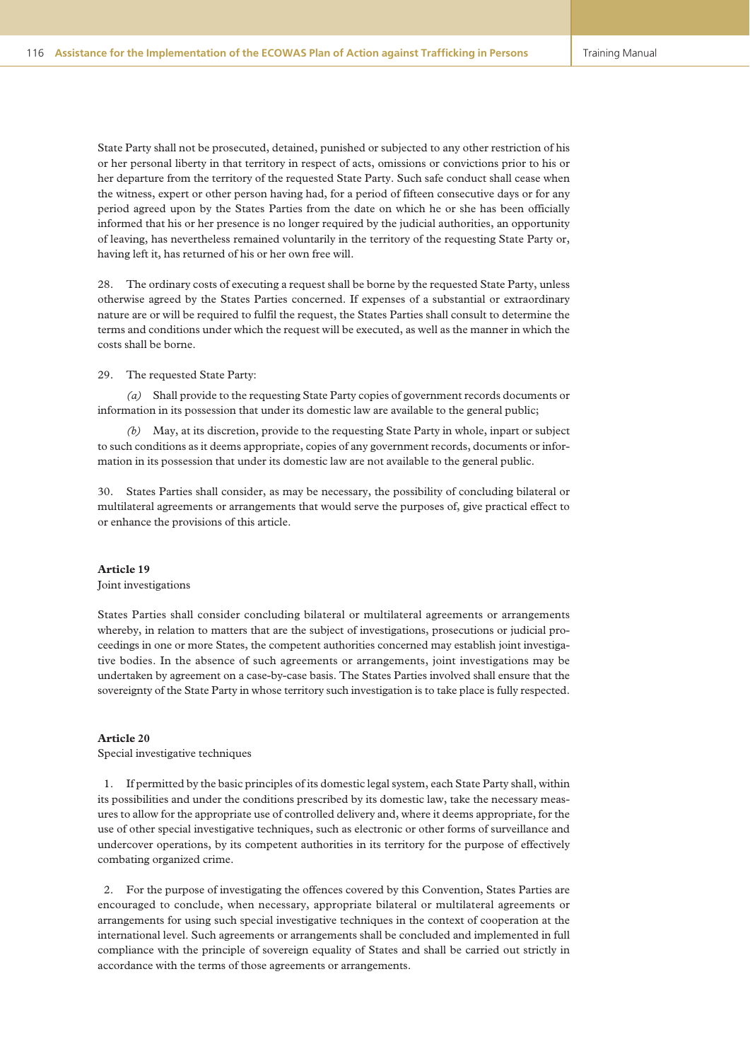State Party shall not be prosecuted, detained, punished or subjected to any other restriction of his or her personal liberty in that territory in respect of acts, omissions or convictions prior to his or her departure from the territory of the requested State Party. Such safe conduct shall cease when the witness, expert or other person having had, for a period of fifteen consecutive days or for any period agreed upon by the States Parties from the date on which he or she has been officially informed that his or her presence is no longer required by the judicial authorities, an opportunity of leaving, has nevertheless remained voluntarily in the territory of the requesting State Party or, having left it, has returned of his or her own free will.

28. The ordinary costs of executing a request shall be borne by the requested State Party, unless otherwise agreed by the States Parties concerned. If expenses of a substantial or extraordinary nature are or will be required to fulfil the request, the States Parties shall consult to determine the terms and conditions under which the request will be executed, as well as the manner in which the costs shall be borne.

29. The requested State Party:

*(a)* Shall provide to the requesting State Party copies of government records documents or information in its possession that under its domestic law are available to the general public;

*(b)* May, at its discretion, provide to the requesting State Party in whole, inpart or subject to such conditions as it deems appropriate, copies of any government records, documents or information in its possession that under its domestic law are not available to the general public.

30. States Parties shall consider, as may be necessary, the possibility of concluding bilateral or multilateral agreements or arrangements that would serve the purposes of, give practical effect to or enhance the provisions of this article.

**Article 19**
Joint investigations

States Parties shall consider concluding bilateral or multilateral agreements or arrangements whereby, in relation to matters that are the subject of investigations, prosecutions or judicial proceedings in one or more States, the competent authorities concerned may establish joint investigative bodies. In the absence of such agreements or arrangements, joint investigations may be undertaken by agreement on a case-by-case basis. The States Parties involved shall ensure that the sovereignty of the State Party in whose territory such investigation is to take place is fully respected.

**Article 20**
Special investigative techniques

1. If permitted by the basic principles of its domestic legal system, each State Party shall, within its possibilities and under the conditions prescribed by its domestic law, take the necessary measures to allow for the appropriate use of controlled delivery and, where it deems appropriate, for the use of other special investigative techniques, such as electronic or other forms of surveillance and undercover operations, by its competent authorities in its territory for the purpose of effectively combating organized crime.

2. For the purpose of investigating the offences covered by this Convention, States Parties are encouraged to conclude, when necessary, appropriate bilateral or multilateral agreements or arrangements for using such special investigative techniques in the context of cooperation at the international level. Such agreements or arrangements shall be concluded and implemented in full compliance with the principle of sovereign equality of States and shall be carried out strictly in accordance with the terms of those agreements or arrangements.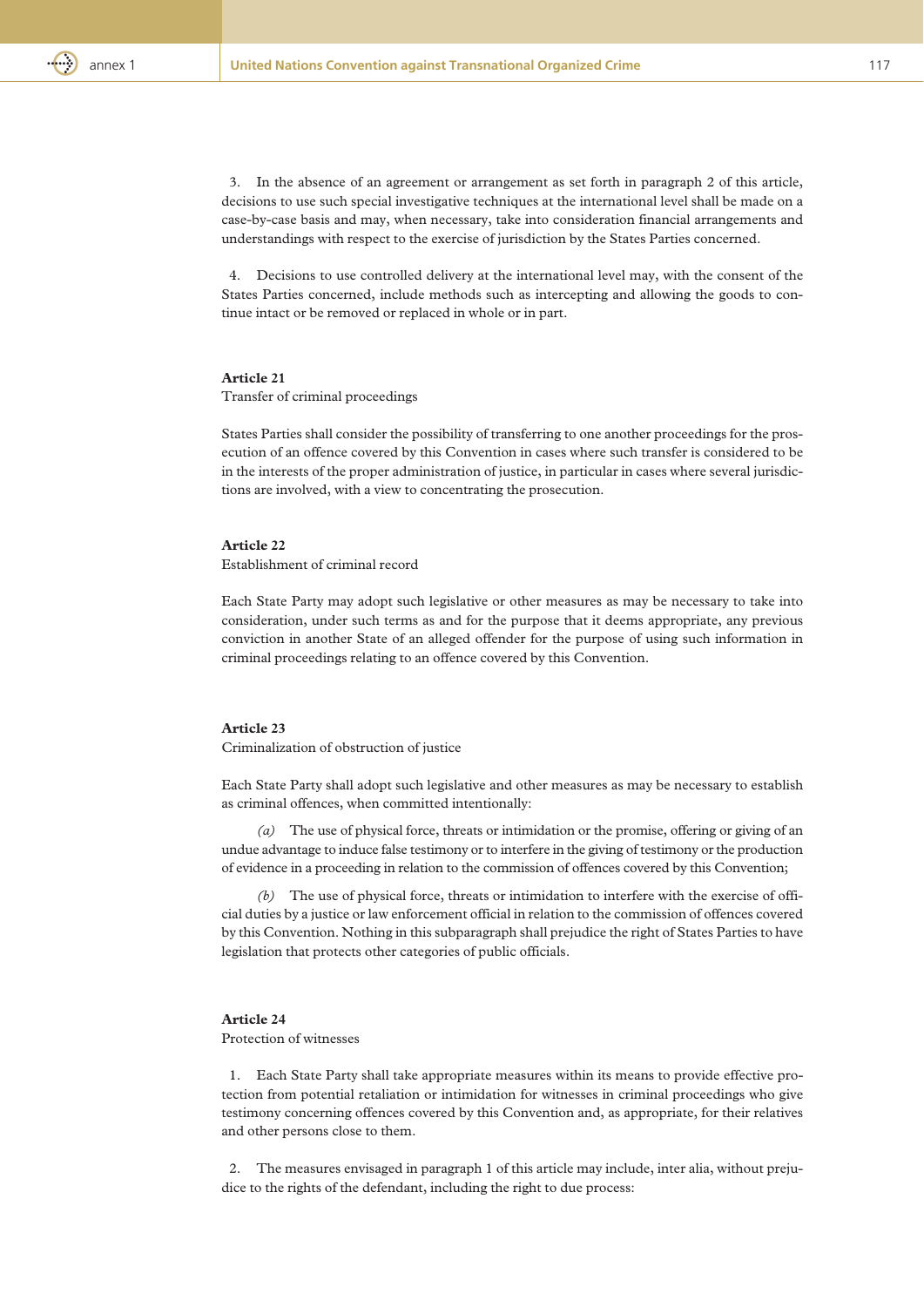3. In the absence of an agreement or arrangement as set forth in paragraph 2 of this article, decisions to use such special investigative techniques at the international level shall be made on a case-by-case basis and may, when necessary, take into consideration financial arrangements and understandings with respect to the exercise of jurisdiction by the States Parties concerned.

4. Decisions to use controlled delivery at the international level may, with the consent of the States Parties concerned, include methods such as intercepting and allowing the goods to continue intact or be removed or replaced in whole or in part.

**Article 21**

Transfer of criminal proceedings

States Parties shall consider the possibility of transferring to one another proceedings for the prosecution of an offence covered by this Convention in cases where such transfer is considered to be in the interests of the proper administration of justice, in particular in cases where several jurisdictions are involved, with a view to concentrating the prosecution.

**Article 22**

Establishment of criminal record

Each State Party may adopt such legislative or other measures as may be necessary to take into consideration, under such terms as and for the purpose that it deems appropriate, any previous conviction in another State of an alleged offender for the purpose of using such information in criminal proceedings relating to an offence covered by this Convention.

**Article 23**

Criminalization of obstruction of justice

Each State Party shall adopt such legislative and other measures as may be necessary to establish as criminal offences, when committed intentionally:

*(a)* The use of physical force, threats or intimidation or the promise, offering or giving of an undue advantage to induce false testimony or to interfere in the giving of testimony or the production of evidence in a proceeding in relation to the commission of offences covered by this Convention;

*(b)* The use of physical force, threats or intimidation to interfere with the exercise of official duties by a justice or law enforcement official in relation to the commission of offences covered by this Convention. Nothing in this subparagraph shall prejudice the right of States Parties to have legislation that protects other categories of public officials.

**Article 24**

Protection of witnesses

1. Each State Party shall take appropriate measures within its means to provide effective protection from potential retaliation or intimidation for witnesses in criminal proceedings who give testimony concerning offences covered by this Convention and, as appropriate, for their relatives and other persons close to them.

2. The measures envisaged in paragraph 1 of this article may include, inter alia, without prejudice to the rights of the defendant, including the right to due process: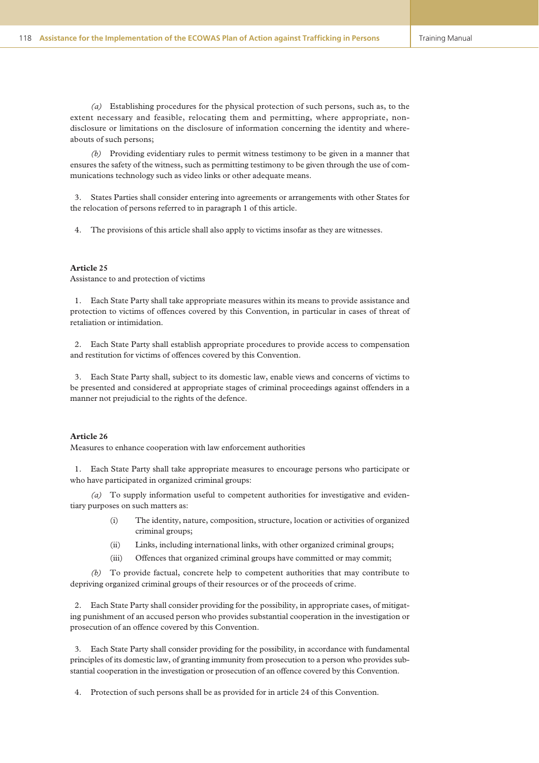*(a)* Establishing procedures for the physical protection of such persons, such as, to the extent necessary and feasible, relocating them and permitting, where appropriate, non-disclosure or limitations on the disclosure of information concerning the identity and whereabouts of such persons;

*(b)* Providing evidentiary rules to permit witness testimony to be given in a manner that ensures the safety of the witness, such as permitting testimony to be given through the use of communications technology such as video links or other adequate means.

3. States Parties shall consider entering into agreements or arrangements with other States for the relocation of persons referred to in paragraph 1 of this article.

4. The provisions of this article shall also apply to victims insofar as they are witnesses.

**Article 25**

Assistance to and protection of victims

1. Each State Party shall take appropriate measures within its means to provide assistance and protection to victims of offences covered by this Convention, in particular in cases of threat of retaliation or intimidation.

2. Each State Party shall establish appropriate procedures to provide access to compensation and restitution for victims of offences covered by this Convention.

3. Each State Party shall, subject to its domestic law, enable views and concerns of victims to be presented and considered at appropriate stages of criminal proceedings against offenders in a manner not prejudicial to the rights of the defence.

**Article 26**

Measures to enhance cooperation with law enforcement authorities

1. Each State Party shall take appropriate measures to encourage persons who participate or who have participated in organized criminal groups:

*(a)* To supply information useful to competent authorities for investigative and evidentiary purposes on such matters as:

- (i) The identity, nature, composition, structure, location or activities of organized criminal groups;
- (ii) Links, including international links, with other organized criminal groups;
- (iii) Offences that organized criminal groups have committed or may commit;

*(b)* To provide factual, concrete help to competent authorities that may contribute to depriving organized criminal groups of their resources or of the proceeds of crime.

2. Each State Party shall consider providing for the possibility, in appropriate cases, of mitigating punishment of an accused person who provides substantial cooperation in the investigation or prosecution of an offence covered by this Convention.

3. Each State Party shall consider providing for the possibility, in accordance with fundamental principles of its domestic law, of granting immunity from prosecution to a person who provides substantial cooperation in the investigation or prosecution of an offence covered by this Convention.

4. Protection of such persons shall be as provided for in article 24 of this Convention.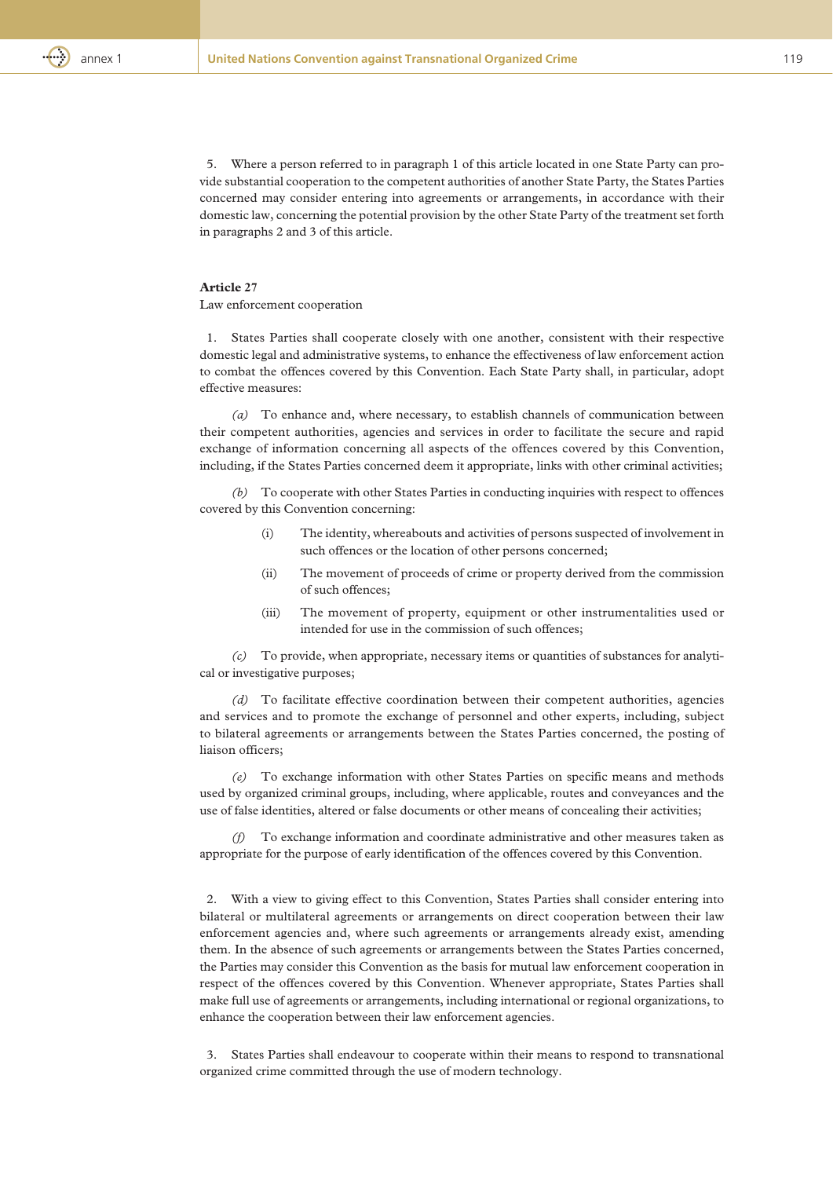5. Where a person referred to in paragraph 1 of this article located in one State Party can provide substantial cooperation to the competent authorities of another State Party, the States Parties concerned may consider entering into agreements or arrangements, in accordance with their domestic law, concerning the potential provision by the other State Party of the treatment set forth in paragraphs 2 and 3 of this article.

**Article 27**

Law enforcement cooperation

1. States Parties shall cooperate closely with one another, consistent with their respective domestic legal and administrative systems, to enhance the effectiveness of law enforcement action to combat the offences covered by this Convention. Each State Party shall, in particular, adopt effective measures:

*(a)* To enhance and, where necessary, to establish channels of communication between their competent authorities, agencies and services in order to facilitate the secure and rapid exchange of information concerning all aspects of the offences covered by this Convention, including, if the States Parties concerned deem it appropriate, links with other criminal activities;

*(b)* To cooperate with other States Parties in conducting inquiries with respect to offences covered by this Convention concerning:

(i) The identity, whereabouts and activities of persons suspected of involvement in such offences or the location of other persons concerned;

(ii) The movement of proceeds of crime or property derived from the commission of such offences;

(iii) The movement of property, equipment or other instrumentalities used or intended for use in the commission of such offences;

*(c)* To provide, when appropriate, necessary items or quantities of substances for analytical or investigative purposes;

*(d)* To facilitate effective coordination between their competent authorities, agencies and services and to promote the exchange of personnel and other experts, including, subject to bilateral agreements or arrangements between the States Parties concerned, the posting of liaison officers;

*(e)* To exchange information with other States Parties on specific means and methods used by organized criminal groups, including, where applicable, routes and conveyances and the use of false identities, altered or false documents or other means of concealing their activities;

*(f)* To exchange information and coordinate administrative and other measures taken as appropriate for the purpose of early identification of the offences covered by this Convention.

2. With a view to giving effect to this Convention, States Parties shall consider entering into bilateral or multilateral agreements or arrangements on direct cooperation between their law enforcement agencies and, where such agreements or arrangements already exist, amending them. In the absence of such agreements or arrangements between the States Parties concerned, the Parties may consider this Convention as the basis for mutual law enforcement cooperation in respect of the offences covered by this Convention. Whenever appropriate, States Parties shall make full use of agreements or arrangements, including international or regional organizations, to enhance the cooperation between their law enforcement agencies.

3. States Parties shall endeavour to cooperate within their means to respond to transnational organized crime committed through the use of modern technology.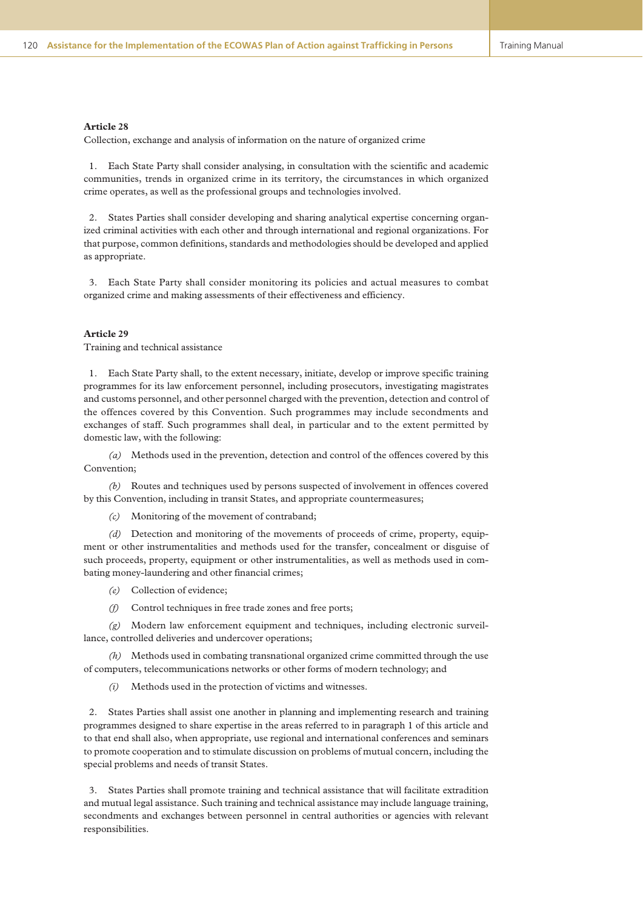**Article 28**

Collection, exchange and analysis of information on the nature of organized crime

1. Each State Party shall consider analysing, in consultation with the scientific and academic communities, trends in organized crime in its territory, the circumstances in which organized crime operates, as well as the professional groups and technologies involved.

2. States Parties shall consider developing and sharing analytical expertise concerning organized criminal activities with each other and through international and regional organizations. For that purpose, common definitions, standards and methodologies should be developed and applied as appropriate.

3. Each State Party shall consider monitoring its policies and actual measures to combat organized crime and making assessments of their effectiveness and efficiency.

**Article 29**

Training and technical assistance

1. Each State Party shall, to the extent necessary, initiate, develop or improve specific training programmes for its law enforcement personnel, including prosecutors, investigating magistrates and customs personnel, and other personnel charged with the prevention, detection and control of the offences covered by this Convention. Such programmes may include secondments and exchanges of staff. Such programmes shall deal, in particular and to the extent permitted by domestic law, with the following:

*(a)* Methods used in the prevention, detection and control of the offences covered by this Convention;

*(b)* Routes and techniques used by persons suspected of involvement in offences covered by this Convention, including in transit States, and appropriate countermeasures;

*(c)* Monitoring of the movement of contraband;

*(d)* Detection and monitoring of the movements of proceeds of crime, property, equipment or other instrumentalities and methods used for the transfer, concealment or disguise of such proceeds, property, equipment or other instrumentalities, as well as methods used in combating money-laundering and other financial crimes;

*(e)* Collection of evidence;

*(f)* Control techniques in free trade zones and free ports;

*(g)* Modern law enforcement equipment and techniques, including electronic surveillance, controlled deliveries and undercover operations;

*(h)* Methods used in combating transnational organized crime committed through the use of computers, telecommunications networks or other forms of modern technology; and

*(i)* Methods used in the protection of victims and witnesses.

2. States Parties shall assist one another in planning and implementing research and training programmes designed to share expertise in the areas referred to in paragraph 1 of this article and to that end shall also, when appropriate, use regional and international conferences and seminars to promote cooperation and to stimulate discussion on problems of mutual concern, including the special problems and needs of transit States.

3. States Parties shall promote training and technical assistance that will facilitate extradition and mutual legal assistance. Such training and technical assistance may include language training, secondments and exchanges between personnel in central authorities or agencies with relevant responsibilities.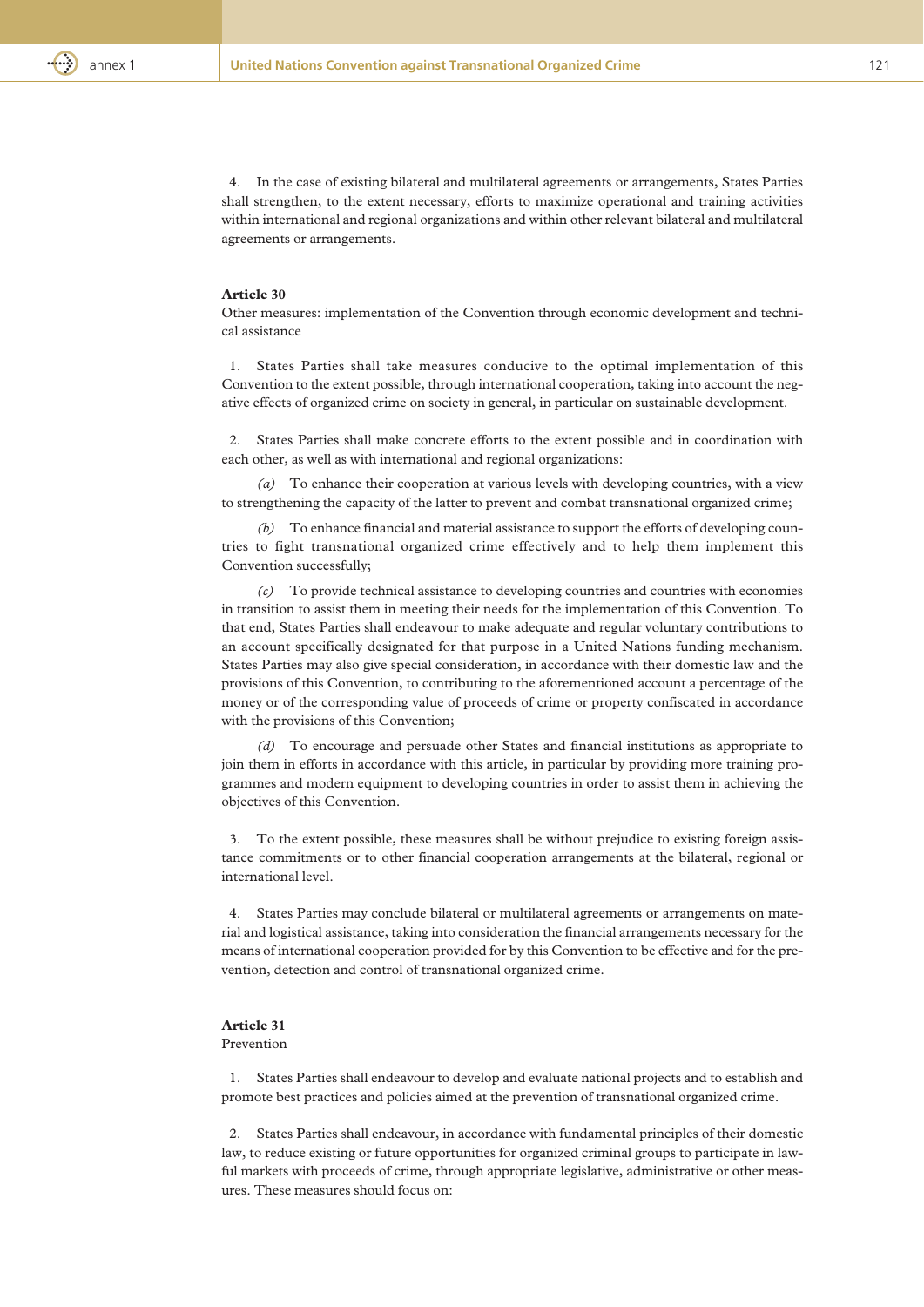4. In the case of existing bilateral and multilateral agreements or arrangements, States Parties shall strengthen, to the extent necessary, efforts to maximize operational and training activities within international and regional organizations and within other relevant bilateral and multilateral agreements or arrangements.

**Article 30**

Other measures: implementation of the Convention through economic development and technical assistance

1. States Parties shall take measures conducive to the optimal implementation of this Convention to the extent possible, through international cooperation, taking into account the negative effects of organized crime on society in general, in particular on sustainable development.

2. States Parties shall make concrete efforts to the extent possible and in coordination with each other, as well as with international and regional organizations:

*(a)* To enhance their cooperation at various levels with developing countries, with a view to strengthening the capacity of the latter to prevent and combat transnational organized crime;

*(b)* To enhance financial and material assistance to support the efforts of developing countries to fight transnational organized crime effectively and to help them implement this Convention successfully;

*(c)* To provide technical assistance to developing countries and countries with economies in transition to assist them in meeting their needs for the implementation of this Convention. To that end, States Parties shall endeavour to make adequate and regular voluntary contributions to an account specifically designated for that purpose in a United Nations funding mechanism. States Parties may also give special consideration, in accordance with their domestic law and the provisions of this Convention, to contributing to the aforementioned account a percentage of the money or of the corresponding value of proceeds of crime or property confiscated in accordance with the provisions of this Convention;

*(d)* To encourage and persuade other States and financial institutions as appropriate to join them in efforts in accordance with this article, in particular by providing more training programmes and modern equipment to developing countries in order to assist them in achieving the objectives of this Convention.

3. To the extent possible, these measures shall be without prejudice to existing foreign assistance commitments or to other financial cooperation arrangements at the bilateral, regional or international level.

4. States Parties may conclude bilateral or multilateral agreements or arrangements on material and logistical assistance, taking into consideration the financial arrangements necessary for the means of international cooperation provided for by this Convention to be effective and for the prevention, detection and control of transnational organized crime.

**Article 31**

Prevention

1. States Parties shall endeavour to develop and evaluate national projects and to establish and promote best practices and policies aimed at the prevention of transnational organized crime.

2. States Parties shall endeavour, in accordance with fundamental principles of their domestic law, to reduce existing or future opportunities for organized criminal groups to participate in lawful markets with proceeds of crime, through appropriate legislative, administrative or other measures. These measures should focus on: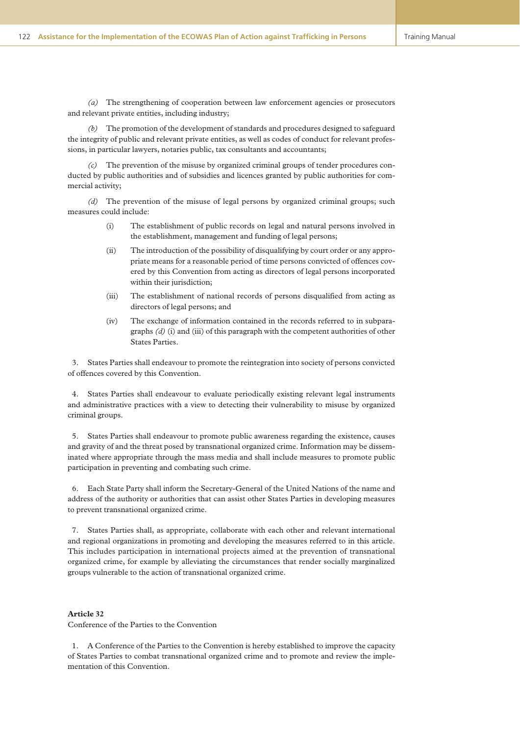*(a)* The strengthening of cooperation between law enforcement agencies or prosecutors and relevant private entities, including industry;

*(b)* The promotion of the development of standards and procedures designed to safeguard the integrity of public and relevant private entities, as well as codes of conduct for relevant professions, in particular lawyers, notaries public, tax consultants and accountants;

*(c)* The prevention of the misuse by organized criminal groups of tender procedures conducted by public authorities and of subsidies and licences granted by public authorities for commercial activity;

*(d)* The prevention of the misuse of legal persons by organized criminal groups; such measures could include:

(i) The establishment of public records on legal and natural persons involved in the establishment, management and funding of legal persons;

(ii) The introduction of the possibility of disqualifying by court order or any appropriate means for a reasonable period of time persons convicted of offences covered by this Convention from acting as directors of legal persons incorporated within their jurisdiction;

(iii) The establishment of national records of persons disqualified from acting as directors of legal persons; and

(iv) The exchange of information contained in the records referred to in subparagraphs *(d)* (i) and (iii) of this paragraph with the competent authorities of other States Parties.

3. States Parties shall endeavour to promote the reintegration into society of persons convicted of offences covered by this Convention.

4. States Parties shall endeavour to evaluate periodically existing relevant legal instruments and administrative practices with a view to detecting their vulnerability to misuse by organized criminal groups.

5. States Parties shall endeavour to promote public awareness regarding the existence, causes and gravity of and the threat posed by transnational organized crime. Information may be disseminated where appropriate through the mass media and shall include measures to promote public participation in preventing and combating such crime.

6. Each State Party shall inform the Secretary-General of the United Nations of the name and address of the authority or authorities that can assist other States Parties in developing measures to prevent transnational organized crime.

7. States Parties shall, as appropriate, collaborate with each other and relevant international and regional organizations in promoting and developing the measures referred to in this article. This includes participation in international projects aimed at the prevention of transnational organized crime, for example by alleviating the circumstances that render socially marginalized groups vulnerable to the action of transnational organized crime.

**Article 32**

Conference of the Parties to the Convention

1. A Conference of the Parties to the Convention is hereby established to improve the capacity of States Parties to combat transnational organized crime and to promote and review the implementation of this Convention.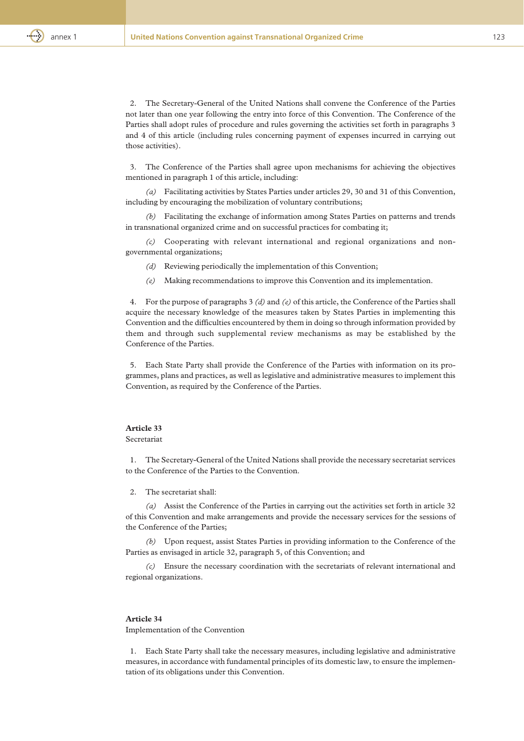2. The Secretary-General of the United Nations shall convene the Conference of the Parties not later than one year following the entry into force of this Convention. The Conference of the Parties shall adopt rules of procedure and rules governing the activities set forth in paragraphs 3 and 4 of this article (including rules concerning payment of expenses incurred in carrying out those activities).

3. The Conference of the Parties shall agree upon mechanisms for achieving the objectives mentioned in paragraph 1 of this article, including:

*(a)* Facilitating activities by States Parties under articles 29, 30 and 31 of this Convention, including by encouraging the mobilization of voluntary contributions;

*(b)* Facilitating the exchange of information among States Parties on patterns and trends in transnational organized crime and on successful practices for combating it;

*(c)* Cooperating with relevant international and regional organizations and non-governmental organizations;

*(d)* Reviewing periodically the implementation of this Convention;

*(e)* Making recommendations to improve this Convention and its implementation.

4. For the purpose of paragraphs 3 *(d)* and *(e)* of this article, the Conference of the Parties shall acquire the necessary knowledge of the measures taken by States Parties in implementing this Convention and the difficulties encountered by them in doing so through information provided by them and through such supplemental review mechanisms as may be established by the Conference of the Parties.

5. Each State Party shall provide the Conference of the Parties with information on its programmes, plans and practices, as well as legislative and administrative measures to implement this Convention, as required by the Conference of the Parties.

**Article 33**
Secretariat

1. The Secretary-General of the United Nations shall provide the necessary secretariat services to the Conference of the Parties to the Convention.

2. The secretariat shall:

*(a)* Assist the Conference of the Parties in carrying out the activities set forth in article 32 of this Convention and make arrangements and provide the necessary services for the sessions of the Conference of the Parties;

*(b)* Upon request, assist States Parties in providing information to the Conference of the Parties as envisaged in article 32, paragraph 5, of this Convention; and

*(c)* Ensure the necessary coordination with the secretariats of relevant international and regional organizations.

**Article 34**
Implementation of the Convention

1. Each State Party shall take the necessary measures, including legislative and administrative measures, in accordance with fundamental principles of its domestic law, to ensure the implementation of its obligations under this Convention.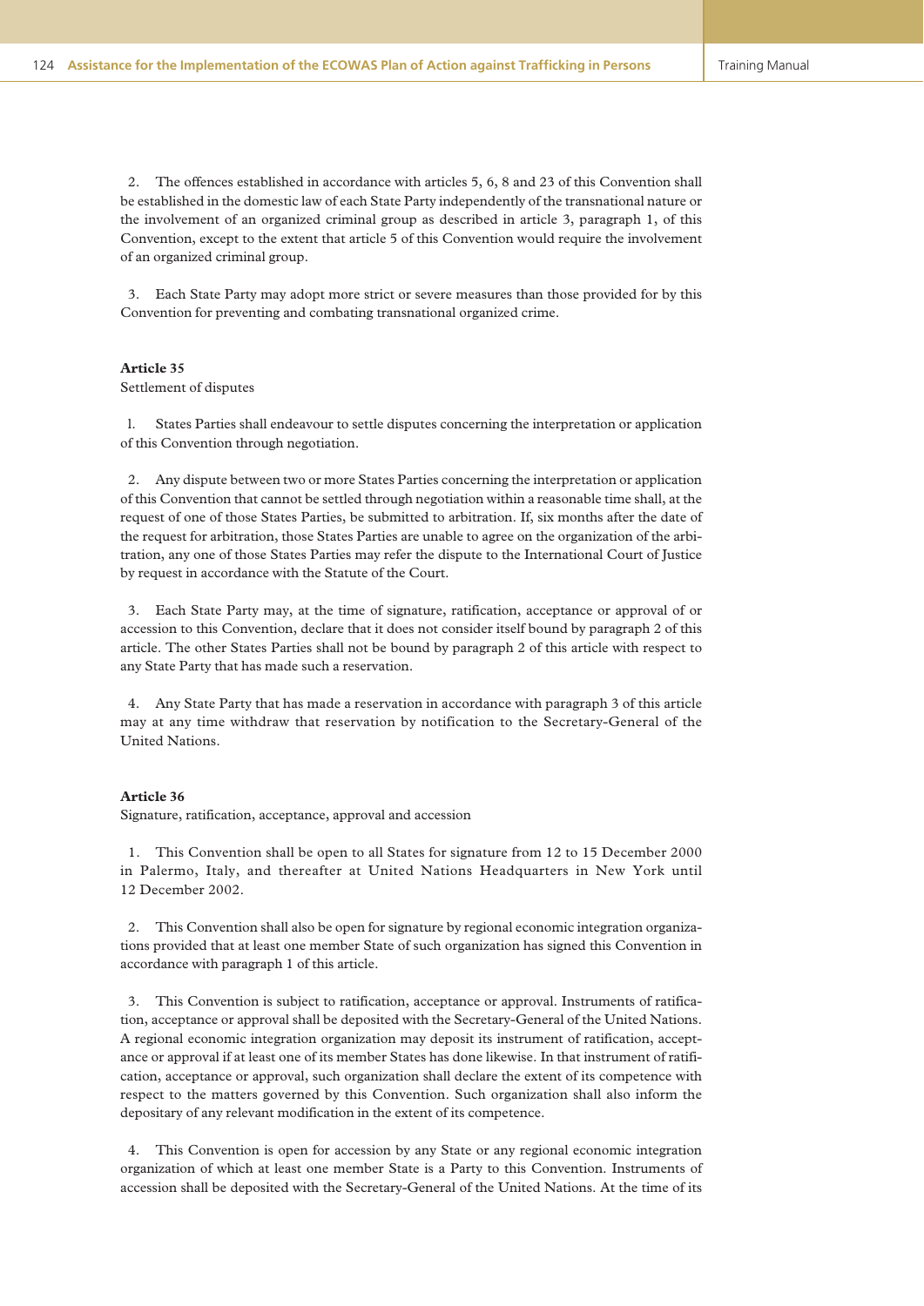2. The offences established in accordance with articles 5, 6, 8 and 23 of this Convention shall be established in the domestic law of each State Party independently of the transnational nature or the involvement of an organized criminal group as described in article 3, paragraph 1, of this Convention, except to the extent that article 5 of this Convention would require the involvement of an organized criminal group.

3. Each State Party may adopt more strict or severe measures than those provided for by this Convention for preventing and combating transnational organized crime.

**Article 35**

Settlement of disputes

1. States Parties shall endeavour to settle disputes concerning the interpretation or application of this Convention through negotiation.

2. Any dispute between two or more States Parties concerning the interpretation or application of this Convention that cannot be settled through negotiation within a reasonable time shall, at the request of one of those States Parties, be submitted to arbitration. If, six months after the date of the request for arbitration, those States Parties are unable to agree on the organization of the arbitration, any one of those States Parties may refer the dispute to the International Court of Justice by request in accordance with the Statute of the Court.

3. Each State Party may, at the time of signature, ratification, acceptance or approval of or accession to this Convention, declare that it does not consider itself bound by paragraph 2 of this article. The other States Parties shall not be bound by paragraph 2 of this article with respect to any State Party that has made such a reservation.

4. Any State Party that has made a reservation in accordance with paragraph 3 of this article may at any time withdraw that reservation by notification to the Secretary-General of the United Nations.

**Article 36**

Signature, ratification, acceptance, approval and accession

1. This Convention shall be open to all States for signature from 12 to 15 December 2000 in Palermo, Italy, and thereafter at United Nations Headquarters in New York until 12 December 2002.

2. This Convention shall also be open for signature by regional economic integration organizations provided that at least one member State of such organization has signed this Convention in accordance with paragraph 1 of this article.

3. This Convention is subject to ratification, acceptance or approval. Instruments of ratification, acceptance or approval shall be deposited with the Secretary-General of the United Nations. A regional economic integration organization may deposit its instrument of ratification, acceptance or approval if at least one of its member States has done likewise. In that instrument of ratification, acceptance or approval, such organization shall declare the extent of its competence with respect to the matters governed by this Convention. Such organization shall also inform the depositary of any relevant modification in the extent of its competence.

4. This Convention is open for accession by any State or any regional economic integration organization of which at least one member State is a Party to this Convention. Instruments of accession shall be deposited with the Secretary-General of the United Nations. At the time of its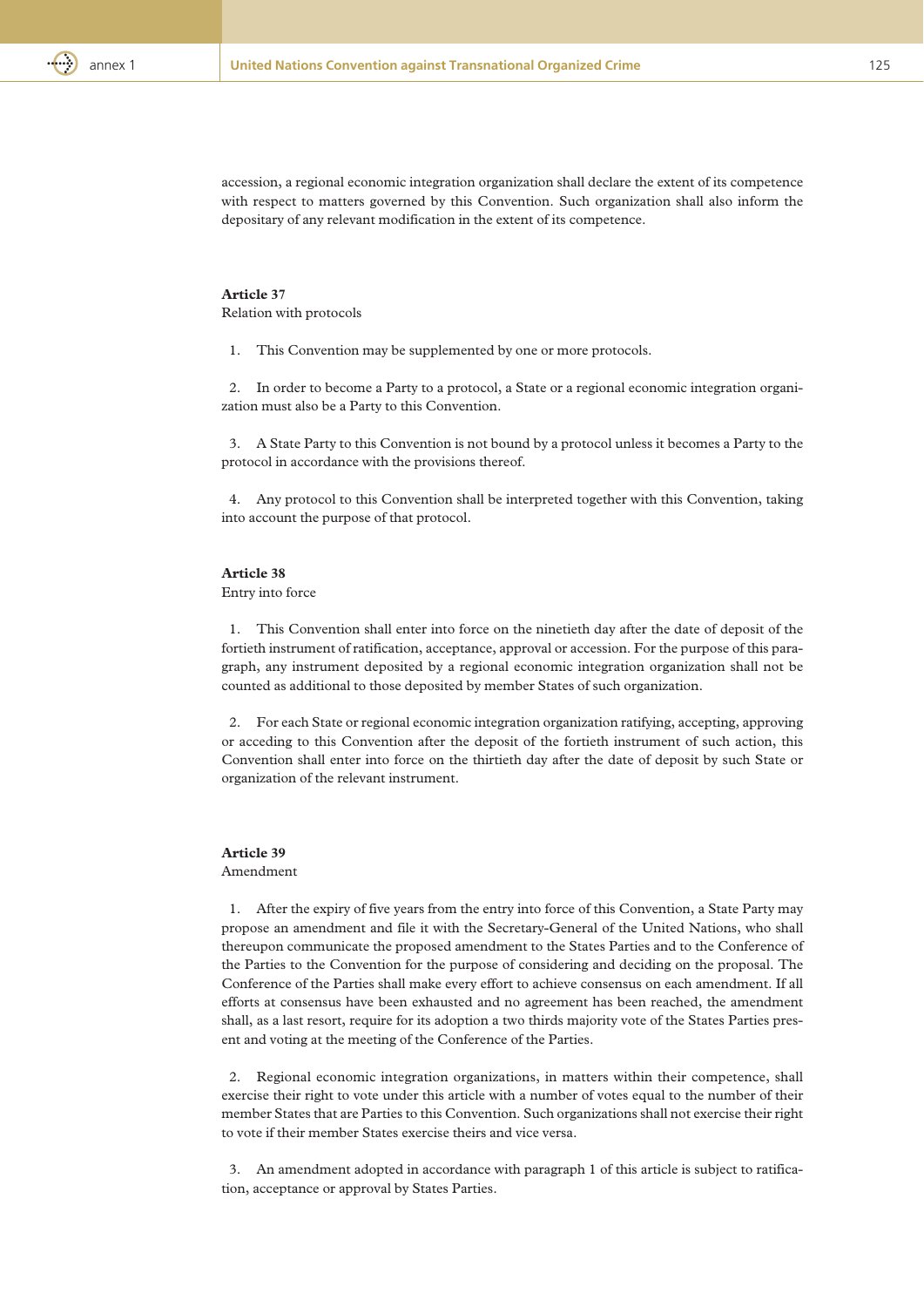accession, a regional economic integration organization shall declare the extent of its competence with respect to matters governed by this Convention. Such organization shall also inform the depositary of any relevant modification in the extent of its competence.

**Article 37**
Relation with protocols

1. This Convention may be supplemented by one or more protocols.

2. In order to become a Party to a protocol, a State or a regional economic integration organization must also be a Party to this Convention.

3. A State Party to this Convention is not bound by a protocol unless it becomes a Party to the protocol in accordance with the provisions thereof.

4. Any protocol to this Convention shall be interpreted together with this Convention, taking into account the purpose of that protocol.

**Article 38**
Entry into force

1. This Convention shall enter into force on the ninetieth day after the date of deposit of the fortieth instrument of ratification, acceptance, approval or accession. For the purpose of this paragraph, any instrument deposited by a regional economic integration organization shall not be counted as additional to those deposited by member States of such organization.

2. For each State or regional economic integration organization ratifying, accepting, approving or acceding to this Convention after the deposit of the fortieth instrument of such action, this Convention shall enter into force on the thirtieth day after the date of deposit by such State or organization of the relevant instrument.

**Article 39**
Amendment

1. After the expiry of five years from the entry into force of this Convention, a State Party may propose an amendment and file it with the Secretary-General of the United Nations, who shall thereupon communicate the proposed amendment to the States Parties and to the Conference of the Parties to the Convention for the purpose of considering and deciding on the proposal. The Conference of the Parties shall make every effort to achieve consensus on each amendment. If all efforts at consensus have been exhausted and no agreement has been reached, the amendment shall, as a last resort, require for its adoption a two thirds majority vote of the States Parties present and voting at the meeting of the Conference of the Parties.

2. Regional economic integration organizations, in matters within their competence, shall exercise their right to vote under this article with a number of votes equal to the number of their member States that are Parties to this Convention. Such organizations shall not exercise their right to vote if their member States exercise theirs and vice versa.

3. An amendment adopted in accordance with paragraph 1 of this article is subject to ratification, acceptance or approval by States Parties.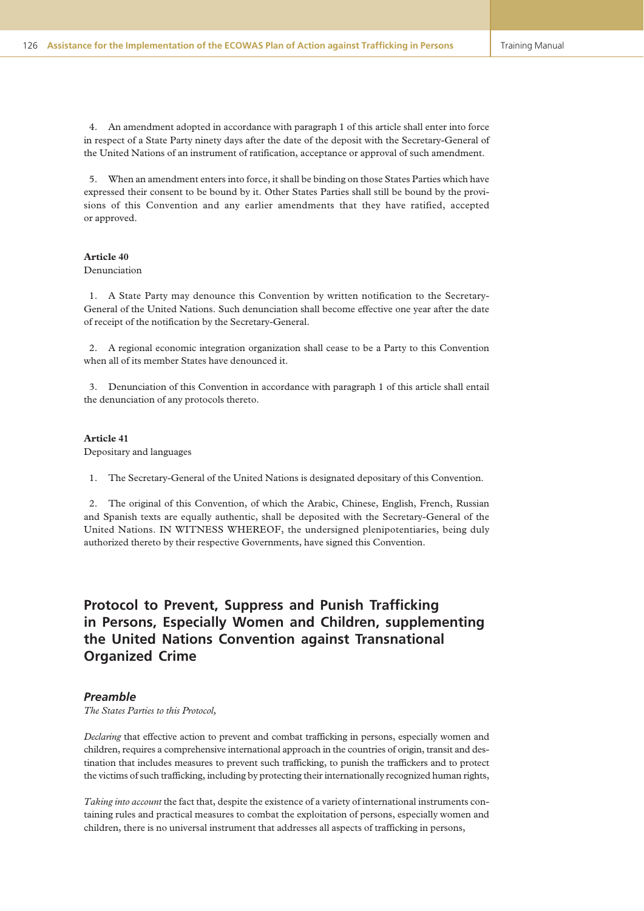4. An amendment adopted in accordance with paragraph 1 of this article shall enter into force in respect of a State Party ninety days after the date of the deposit with the Secretary-General of the United Nations of an instrument of ratification, acceptance or approval of such amendment.

5. When an amendment enters into force, it shall be binding on those States Parties which have expressed their consent to be bound by it. Other States Parties shall still be bound by the provisions of this Convention and any earlier amendments that they have ratified, accepted or approved.

**Article 40**
Denunciation

1. A State Party may denounce this Convention by written notification to the Secretary-General of the United Nations. Such denunciation shall become effective one year after the date of receipt of the notification by the Secretary-General.

2. A regional economic integration organization shall cease to be a Party to this Convention when all of its member States have denounced it.

3. Denunciation of this Convention in accordance with paragraph 1 of this article shall entail the denunciation of any protocols thereto.

**Article 41**
Depositary and languages

1. The Secretary-General of the United Nations is designated depositary of this Convention.

2. The original of this Convention, of which the Arabic, Chinese, English, French, Russian and Spanish texts are equally authentic, shall be deposited with the Secretary-General of the United Nations. IN WITNESS WHEREOF, the undersigned plenipotentiaries, being duly authorized thereto by their respective Governments, have signed this Convention.

## Protocol to Prevent, Suppress and Punish Trafficking in Persons, Especially Women and Children, supplementing the United Nations Convention against Transnational Organized Crime

### *Preamble*

*The States Parties to this Protocol,*

*Declaring* that effective action to prevent and combat trafficking in persons, especially women and children, requires a comprehensive international approach in the countries of origin, transit and destination that includes measures to prevent such trafficking, to punish the traffickers and to protect the victims of such trafficking, including by protecting their internationally recognized human rights,

*Taking into account* the fact that, despite the existence of a variety of international instruments containing rules and practical measures to combat the exploitation of persons, especially women and children, there is no universal instrument that addresses all aspects of trafficking in persons,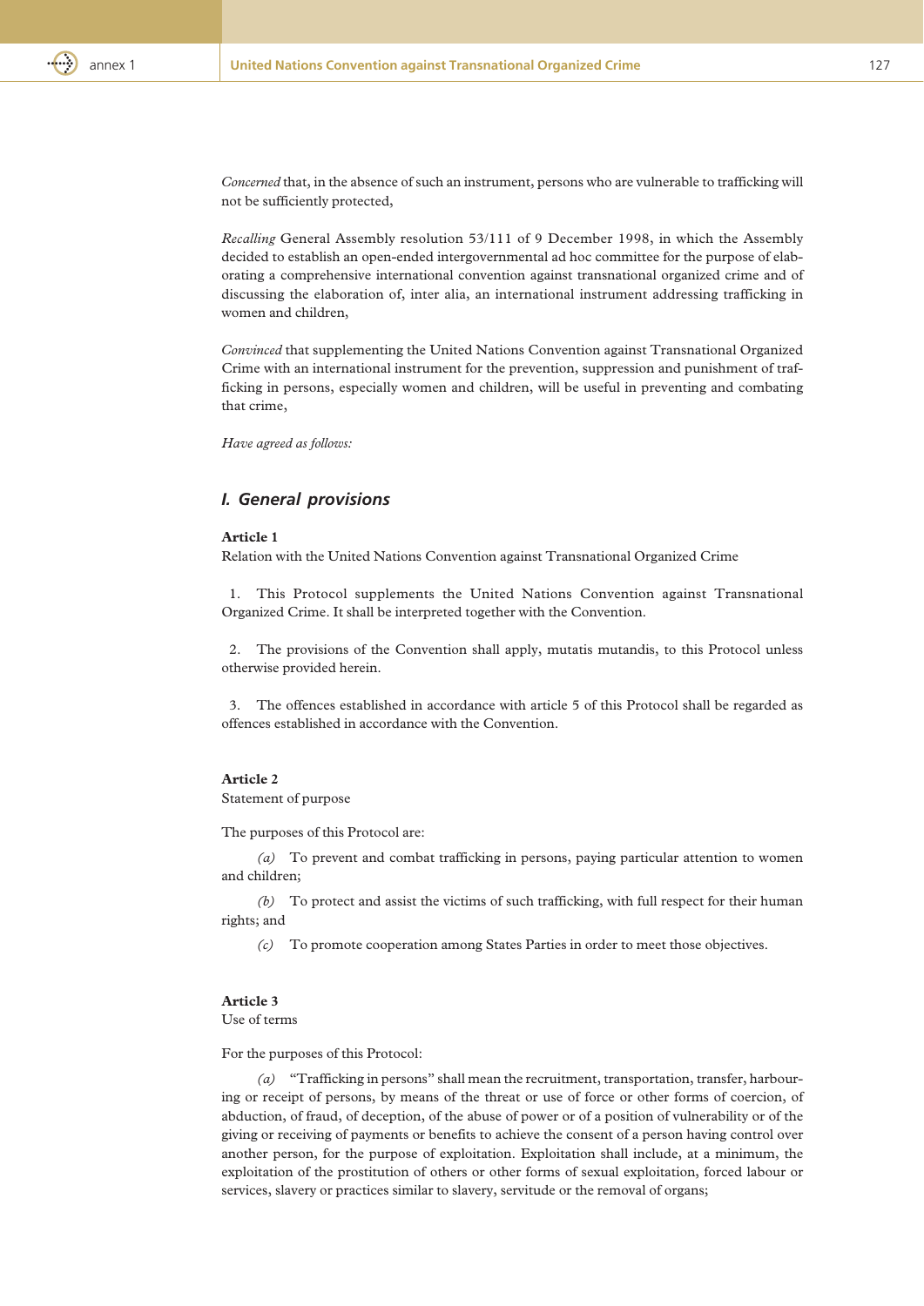*Concerned* that, in the absence of such an instrument, persons who are vulnerable to trafficking will not be sufficiently protected,

*Recalling* General Assembly resolution 53/111 of 9 December 1998, in which the Assembly decided to establish an open-ended intergovernmental ad hoc committee for the purpose of elaborating a comprehensive international convention against transnational organized crime and of discussing the elaboration of, inter alia, an international instrument addressing trafficking in women and children,

*Convinced* that supplementing the United Nations Convention against Transnational Organized Crime with an international instrument for the prevention, suppression and punishment of trafficking in persons, especially women and children, will be useful in preventing and combating that crime,

*Have agreed as follows:*

## I. General provisions

**Article 1**

Relation with the United Nations Convention against Transnational Organized Crime

1. This Protocol supplements the United Nations Convention against Transnational Organized Crime. It shall be interpreted together with the Convention.

2. The provisions of the Convention shall apply, mutatis mutandis, to this Protocol unless otherwise provided herein.

3. The offences established in accordance with article 5 of this Protocol shall be regarded as offences established in accordance with the Convention.

**Article 2**

Statement of purpose

The purposes of this Protocol are:

*(a)* To prevent and combat trafficking in persons, paying particular attention to women and children;

*(b)* To protect and assist the victims of such trafficking, with full respect for their human rights; and

*(c)* To promote cooperation among States Parties in order to meet those objectives.

**Article 3**

Use of terms

For the purposes of this Protocol:

*(a)* "Trafficking in persons" shall mean the recruitment, transportation, transfer, harbouring or receipt of persons, by means of the threat or use of force or other forms of coercion, of abduction, of fraud, of deception, of the abuse of power or of a position of vulnerability or of the giving or receiving of payments or benefits to achieve the consent of a person having control over another person, for the purpose of exploitation. Exploitation shall include, at a minimum, the exploitation of the prostitution of others or other forms of sexual exploitation, forced labour or services, slavery or practices similar to slavery, servitude or the removal of organs;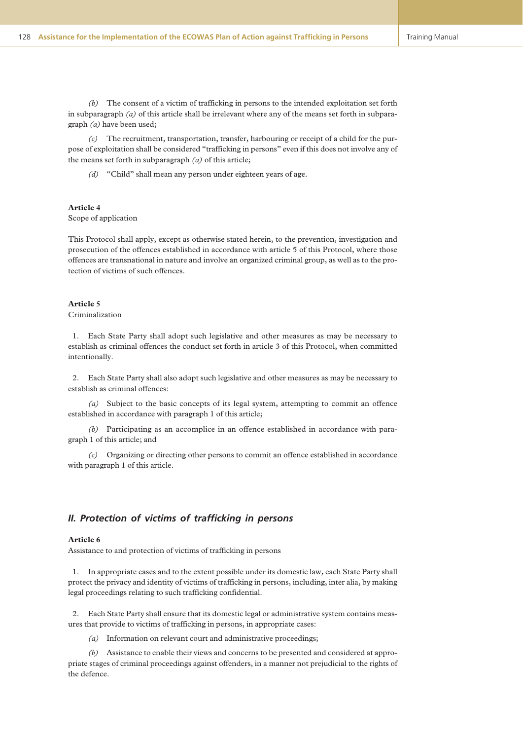*(b)* The consent of a victim of trafficking in persons to the intended exploitation set forth in subparagraph *(a)* of this article shall be irrelevant where any of the means set forth in subparagraph *(a)* have been used;

*(c)* The recruitment, transportation, transfer, harbouring or receipt of a child for the purpose of exploitation shall be considered "trafficking in persons" even if this does not involve any of the means set forth in subparagraph *(a)* of this article;

*(d)* "Child" shall mean any person under eighteen years of age.

**Article 4**
Scope of application

This Protocol shall apply, except as otherwise stated herein, to the prevention, investigation and prosecution of the offences established in accordance with article 5 of this Protocol, where those offences are transnational in nature and involve an organized criminal group, as well as to the protection of victims of such offences.

**Article 5**
Criminalization

1. Each State Party shall adopt such legislative and other measures as may be necessary to establish as criminal offences the conduct set forth in article 3 of this Protocol, when committed intentionally.

2. Each State Party shall also adopt such legislative and other measures as may be necessary to establish as criminal offences:

*(a)* Subject to the basic concepts of its legal system, attempting to commit an offence established in accordance with paragraph 1 of this article;

*(b)* Participating as an accomplice in an offence established in accordance with paragraph 1 of this article; and

*(c)* Organizing or directing other persons to commit an offence established in accordance with paragraph 1 of this article.

## *II. Protection of victims of trafficking in persons*

**Article 6**
Assistance to and protection of victims of trafficking in persons

1. In appropriate cases and to the extent possible under its domestic law, each State Party shall protect the privacy and identity of victims of trafficking in persons, including, inter alia, by making legal proceedings relating to such trafficking confidential.

2. Each State Party shall ensure that its domestic legal or administrative system contains measures that provide to victims of trafficking in persons, in appropriate cases:

*(a)* Information on relevant court and administrative proceedings;

*(b)* Assistance to enable their views and concerns to be presented and considered at appropriate stages of criminal proceedings against offenders, in a manner not prejudicial to the rights of the defence.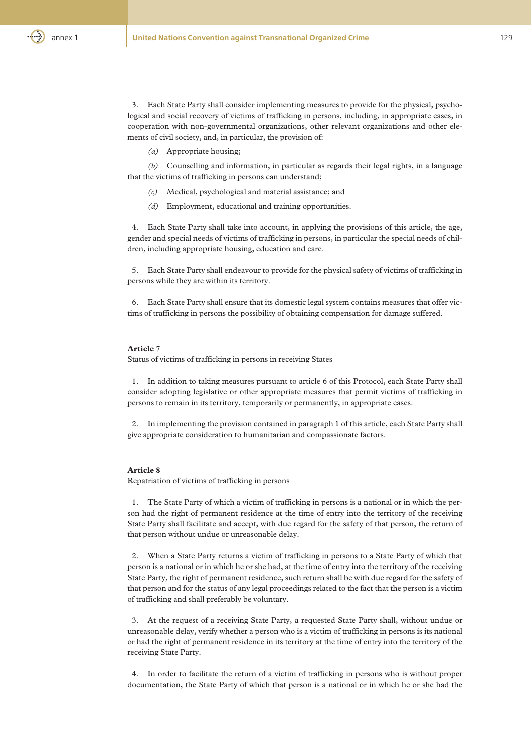3. Each State Party shall consider implementing measures to provide for the physical, psychological and social recovery of victims of trafficking in persons, including, in appropriate cases, in cooperation with non-governmental organizations, other relevant organizations and other elements of civil society, and, in particular, the provision of:

*(a)* Appropriate housing;

*(b)* Counselling and information, in particular as regards their legal rights, in a language that the victims of trafficking in persons can understand;

*(c)* Medical, psychological and material assistance; and

*(d)* Employment, educational and training opportunities.

4. Each State Party shall take into account, in applying the provisions of this article, the age, gender and special needs of victims of trafficking in persons, in particular the special needs of children, including appropriate housing, education and care.

5. Each State Party shall endeavour to provide for the physical safety of victims of trafficking in persons while they are within its territory.

6. Each State Party shall ensure that its domestic legal system contains measures that offer victims of trafficking in persons the possibility of obtaining compensation for damage suffered.

**Article 7**

Status of victims of trafficking in persons in receiving States

1. In addition to taking measures pursuant to article 6 of this Protocol, each State Party shall consider adopting legislative or other appropriate measures that permit victims of trafficking in persons to remain in its territory, temporarily or permanently, in appropriate cases.

2. In implementing the provision contained in paragraph 1 of this article, each State Party shall give appropriate consideration to humanitarian and compassionate factors.

**Article 8**

Repatriation of victims of trafficking in persons

1. The State Party of which a victim of trafficking in persons is a national or in which the person had the right of permanent residence at the time of entry into the territory of the receiving State Party shall facilitate and accept, with due regard for the safety of that person, the return of that person without undue or unreasonable delay.

2. When a State Party returns a victim of trafficking in persons to a State Party of which that person is a national or in which he or she had, at the time of entry into the territory of the receiving State Party, the right of permanent residence, such return shall be with due regard for the safety of that person and for the status of any legal proceedings related to the fact that the person is a victim of trafficking and shall preferably be voluntary.

3. At the request of a receiving State Party, a requested State Party shall, without undue or unreasonable delay, verify whether a person who is a victim of trafficking in persons is its national or had the right of permanent residence in its territory at the time of entry into the territory of the receiving State Party.

4. In order to facilitate the return of a victim of trafficking in persons who is without proper documentation, the State Party of which that person is a national or in which he or she had the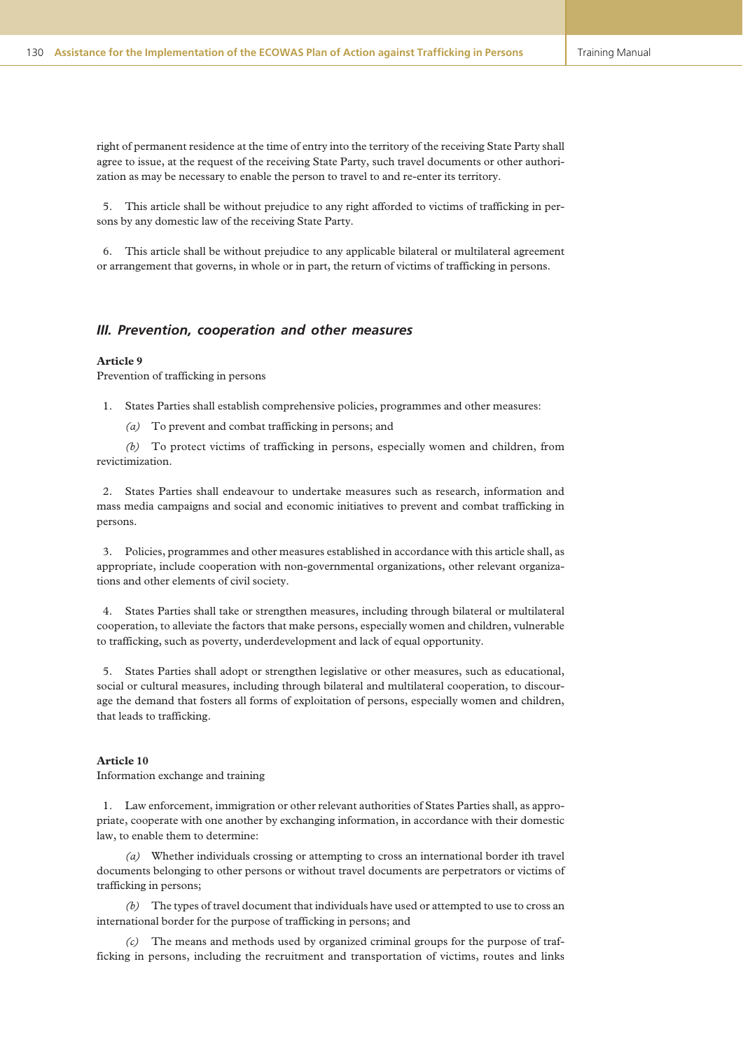right of permanent residence at the time of entry into the territory of the receiving State Party shall agree to issue, at the request of the receiving State Party, such travel documents or other authorization as may be necessary to enable the person to travel to and re-enter its territory.

5. This article shall be without prejudice to any right afforded to victims of trafficking in persons by any domestic law of the receiving State Party.

6. This article shall be without prejudice to any applicable bilateral or multilateral agreement or arrangement that governs, in whole or in part, the return of victims of trafficking in persons.

## *III. Prevention, cooperation and other measures*

**Article 9**

Prevention of trafficking in persons

1. States Parties shall establish comprehensive policies, programmes and other measures:

*(a)* To prevent and combat trafficking in persons; and

*(b)* To protect victims of trafficking in persons, especially women and children, from revictimization.

2. States Parties shall endeavour to undertake measures such as research, information and mass media campaigns and social and economic initiatives to prevent and combat trafficking in persons.

3. Policies, programmes and other measures established in accordance with this article shall, as appropriate, include cooperation with non-governmental organizations, other relevant organizations and other elements of civil society.

4. States Parties shall take or strengthen measures, including through bilateral or multilateral cooperation, to alleviate the factors that make persons, especially women and children, vulnerable to trafficking, such as poverty, underdevelopment and lack of equal opportunity.

5. States Parties shall adopt or strengthen legislative or other measures, such as educational, social or cultural measures, including through bilateral and multilateral cooperation, to discourage the demand that fosters all forms of exploitation of persons, especially women and children, that leads to trafficking.

**Article 10**

Information exchange and training

1. Law enforcement, immigration or other relevant authorities of States Parties shall, as appropriate, cooperate with one another by exchanging information, in accordance with their domestic law, to enable them to determine:

*(a)* Whether individuals crossing or attempting to cross an international border ith travel documents belonging to other persons or without travel documents are perpetrators or victims of trafficking in persons;

*(b)* The types of travel document that individuals have used or attempted to use to cross an international border for the purpose of trafficking in persons; and

*(c)* The means and methods used by organized criminal groups for the purpose of trafficking in persons, including the recruitment and transportation of victims, routes and links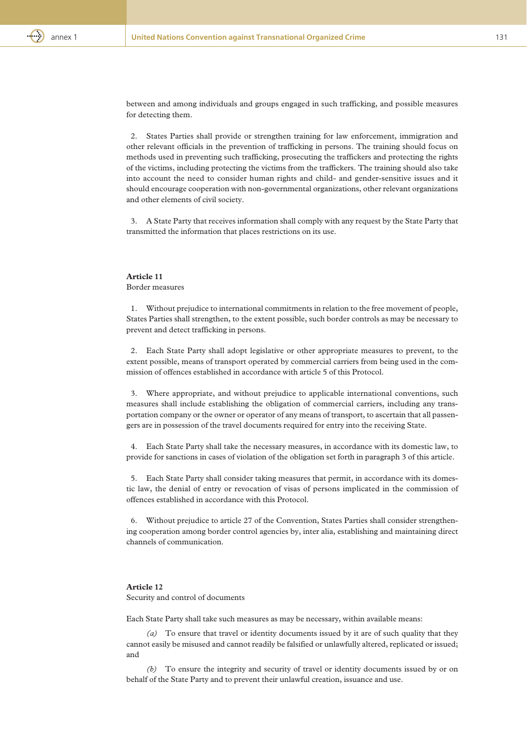between and among individuals and groups engaged in such trafficking, and possible measures for detecting them.

2. States Parties shall provide or strengthen training for law enforcement, immigration and other relevant officials in the prevention of trafficking in persons. The training should focus on methods used in preventing such trafficking, prosecuting the traffickers and protecting the rights of the victims, including protecting the victims from the traffickers. The training should also take into account the need to consider human rights and child- and gender-sensitive issues and it should encourage cooperation with non-governmental organizations, other relevant organizations and other elements of civil society.

3. A State Party that receives information shall comply with any request by the State Party that transmitted the information that places restrictions on its use.

**Article 11**
Border measures

1. Without prejudice to international commitments in relation to the free movement of people, States Parties shall strengthen, to the extent possible, such border controls as may be necessary to prevent and detect trafficking in persons.

2. Each State Party shall adopt legislative or other appropriate measures to prevent, to the extent possible, means of transport operated by commercial carriers from being used in the commission of offences established in accordance with article 5 of this Protocol.

3. Where appropriate, and without prejudice to applicable international conventions, such measures shall include establishing the obligation of commercial carriers, including any transportation company or the owner or operator of any means of transport, to ascertain that all passengers are in possession of the travel documents required for entry into the receiving State.

4. Each State Party shall take the necessary measures, in accordance with its domestic law, to provide for sanctions in cases of violation of the obligation set forth in paragraph 3 of this article.

5. Each State Party shall consider taking measures that permit, in accordance with its domestic law, the denial of entry or revocation of visas of persons implicated in the commission of offences established in accordance with this Protocol.

6. Without prejudice to article 27 of the Convention, States Parties shall consider strengthening cooperation among border control agencies by, inter alia, establishing and maintaining direct channels of communication.

**Article 12**
Security and control of documents

Each State Party shall take such measures as may be necessary, within available means:

*(a)* To ensure that travel or identity documents issued by it are of such quality that they cannot easily be misused and cannot readily be falsified or unlawfully altered, replicated or issued; and

*(b)* To ensure the integrity and security of travel or identity documents issued by or on behalf of the State Party and to prevent their unlawful creation, issuance and use.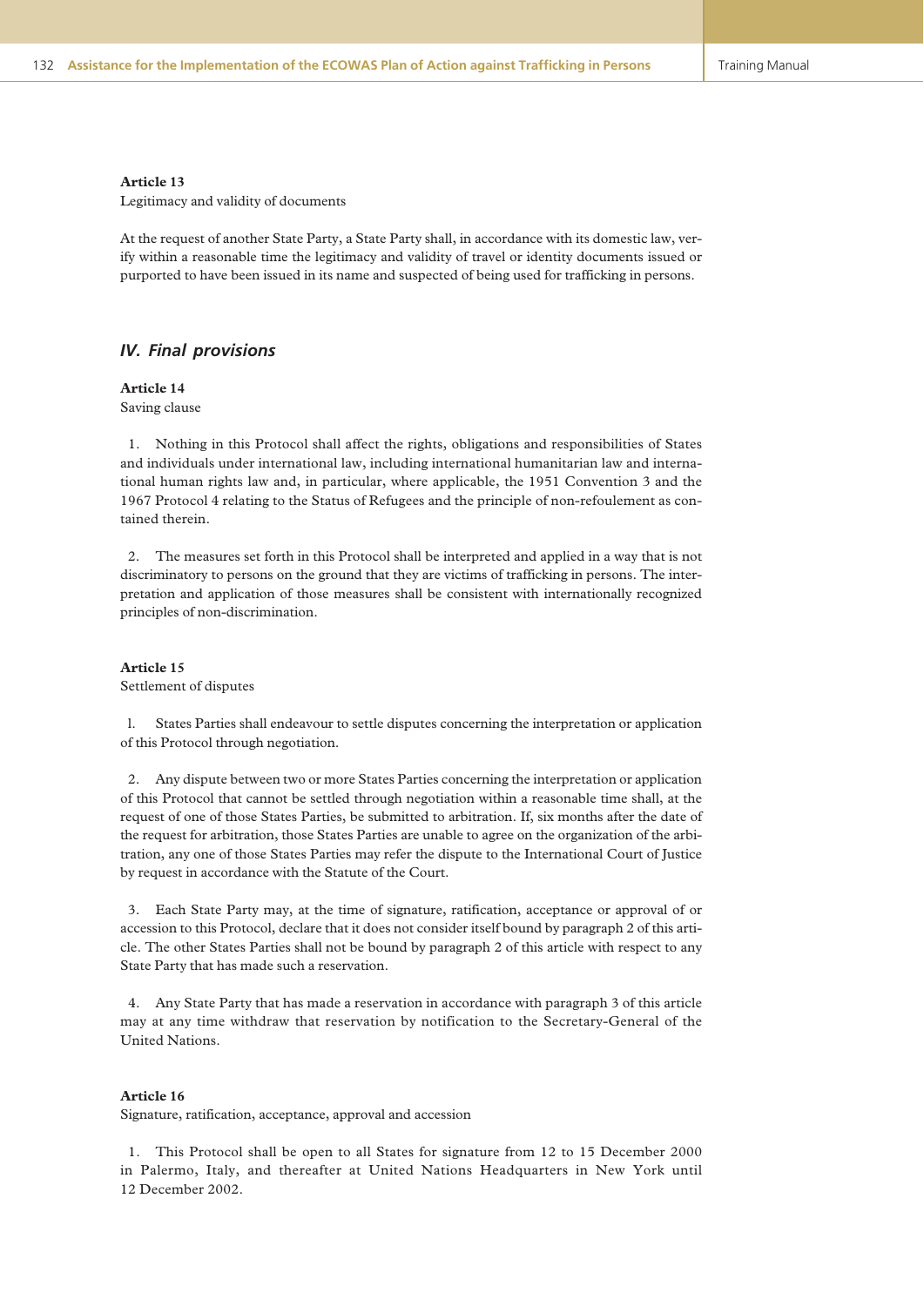**Article 13**

Legitimacy and validity of documents

At the request of another State Party, a State Party shall, in accordance with its domestic law, verify within a reasonable time the legitimacy and validity of travel or identity documents issued or purported to have been issued in its name and suspected of being used for trafficking in persons.

## *IV. Final provisions*

**Article 14**

Saving clause

1. Nothing in this Protocol shall affect the rights, obligations and responsibilities of States and individuals under international law, including international humanitarian law and international human rights law and, in particular, where applicable, the 1951 Convention 3 and the 1967 Protocol 4 relating to the Status of Refugees and the principle of non-refoulement as contained therein.

2. The measures set forth in this Protocol shall be interpreted and applied in a way that is not discriminatory to persons on the ground that they are victims of trafficking in persons. The interpretation and application of those measures shall be consistent with internationally recognized principles of non-discrimination.

**Article 15**

Settlement of disputes

1. States Parties shall endeavour to settle disputes concerning the interpretation or application of this Protocol through negotiation.

2. Any dispute between two or more States Parties concerning the interpretation or application of this Protocol that cannot be settled through negotiation within a reasonable time shall, at the request of one of those States Parties, be submitted to arbitration. If, six months after the date of the request for arbitration, those States Parties are unable to agree on the organization of the arbitration, any one of those States Parties may refer the dispute to the International Court of Justice by request in accordance with the Statute of the Court.

3. Each State Party may, at the time of signature, ratification, acceptance or approval of or accession to this Protocol, declare that it does not consider itself bound by paragraph 2 of this article. The other States Parties shall not be bound by paragraph 2 of this article with respect to any State Party that has made such a reservation.

4. Any State Party that has made a reservation in accordance with paragraph 3 of this article may at any time withdraw that reservation by notification to the Secretary-General of the United Nations.

**Article 16**

Signature, ratification, acceptance, approval and accession

1. This Protocol shall be open to all States for signature from 12 to 15 December 2000 in Palermo, Italy, and thereafter at United Nations Headquarters in New York until 12 December 2002.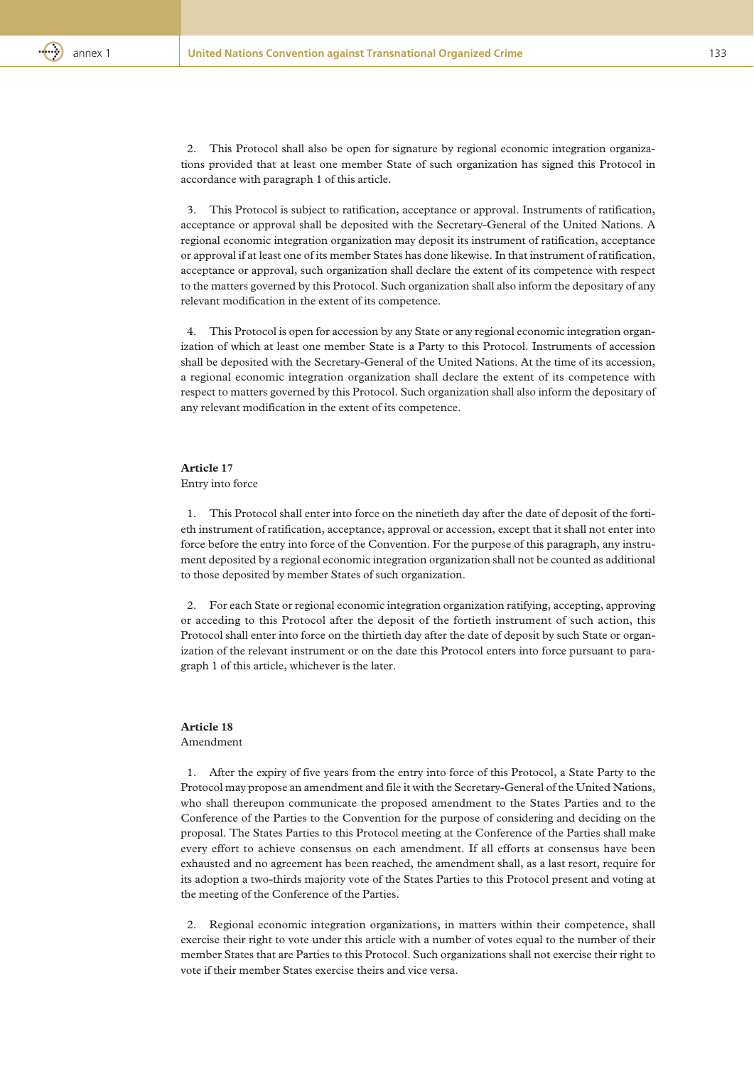2. This Protocol shall also be open for signature by regional economic integration organizations provided that at least one member State of such organization has signed this Protocol in accordance with paragraph 1 of this article.

3. This Protocol is subject to ratification, acceptance or approval. Instruments of ratification, acceptance or approval shall be deposited with the Secretary-General of the United Nations. A regional economic integration organization may deposit its instrument of ratification, acceptance or approval if at least one of its member States has done likewise. In that instrument of ratification, acceptance or approval, such organization shall declare the extent of its competence with respect to the matters governed by this Protocol. Such organization shall also inform the depositary of any relevant modification in the extent of its competence.

4. This Protocol is open for accession by any State or any regional economic integration organization of which at least one member State is a Party to this Protocol. Instruments of accession shall be deposited with the Secretary-General of the United Nations. At the time of its accession, a regional economic integration organization shall declare the extent of its competence with respect to matters governed by this Protocol. Such organization shall also inform the depositary of any relevant modification in the extent of its competence.

**Article 17**

Entry into force

1. This Protocol shall enter into force on the ninetieth day after the date of deposit of the fortieth instrument of ratification, acceptance, approval or accession, except that it shall not enter into force before the entry into force of the Convention. For the purpose of this paragraph, any instrument deposited by a regional economic integration organization shall not be counted as additional to those deposited by member States of such organization.

2. For each State or regional economic integration organization ratifying, accepting, approving or acceding to this Protocol after the deposit of the fortieth instrument of such action, this Protocol shall enter into force on the thirtieth day after the date of deposit by such State or organization of the relevant instrument or on the date this Protocol enters into force pursuant to paragraph 1 of this article, whichever is the later.

**Article 18**

Amendment

1. After the expiry of five years from the entry into force of this Protocol, a State Party to the Protocol may propose an amendment and file it with the Secretary-General of the United Nations, who shall thereupon communicate the proposed amendment to the States Parties and to the Conference of the Parties to the Convention for the purpose of considering and deciding on the proposal. The States Parties to this Protocol meeting at the Conference of the Parties shall make every effort to achieve consensus on each amendment. If all efforts at consensus have been exhausted and no agreement has been reached, the amendment shall, as a last resort, require for its adoption a two-thirds majority vote of the States Parties to this Protocol present and voting at the meeting of the Conference of the Parties.

2. Regional economic integration organizations, in matters within their competence, shall exercise their right to vote under this article with a number of votes equal to the number of their member States that are Parties to this Protocol. Such organizations shall not exercise their right to vote if their member States exercise theirs and vice versa.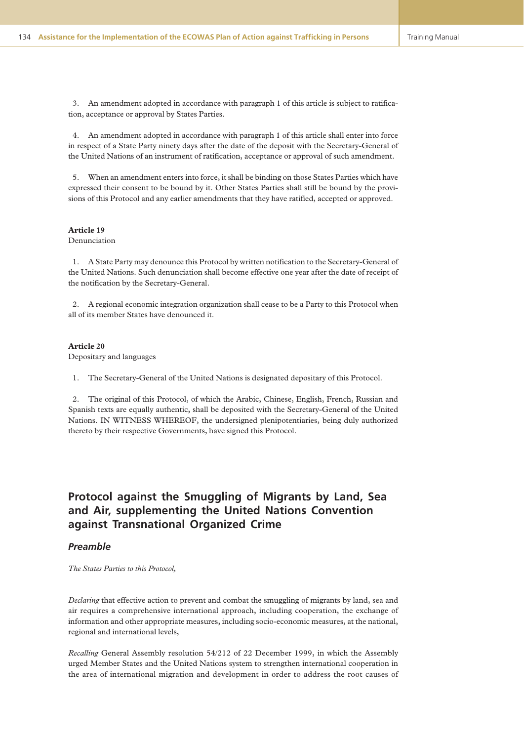3. An amendment adopted in accordance with paragraph 1 of this article is subject to ratification, acceptance or approval by States Parties.

4. An amendment adopted in accordance with paragraph 1 of this article shall enter into force in respect of a State Party ninety days after the date of the deposit with the Secretary-General of the United Nations of an instrument of ratification, acceptance or approval of such amendment.

5. When an amendment enters into force, it shall be binding on those States Parties which have expressed their consent to be bound by it. Other States Parties shall still be bound by the provisions of this Protocol and any earlier amendments that they have ratified, accepted or approved.

**Article 19**
Denunciation

1. A State Party may denounce this Protocol by written notification to the Secretary-General of the United Nations. Such denunciation shall become effective one year after the date of receipt of the notification by the Secretary-General.

2. A regional economic integration organization shall cease to be a Party to this Protocol when all of its member States have denounced it.

**Article 20**
Depositary and languages

1. The Secretary-General of the United Nations is designated depositary of this Protocol.

2. The original of this Protocol, of which the Arabic, Chinese, English, French, Russian and Spanish texts are equally authentic, shall be deposited with the Secretary-General of the United Nations. IN WITNESS WHEREOF, the undersigned plenipotentiaries, being duly authorized thereto by their respective Governments, have signed this Protocol.

# Protocol against the Smuggling of Migrants by Land, Sea and Air, supplementing the United Nations Convention against Transnational Organized Crime

## *Preamble*

*The States Parties to this Protocol,*

*Declaring* that effective action to prevent and combat the smuggling of migrants by land, sea and air requires a comprehensive international approach, including cooperation, the exchange of information and other appropriate measures, including socio-economic measures, at the national, regional and international levels,

*Recalling* General Assembly resolution 54/212 of 22 December 1999, in which the Assembly urged Member States and the United Nations system to strengthen international cooperation in the area of international migration and development in order to address the root causes of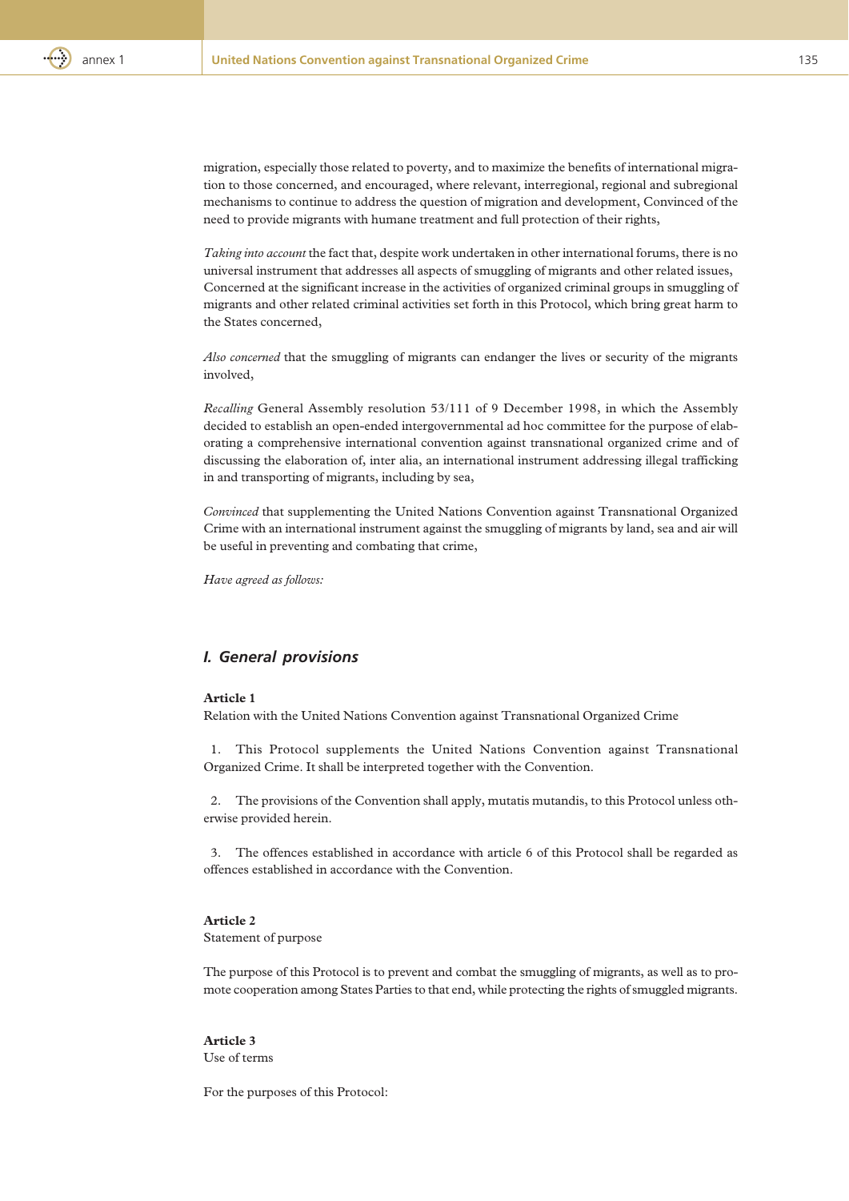migration, especially those related to poverty, and to maximize the benefits of international migration to those concerned, and encouraged, where relevant, interregional, regional and subregional mechanisms to continue to address the question of migration and development, Convinced of the need to provide migrants with humane treatment and full protection of their rights,

*Taking into account* the fact that, despite work undertaken in other international forums, there is no universal instrument that addresses all aspects of smuggling of migrants and other related issues, Concerned at the significant increase in the activities of organized criminal groups in smuggling of migrants and other related criminal activities set forth in this Protocol, which bring great harm to the States concerned,

*Also concerned* that the smuggling of migrants can endanger the lives or security of the migrants involved,

*Recalling* General Assembly resolution 53/111 of 9 December 1998, in which the Assembly decided to establish an open-ended intergovernmental ad hoc committee for the purpose of elaborating a comprehensive international convention against transnational organized crime and of discussing the elaboration of, inter alia, an international instrument addressing illegal trafficking in and transporting of migrants, including by sea,

*Convinced* that supplementing the United Nations Convention against Transnational Organized Crime with an international instrument against the smuggling of migrants by land, sea and air will be useful in preventing and combating that crime,

*Have agreed as follows:*

## *I. General provisions*

**Article 1**
Relation with the United Nations Convention against Transnational Organized Crime

1. This Protocol supplements the United Nations Convention against Transnational Organized Crime. It shall be interpreted together with the Convention.

2. The provisions of the Convention shall apply, mutatis mutandis, to this Protocol unless otherwise provided herein.

3. The offences established in accordance with article 6 of this Protocol shall be regarded as offences established in accordance with the Convention.

**Article 2**
Statement of purpose

The purpose of this Protocol is to prevent and combat the smuggling of migrants, as well as to promote cooperation among States Parties to that end, while protecting the rights of smuggled migrants.

**Article 3**
Use of terms

For the purposes of this Protocol: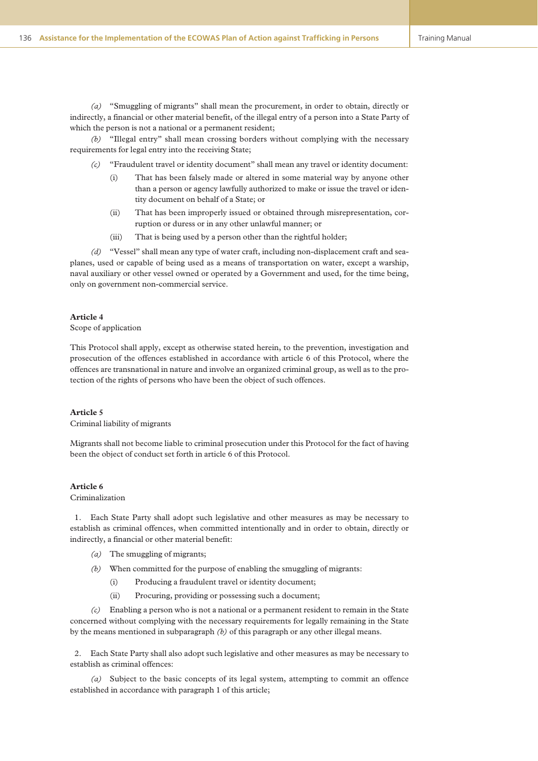*(a)* "Smuggling of migrants" shall mean the procurement, in order to obtain, directly or indirectly, a financial or other material benefit, of the illegal entry of a person into a State Party of which the person is not a national or a permanent resident;

*(b)* "Illegal entry" shall mean crossing borders without complying with the necessary requirements for legal entry into the receiving State;

*(c)* "Fraudulent travel or identity document" shall mean any travel or identity document:

(i) That has been falsely made or altered in some material way by anyone other than a person or agency lawfully authorized to make or issue the travel or identity document on behalf of a State; or

(ii) That has been improperly issued or obtained through misrepresentation, corruption or duress or in any other unlawful manner; or

(iii) That is being used by a person other than the rightful holder;

*(d)* "Vessel" shall mean any type of water craft, including non-displacement craft and seaplanes, used or capable of being used as a means of transportation on water, except a warship, naval auxiliary or other vessel owned or operated by a Government and used, for the time being, only on government non-commercial service.

**Article 4**
Scope of application

This Protocol shall apply, except as otherwise stated herein, to the prevention, investigation and prosecution of the offences established in accordance with article 6 of this Protocol, where the offences are transnational in nature and involve an organized criminal group, as well as to the protection of the rights of persons who have been the object of such offences.

**Article 5**
Criminal liability of migrants

Migrants shall not become liable to criminal prosecution under this Protocol for the fact of having been the object of conduct set forth in article 6 of this Protocol.

**Article 6**
Criminalization

1. Each State Party shall adopt such legislative and other measures as may be necessary to establish as criminal offences, when committed intentionally and in order to obtain, directly or indirectly, a financial or other material benefit:

*(a)* The smuggling of migrants;

*(b)* When committed for the purpose of enabling the smuggling of migrants:

(i) Producing a fraudulent travel or identity document;

(ii) Procuring, providing or possessing such a document;

*(c)* Enabling a person who is not a national or a permanent resident to remain in the State concerned without complying with the necessary requirements for legally remaining in the State by the means mentioned in subparagraph *(b)* of this paragraph or any other illegal means.

2. Each State Party shall also adopt such legislative and other measures as may be necessary to establish as criminal offences:

*(a)* Subject to the basic concepts of its legal system, attempting to commit an offence established in accordance with paragraph 1 of this article;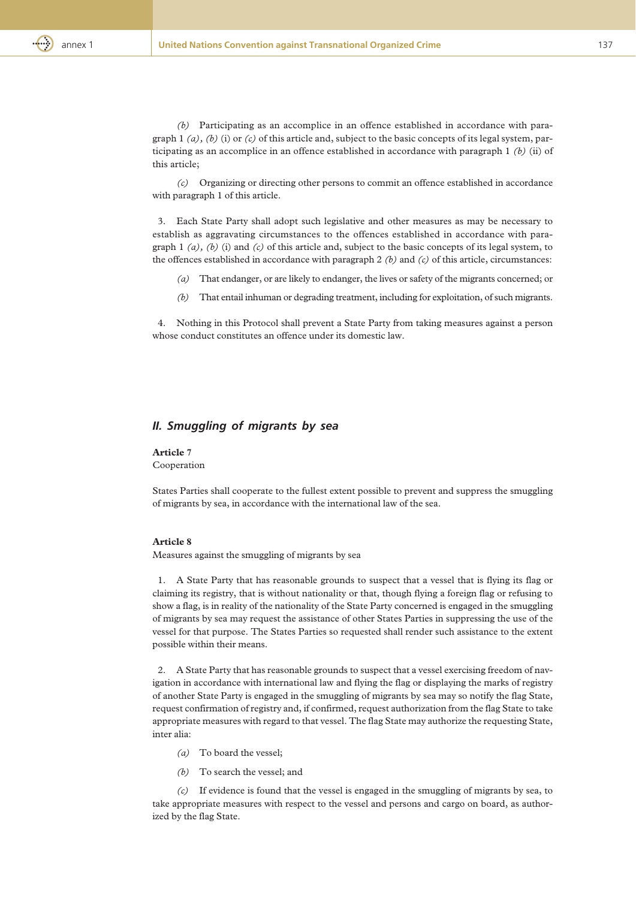*(b)* Participating as an accomplice in an offence established in accordance with paragraph 1 *(a)*, *(b)* (i) or *(c)* of this article and, subject to the basic concepts of its legal system, participating as an accomplice in an offence established in accordance with paragraph 1 *(b)* (ii) of this article;

*(c)* Organizing or directing other persons to commit an offence established in accordance with paragraph 1 of this article.

3. Each State Party shall adopt such legislative and other measures as may be necessary to establish as aggravating circumstances to the offences established in accordance with paragraph 1 *(a)*, *(b)* (i) and *(c)* of this article and, subject to the basic concepts of its legal system, to the offences established in accordance with paragraph 2 *(b)* and *(c)* of this article, circumstances:

*(a)* That endanger, or are likely to endanger, the lives or safety of the migrants concerned; or

*(b)* That entail inhuman or degrading treatment, including for exploitation, of such migrants.

4. Nothing in this Protocol shall prevent a State Party from taking measures against a person whose conduct constitutes an offence under its domestic law.

## *II. Smuggling of migrants by sea*

**Article 7**
Cooperation

States Parties shall cooperate to the fullest extent possible to prevent and suppress the smuggling of migrants by sea, in accordance with the international law of the sea.

**Article 8**
Measures against the smuggling of migrants by sea

1. A State Party that has reasonable grounds to suspect that a vessel that is flying its flag or claiming its registry, that is without nationality or that, though flying a foreign flag or refusing to show a flag, is in reality of the nationality of the State Party concerned is engaged in the smuggling of migrants by sea may request the assistance of other States Parties in suppressing the use of the vessel for that purpose. The States Parties so requested shall render such assistance to the extent possible within their means.

2. A State Party that has reasonable grounds to suspect that a vessel exercising freedom of navigation in accordance with international law and flying the flag or displaying the marks of registry of another State Party is engaged in the smuggling of migrants by sea may so notify the flag State, request confirmation of registry and, if confirmed, request authorization from the flag State to take appropriate measures with regard to that vessel. The flag State may authorize the requesting State, inter alia:

*(a)* To board the vessel;

*(b)* To search the vessel; and

*(c)* If evidence is found that the vessel is engaged in the smuggling of migrants by sea, to take appropriate measures with respect to the vessel and persons and cargo on board, as authorized by the flag State.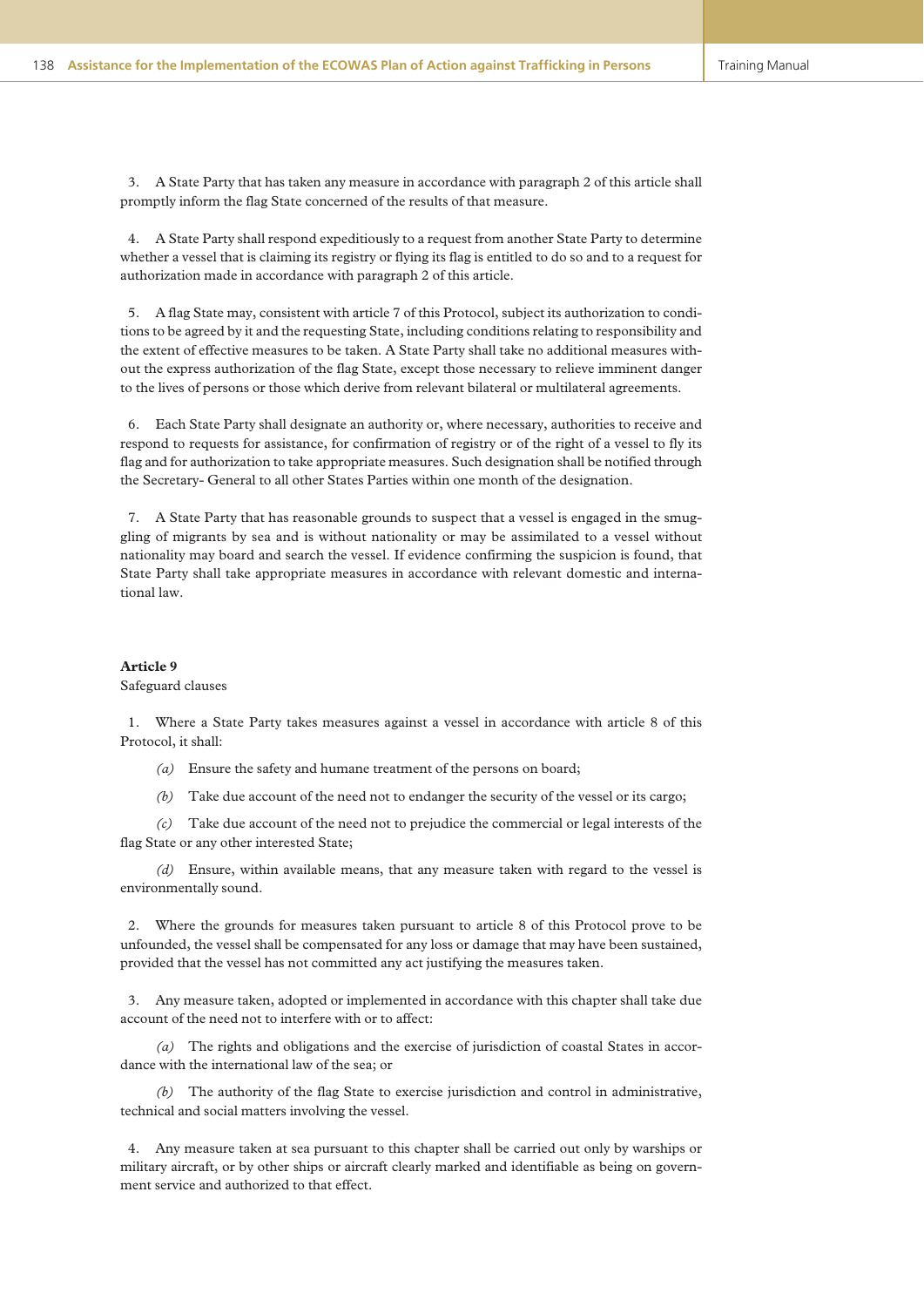3. A State Party that has taken any measure in accordance with paragraph 2 of this article shall promptly inform the flag State concerned of the results of that measure.

4. A State Party shall respond expeditiously to a request from another State Party to determine whether a vessel that is claiming its registry or flying its flag is entitled to do so and to a request for authorization made in accordance with paragraph 2 of this article.

5. A flag State may, consistent with article 7 of this Protocol, subject its authorization to conditions to be agreed by it and the requesting State, including conditions relating to responsibility and the extent of effective measures to be taken. A State Party shall take no additional measures without the express authorization of the flag State, except those necessary to relieve imminent danger to the lives of persons or those which derive from relevant bilateral or multilateral agreements.

6. Each State Party shall designate an authority or, where necessary, authorities to receive and respond to requests for assistance, for confirmation of registry or of the right of a vessel to fly its flag and for authorization to take appropriate measures. Such designation shall be notified through the Secretary- General to all other States Parties within one month of the designation.

7. A State Party that has reasonable grounds to suspect that a vessel is engaged in the smuggling of migrants by sea and is without nationality or may be assimilated to a vessel without nationality may board and search the vessel. If evidence confirming the suspicion is found, that State Party shall take appropriate measures in accordance with relevant domestic and international law.

**Article 9**

Safeguard clauses

1. Where a State Party takes measures against a vessel in accordance with article 8 of this Protocol, it shall:

*(a)* Ensure the safety and humane treatment of the persons on board;

*(b)* Take due account of the need not to endanger the security of the vessel or its cargo;

*(c)* Take due account of the need not to prejudice the commercial or legal interests of the flag State or any other interested State;

*(d)* Ensure, within available means, that any measure taken with regard to the vessel is environmentally sound.

2. Where the grounds for measures taken pursuant to article 8 of this Protocol prove to be unfounded, the vessel shall be compensated for any loss or damage that may have been sustained, provided that the vessel has not committed any act justifying the measures taken.

3. Any measure taken, adopted or implemented in accordance with this chapter shall take due account of the need not to interfere with or to affect:

*(a)* The rights and obligations and the exercise of jurisdiction of coastal States in accordance with the international law of the sea; or

*(b)* The authority of the flag State to exercise jurisdiction and control in administrative, technical and social matters involving the vessel.

4. Any measure taken at sea pursuant to this chapter shall be carried out only by warships or military aircraft, or by other ships or aircraft clearly marked and identifiable as being on government service and authorized to that effect.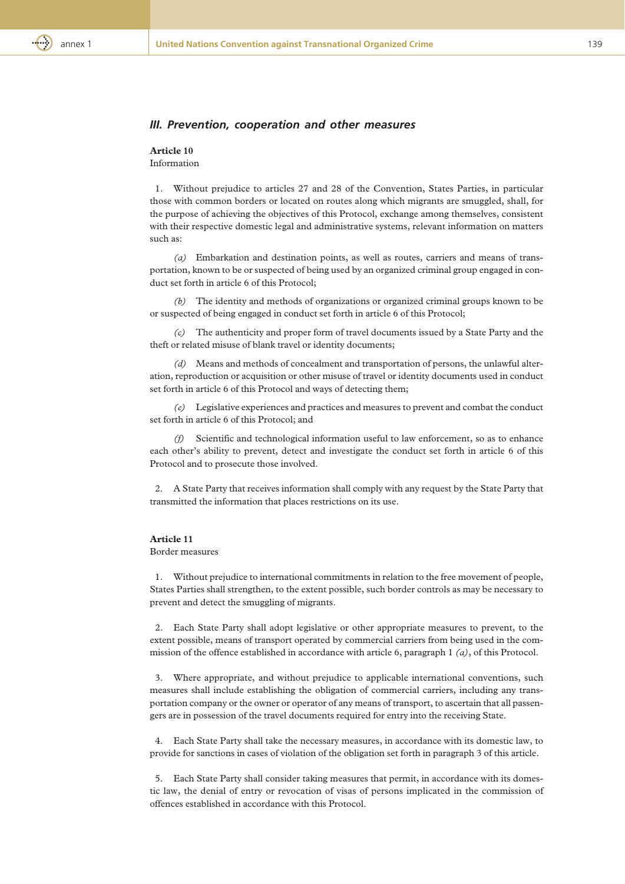## *III. Prevention, cooperation and other measures*

**Article 10**
Information

1. Without prejudice to articles 27 and 28 of the Convention, States Parties, in particular those with common borders or located on routes along which migrants are smuggled, shall, for the purpose of achieving the objectives of this Protocol, exchange among themselves, consistent with their respective domestic legal and administrative systems, relevant information on matters such as:

*(a)* Embarkation and destination points, as well as routes, carriers and means of transportation, known to be or suspected of being used by an organized criminal group engaged in conduct set forth in article 6 of this Protocol;

*(b)* The identity and methods of organizations or organized criminal groups known to be or suspected of being engaged in conduct set forth in article 6 of this Protocol;

*(c)* The authenticity and proper form of travel documents issued by a State Party and the theft or related misuse of blank travel or identity documents;

*(d)* Means and methods of concealment and transportation of persons, the unlawful alteration, reproduction or acquisition or other misuse of travel or identity documents used in conduct set forth in article 6 of this Protocol and ways of detecting them;

*(e)* Legislative experiences and practices and measures to prevent and combat the conduct set forth in article 6 of this Protocol; and

*(f)* Scientific and technological information useful to law enforcement, so as to enhance each other's ability to prevent, detect and investigate the conduct set forth in article 6 of this Protocol and to prosecute those involved.

2. A State Party that receives information shall comply with any request by the State Party that transmitted the information that places restrictions on its use.

**Article 11**
Border measures

1. Without prejudice to international commitments in relation to the free movement of people, States Parties shall strengthen, to the extent possible, such border controls as may be necessary to prevent and detect the smuggling of migrants.

2. Each State Party shall adopt legislative or other appropriate measures to prevent, to the extent possible, means of transport operated by commercial carriers from being used in the commission of the offence established in accordance with article 6, paragraph 1 *(a)*, of this Protocol.

3. Where appropriate, and without prejudice to applicable international conventions, such measures shall include establishing the obligation of commercial carriers, including any transportation company or the owner or operator of any means of transport, to ascertain that all passengers are in possession of the travel documents required for entry into the receiving State.

4. Each State Party shall take the necessary measures, in accordance with its domestic law, to provide for sanctions in cases of violation of the obligation set forth in paragraph 3 of this article.

5. Each State Party shall consider taking measures that permit, in accordance with its domestic law, the denial of entry or revocation of visas of persons implicated in the commission of offences established in accordance with this Protocol.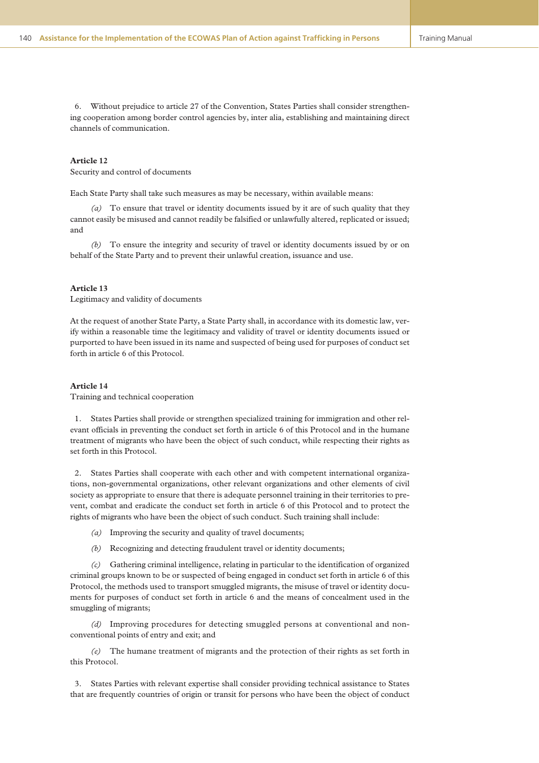6. Without prejudice to article 27 of the Convention, States Parties shall consider strengthening cooperation among border control agencies by, inter alia, establishing and maintaining direct channels of communication.

**Article 12**

Security and control of documents

Each State Party shall take such measures as may be necessary, within available means:

*(a)* To ensure that travel or identity documents issued by it are of such quality that they cannot easily be misused and cannot readily be falsified or unlawfully altered, replicated or issued; and

*(b)* To ensure the integrity and security of travel or identity documents issued by or on behalf of the State Party and to prevent their unlawful creation, issuance and use.

**Article 13**

Legitimacy and validity of documents

At the request of another State Party, a State Party shall, in accordance with its domestic law, verify within a reasonable time the legitimacy and validity of travel or identity documents issued or purported to have been issued in its name and suspected of being used for purposes of conduct set forth in article 6 of this Protocol.

**Article 14**

Training and technical cooperation

1. States Parties shall provide or strengthen specialized training for immigration and other relevant officials in preventing the conduct set forth in article 6 of this Protocol and in the humane treatment of migrants who have been the object of such conduct, while respecting their rights as set forth in this Protocol.

2. States Parties shall cooperate with each other and with competent international organizations, non-governmental organizations, other relevant organizations and other elements of civil society as appropriate to ensure that there is adequate personnel training in their territories to prevent, combat and eradicate the conduct set forth in article 6 of this Protocol and to protect the rights of migrants who have been the object of such conduct. Such training shall include:

*(a)* Improving the security and quality of travel documents;

*(b)* Recognizing and detecting fraudulent travel or identity documents;

*(c)* Gathering criminal intelligence, relating in particular to the identification of organized criminal groups known to be or suspected of being engaged in conduct set forth in article 6 of this Protocol, the methods used to transport smuggled migrants, the misuse of travel or identity documents for purposes of conduct set forth in article 6 and the means of concealment used in the smuggling of migrants;

*(d)* Improving procedures for detecting smuggled persons at conventional and non-conventional points of entry and exit; and

*(e)* The humane treatment of migrants and the protection of their rights as set forth in this Protocol.

3. States Parties with relevant expertise shall consider providing technical assistance to States that are frequently countries of origin or transit for persons who have been the object of conduct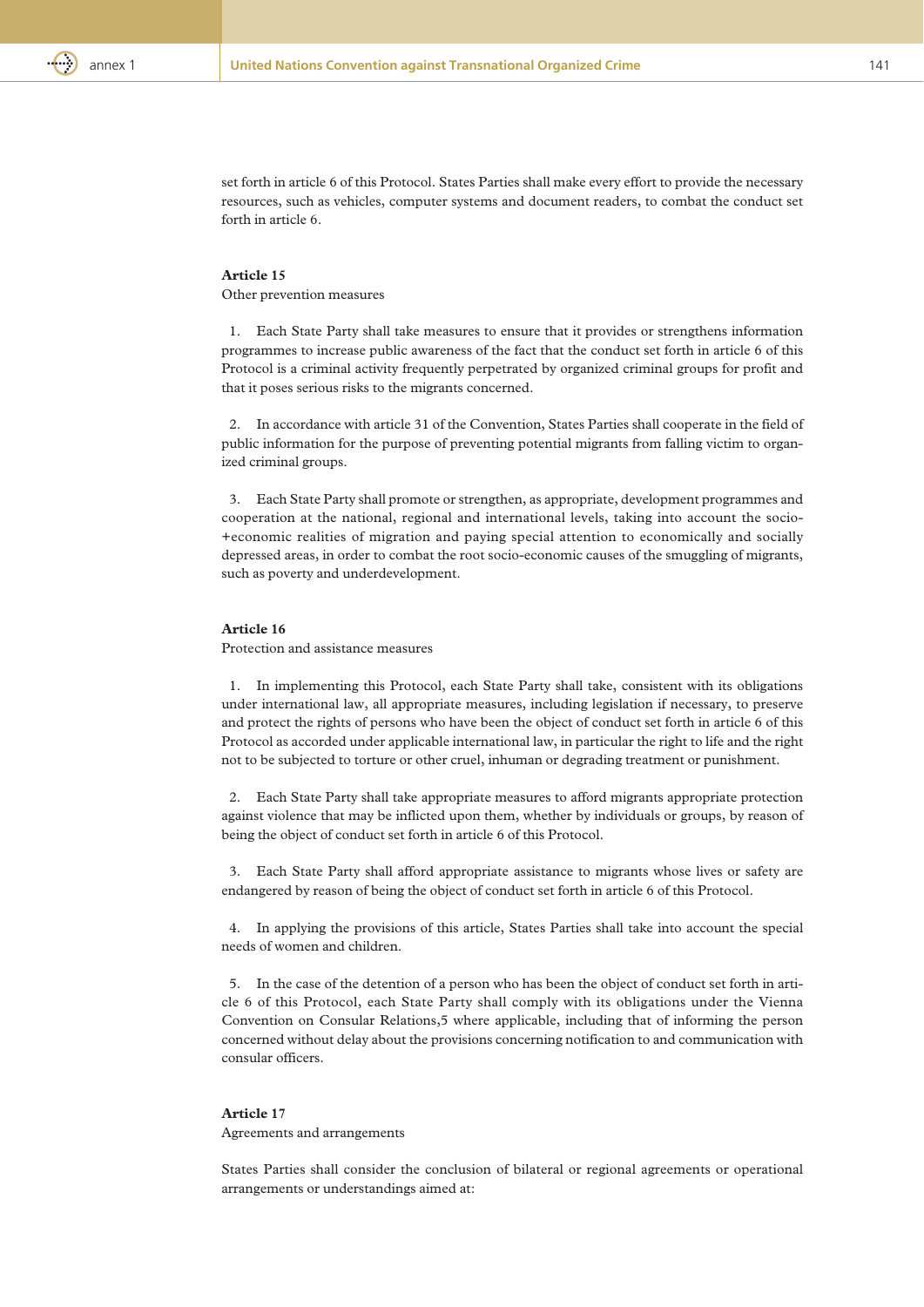set forth in article 6 of this Protocol. States Parties shall make every effort to provide the necessary resources, such as vehicles, computer systems and document readers, to combat the conduct set forth in article 6.

**Article 15**

Other prevention measures

1. Each State Party shall take measures to ensure that it provides or strengthens information programmes to increase public awareness of the fact that the conduct set forth in article 6 of this Protocol is a criminal activity frequently perpetrated by organized criminal groups for profit and that it poses serious risks to the migrants concerned.

2. In accordance with article 31 of the Convention, States Parties shall cooperate in the field of public information for the purpose of preventing potential migrants from falling victim to organized criminal groups.

3. Each State Party shall promote or strengthen, as appropriate, development programmes and cooperation at the national, regional and international levels, taking into account the socio-+economic realities of migration and paying special attention to economically and socially depressed areas, in order to combat the root socio-economic causes of the smuggling of migrants, such as poverty and underdevelopment.

**Article 16**

Protection and assistance measures

1. In implementing this Protocol, each State Party shall take, consistent with its obligations under international law, all appropriate measures, including legislation if necessary, to preserve and protect the rights of persons who have been the object of conduct set forth in article 6 of this Protocol as accorded under applicable international law, in particular the right to life and the right not to be subjected to torture or other cruel, inhuman or degrading treatment or punishment.

2. Each State Party shall take appropriate measures to afford migrants appropriate protection against violence that may be inflicted upon them, whether by individuals or groups, by reason of being the object of conduct set forth in article 6 of this Protocol.

3. Each State Party shall afford appropriate assistance to migrants whose lives or safety are endangered by reason of being the object of conduct set forth in article 6 of this Protocol.

4. In applying the provisions of this article, States Parties shall take into account the special needs of women and children.

5. In the case of the detention of a person who has been the object of conduct set forth in article 6 of this Protocol, each State Party shall comply with its obligations under the Vienna Convention on Consular Relations,[5] where applicable, including that of informing the person concerned without delay about the provisions concerning notification to and communication with consular officers.

**Article 17**

Agreements and arrangements

States Parties shall consider the conclusion of bilateral or regional agreements or operational arrangements or understandings aimed at: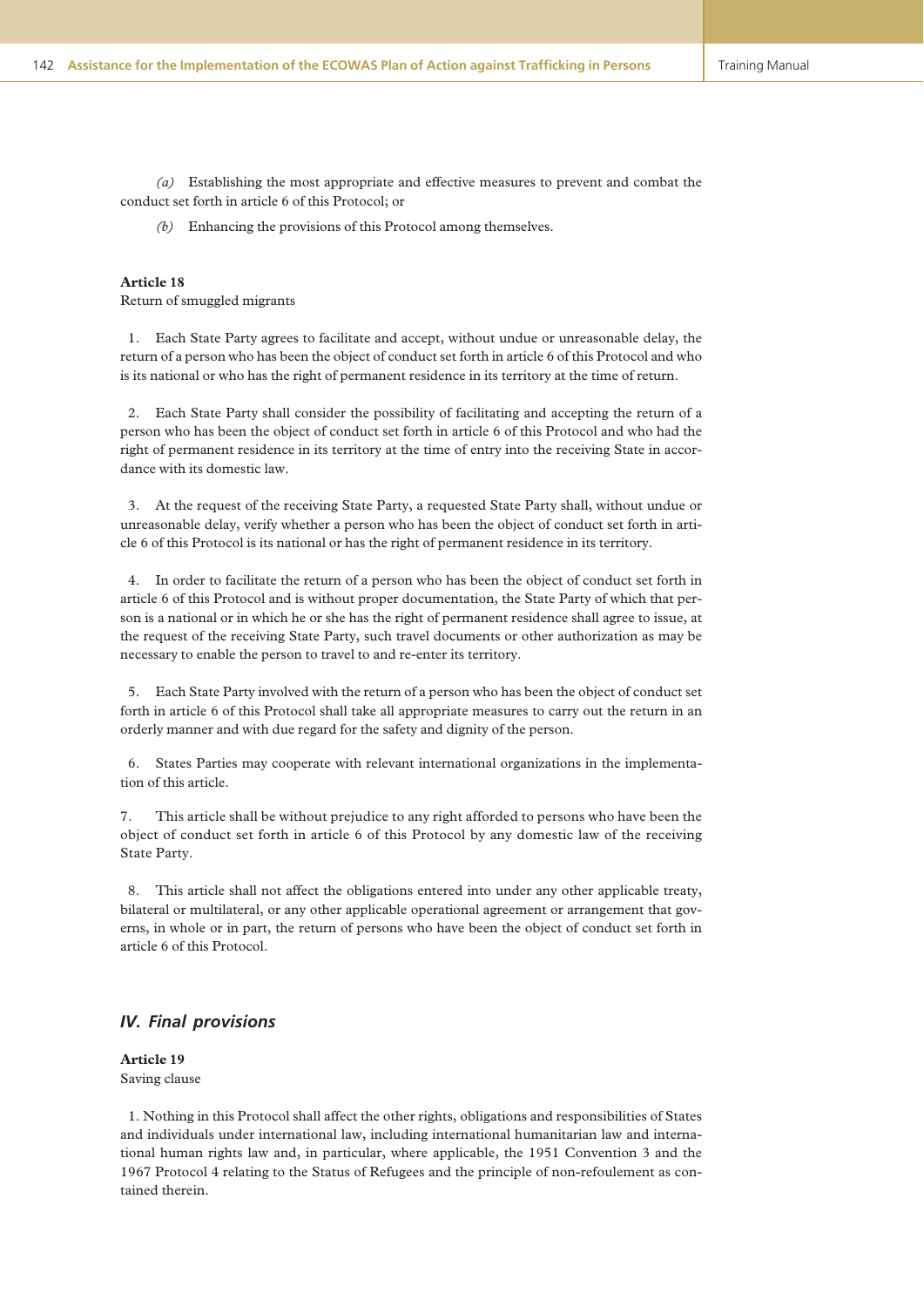*(a)* Establishing the most appropriate and effective measures to prevent and combat the conduct set forth in article 6 of this Protocol; or

*(b)* Enhancing the provisions of this Protocol among themselves.

**Article 18**

Return of smuggled migrants

1. Each State Party agrees to facilitate and accept, without undue or unreasonable delay, the return of a person who has been the object of conduct set forth in article 6 of this Protocol and who is its national or who has the right of permanent residence in its territory at the time of return.

2. Each State Party shall consider the possibility of facilitating and accepting the return of a person who has been the object of conduct set forth in article 6 of this Protocol and who had the right of permanent residence in its territory at the time of entry into the receiving State in accordance with its domestic law.

3. At the request of the receiving State Party, a requested State Party shall, without undue or unreasonable delay, verify whether a person who has been the object of conduct set forth in article 6 of this Protocol is its national or has the right of permanent residence in its territory.

4. In order to facilitate the return of a person who has been the object of conduct set forth in article 6 of this Protocol and is without proper documentation, the State Party of which that person is a national or in which he or she has the right of permanent residence shall agree to issue, at the request of the receiving State Party, such travel documents or other authorization as may be necessary to enable the person to travel to and re-enter its territory.

5. Each State Party involved with the return of a person who has been the object of conduct set forth in article 6 of this Protocol shall take all appropriate measures to carry out the return in an orderly manner and with due regard for the safety and dignity of the person.

6. States Parties may cooperate with relevant international organizations in the implementation of this article.

7. This article shall be without prejudice to any right afforded to persons who have been the object of conduct set forth in article 6 of this Protocol by any domestic law of the receiving State Party.

8. This article shall not affect the obligations entered into under any other applicable treaty, bilateral or multilateral, or any other applicable operational agreement or arrangement that governs, in whole or in part, the return of persons who have been the object of conduct set forth in article 6 of this Protocol.

### *IV. Final provisions*

**Article 19**

Saving clause

1. Nothing in this Protocol shall affect the other rights, obligations and responsibilities of States and individuals under international law, including international humanitarian law and international human rights law and, in particular, where applicable, the 1951 Convention 3 and the 1967 Protocol 4 relating to the Status of Refugees and the principle of non-refoulement as contained therein.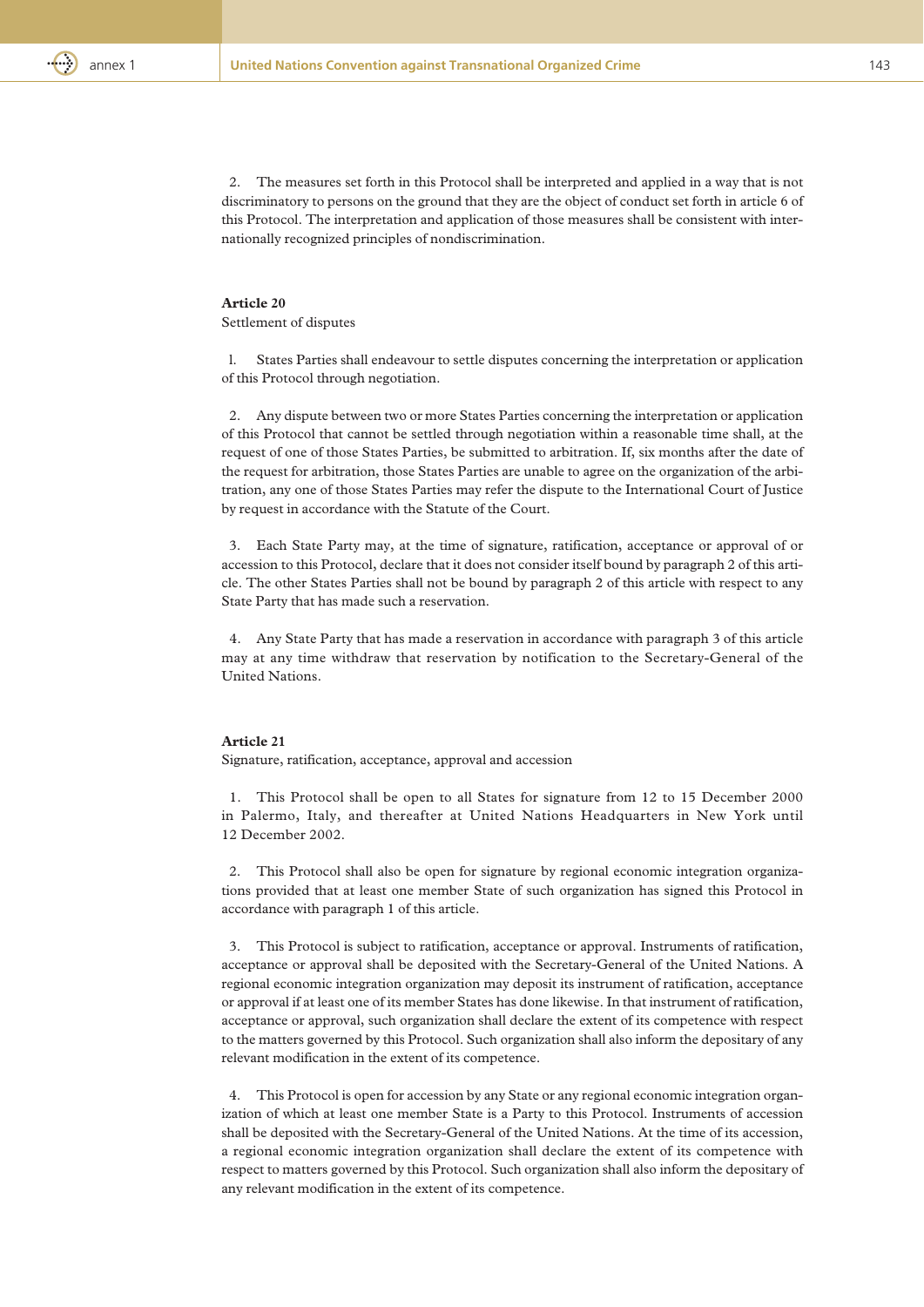2. The measures set forth in this Protocol shall be interpreted and applied in a way that is not discriminatory to persons on the ground that they are the object of conduct set forth in article 6 of this Protocol. The interpretation and application of those measures shall be consistent with internationally recognized principles of nondiscrimination.

**Article 20**

Settlement of disputes

1. States Parties shall endeavour to settle disputes concerning the interpretation or application of this Protocol through negotiation.

2. Any dispute between two or more States Parties concerning the interpretation or application of this Protocol that cannot be settled through negotiation within a reasonable time shall, at the request of one of those States Parties, be submitted to arbitration. If, six months after the date of the request for arbitration, those States Parties are unable to agree on the organization of the arbitration, any one of those States Parties may refer the dispute to the International Court of Justice by request in accordance with the Statute of the Court.

3. Each State Party may, at the time of signature, ratification, acceptance or approval of or accession to this Protocol, declare that it does not consider itself bound by paragraph 2 of this article. The other States Parties shall not be bound by paragraph 2 of this article with respect to any State Party that has made such a reservation.

4. Any State Party that has made a reservation in accordance with paragraph 3 of this article may at any time withdraw that reservation by notification to the Secretary-General of the United Nations.

**Article 21**

Signature, ratification, acceptance, approval and accession

1. This Protocol shall be open to all States for signature from 12 to 15 December 2000 in Palermo, Italy, and thereafter at United Nations Headquarters in New York until 12 December 2002.

2. This Protocol shall also be open for signature by regional economic integration organizations provided that at least one member State of such organization has signed this Protocol in accordance with paragraph 1 of this article.

3. This Protocol is subject to ratification, acceptance or approval. Instruments of ratification, acceptance or approval shall be deposited with the Secretary-General of the United Nations. A regional economic integration organization may deposit its instrument of ratification, acceptance or approval if at least one of its member States has done likewise. In that instrument of ratification, acceptance or approval, such organization shall declare the extent of its competence with respect to the matters governed by this Protocol. Such organization shall also inform the depositary of any relevant modification in the extent of its competence.

4. This Protocol is open for accession by any State or any regional economic integration organization of which at least one member State is a Party to this Protocol. Instruments of accession shall be deposited with the Secretary-General of the United Nations. At the time of its accession, a regional economic integration organization shall declare the extent of its competence with respect to matters governed by this Protocol. Such organization shall also inform the depositary of any relevant modification in the extent of its competence.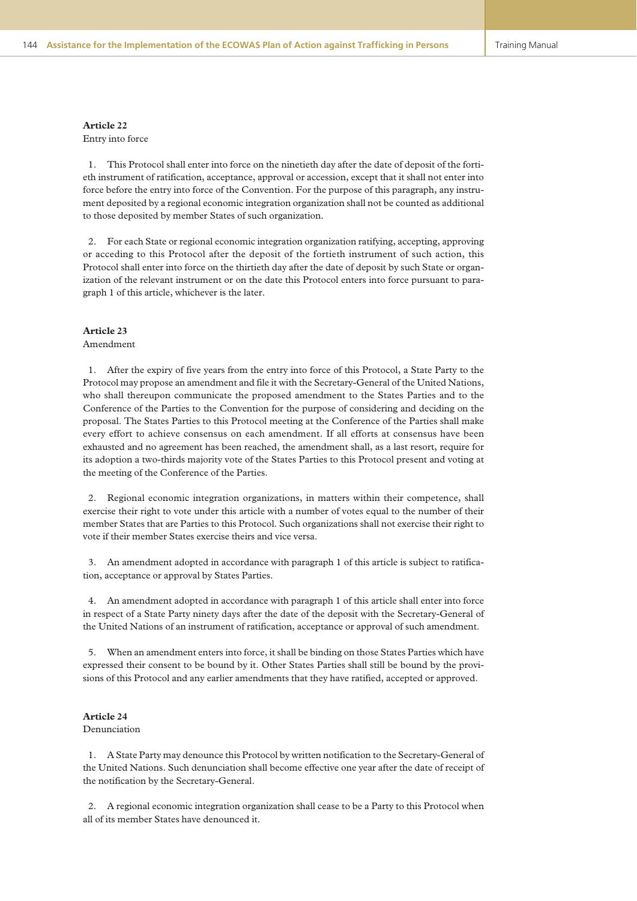**Article 22**
Entry into force

1. This Protocol shall enter into force on the ninetieth day after the date of deposit of the fortieth instrument of ratification, acceptance, approval or accession, except that it shall not enter into force before the entry into force of the Convention. For the purpose of this paragraph, any instrument deposited by a regional economic integration organization shall not be counted as additional to those deposited by member States of such organization.

2. For each State or regional economic integration organization ratifying, accepting, approving or acceding to this Protocol after the deposit of the fortieth instrument of such action, this Protocol shall enter into force on the thirtieth day after the date of deposit by such State or organization of the relevant instrument or on the date this Protocol enters into force pursuant to paragraph 1 of this article, whichever is the later.

**Article 23**
Amendment

1. After the expiry of five years from the entry into force of this Protocol, a State Party to the Protocol may propose an amendment and file it with the Secretary-General of the United Nations, who shall thereupon communicate the proposed amendment to the States Parties and to the Conference of the Parties to the Convention for the purpose of considering and deciding on the proposal. The States Parties to this Protocol meeting at the Conference of the Parties shall make every effort to achieve consensus on each amendment. If all efforts at consensus have been exhausted and no agreement has been reached, the amendment shall, as a last resort, require for its adoption a two-thirds majority vote of the States Parties to this Protocol present and voting at the meeting of the Conference of the Parties.

2. Regional economic integration organizations, in matters within their competence, shall exercise their right to vote under this article with a number of votes equal to the number of their member States that are Parties to this Protocol. Such organizations shall not exercise their right to vote if their member States exercise theirs and vice versa.

3. An amendment adopted in accordance with paragraph 1 of this article is subject to ratification, acceptance or approval by States Parties.

4. An amendment adopted in accordance with paragraph 1 of this article shall enter into force in respect of a State Party ninety days after the date of the deposit with the Secretary-General of the United Nations of an instrument of ratification, acceptance or approval of such amendment.

5. When an amendment enters into force, it shall be binding on those States Parties which have expressed their consent to be bound by it. Other States Parties shall still be bound by the provisions of this Protocol and any earlier amendments that they have ratified, accepted or approved.

**Article 24**
Denunciation

1. A State Party may denounce this Protocol by written notification to the Secretary-General of the United Nations. Such denunciation shall become effective one year after the date of receipt of the notification by the Secretary-General.

2. A regional economic integration organization shall cease to be a Party to this Protocol when all of its member States have denounced it.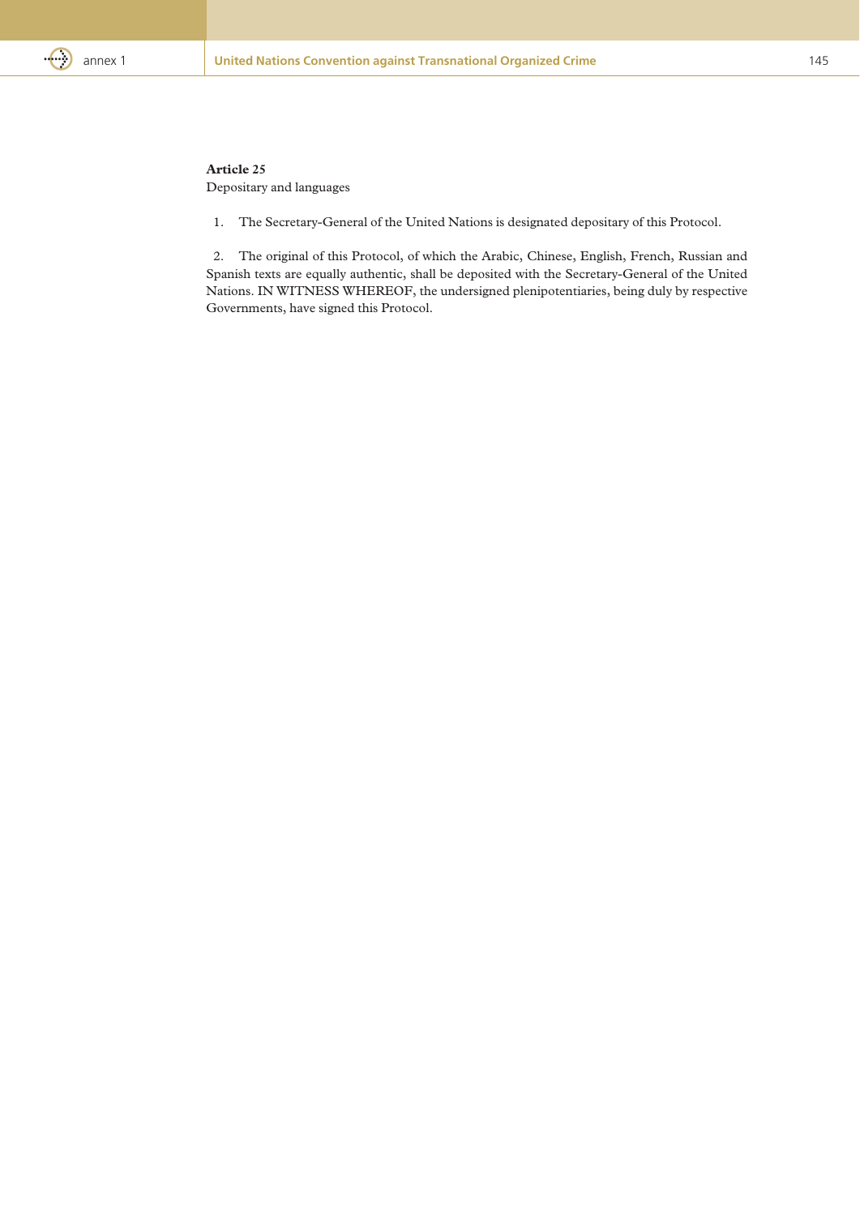**Article 25**

Depositary and languages

1. The Secretary-General of the United Nations is designated depositary of this Protocol.

2. The original of this Protocol, of which the Arabic, Chinese, English, French, Russian and Spanish texts are equally authentic, shall be deposited with the Secretary-General of the United Nations. IN WITNESS WHEREOF, the undersigned plenipotentiaries, being duly by respective Governments, have signed this Protocol.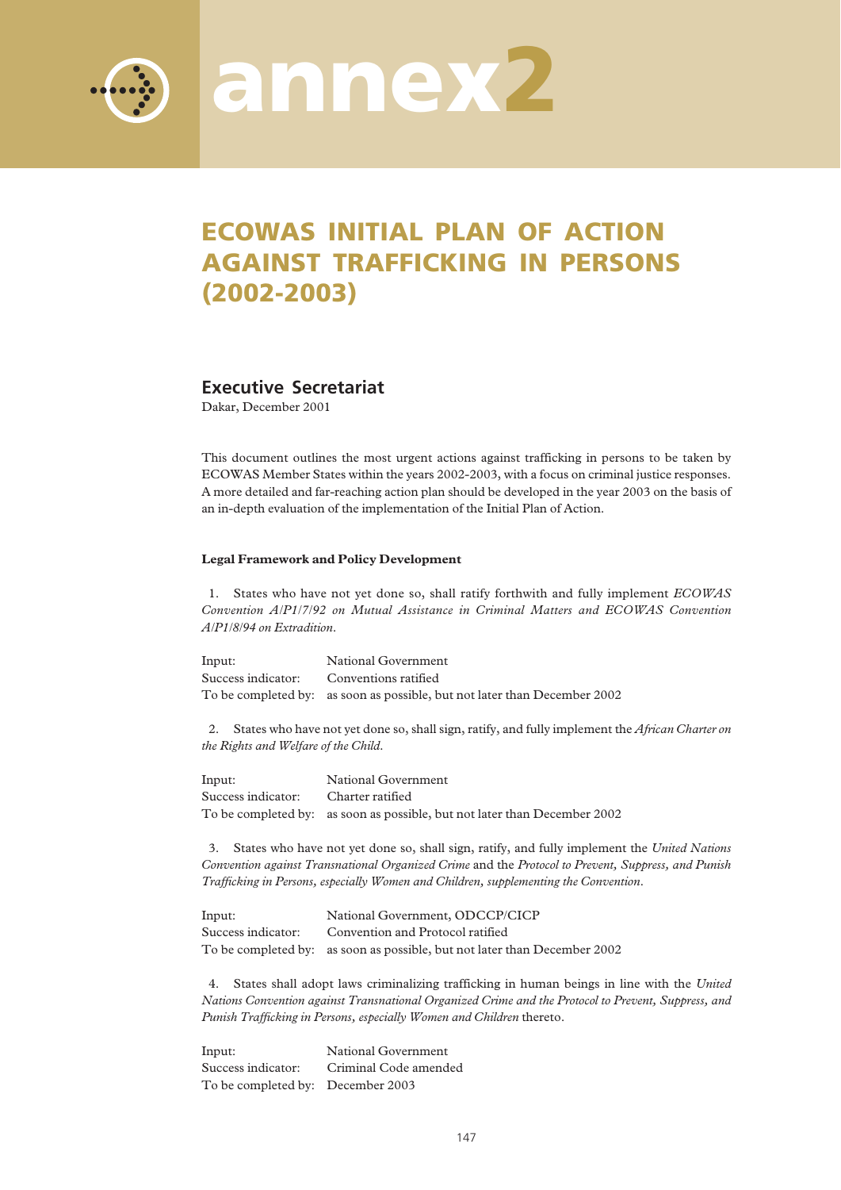# annex2

## ECOWAS INITIAL PLAN OF ACTION AGAINST TRAFFICKING IN PERSONS (2002-2003)

### Executive Secretariat

Dakar, December 2001

This document outlines the most urgent actions against trafficking in persons to be taken by ECOWAS Member States within the years 2002-2003, with a focus on criminal justice responses. A more detailed and far-reaching action plan should be developed in the year 2003 on the basis of an in-depth evaluation of the implementation of the Initial Plan of Action.

**Legal Framework and Policy Development**

1. States who have not yet done so, shall ratify forthwith and fully implement *ECOWAS Convention A/P1/7/92 on Mutual Assistance in Criminal Matters and ECOWAS Convention A/P1/8/94 on Extradition.*

Input: National Government
Success indicator: Conventions ratified
To be completed by: as soon as possible, but not later than December 2002

2. States who have not yet done so, shall sign, ratify, and fully implement the *African Charter on the Rights and Welfare of the Child.*

Input: National Government
Success indicator: Charter ratified
To be completed by: as soon as possible, but not later than December 2002

3. States who have not yet done so, shall sign, ratify, and fully implement the *United Nations Convention against Transnational Organized Crime* and the *Protocol to Prevent, Suppress, and Punish Trafficking in Persons, especially Women and Children, supplementing the Convention.*

Input: National Government, ODCCP/CICP
Success indicator: Convention and Protocol ratified
To be completed by: as soon as possible, but not later than December 2002

4. States shall adopt laws criminalizing trafficking in human beings in line with the *United Nations Convention against Transnational Organized Crime and the Protocol to Prevent, Suppress, and Punish Trafficking in Persons, especially Women and Children* thereto.

Input: National Government
Success indicator: Criminal Code amended
To be completed by: December 2003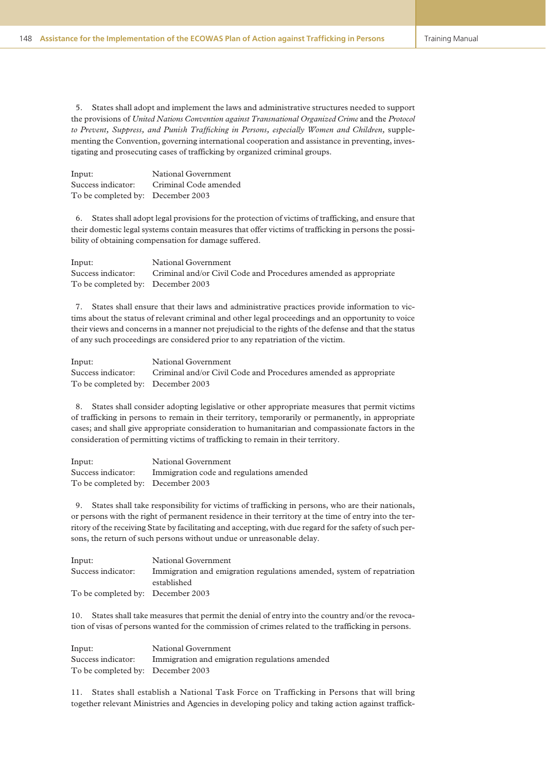5. States shall adopt and implement the laws and administrative structures needed to support the provisions of *United Nations Convention against Transnational Organized Crime* and the *Protocol to Prevent, Suppress, and Punish Trafficking in Persons, especially Women and Children,* supplementing the Convention, governing international cooperation and assistance in preventing, investigating and prosecuting cases of trafficking by organized criminal groups.

| | |
|---|---|
| Input: | National Government |
| Success indicator: | Criminal Code amended |
| To be completed by: | December 2003 |

6. States shall adopt legal provisions for the protection of victims of trafficking, and ensure that their domestic legal systems contain measures that offer victims of trafficking in persons the possibility of obtaining compensation for damage suffered.

| | |
|---|---|
| Input: | National Government |
| Success indicator: | Criminal and/or Civil Code and Procedures amended as appropriate |
| To be completed by: | December 2003 |

7. States shall ensure that their laws and administrative practices provide information to victims about the status of relevant criminal and other legal proceedings and an opportunity to voice their views and concerns in a manner not prejudicial to the rights of the defense and that the status of any such proceedings are considered prior to any repatriation of the victim.

| | |
|---|---|
| Input: | National Government |
| Success indicator: | Criminal and/or Civil Code and Procedures amended as appropriate |
| To be completed by: | December 2003 |

8. States shall consider adopting legislative or other appropriate measures that permit victims of trafficking in persons to remain in their territory, temporarily or permanently, in appropriate cases; and shall give appropriate consideration to humanitarian and compassionate factors in the consideration of permitting victims of trafficking to remain in their territory.

| | |
|---|---|
| Input: | National Government |
| Success indicator: | Immigration code and regulations amended |
| To be completed by: | December 2003 |

9. States shall take responsibility for victims of trafficking in persons, who are their nationals, or persons with the right of permanent residence in their territory at the time of entry into the territory of the receiving State by facilitating and accepting, with due regard for the safety of such persons, the return of such persons without undue or unreasonable delay.

| | |
|---|---|
| Input: | National Government |
| Success indicator: | Immigration and emigration regulations amended, system of repatriation established |
| To be completed by: | December 2003 |

10. States shall take measures that permit the denial of entry into the country and/or the revocation of visas of persons wanted for the commission of crimes related to the trafficking in persons.

| | |
|---|---|
| Input: | National Government |
| Success indicator: | Immigration and emigration regulations amended |
| To be completed by: | December 2003 |

11. States shall establish a National Task Force on Trafficking in Persons that will bring together relevant Ministries and Agencies in developing policy and taking action against traffick-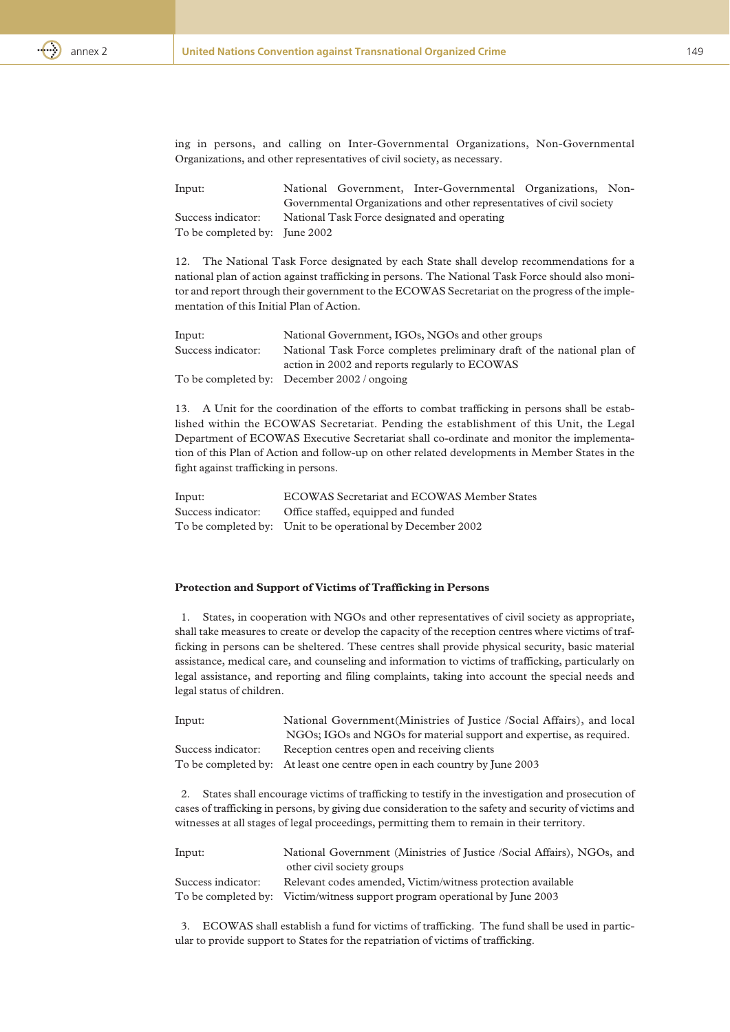ing in persons, and calling on Inter-Governmental Organizations, Non-Governmental Organizations, and other representatives of civil society, as necessary.

| | |
|---|---|
| Input: | National Government, Inter-Governmental Organizations, Non-Governmental Organizations and other representatives of civil society |
| Success indicator: | National Task Force designated and operating |
| To be completed by: | June 2002 |

12. The National Task Force designated by each State shall develop recommendations for a national plan of action against trafficking in persons. The National Task Force should also monitor and report through their government to the ECOWAS Secretariat on the progress of the implementation of this Initial Plan of Action.

| | |
|---|---|
| Input: | National Government, IGOs, NGOs and other groups |
| Success indicator: | National Task Force completes preliminary draft of the national plan of action in 2002 and reports regularly to ECOWAS |
| To be completed by: | December 2002 / ongoing |

13. A Unit for the coordination of the efforts to combat trafficking in persons shall be established within the ECOWAS Secretariat. Pending the establishment of this Unit, the Legal Department of ECOWAS Executive Secretariat shall co-ordinate and monitor the implementation of this Plan of Action and follow-up on other related developments in Member States in the fight against trafficking in persons.

| | |
|---|---|
| Input: | ECOWAS Secretariat and ECOWAS Member States |
| Success indicator: | Office staffed, equipped and funded |
| To be completed by: | Unit to be operational by December 2002 |

**Protection and Support of Victims of Trafficking in Persons**

1. States, in cooperation with NGOs and other representatives of civil society as appropriate, shall take measures to create or develop the capacity of the reception centres where victims of trafficking in persons can be sheltered. These centres shall provide physical security, basic material assistance, medical care, and counseling and information to victims of trafficking, particularly on legal assistance, and reporting and filing complaints, taking into account the special needs and legal status of children.

| | |
|---|---|
| Input: | National Government(Ministries of Justice /Social Affairs), and local NGOs; IGOs and NGOs for material support and expertise, as required. |
| Success indicator: | Reception centres open and receiving clients |
| To be completed by: | At least one centre open in each country by June 2003 |

2. States shall encourage victims of trafficking to testify in the investigation and prosecution of cases of trafficking in persons, by giving due consideration to the safety and security of victims and witnesses at all stages of legal proceedings, permitting them to remain in their territory.

| | |
|---|---|
| Input: | National Government (Ministries of Justice /Social Affairs), NGOs, and other civil society groups |
| Success indicator: | Relevant codes amended, Victim/witness protection available |
| To be completed by: | Victim/witness support program operational by June 2003 |

3. ECOWAS shall establish a fund for victims of trafficking. The fund shall be used in particular to provide support to States for the repatriation of victims of trafficking.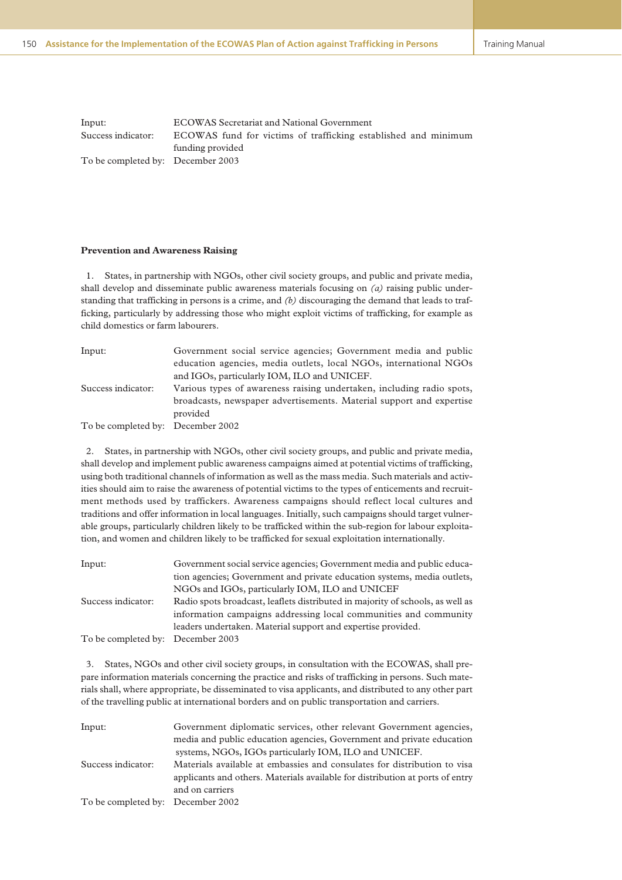| | |
|---|---|
| Input: | ECOWAS Secretariat and National Government |
| Success indicator: | ECOWAS fund for victims of trafficking established and minimum funding provided |
| To be completed by: | December 2003 |

**Prevention and Awareness Raising**

1. States, in partnership with NGOs, other civil society groups, and public and private media, shall develop and disseminate public awareness materials focusing on *(a)* raising public understanding that trafficking in persons is a crime, and *(b)* discouraging the demand that leads to trafficking, particularly by addressing those who might exploit victims of trafficking, for example as child domestics or farm labourers.

| | |
|---|---|
| Input: | Government social service agencies; Government media and public education agencies, media outlets, local NGOs, international NGOs and IGOs, particularly IOM, ILO and UNICEF. |
| Success indicator: | Various types of awareness raising undertaken, including radio spots, broadcasts, newspaper advertisements. Material support and expertise provided |
| To be completed by: | December 2002 |

2. States, in partnership with NGOs, other civil society groups, and public and private media, shall develop and implement public awareness campaigns aimed at potential victims of trafficking, using both traditional channels of information as well as the mass media. Such materials and activities should aim to raise the awareness of potential victims to the types of enticements and recruitment methods used by traffickers. Awareness campaigns should reflect local cultures and traditions and offer information in local languages. Initially, such campaigns should target vulnerable groups, particularly children likely to be trafficked within the sub-region for labour exploitation, and women and children likely to be trafficked for sexual exploitation internationally.

| | |
|---|---|
| Input: | Government social service agencies; Government media and public education agencies; Government and private education systems, media outlets, NGOs and IGOs, particularly IOM, ILO and UNICEF |
| Success indicator: | Radio spots broadcast, leaflets distributed in majority of schools, as well as information campaigns addressing local communities and community leaders undertaken. Material support and expertise provided. |
| To be completed by: | December 2003 |

3. States, NGOs and other civil society groups, in consultation with the ECOWAS, shall prepare information materials concerning the practice and risks of trafficking in persons. Such materials shall, where appropriate, be disseminated to visa applicants, and distributed to any other part of the travelling public at international borders and on public transportation and carriers.

| | |
|---|---|
| Input: | Government diplomatic services, other relevant Government agencies, media and public education agencies, Government and private education systems, NGOs, IGOs particularly IOM, ILO and UNICEF. |
| Success indicator: | Materials available at embassies and consulates for distribution to visa applicants and others. Materials available for distribution at ports of entry and on carriers |
| To be completed by: | December 2002 |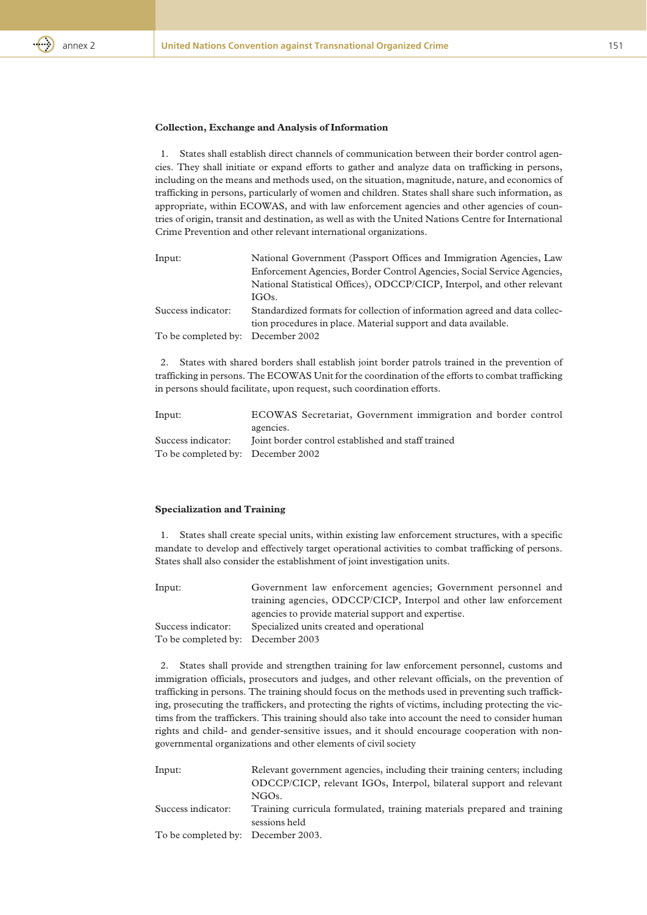**Collection, Exchange and Analysis of Information**

1. States shall establish direct channels of communication between their border control agencies. They shall initiate or expand efforts to gather and analyze data on trafficking in persons, including on the means and methods used, on the situation, magnitude, nature, and economics of trafficking in persons, particularly of women and children. States shall share such information, as appropriate, within ECOWAS, and with law enforcement agencies and other agencies of countries of origin, transit and destination, as well as with the United Nations Centre for International Crime Prevention and other relevant international organizations.

| | |
|---|---|
| Input: | National Government (Passport Offices and Immigration Agencies, Law Enforcement Agencies, Border Control Agencies, Social Service Agencies, National Statistical Offices), ODCCP/CICP, Interpol, and other relevant IGOs. |
| Success indicator: | Standardized formats for collection of information agreed and data collection procedures in place. Material support and data available. |
| To be completed by: | December 2002 |

2. States with shared borders shall establish joint border patrols trained in the prevention of trafficking in persons. The ECOWAS Unit for the coordination of the efforts to combat trafficking in persons should facilitate, upon request, such coordination efforts.

| | |
|---|---|
| Input: | ECOWAS Secretariat, Government immigration and border control agencies. |
| Success indicator: | Joint border control established and staff trained |
| To be completed by: | December 2002 |

**Specialization and Training**

1. States shall create special units, within existing law enforcement structures, with a specific mandate to develop and effectively target operational activities to combat trafficking of persons. States shall also consider the establishment of joint investigation units.

| | |
|---|---|
| Input: | Government law enforcement agencies; Government personnel and training agencies, ODCCP/CICP, Interpol and other law enforcement agencies to provide material support and expertise. |
| Success indicator: | Specialized units created and operational |
| To be completed by: | December 2003 |

2. States shall provide and strengthen training for law enforcement personnel, customs and immigration officials, prosecutors and judges, and other relevant officials, on the prevention of trafficking in persons. The training should focus on the methods used in preventing such trafficking, prosecuting the traffickers, and protecting the rights of victims, including protecting the victims from the traffickers. This training should also take into account the need to consider human rights and child- and gender-sensitive issues, and it should encourage cooperation with non-governmental organizations and other elements of civil society

| | |
|---|---|
| Input: | Relevant government agencies, including their training centers; including ODCCP/CICP, relevant IGOs, Interpol, bilateral support and relevant NGOs. |
| Success indicator: | Training curricula formulated, training materials prepared and training sessions held |
| To be completed by: | December 2003. |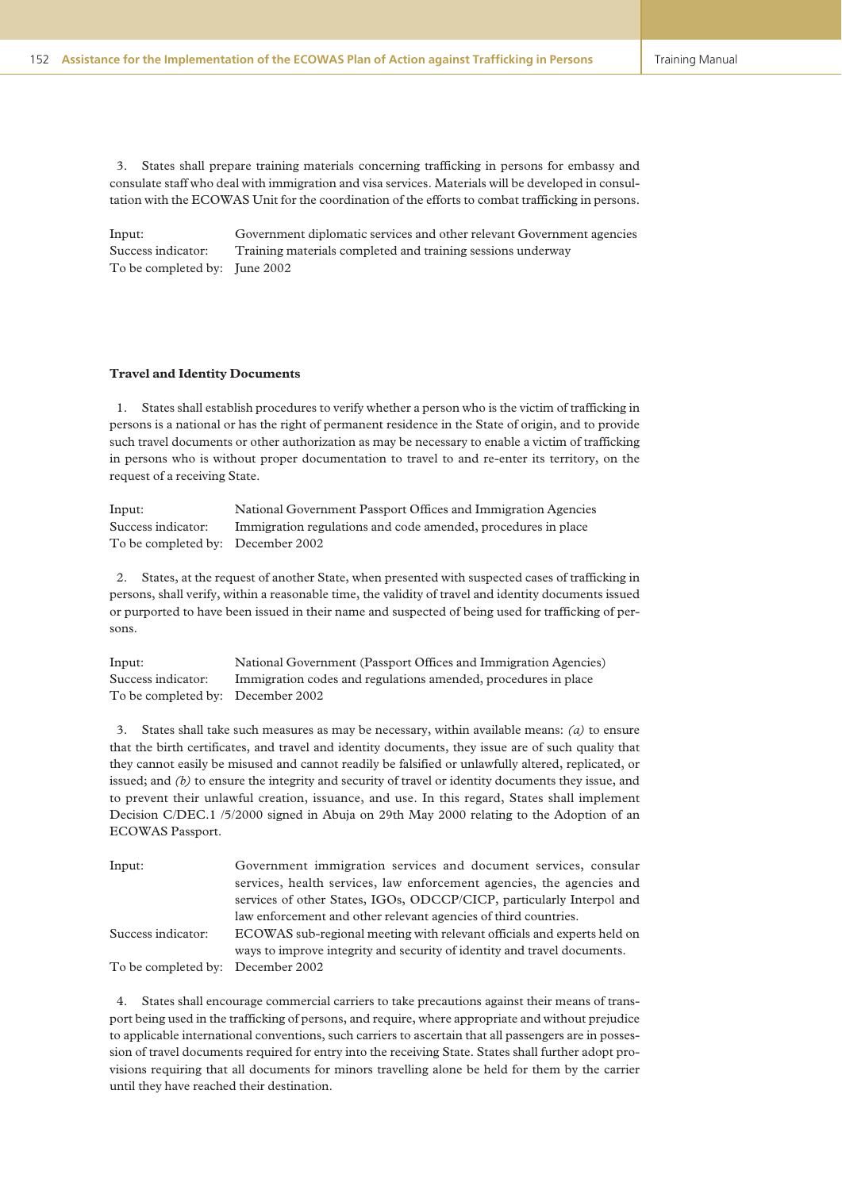3. States shall prepare training materials concerning trafficking in persons for embassy and consulate staff who deal with immigration and visa services. Materials will be developed in consultation with the ECOWAS Unit for the coordination of the efforts to combat trafficking in persons.

| | |
|---|---|
| Input: | Government diplomatic services and other relevant Government agencies |
| Success indicator: | Training materials completed and training sessions underway |
| To be completed by: | June 2002 |

**Travel and Identity Documents**

1. States shall establish procedures to verify whether a person who is the victim of trafficking in persons is a national or has the right of permanent residence in the State of origin, and to provide such travel documents or other authorization as may be necessary to enable a victim of trafficking in persons who is without proper documentation to travel to and re-enter its territory, on the request of a receiving State.

| | |
|---|---|
| Input: | National Government Passport Offices and Immigration Agencies |
| Success indicator: | Immigration regulations and code amended, procedures in place |
| To be completed by: | December 2002 |

2. States, at the request of another State, when presented with suspected cases of trafficking in persons, shall verify, within a reasonable time, the validity of travel and identity documents issued or purported to have been issued in their name and suspected of being used for trafficking of persons.

| | |
|---|---|
| Input: | National Government (Passport Offices and Immigration Agencies) |
| Success indicator: | Immigration codes and regulations amended, procedures in place |
| To be completed by: | December 2002 |

3. States shall take such measures as may be necessary, within available means: *(a)* to ensure that the birth certificates, and travel and identity documents, they issue are of such quality that they cannot easily be misused and cannot readily be falsified or unlawfully altered, replicated, or issued; and *(b)* to ensure the integrity and security of travel or identity documents they issue, and to prevent their unlawful creation, issuance, and use. In this regard, States shall implement Decision C/DEC.1 /5/2000 signed in Abuja on 29th May 2000 relating to the Adoption of an ECOWAS Passport.

| | |
|---|---|
| Input: | Government immigration services and document services, consular services, health services, law enforcement agencies, the agencies and services of other States, IGOs, ODCCP/CICP, particularly Interpol and law enforcement and other relevant agencies of third countries. |
| Success indicator: | ECOWAS sub-regional meeting with relevant officials and experts held on ways to improve integrity and security of identity and travel documents. |
| To be completed by: | December 2002 |

4. States shall encourage commercial carriers to take precautions against their means of transport being used in the trafficking of persons, and require, where appropriate and without prejudice to applicable international conventions, such carriers to ascertain that all passengers are in possession of travel documents required for entry into the receiving State. States shall further adopt provisions requiring that all documents for minors travelling alone be held for them by the carrier until they have reached their destination.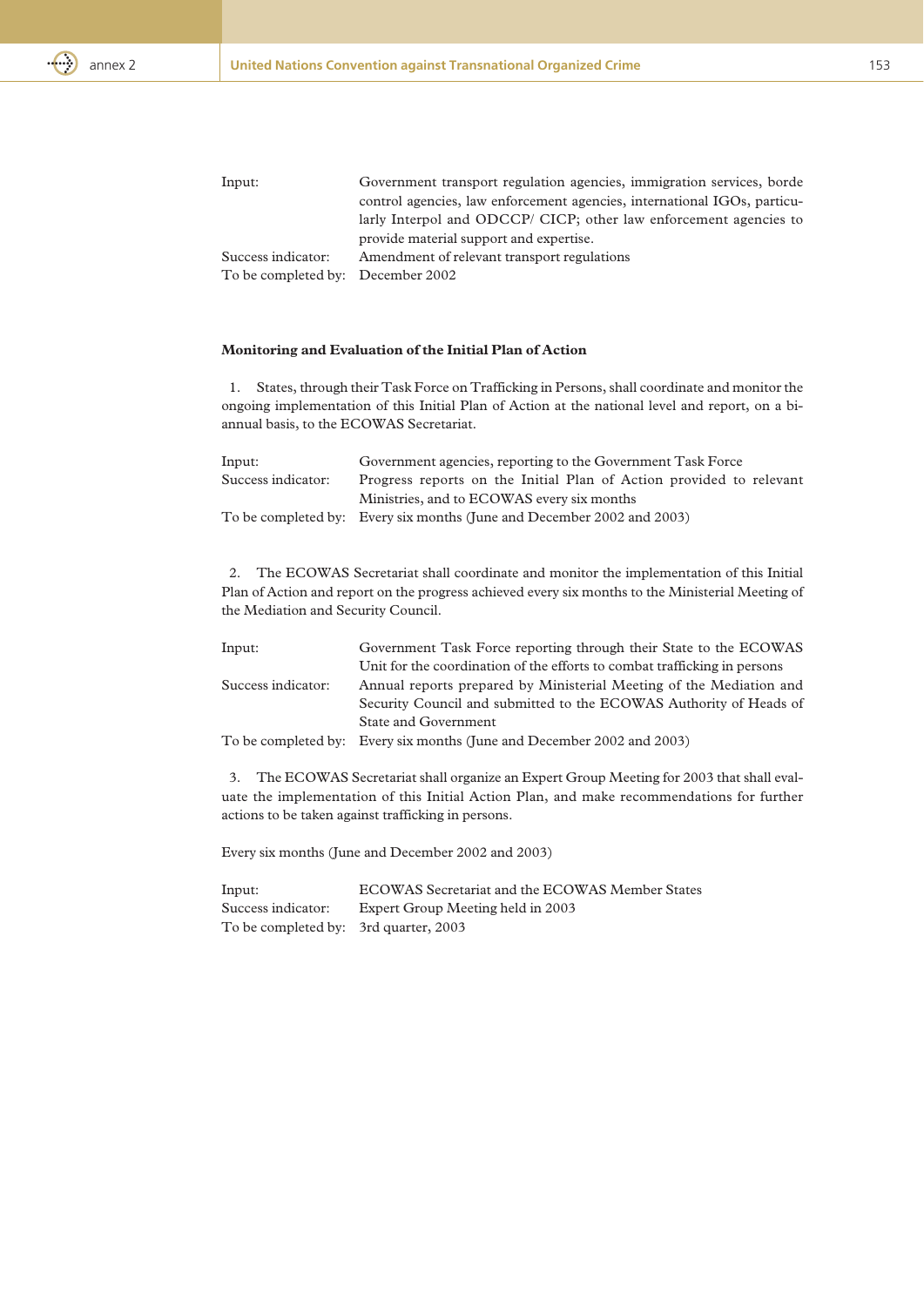| | |
|---|---|
| Input: | Government transport regulation agencies, immigration services, borde control agencies, law enforcement agencies, international IGOs, particularly Interpol and ODCCP/ CICP; other law enforcement agencies to provide material support and expertise. |
| Success indicator: | Amendment of relevant transport regulations |
| To be completed by: | December 2002 |

**Monitoring and Evaluation of the Initial Plan of Action**

1. States, through their Task Force on Trafficking in Persons, shall coordinate and monitor the ongoing implementation of this Initial Plan of Action at the national level and report, on a bi-annual basis, to the ECOWAS Secretariat.

| | |
|---|---|
| Input: | Government agencies, reporting to the Government Task Force |
| Success indicator: | Progress reports on the Initial Plan of Action provided to relevant Ministries, and to ECOWAS every six months |
| To be completed by: | Every six months (June and December 2002 and 2003) |

2. The ECOWAS Secretariat shall coordinate and monitor the implementation of this Initial Plan of Action and report on the progress achieved every six months to the Ministerial Meeting of the Mediation and Security Council.

| | |
|---|---|
| Input: | Government Task Force reporting through their State to the ECOWAS Unit for the coordination of the efforts to combat trafficking in persons |
| Success indicator: | Annual reports prepared by Ministerial Meeting of the Mediation and Security Council and submitted to the ECOWAS Authority of Heads of State and Government |
| To be completed by: | Every six months (June and December 2002 and 2003) |

3. The ECOWAS Secretariat shall organize an Expert Group Meeting for 2003 that shall evaluate the implementation of this Initial Action Plan, and make recommendations for further actions to be taken against trafficking in persons.

Every six months (June and December 2002 and 2003)

| | |
|---|---|
| Input: | ECOWAS Secretariat and the ECOWAS Member States |
| Success indicator: | Expert Group Meeting held in 2003 |
| To be completed by: | 3rd quarter, 2003 |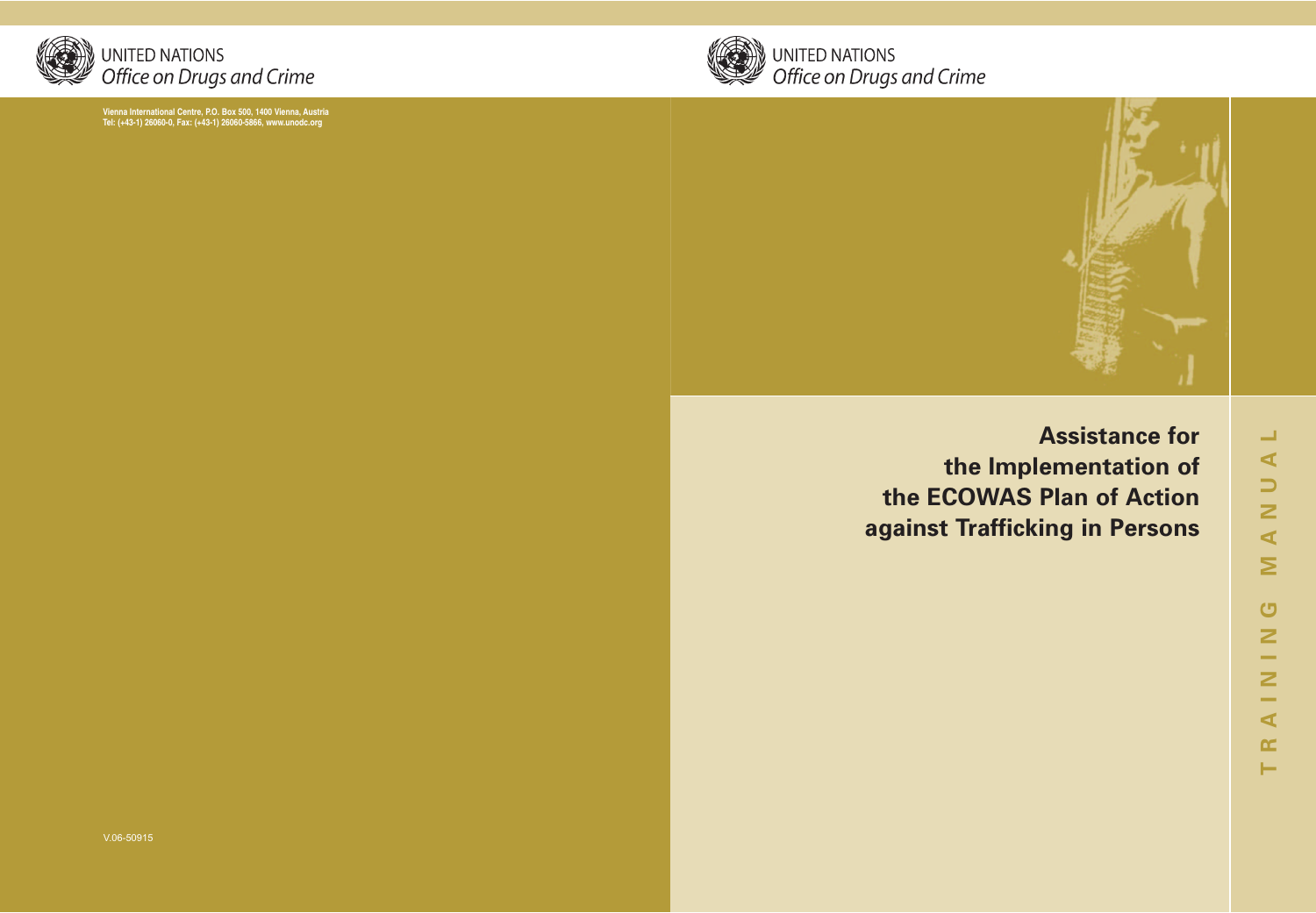UNITED NATIONS
*Office on Drugs and Crime*

Vienna International Centre, P.O. Box 500, 1400 Vienna, Austria
Tel: (+43-1) 26060-0, Fax: (+43-1) 26060-5866, www.unodc.org

V.06-50915

UNITED NATIONS
*Office on Drugs and Crime*

# Assistance for the Implementation of the ECOWAS Plan of Action against Trafficking in Persons

TRAINING MANUAL